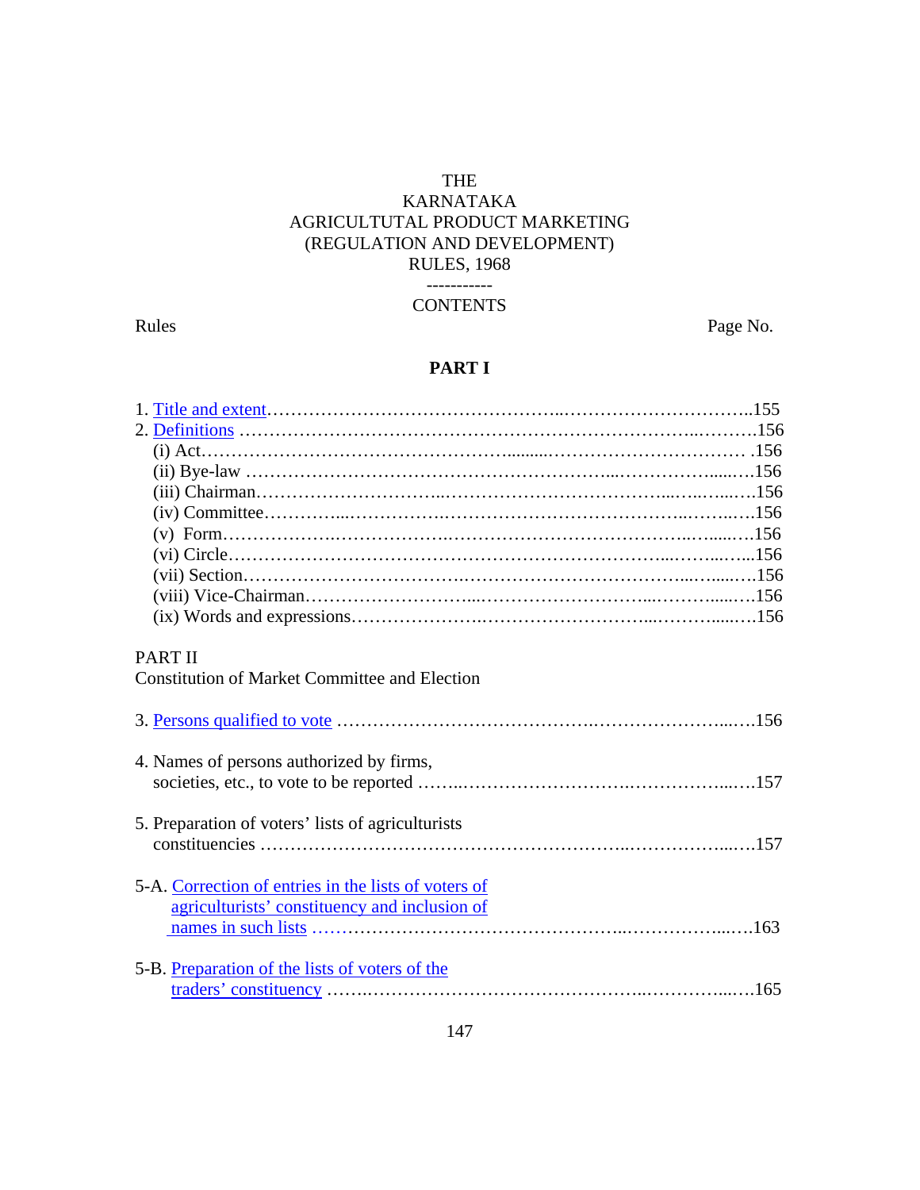# THE KARNATAKA AGRICULTUTAL PRODUCT MARKETING (REGULATION AND DEVELOPMENT) RULES, 1968

-----------

CONTENTS

Rules — Page No.

## PART I

1. Title and extent……………………………………………..155
2. Definitions ……………………………………………………156
   - (i) Act……………………………………………………156
   - (ii) Bye-law ………………………………………………156
   - (iii) Chairman……………………………………………156
   - (iv) Committee…………………………………………156
   - (v) Form……………………………………………………156
   - (vi) Circle…………………………………………………156
   - (vii) Section………………………………………………156
   - (viii) Vice-Chairman……………………………………156
   - (ix) Words and expressions……………………………156

## PART II

Constitution of Market Committee and Election

3. Persons qualified to vote …………………………………156

4. Names of persons authorized by firms, societies, etc., to vote to be reported …………………157

5. Preparation of voters' lists of agriculturists constituencies ……………………………………157

5-A. Correction of entries in the lists of voters of agriculturists' constituency and inclusion of names in such lists ……………………………163

5-B. Preparation of the lists of voters of the traders' constituency ……………………………165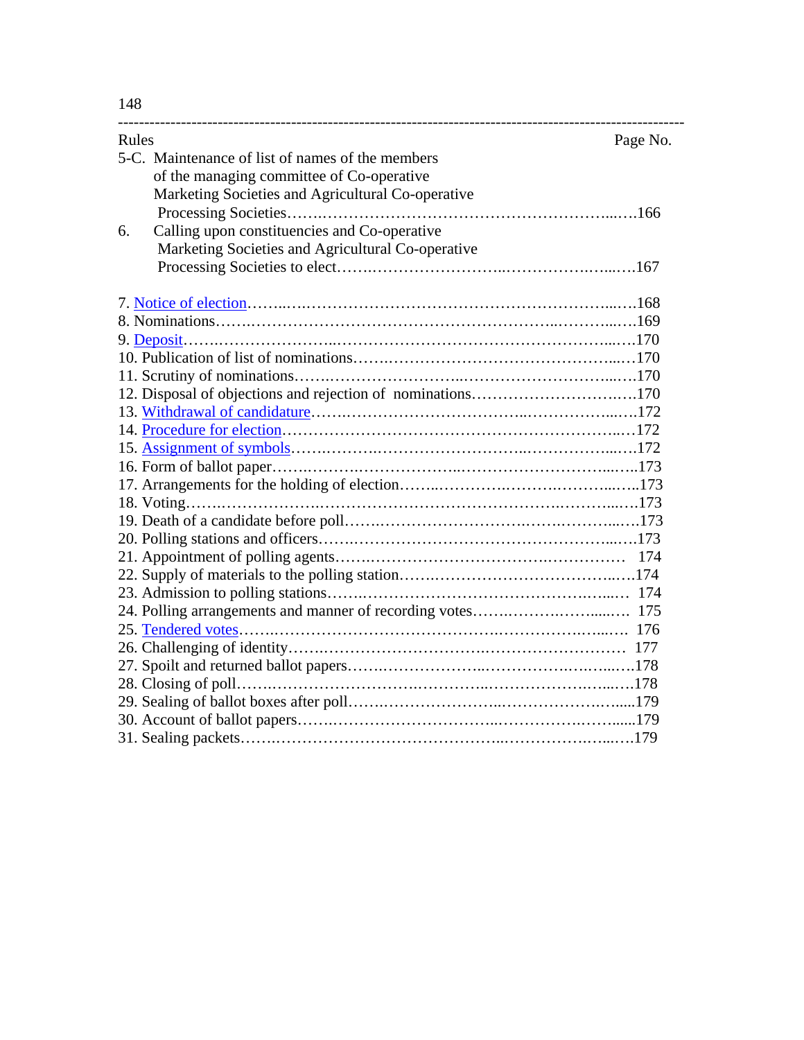| Rules | Page No. |
|---|---|
| 5-C. Maintenance of list of names of the members of the managing committee of Co-operative Marketing Societies and Agricultural Co-operative Processing Societies | 166 |
| 6. Calling upon constituencies and Co-operative Marketing Societies and Agricultural Co-operative Processing Societies to elect | 167 |
| 7. Notice of election | 168 |
| 8. Nominations | 169 |
| 9. Deposit | 170 |
| 10. Publication of list of nominations | 170 |
| 11. Scrutiny of nominations | 170 |
| 12. Disposal of objections and rejection of nominations | 170 |
| 13. Withdrawal of candidature | 172 |
| 14. Procedure for election | 172 |
| 15. Assignment of symbols | 172 |
| 16. Form of ballot paper | 173 |
| 17. Arrangements for the holding of election | 173 |
| 18. Voting | 173 |
| 19. Death of a candidate before poll | 173 |
| 20. Polling stations and officers | 173 |
| 21. Appointment of polling agents | 174 |
| 22. Supply of materials to the polling station | 174 |
| 23. Admission to polling stations | 174 |
| 24. Polling arrangements and manner of recording votes | 175 |
| 25. Tendered votes | 176 |
| 26. Challenging of identity | 177 |
| 27. Spoilt and returned ballot papers | 178 |
| 28. Closing of poll | 178 |
| 29. Sealing of ballot boxes after poll | 179 |
| 30. Account of ballot papers | 179 |
| 31. Sealing packets | 179 |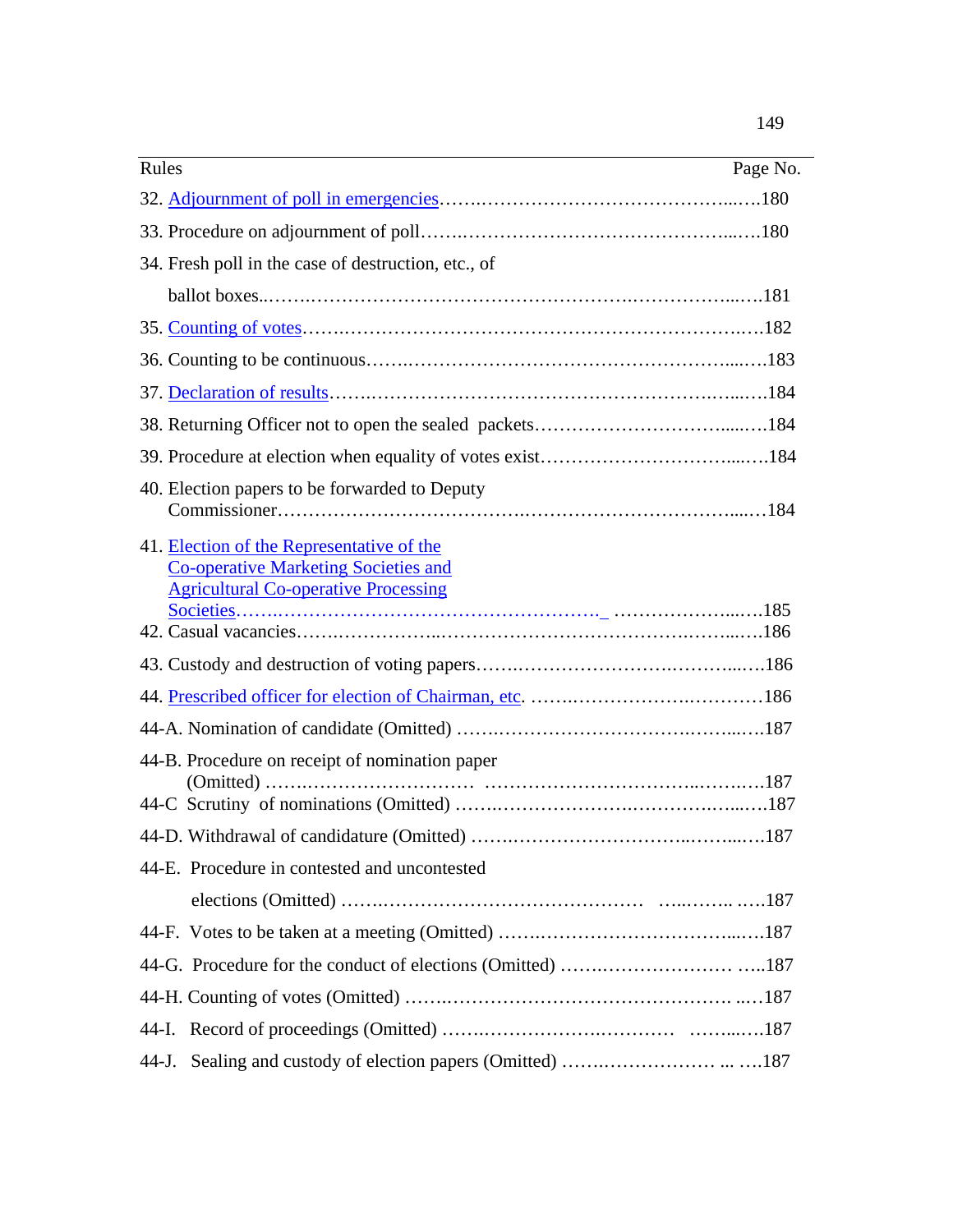| Rules | Page No. |
|---|---|
| 32. Adjournment of poll in emergencies | 180 |
| 33. Procedure on adjournment of poll | 180 |
| 34. Fresh poll in the case of destruction, etc., of ballot boxes | 181 |
| 35. Counting of votes | 182 |
| 36. Counting to be continuous | 183 |
| 37. Declaration of results | 184 |
| 38. Returning Officer not to open the sealed packets | 184 |
| 39. Procedure at election when equality of votes exist | 184 |
| 40. Election papers to be forwarded to Deputy Commissioner | 184 |
| 41. Election of the Representative of the Co-operative Marketing Societies and Agricultural Co-operative Processing Societies | 185 |
| 42. Casual vacancies | 186 |
| 43. Custody and destruction of voting papers | 186 |
| 44. Prescribed officer for election of Chairman, etc. | 186 |
| 44-A. Nomination of candidate (Omitted) | 187 |
| 44-B. Procedure on receipt of nomination paper (Omitted) | 187 |
| 44-C Scrutiny of nominations (Omitted) | 187 |
| 44-D. Withdrawal of candidature (Omitted) | 187 |
| 44-E. Procedure in contested and uncontested elections (Omitted) | 187 |
| 44-F. Votes to be taken at a meeting (Omitted) | 187 |
| 44-G. Procedure for the conduct of elections (Omitted) | 187 |
| 44-H. Counting of votes (Omitted) | 187 |
| 44-I. Record of proceedings (Omitted) | 187 |
| 44-J. Sealing and custody of election papers (Omitted) | 187 |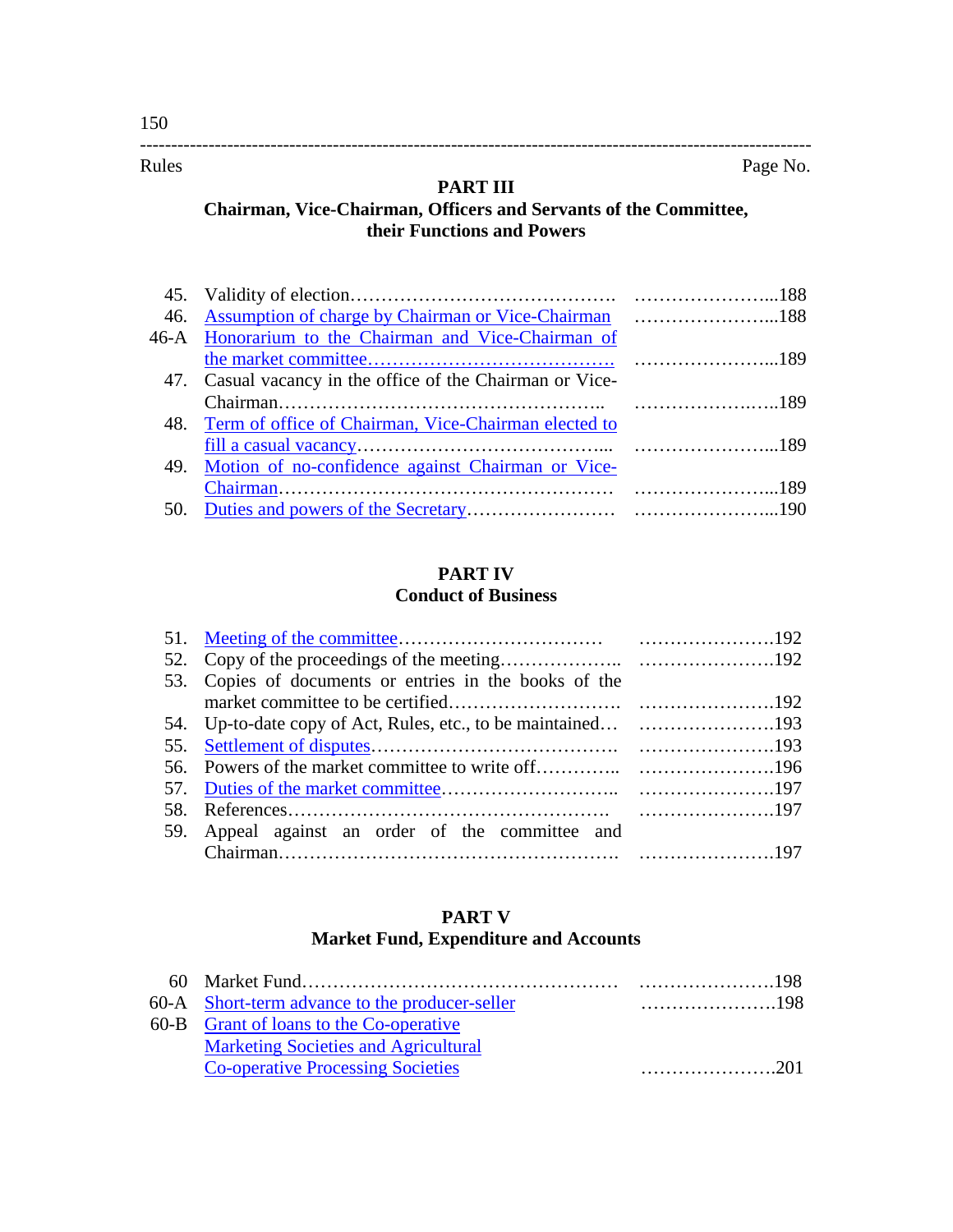| Rules | | Page No. |
|---|---|---|

## PART III

### Chairman, Vice-Chairman, Officers and Servants of the Committee, their Functions and Powers

| | | |
|---|---|---|
| 45. | Validity of election | 188 |
| 46. | Assumption of charge by Chairman or Vice-Chairman | 188 |
| 46-A | Honorarium to the Chairman and Vice-Chairman of the market committee | 189 |
| 47. | Casual vacancy in the office of the Chairman or Vice-Chairman | 189 |
| 48. | Term of office of Chairman, Vice-Chairman elected to fill a casual vacancy | 189 |
| 49. | Motion of no-confidence against Chairman or Vice-Chairman | 189 |
| 50. | Duties and powers of the Secretary | 190 |

## PART IV

### Conduct of Business

| | | |
|---|---|---|
| 51. | Meeting of the committee | 192 |
| 52. | Copy of the proceedings of the meeting | 192 |
| 53. | Copies of documents or entries in the books of the market committee to be certified | 192 |
| 54. | Up-to-date copy of Act, Rules, etc., to be maintained | 193 |
| 55. | Settlement of disputes | 193 |
| 56. | Powers of the market committee to write off | 196 |
| 57. | Duties of the market committee | 197 |
| 58. | References | 197 |
| 59. | Appeal against an order of the committee and Chairman | 197 |

## PART V

### Market Fund, Expenditure and Accounts

| | | |
|---|---|---|
| 60 | Market Fund | 198 |
| 60-A | Short-term advance to the producer-seller | 198 |
| 60-B | Grant of loans to the Co-operative Marketing Societies and Agricultural Co-operative Processing Societies | 201 |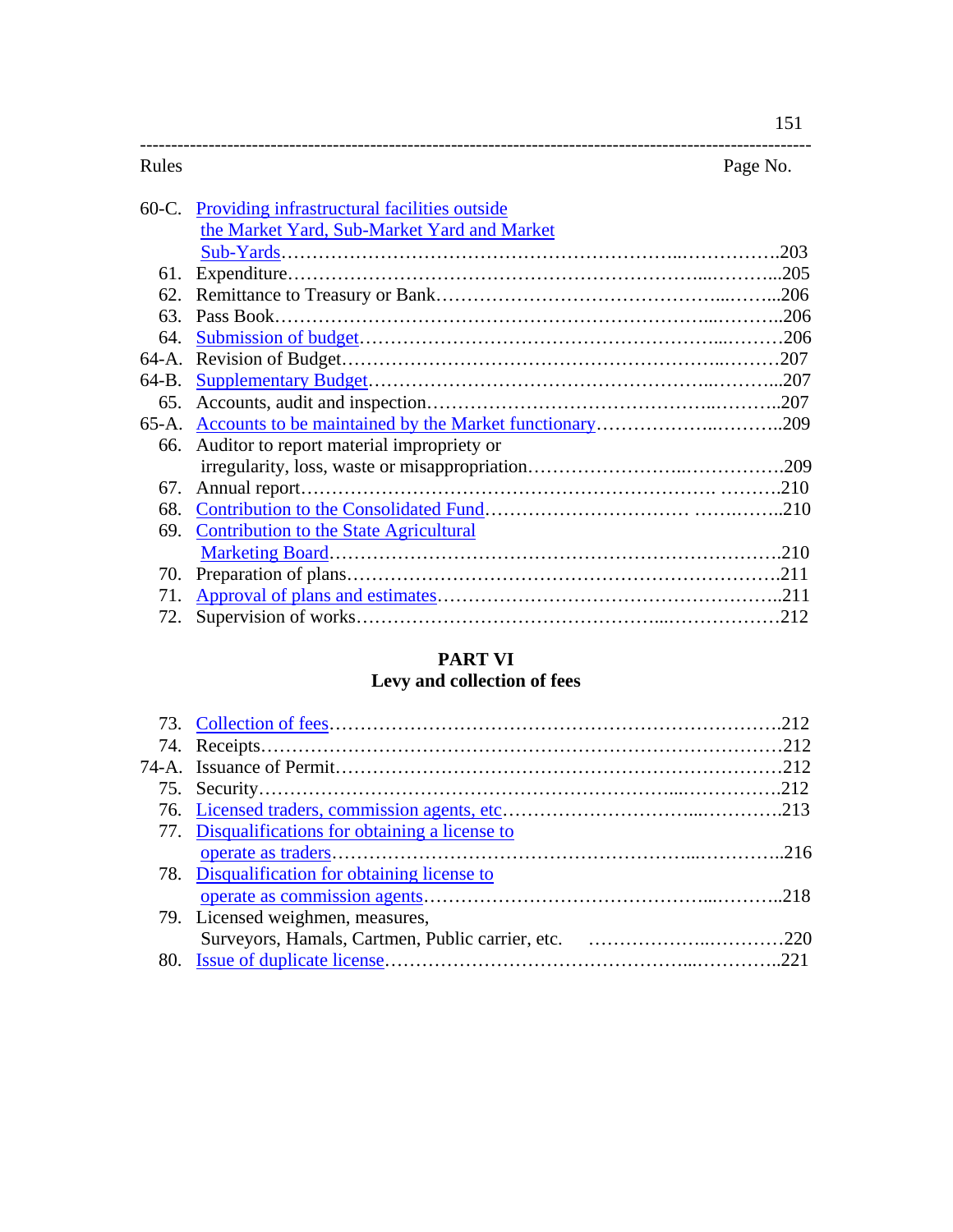| Rules | | Page No. |
|---|---|---|
| 60-C. | Providing infrastructural facilities outside the Market Yard, Sub-Market Yard and Market Sub-Yards | 203 |
| 61. | Expenditure | 205 |
| 62. | Remittance to Treasury or Bank | 206 |
| 63. | Pass Book | 206 |
| 64. | Submission of budget | 206 |
| 64-A. | Revision of Budget | 207 |
| 64-B. | Supplementary Budget | 207 |
| 65. | Accounts, audit and inspection | 207 |
| 65-A. | Accounts to be maintained by the Market functionary | 209 |
| 66. | Auditor to report material impropriety or irregularity, loss, waste or misappropriation | 209 |
| 67. | Annual report | 210 |
| 68. | Contribution to the Consolidated Fund | 210 |
| 69. | Contribution to the State Agricultural Marketing Board | 210 |
| 70. | Preparation of plans | 211 |
| 71. | Approval of plans and estimates | 211 |
| 72. | Supervision of works | 212 |

## PART VI
### Levy and collection of fees

| Rules | | Page No. |
|---|---|---|
| 73. | Collection of fees | 212 |
| 74. | Receipts | 212 |
| 74-A. | Issuance of Permit | 212 |
| 75. | Security | 212 |
| 76. | Licensed traders, commission agents, etc | 213 |
| 77. | Disqualifications for obtaining a license to operate as traders | 216 |
| 78. | Disqualification for obtaining license to operate as commission agents | 218 |
| 79. | Licensed weighmen, measures, Surveyors, Hamals, Cartmen, Public carrier, etc. | 220 |
| 80. | Issue of duplicate license | 221 |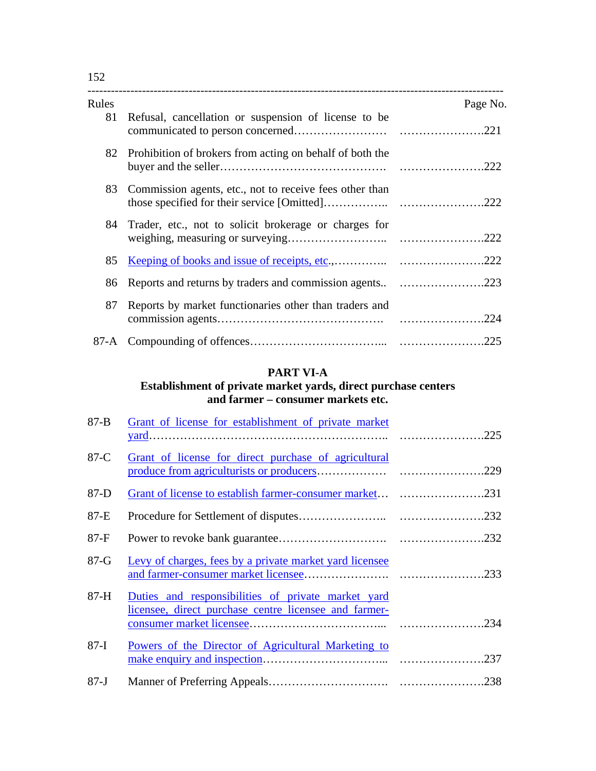| Rules | | Page No. |
|---|---|---|
| 81 | Refusal, cancellation or suspension of license to be communicated to person concerned…………………… | ………………….221 |
| 82 | Prohibition of brokers from acting on behalf of both the buyer and the seller……………………………………. | ………………….222 |
| 83 | Commission agents, etc., not to receive fees other than those specified for their service [Omitted]…………….. | ………………….222 |
| 84 | Trader, etc., not to solicit brokerage or charges for weighing, measuring or surveying…………………….. | ………………….222 |
| 85 | Keeping of books and issue of receipts, etc.,………….. | ………………….222 |
| 86 | Reports and returns by traders and commission agents.. | ………………….223 |
| 87 | Reports by market functionaries other than traders and commission agents……………………………………. | ………………….224 |
| 87-A | Compounding of offences…………………………….. | ………………….225 |

## PART VI-A

### Establishment of private market yards, direct purchase centers and farmer – consumer markets etc.

| | | |
|---|---|---|
| 87-B | Grant of license for establishment of private market yard…………………………………………………….. | ………………….225 |
| 87-C | Grant of license for direct purchase of agricultural produce from agriculturists or producers……………… | ………………….229 |
| 87-D | Grant of license to establish farmer-consumer market… | ………………….231 |
| 87-E | Procedure for Settlement of disputes………………….. | ………………….232 |
| 87-F | Power to revoke bank guarantee………………………. | ………………….232 |
| 87-G | Levy of charges, fees by a private market yard licensee and farmer-consumer market licensee…………………. | ………………….233 |
| 87-H | Duties and responsibilities of private market yard licensee, direct purchase centre licensee and farmer-consumer market licensee…………………………….. | ………………….234 |
| 87-I | Powers of the Director of Agricultural Marketing to make enquiry and inspection………………………….. | ………………….237 |
| 87-J | Manner of Preferring Appeals…………………………. | ………………….238 |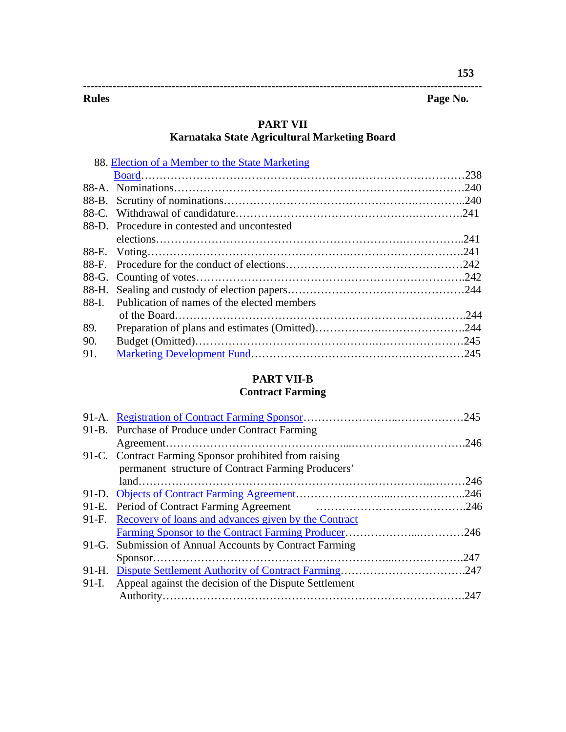| Rules | | Page No. |
|---|---|---|

## PART VII
## Karnataka State Agricultural Marketing Board

| | | |
|---|---|---|
| 88. | Election of a Member to the State Marketing Board | 238 |
| 88-A. | Nominations | 240 |
| 88-B. | Scrutiny of nominations | 240 |
| 88-C. | Withdrawal of candidature | 241 |
| 88-D. | Procedure in contested and uncontested elections | 241 |
| 88-E. | Voting | 241 |
| 88-F. | Procedure for the conduct of elections | 242 |
| 88-G. | Counting of votes | 242 |
| 88-H. | Sealing and custody of election papers | 244 |
| 88-I. | Publication of names of the elected members of the Board | 244 |
| 89. | Preparation of plans and estimates (Omitted) | 244 |
| 90. | Budget (Omitted) | 245 |
| 91. | Marketing Development Fund | 245 |

## PART VII-B
## Contract Farming

| | | |
|---|---|---|
| 91-A. | Registration of Contract Farming Sponsor | 245 |
| 91-B. | Purchase of Produce under Contract Farming Agreement | 246 |
| 91-C. | Contract Farming Sponsor prohibited from raising permanent structure of Contract Farming Producers' land | 246 |
| 91-D. | Objects of Contract Farming Agreement | 246 |
| 91-E. | Period of Contract Farming Agreement | 246 |
| 91-F. | Recovery of loans and advances given by the Contract Farming Sponsor to the Contract Farming Producer | 246 |
| 91-G. | Submission of Annual Accounts by Contract Farming Sponsor | 247 |
| 91-H. | Dispute Settlement Authority of Contract Farming | 247 |
| 91-I. | Appeal against the decision of the Dispute Settlement Authority | 247 |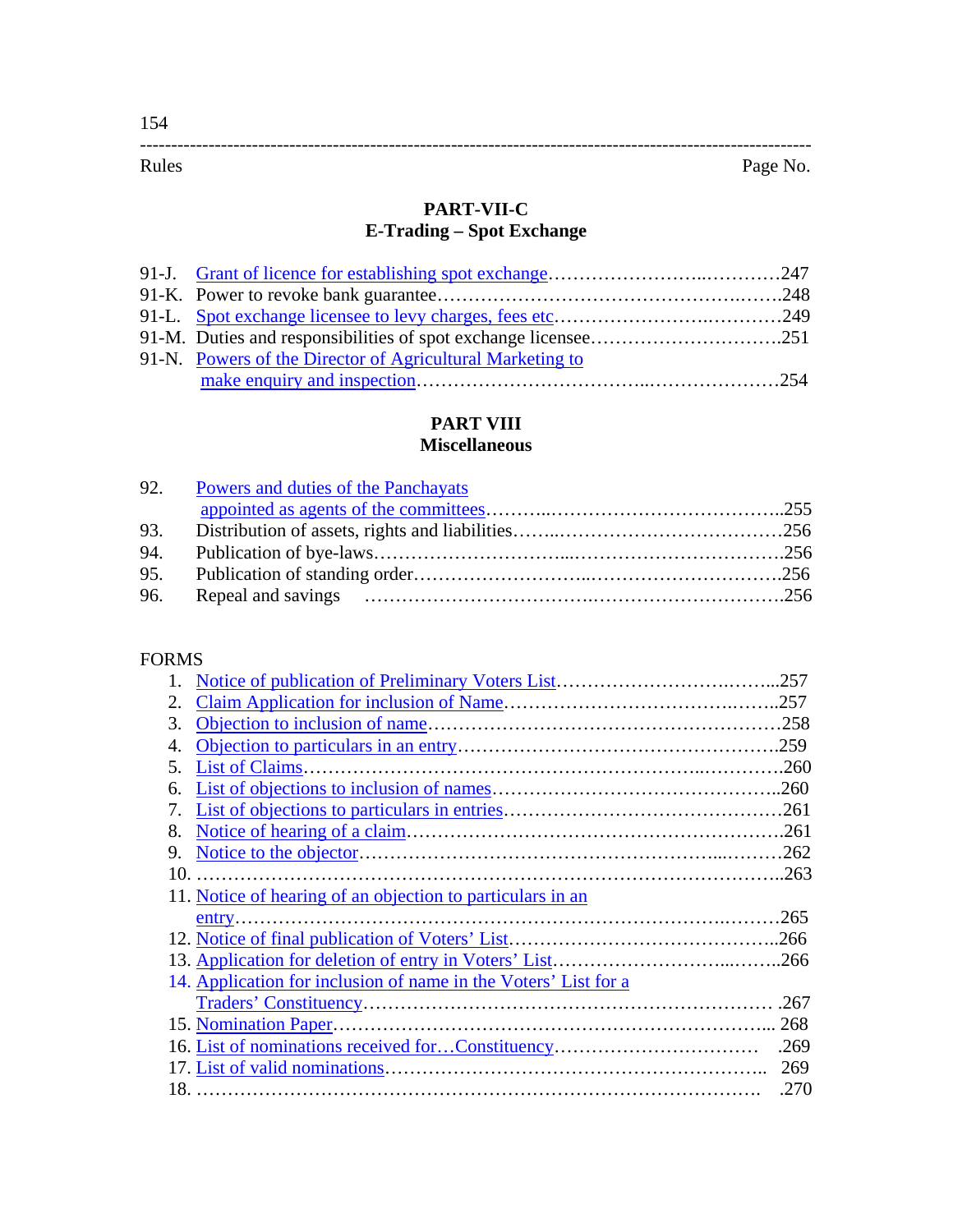| Rules | | Page No. |
|---|---|---|

## PART-VII-C
## E-Trading – Spot Exchange

| | | |
|---|---|---|
| 91-J. | Grant of licence for establishing spot exchange | 247 |
| 91-K. | Power to revoke bank guarantee | 248 |
| 91-L. | Spot exchange licensee to levy charges, fees etc | 249 |
| 91-M. | Duties and responsibilities of spot exchange licensee | 251 |
| 91-N. | Powers of the Director of Agricultural Marketing to make enquiry and inspection | 254 |

## PART VIII
## Miscellaneous

| | | |
|---|---|---|
| 92. | Powers and duties of the Panchayats appointed as agents of the committees | 255 |
| 93. | Distribution of assets, rights and liabilities | 256 |
| 94. | Publication of bye-laws | 256 |
| 95. | Publication of standing order | 256 |
| 96. | Repeal and savings | 256 |

FORMS

| | | |
|---|---|---|
| 1. | Notice of publication of Preliminary Voters List | 257 |
| 2. | Claim Application for inclusion of Name | 257 |
| 3. | Objection to inclusion of name | 258 |
| 4. | Objection to particulars in an entry | 259 |
| 5. | List of Claims | 260 |
| 6. | List of objections to inclusion of names | 260 |
| 7. | List of objections to particulars in entries | 261 |
| 8. | Notice of hearing of a claim | 261 |
| 9. | Notice to the objector | 262 |
| 10. | ………… | 263 |
| 11. | Notice of hearing of an objection to particulars in an entry | 265 |
| 12. | Notice of final publication of Voters' List | 266 |
| 13. | Application for deletion of entry in Voters' List | 266 |
| 14. | Application for inclusion of name in the Voters' List for a Traders' Constituency | 267 |
| 15. | Nomination Paper | 268 |
| 16. | List of nominations received for…Constituency | 269 |
| 17. | List of valid nominations | 269 |
| 18. | ………… | 270 |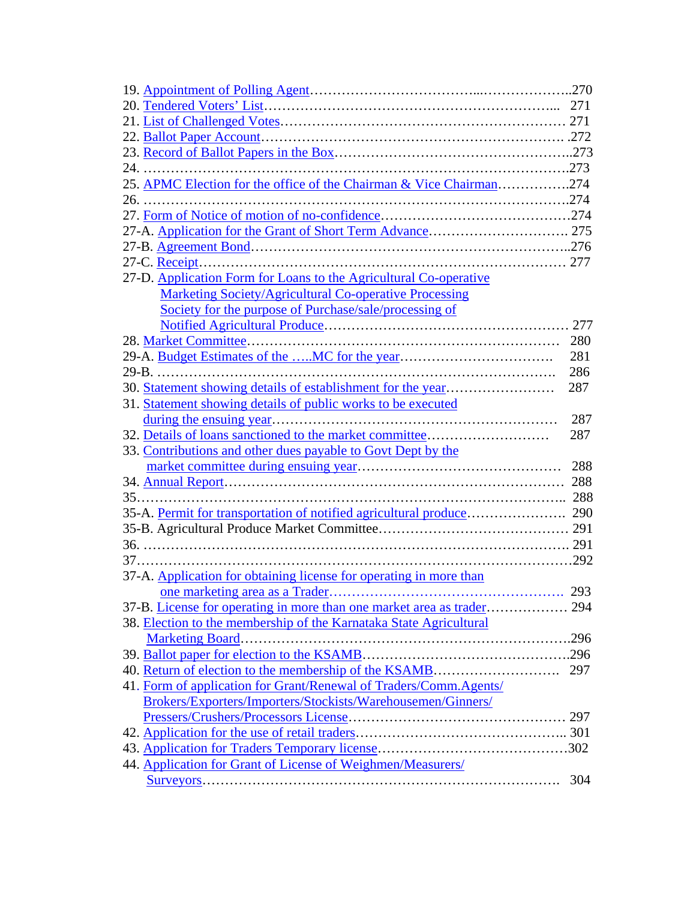19. Appointment of Polling Agent……………………………...………………..270
20. Tendered Voters' List………………………………………………………... 271
21. List of Challenged Votes……………………………………………………… 271
22. Ballot Paper Account………………………………………………………… .272
23. Record of Ballot Papers in the Box…………………………………………….273
24. ……………………………………………………………………………….273
25. APMC Election for the office of the Chairman & Vice Chairman…………….274
26. ……………………………………………………………………………….274
27. Form of Notice of motion of no-confidence……………………………………274
27-A. Application for the Grant of Short Term Advance…………………………. 275
27-B. Agreement Bond……………………………………………………………..276
27-C. Receipt……………………………………………………………………… 277
27-D. Application Form for Loans to the Agricultural Co-operative Marketing Society/Agricultural Co-operative Processing Society for the purpose of Purchase/sale/processing of Notified Agricultural Produce……………………………………………… 277
28. Market Committee…………………………………………………………… 280
29-A. Budget Estimates of the …..MC for the year……………………………. 281
29-B. ……………………………………………………………………………. 286
30. Statement showing details of establishment for the year…………………… 287
31. Statement showing details of public works to be executed during the ensuing year……………………………………………………… 287
32. Details of loans sanctioned to the market committee……………………… 287
33. Contributions and other dues payable to Govt Dept by the market committee during ensuing year……………………………………… 288
34. Annual Report………………………………………………………………… 288
35.……………………………………………………………………………….. 288
35-A. Permit for transportation of notified agricultural produce…………………. 290
35-B. Agricultural Produce Market Committee…………………………………… 291
36. ……………………………………………………………………………… 291
37……………………………………………………………………………….292
37-A. Application for obtaining license for operating in more than one marketing area as a Trader…………………………………………… 293
37-B. License for operating in more than one market area as trader……………… 294
38. Election to the membership of the Karnataka State Agricultural Marketing Board……………………………………………………………….296
39. Ballot paper for election to the KSAMB……………………………………….296
40. Return of election to the membership of the KSAMB……………………… 297
41. Form of application for Grant/Renewal of Traders/Comm.Agents/ Brokers/Exporters/Importers/Stockists/Warehousemen/Ginners/ Pressers/Crushers/Processors License………………………………………… 297
42. Application for the use of retail traders……………………………………….. 301
43. Application for Traders Temporary license…………………………………….302
44. Application for Grant of License of Weighmen/Measurers/ Surveyors……………………………………………………………………. 304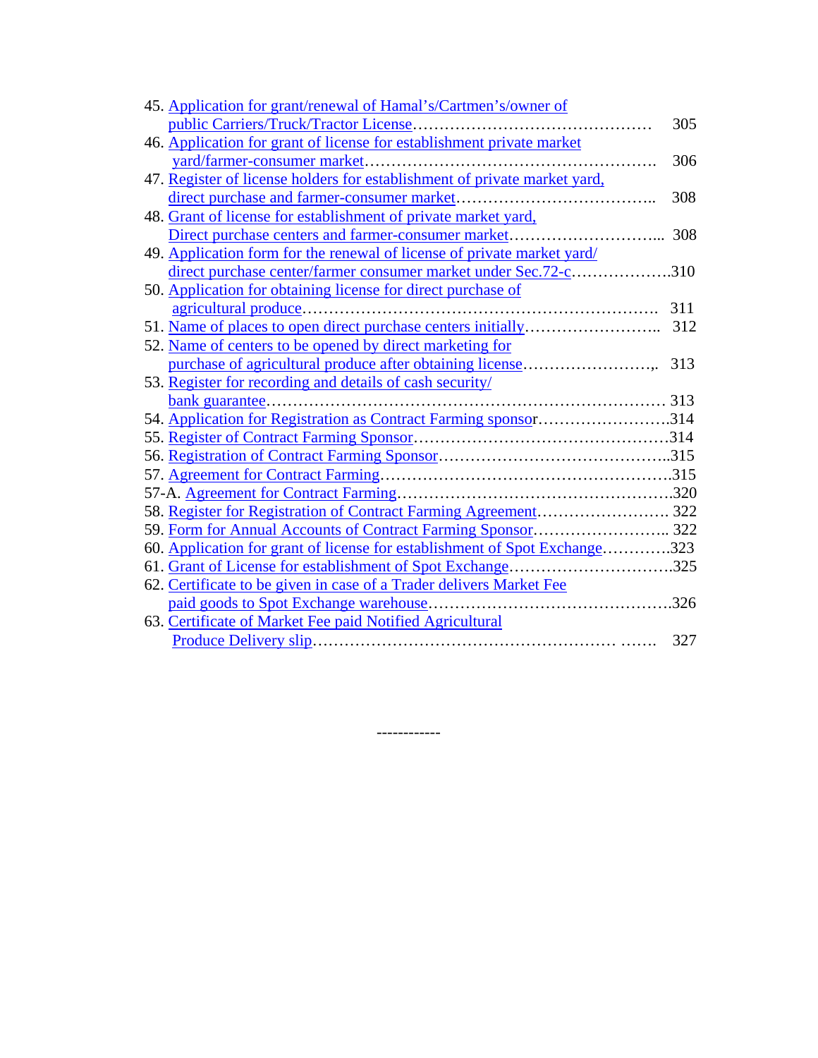45. Application for grant/renewal of Hamal's/Cartmen's/owner of public Carriers/Truck/Tractor License………………………………………… 305
46. Application for grant of license for establishment private market yard/farmer-consumer market………………………………………………. 306
47. Register of license holders for establishment of private market yard, direct purchase and farmer-consumer market……………………………….. 308
48. Grant of license for establishment of private market yard, Direct purchase centers and farmer-consumer market……………………….... 308
49. Application form for the renewal of license of private market yard/ direct purchase center/farmer consumer market under Sec.72-c……………….310
50. Application for obtaining license for direct purchase of agricultural produce…………………………………………………………. 311
51. Name of places to open direct purchase centers initially…………………….. 312
52. Name of centers to be opened by direct marketing for purchase of agricultural produce after obtaining license……………………,. 313
53. Register for recording and details of cash security/ bank guarantee………………………………………………………………… 313
54. Application for Registration as Contract Farming sponsor…………………….314
55. Register of Contract Farming Sponsor…………………………………………314
56. Registration of Contract Farming Sponsor……………………………………..315
57. Agreement for Contract Farming………………………………………………315
57-A. Agreement for Contract Farming……………………………………………320
58. Register for Registration of Contract Farming Agreement……………………. 322
59. Form for Annual Accounts of Contract Farming Sponsor…………………….. 322
60. Application for grant of license for establishment of Spot Exchange…………323
61. Grant of License for establishment of Spot Exchange…………………………325
62. Certificate to be given in case of a Trader delivers Market Fee paid goods to Spot Exchange warehouse………………………………………326
63. Certificate of Market Fee paid Notified Agricultural Produce Delivery slip……………………………………………… ……. 327

------------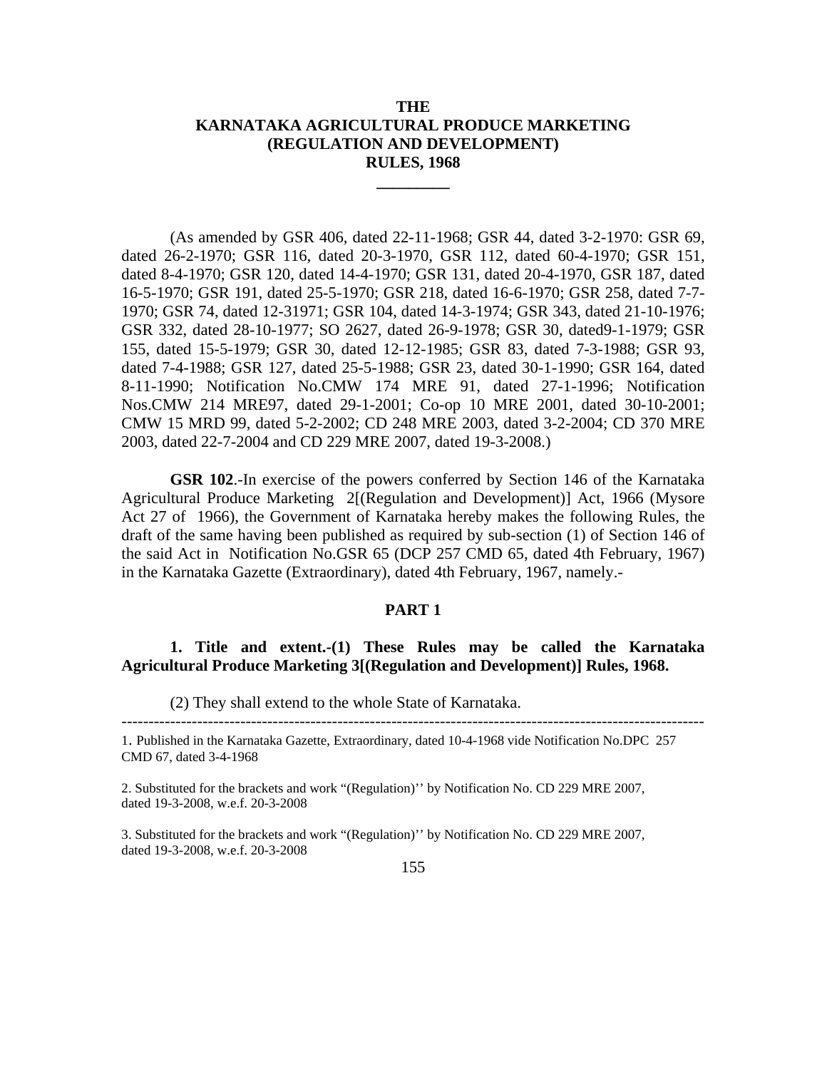# THE KARNATAKA AGRICULTURAL PRODUCE MARKETING (REGULATION AND DEVELOPMENT) RULES, 1968

(As amended by GSR 406, dated 22-11-1968; GSR 44, dated 3-2-1970: GSR 69, dated 26-2-1970; GSR 116, dated 20-3-1970, GSR 112, dated 60-4-1970; GSR 151, dated 8-4-1970; GSR 120, dated 14-4-1970; GSR 131, dated 20-4-1970, GSR 187, dated 16-5-1970; GSR 191, dated 25-5-1970; GSR 218, dated 16-6-1970; GSR 258, dated 7-7-1970; GSR 74, dated 12-31971; GSR 104, dated 14-3-1974; GSR 343, dated 21-10-1976; GSR 332, dated 28-10-1977; SO 2627, dated 26-9-1978; GSR 30, dated9-1-1979; GSR 155, dated 15-5-1979; GSR 30, dated 12-12-1985; GSR 83, dated 7-3-1988; GSR 93, dated 7-4-1988; GSR 127, dated 25-5-1988; GSR 23, dated 30-1-1990; GSR 164, dated 8-11-1990; Notification No.CMW 174 MRE 91, dated 27-1-1996; Notification Nos.CMW 214 MRE97, dated 29-1-2001; Co-op 10 MRE 2001, dated 30-10-2001; CMW 15 MRD 99, dated 5-2-2002; CD 248 MRE 2003, dated 3-2-2004; CD 370 MRE 2003, dated 22-7-2004 and CD 229 MRE 2007, dated 19-3-2008.)

**GSR 102**.-In exercise of the powers conferred by Section 146 of the Karnataka Agricultural Produce Marketing 2[(Regulation and Development)] Act, 1966 (Mysore Act 27 of 1966), the Government of Karnataka hereby makes the following Rules, the draft of the same having been published as required by sub-section (1) of Section 146 of the said Act in Notification No.GSR 65 (DCP 257 CMD 65, dated 4th February, 1967) in the Karnataka Gazette (Extraordinary), dated 4th February, 1967, namely.-

## PART 1

**1. Title and extent.-(1) These Rules may be called the Karnataka Agricultural Produce Marketing 3[(Regulation and Development)] Rules, 1968.**

(2) They shall extend to the whole State of Karnataka.

---

1. Published in the Karnataka Gazette, Extraordinary, dated 10-4-1968 vide Notification No.DPC 257 CMD 67, dated 3-4-1968

2. Substituted for the brackets and work "(Regulation)'' by Notification No. CD 229 MRE 2007, dated 19-3-2008, w.e.f. 20-3-2008

3. Substituted for the brackets and work "(Regulation)'' by Notification No. CD 229 MRE 2007, dated 19-3-2008, w.e.f. 20-3-2008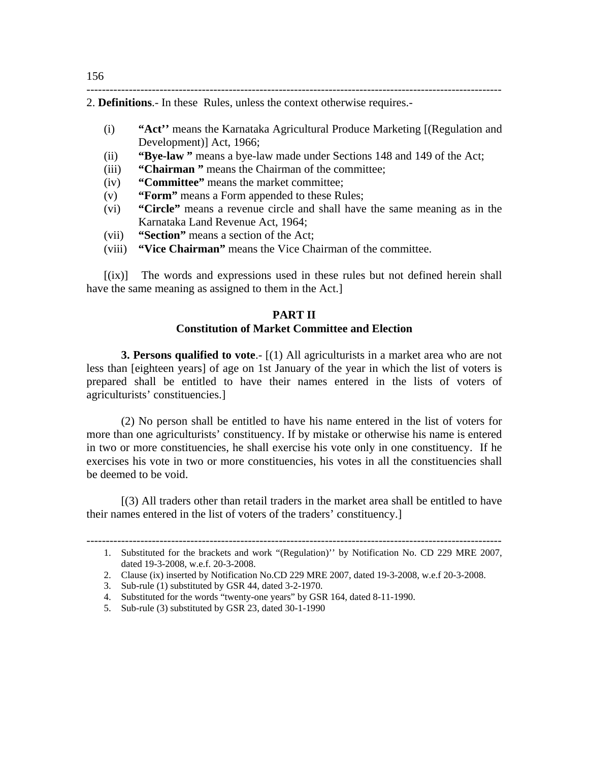2. **Definitions**.- In these Rules, unless the context otherwise requires.-

(i) **"Act''** means the Karnataka Agricultural Produce Marketing [(Regulation and Development)] Act, 1966;

(ii) **"Bye-law "** means a bye-law made under Sections 148 and 149 of the Act;

(iii) **"Chairman "** means the Chairman of the committee;

(iv) **"Committee"** means the market committee;

(v) **"Form"** means a Form appended to these Rules;

(vi) **"Circle"** means a revenue circle and shall have the same meaning as in the Karnataka Land Revenue Act, 1964;

(vii) **"Section"** means a section of the Act;

(viii) **"Vice Chairman"** means the Vice Chairman of the committee.

[(ix)] The words and expressions used in these rules but not defined herein shall have the same meaning as assigned to them in the Act.]

## PART II
## Constitution of Market Committee and Election

**3. Persons qualified to vote**.- [(1) All agriculturists in a market area who are not less than [eighteen years] of age on 1st January of the year in which the list of voters is prepared shall be entitled to have their names entered in the lists of voters of agriculturists' constituencies.]

(2) No person shall be entitled to have his name entered in the list of voters for more than one agriculturists' constituency. If by mistake or otherwise his name is entered in two or more constituencies, he shall exercise his vote only in one constituency. If he exercises his vote in two or more constituencies, his votes in all the constituencies shall be deemed to be void.

[(3) All traders other than retail traders in the market area shall be entitled to have their names entered in the list of voters of the traders' constituency.]

---

1. Substituted for the brackets and work "(Regulation)'' by Notification No. CD 229 MRE 2007, dated 19-3-2008, w.e.f. 20-3-2008.
2. Clause (ix) inserted by Notification No.CD 229 MRE 2007, dated 19-3-2008, w.e.f 20-3-2008.
3. Sub-rule (1) substituted by GSR 44, dated 3-2-1970.
4. Substituted for the words "twenty-one years" by GSR 164, dated 8-11-1990.
5. Sub-rule (3) substituted by GSR 23, dated 30-1-1990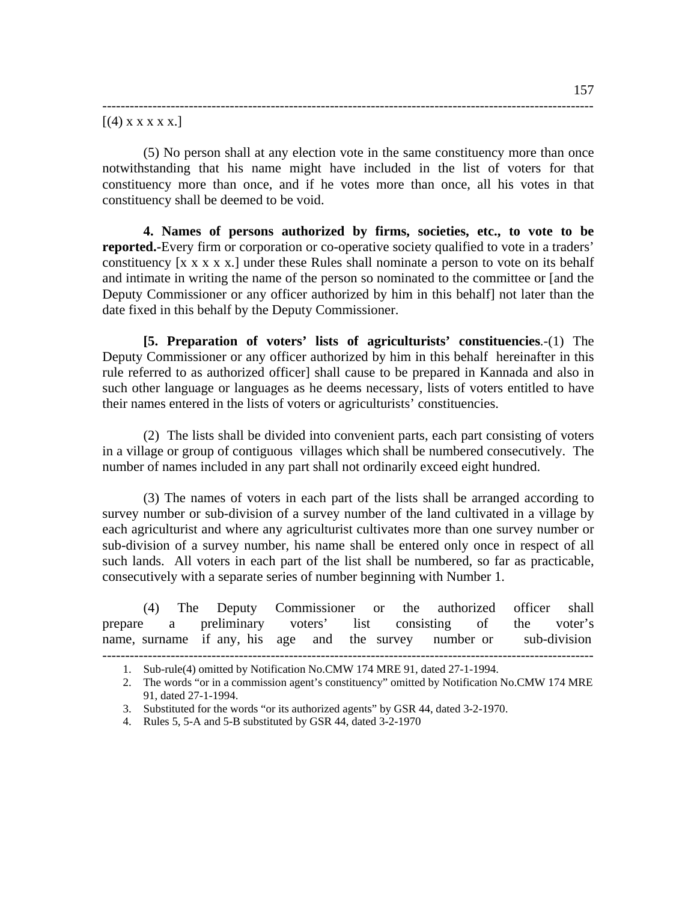[(4) x x x x x.]

(5) No person shall at any election vote in the same constituency more than once notwithstanding that his name might have included in the list of voters for that constituency more than once, and if he votes more than once, all his votes in that constituency shall be deemed to be void.

**4. Names of persons authorized by firms, societies, etc., to vote to be reported.**-Every firm or corporation or co-operative society qualified to vote in a traders' constituency [x x x x x.] under these Rules shall nominate a person to vote on its behalf and intimate in writing the name of the person so nominated to the committee or [and the Deputy Commissioner or any officer authorized by him in this behalf] not later than the date fixed in this behalf by the Deputy Commissioner.

**[5. Preparation of voters' lists of agriculturists' constituencies**.-(1) The Deputy Commissioner or any officer authorized by him in this behalf hereinafter in this rule referred to as authorized officer] shall cause to be prepared in Kannada and also in such other language or languages as he deems necessary, lists of voters entitled to have their names entered in the lists of voters or agriculturists' constituencies.

(2) The lists shall be divided into convenient parts, each part consisting of voters in a village or group of contiguous villages which shall be numbered consecutively. The number of names included in any part shall not ordinarily exceed eight hundred.

(3) The names of voters in each part of the lists shall be arranged according to survey number or sub-division of a survey number of the land cultivated in a village by each agriculturist and where any agriculturist cultivates more than one survey number or sub-division of a survey number, his name shall be entered only once in respect of all such lands. All voters in each part of the list shall be numbered, so far as practicable, consecutively with a separate series of number beginning with Number 1.

(4) The Deputy Commissioner or the authorized officer shall prepare a preliminary voters' list consisting of the voter's name, surname if any, his age and the survey number or sub-division

---

1. Sub-rule(4) omitted by Notification No.CMW 174 MRE 91, dated 27-1-1994.
2. The words "or in a commission agent's constituency" omitted by Notification No.CMW 174 MRE 91, dated 27-1-1994.
3. Substituted for the words "or its authorized agents" by GSR 44, dated 3-2-1970.
4. Rules 5, 5-A and 5-B substituted by GSR 44, dated 3-2-1970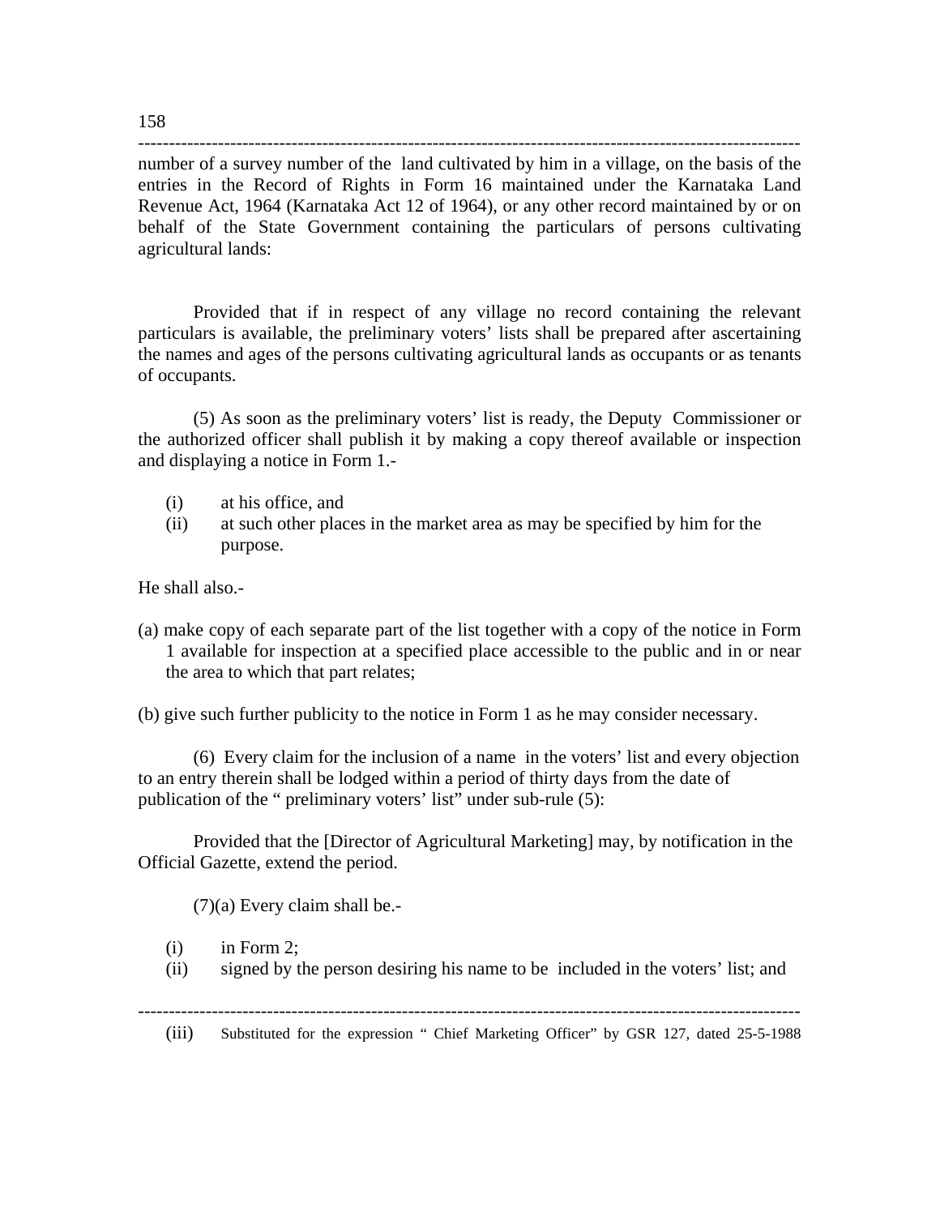number of a survey number of the land cultivated by him in a village, on the basis of the entries in the Record of Rights in Form 16 maintained under the Karnataka Land Revenue Act, 1964 (Karnataka Act 12 of 1964), or any other record maintained by or on behalf of the State Government containing the particulars of persons cultivating agricultural lands:

Provided that if in respect of any village no record containing the relevant particulars is available, the preliminary voters' lists shall be prepared after ascertaining the names and ages of the persons cultivating agricultural lands as occupants or as tenants of occupants.

(5) As soon as the preliminary voters' list is ready, the Deputy Commissioner or the authorized officer shall publish it by making a copy thereof available or inspection and displaying a notice in Form 1.-

(i) at his office, and
(ii) at such other places in the market area as may be specified by him for the purpose.

He shall also.-

(a) make copy of each separate part of the list together with a copy of the notice in Form 1 available for inspection at a specified place accessible to the public and in or near the area to which that part relates;

(b) give such further publicity to the notice in Form 1 as he may consider necessary.

(6) Every claim for the inclusion of a name in the voters' list and every objection to an entry therein shall be lodged within a period of thirty days from the date of publication of the " preliminary voters' list" under sub-rule (5):

Provided that the [Director of Agricultural Marketing] may, by notification in the Official Gazette, extend the period.

(7)(a) Every claim shall be.-

(i) in Form 2;
(ii) signed by the person desiring his name to be included in the voters' list; and

---

(iii) Substituted for the expression " Chief Marketing Officer" by GSR 127, dated 25-5-1988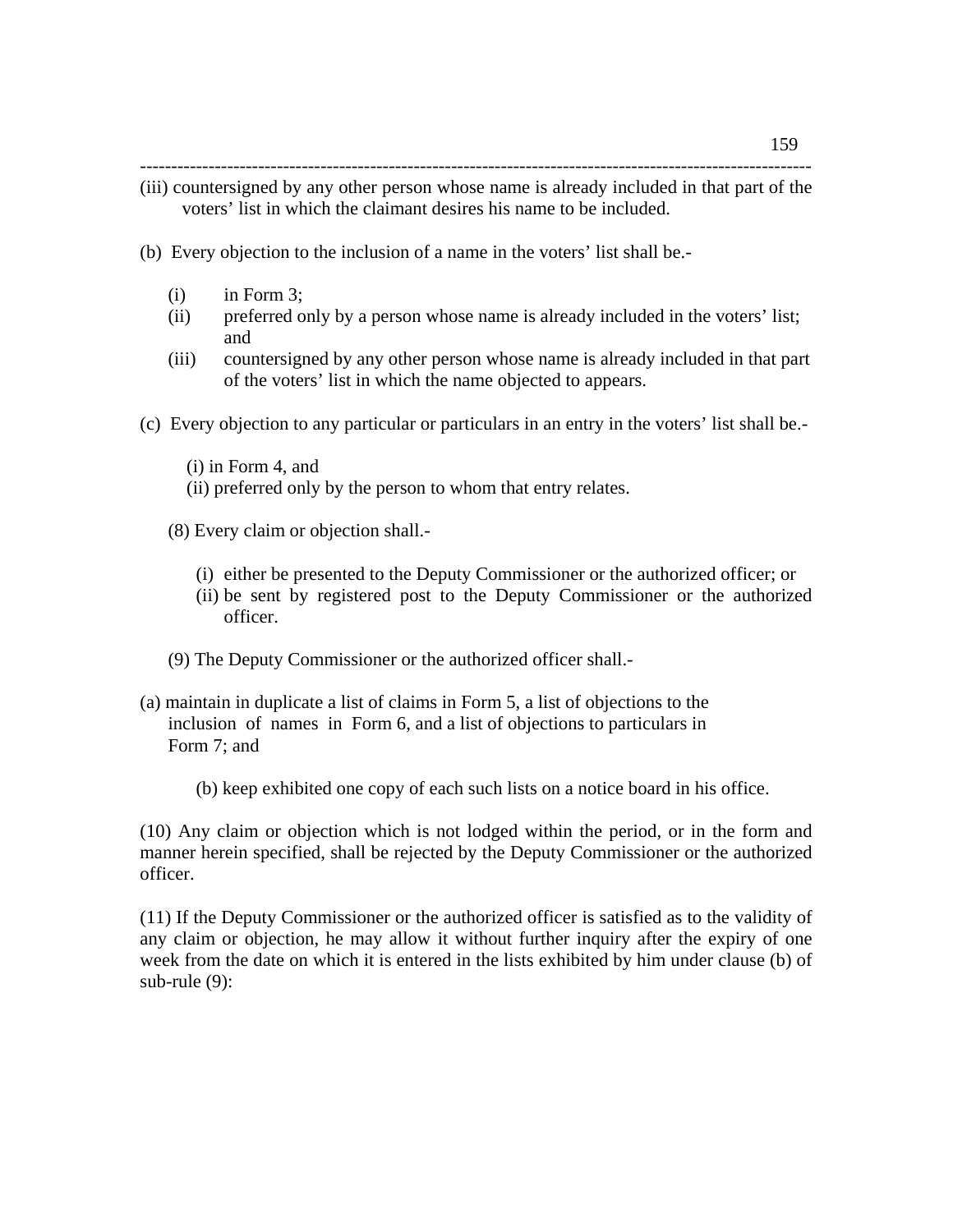(iii) countersigned by any other person whose name is already included in that part of the voters' list in which the claimant desires his name to be included.

(b) Every objection to the inclusion of a name in the voters' list shall be.-

- (i) in Form 3;
- (ii) preferred only by a person whose name is already included in the voters' list; and
- (iii) countersigned by any other person whose name is already included in that part of the voters' list in which the name objected to appears.

(c) Every objection to any particular or particulars in an entry in the voters' list shall be.-

- (i) in Form 4, and
- (ii) preferred only by the person to whom that entry relates.

(8) Every claim or objection shall.-

- (i) either be presented to the Deputy Commissioner or the authorized officer; or
- (ii) be sent by registered post to the Deputy Commissioner or the authorized officer.

(9) The Deputy Commissioner or the authorized officer shall.-

(a) maintain in duplicate a list of claims in Form 5, a list of objections to the inclusion of names in Form 6, and a list of objections to particulars in Form 7; and

(b) keep exhibited one copy of each such lists on a notice board in his office.

(10) Any claim or objection which is not lodged within the period, or in the form and manner herein specified, shall be rejected by the Deputy Commissioner or the authorized officer.

(11) If the Deputy Commissioner or the authorized officer is satisfied as to the validity of any claim or objection, he may allow it without further inquiry after the expiry of one week from the date on which it is entered in the lists exhibited by him under clause (b) of sub-rule (9):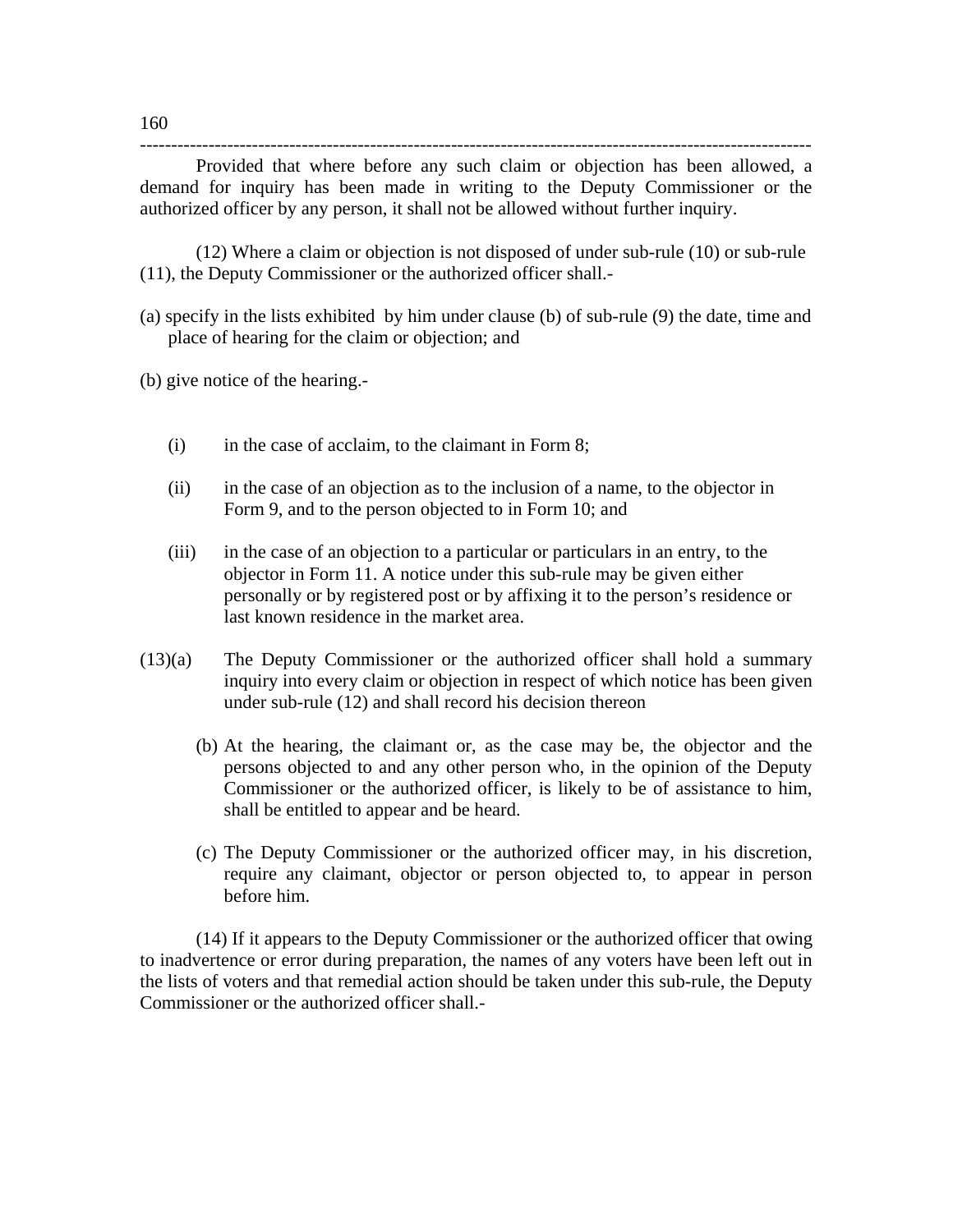Provided that where before any such claim or objection has been allowed, a demand for inquiry has been made in writing to the Deputy Commissioner or the authorized officer by any person, it shall not be allowed without further inquiry.

(12) Where a claim or objection is not disposed of under sub-rule (10) or sub-rule (11), the Deputy Commissioner or the authorized officer shall.-

(a) specify in the lists exhibited by him under clause (b) of sub-rule (9) the date, time and place of hearing for the claim or objection; and

(b) give notice of the hearing.-

(i) in the case of acclaim, to the claimant in Form 8;

(ii) in the case of an objection as to the inclusion of a name, to the objector in Form 9, and to the person objected to in Form 10; and

(iii) in the case of an objection to a particular or particulars in an entry, to the objector in Form 11. A notice under this sub-rule may be given either personally or by registered post or by affixing it to the person's residence or last known residence in the market area.

(13)(a) The Deputy Commissioner or the authorized officer shall hold a summary inquiry into every claim or objection in respect of which notice has been given under sub-rule (12) and shall record his decision thereon

(b) At the hearing, the claimant or, as the case may be, the objector and the persons objected to and any other person who, in the opinion of the Deputy Commissioner or the authorized officer, is likely to be of assistance to him, shall be entitled to appear and be heard.

(c) The Deputy Commissioner or the authorized officer may, in his discretion, require any claimant, objector or person objected to, to appear in person before him.

(14) If it appears to the Deputy Commissioner or the authorized officer that owing to inadvertence or error during preparation, the names of any voters have been left out in the lists of voters and that remedial action should be taken under this sub-rule, the Deputy Commissioner or the authorized officer shall.-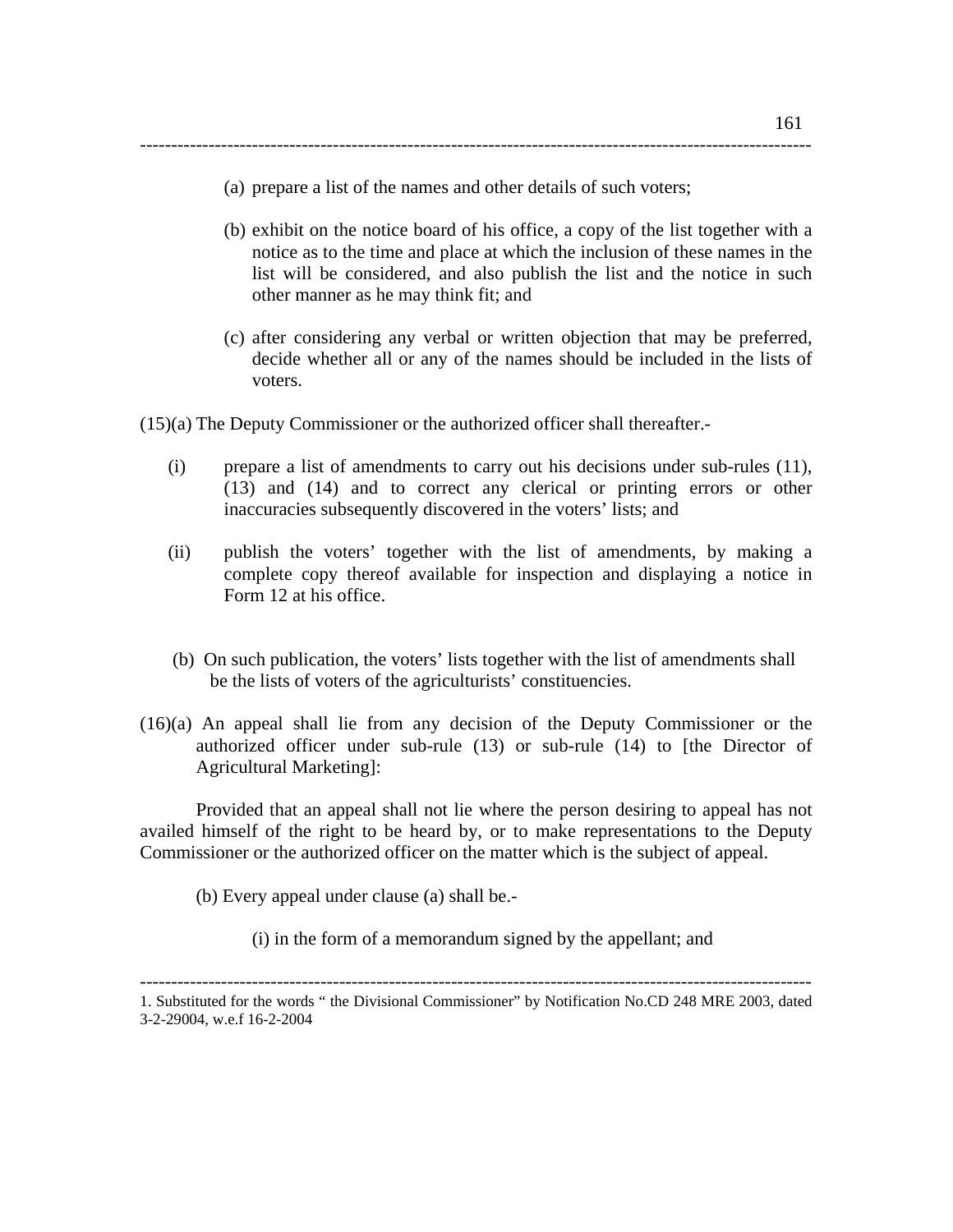(a) prepare a list of the names and other details of such voters;

(b) exhibit on the notice board of his office, a copy of the list together with a notice as to the time and place at which the inclusion of these names in the list will be considered, and also publish the list and the notice in such other manner as he may think fit; and

(c) after considering any verbal or written objection that may be preferred, decide whether all or any of the names should be included in the lists of voters.

(15)(a) The Deputy Commissioner or the authorized officer shall thereafter.-

(i) prepare a list of amendments to carry out his decisions under sub-rules (11), (13) and (14) and to correct any clerical or printing errors or other inaccuracies subsequently discovered in the voters' lists; and

(ii) publish the voters' together with the list of amendments, by making a complete copy thereof available for inspection and displaying a notice in Form 12 at his office.

(b) On such publication, the voters' lists together with the list of amendments shall be the lists of voters of the agriculturists' constituencies.

(16)(a) An appeal shall lie from any decision of the Deputy Commissioner or the authorized officer under sub-rule (13) or sub-rule (14) to [the Director of Agricultural Marketing]:

Provided that an appeal shall not lie where the person desiring to appeal has not availed himself of the right to be heard by, or to make representations to the Deputy Commissioner or the authorized officer on the matter which is the subject of appeal.

(b) Every appeal under clause (a) shall be.-

(i) in the form of a memorandum signed by the appellant; and

---

1. Substituted for the words " the Divisional Commissioner" by Notification No.CD 248 MRE 2003, dated 3-2-29004, w.e.f 16-2-2004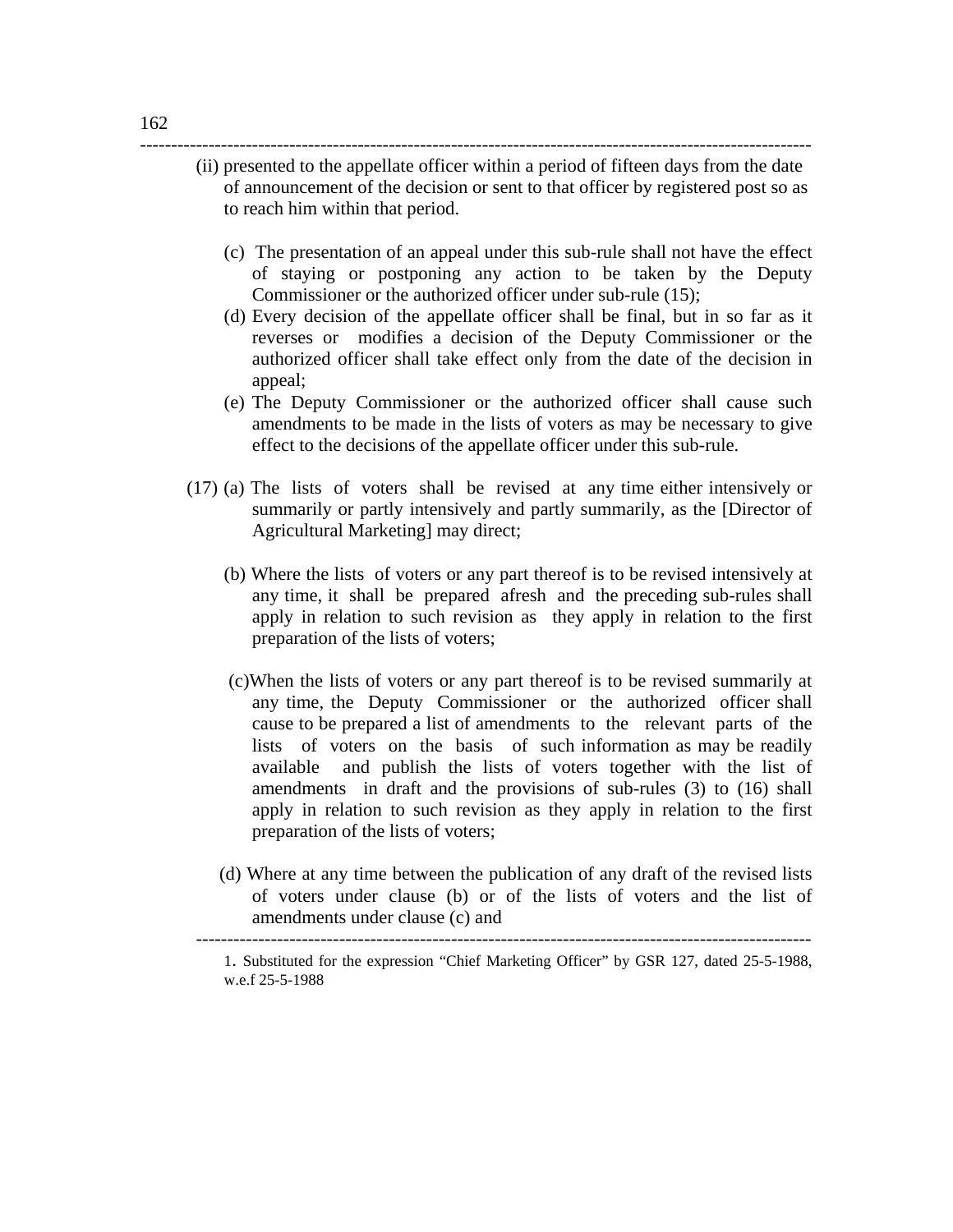(ii) presented to the appellate officer within a period of fifteen days from the date of announcement of the decision or sent to that officer by registered post so as to reach him within that period.

(c) The presentation of an appeal under this sub-rule shall not have the effect of staying or postponing any action to be taken by the Deputy Commissioner or the authorized officer under sub-rule (15);

(d) Every decision of the appellate officer shall be final, but in so far as it reverses or modifies a decision of the Deputy Commissioner or the authorized officer shall take effect only from the date of the decision in appeal;

(e) The Deputy Commissioner or the authorized officer shall cause such amendments to be made in the lists of voters as may be necessary to give effect to the decisions of the appellate officer under this sub-rule.

(17) (a) The lists of voters shall be revised at any time either intensively or summarily or partly intensively and partly summarily, as the [Director of Agricultural Marketing] may direct;

(b) Where the lists of voters or any part thereof is to be revised intensively at any time, it shall be prepared afresh and the preceding sub-rules shall apply in relation to such revision as they apply in relation to the first preparation of the lists of voters;

(c) When the lists of voters or any part thereof is to be revised summarily at any time, the Deputy Commissioner or the authorized officer shall cause to be prepared a list of amendments to the relevant parts of the lists of voters on the basis of such information as may be readily available and publish the lists of voters together with the list of amendments in draft and the provisions of sub-rules (3) to (16) shall apply in relation to such revision as they apply in relation to the first preparation of the lists of voters;

(d) Where at any time between the publication of any draft of the revised lists of voters under clause (b) or of the lists of voters and the list of amendments under clause (c) and

---

1. Substituted for the expression "Chief Marketing Officer" by GSR 127, dated 25-5-1988, w.e.f 25-5-1988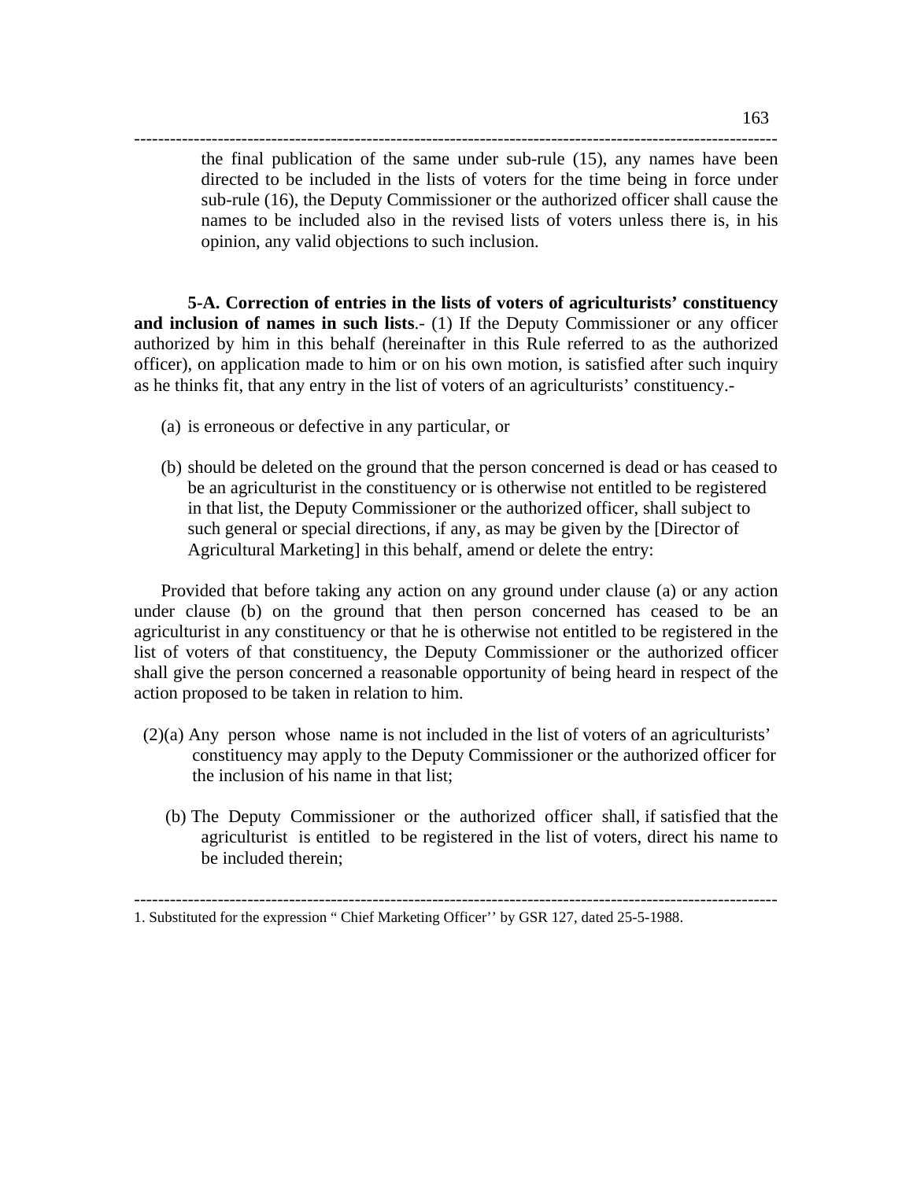the final publication of the same under sub-rule (15), any names have been directed to be included in the lists of voters for the time being in force under sub-rule (16), the Deputy Commissioner or the authorized officer shall cause the names to be included also in the revised lists of voters unless there is, in his opinion, any valid objections to such inclusion.

**5-A. Correction of entries in the lists of voters of agriculturists' constituency and inclusion of names in such lists**.- (1) If the Deputy Commissioner or any officer authorized by him in this behalf (hereinafter in this Rule referred to as the authorized officer), on application made to him or on his own motion, is satisfied after such inquiry as he thinks fit, that any entry in the list of voters of an agriculturists' constituency.-

(a) is erroneous or defective in any particular, or

(b) should be deleted on the ground that the person concerned is dead or has ceased to be an agriculturist in the constituency or is otherwise not entitled to be registered in that list, the Deputy Commissioner or the authorized officer, shall subject to such general or special directions, if any, as may be given by the [Director of Agricultural Marketing] in this behalf, amend or delete the entry:

Provided that before taking any action on any ground under clause (a) or any action under clause (b) on the ground that then person concerned has ceased to be an agriculturist in any constituency or that he is otherwise not entitled to be registered in the list of voters of that constituency, the Deputy Commissioner or the authorized officer shall give the person concerned a reasonable opportunity of being heard in respect of the action proposed to be taken in relation to him.

(2)(a) Any person whose name is not included in the list of voters of an agriculturists' constituency may apply to the Deputy Commissioner or the authorized officer for the inclusion of his name in that list;

(b) The Deputy Commissioner or the authorized officer shall, if satisfied that the agriculturist is entitled to be registered in the list of voters, direct his name to be included therein;

---

1. Substituted for the expression " Chief Marketing Officer'' by GSR 127, dated 25-5-1988.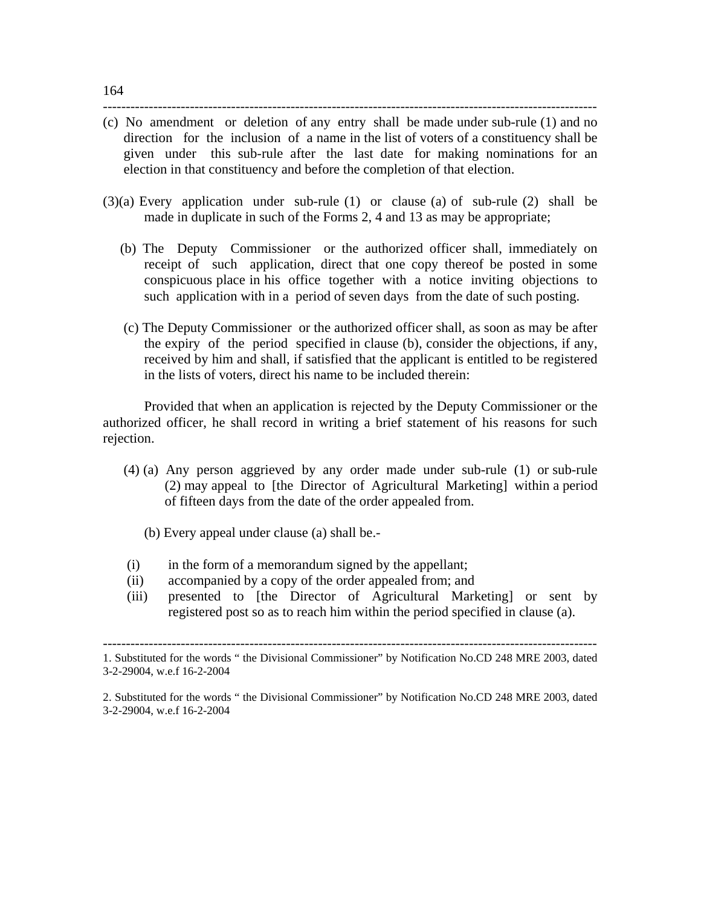(c) No amendment or deletion of any entry shall be made under sub-rule (1) and no direction for the inclusion of a name in the list of voters of a constituency shall be given under this sub-rule after the last date for making nominations for an election in that constituency and before the completion of that election.

(3)(a) Every application under sub-rule (1) or clause (a) of sub-rule (2) shall be made in duplicate in such of the Forms 2, 4 and 13 as may be appropriate;

(b) The Deputy Commissioner or the authorized officer shall, immediately on receipt of such application, direct that one copy thereof be posted in some conspicuous place in his office together with a notice inviting objections to such application with in a period of seven days from the date of such posting.

(c) The Deputy Commissioner or the authorized officer shall, as soon as may be after the expiry of the period specified in clause (b), consider the objections, if any, received by him and shall, if satisfied that the applicant is entitled to be registered in the lists of voters, direct his name to be included therein:

Provided that when an application is rejected by the Deputy Commissioner or the authorized officer, he shall record in writing a brief statement of his reasons for such rejection.

(4) (a) Any person aggrieved by any order made under sub-rule (1) or sub-rule (2) may appeal to [the Director of Agricultural Marketing] within a period of fifteen days from the date of the order appealed from.

(b) Every appeal under clause (a) shall be.-

(i) in the form of a memorandum signed by the appellant;
(ii) accompanied by a copy of the order appealed from; and
(iii) presented to [the Director of Agricultural Marketing] or sent by registered post so as to reach him within the period specified in clause (a).

---

1. Substituted for the words " the Divisional Commissioner" by Notification No.CD 248 MRE 2003, dated 3-2-29004, w.e.f 16-2-2004

2. Substituted for the words " the Divisional Commissioner" by Notification No.CD 248 MRE 2003, dated 3-2-29004, w.e.f 16-2-2004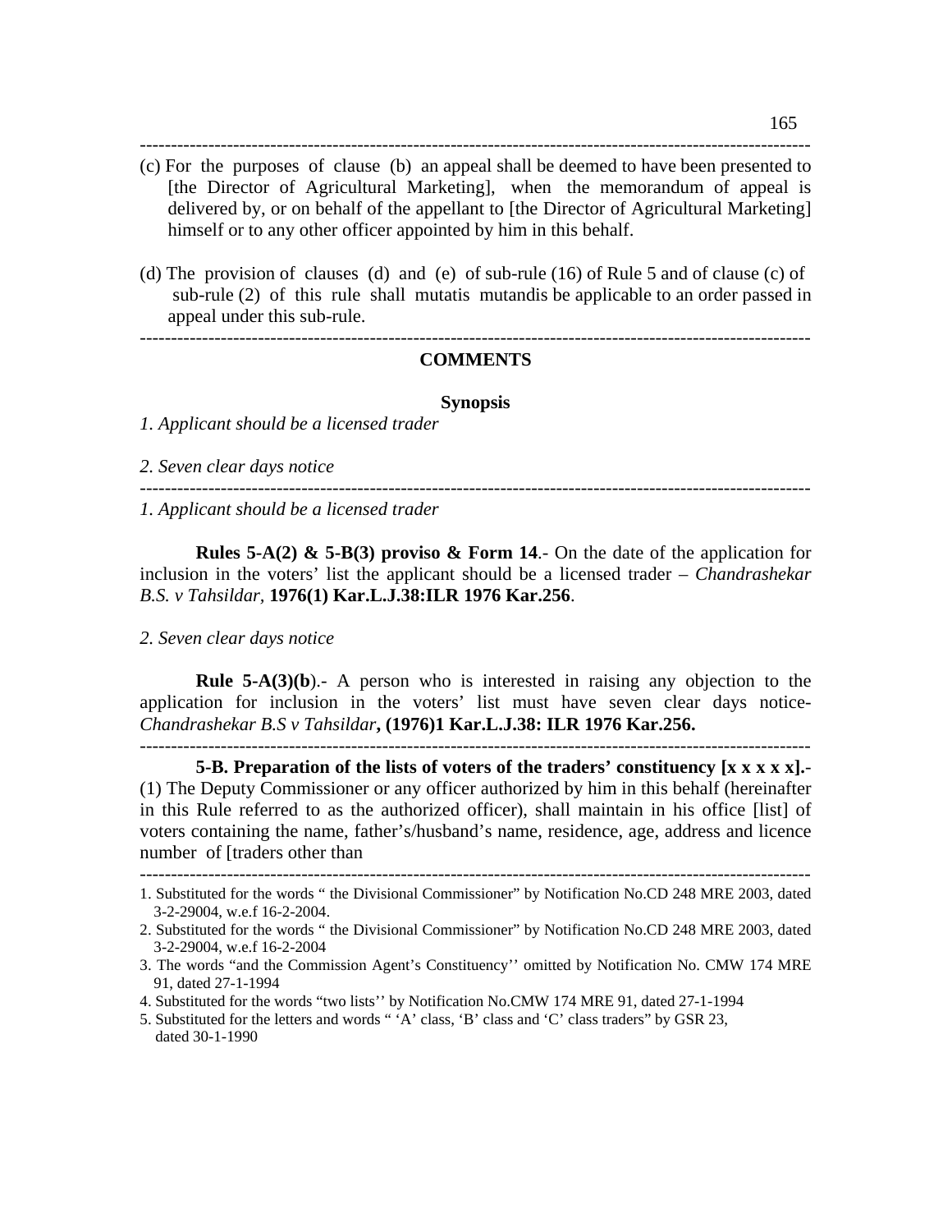(c) For the purposes of clause (b) an appeal shall be deemed to have been presented to [the Director of Agricultural Marketing], when the memorandum of appeal is delivered by, or on behalf of the appellant to [the Director of Agricultural Marketing] himself or to any other officer appointed by him in this behalf.

(d) The provision of clauses (d) and (e) of sub-rule (16) of Rule 5 and of clause (c) of sub-rule (2) of this rule shall mutatis mutandis be applicable to an order passed in appeal under this sub-rule.

---

**COMMENTS**

**Synopsis**

*1. Applicant should be a licensed trader*

*2. Seven clear days notice*

---

*1. Applicant should be a licensed trader*

**Rules 5-A(2) & 5-B(3) proviso & Form 14**.- On the date of the application for inclusion in the voters' list the applicant should be a licensed trader – *Chandrashekar B.S. v Tahsildar,* **1976(1) Kar.L.J.38:ILR 1976 Kar.256**.

*2. Seven clear days notice*

**Rule 5-A(3)(b**).- A person who is interested in raising any objection to the application for inclusion in the voters' list must have seven clear days notice- *Chandrashekar B.S v Tahsildar***, (1976)1 Kar.L.J.38: ILR 1976 Kar.256.**

---

**5-B. Preparation of the lists of voters of the traders' constituency [x x x x x].-** (1) The Deputy Commissioner or any officer authorized by him in this behalf (hereinafter in this Rule referred to as the authorized officer), shall maintain in his office [list] of voters containing the name, father's/husband's name, residence, age, address and licence number of [traders other than

---

1. Substituted for the words " the Divisional Commissioner" by Notification No.CD 248 MRE 2003, dated 3-2-29004, w.e.f 16-2-2004.
2. Substituted for the words " the Divisional Commissioner" by Notification No.CD 248 MRE 2003, dated 3-2-29004, w.e.f 16-2-2004
3. The words "and the Commission Agent's Constituency'' omitted by Notification No. CMW 174 MRE 91, dated 27-1-1994
4. Substituted for the words "two lists'' by Notification No.CMW 174 MRE 91, dated 27-1-1994
5. Substituted for the letters and words " 'A' class, 'B' class and 'C' class traders" by GSR 23, dated 30-1-1990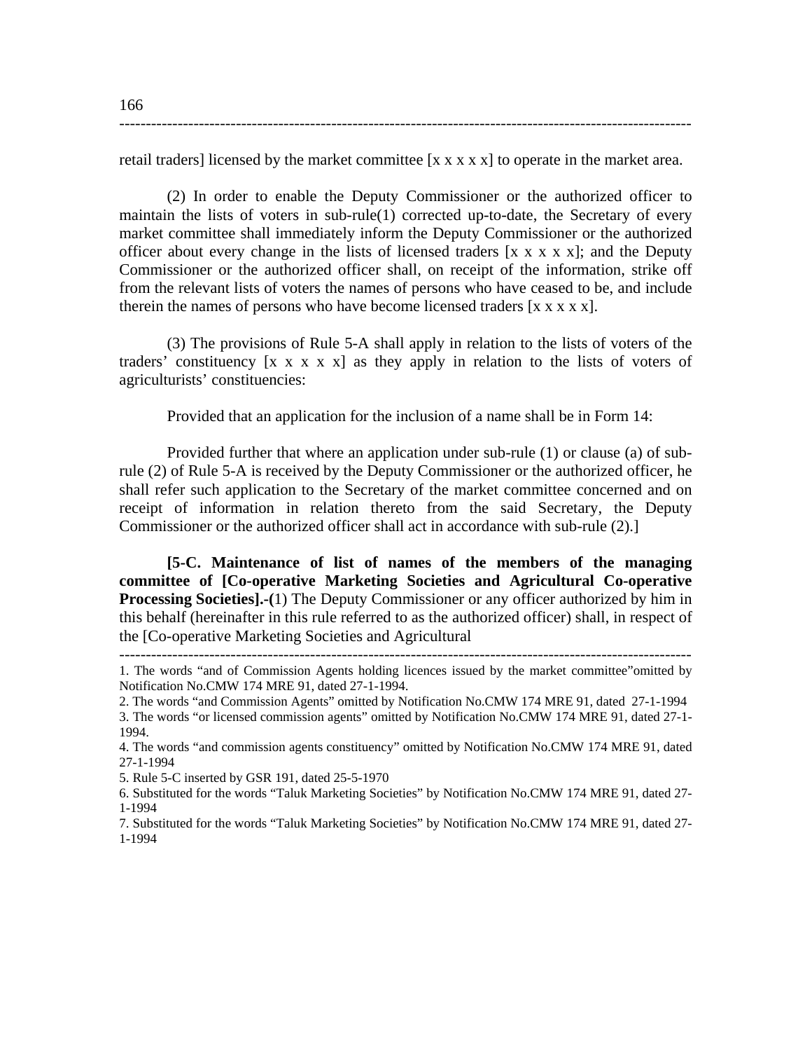retail traders] licensed by the market committee [x x x x x] to operate in the market area.

(2) In order to enable the Deputy Commissioner or the authorized officer to maintain the lists of voters in sub-rule(1) corrected up-to-date, the Secretary of every market committee shall immediately inform the Deputy Commissioner or the authorized officer about every change in the lists of licensed traders [x x x x x]; and the Deputy Commissioner or the authorized officer shall, on receipt of the information, strike off from the relevant lists of voters the names of persons who have ceased to be, and include therein the names of persons who have become licensed traders [x x x x x].

(3) The provisions of Rule 5-A shall apply in relation to the lists of voters of the traders' constituency [x x x x x] as they apply in relation to the lists of voters of agriculturists' constituencies:

Provided that an application for the inclusion of a name shall be in Form 14:

Provided further that where an application under sub-rule (1) or clause (a) of sub-rule (2) of Rule 5-A is received by the Deputy Commissioner or the authorized officer, he shall refer such application to the Secretary of the market committee concerned and on receipt of information in relation thereto from the said Secretary, the Deputy Commissioner or the authorized officer shall act in accordance with sub-rule (2).]

**[5-C. Maintenance of list of names of the members of the managing committee of [Co-operative Marketing Societies and Agricultural Co-operative Processing Societies].-(**1) The Deputy Commissioner or any officer authorized by him in this behalf (hereinafter in this rule referred to as the authorized officer) shall, in respect of the [Co-operative Marketing Societies and Agricultural

---

1. The words "and of Commission Agents holding licences issued by the market committee"omitted by Notification No.CMW 174 MRE 91, dated 27-1-1994.
2. The words "and Commission Agents" omitted by Notification No.CMW 174 MRE 91, dated 27-1-1994
3. The words "or licensed commission agents" omitted by Notification No.CMW 174 MRE 91, dated 27-1-1994.
4. The words "and commission agents constituency" omitted by Notification No.CMW 174 MRE 91, dated 27-1-1994
5. Rule 5-C inserted by GSR 191, dated 25-5-1970
6. Substituted for the words "Taluk Marketing Societies" by Notification No.CMW 174 MRE 91, dated 27-1-1994
7. Substituted for the words "Taluk Marketing Societies" by Notification No.CMW 174 MRE 91, dated 27-1-1994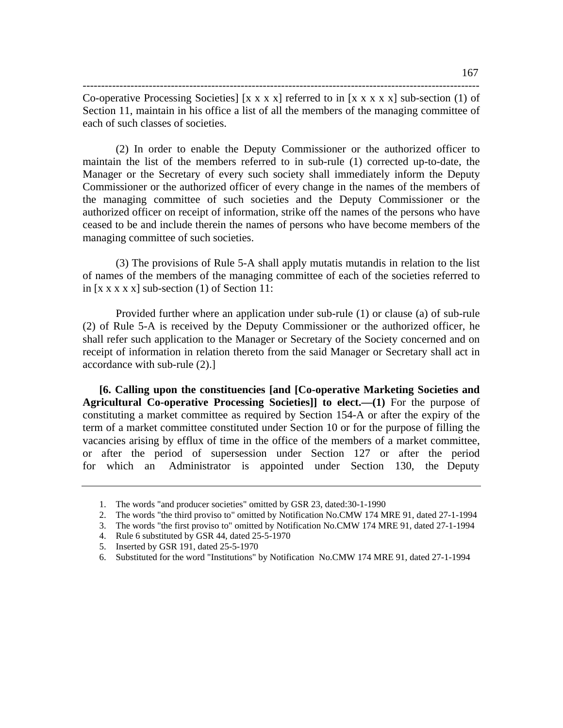Co-operative Processing Societies] [x x x x] referred to in [x x x x x] sub-section (1) of Section 11, maintain in his office a list of all the members of the managing committee of each of such classes of societies.

(2) In order to enable the Deputy Commissioner or the authorized officer to maintain the list of the members referred to in sub-rule (1) corrected up-to-date, the Manager or the Secretary of every such society shall immediately inform the Deputy Commissioner or the authorized officer of every change in the names of the members of the managing committee of such societies and the Deputy Commissioner or the authorized officer on receipt of information, strike off the names of the persons who have ceased to be and include therein the names of persons who have become members of the managing committee of such societies.

(3) The provisions of Rule 5-A shall apply mutatis mutandis in relation to the list of names of the members of the managing committee of each of the societies referred to in [x x x x x] sub-section (1) of Section 11:

Provided further where an application under sub-rule (1) or clause (a) of sub-rule (2) of Rule 5-A is received by the Deputy Commissioner or the authorized officer, he shall refer such application to the Manager or Secretary of the Society concerned and on receipt of information in relation thereto from the said Manager or Secretary shall act in accordance with sub-rule (2).]

**[6. Calling upon the constituencies [and [Co-operative Marketing Societies and Agricultural Co-operative Processing Societies]] to elect.—(1)** For the purpose of constituting a market committee as required by Section 154-A or after the expiry of the term of a market committee constituted under Section 10 or for the purpose of filling the vacancies arising by efflux of time in the office of the members of a market committee, or after the period of supersession under Section 127 or after the period for which an Administrator is appointed under Section 130, the Deputy

---

1. The words "and producer societies" omitted by GSR 23, dated:30-1-1990
2. The words "the third proviso to" omitted by Notification No.CMW 174 MRE 91, dated 27-1-1994
3. The words "the first proviso to" omitted by Notification No.CMW 174 MRE 91, dated 27-1-1994
4. Rule 6 substituted by GSR 44, dated 25-5-1970
5. Inserted by GSR 191, dated 25-5-1970
6. Substituted for the word "Institutions" by Notification No.CMW 174 MRE 91, dated 27-1-1994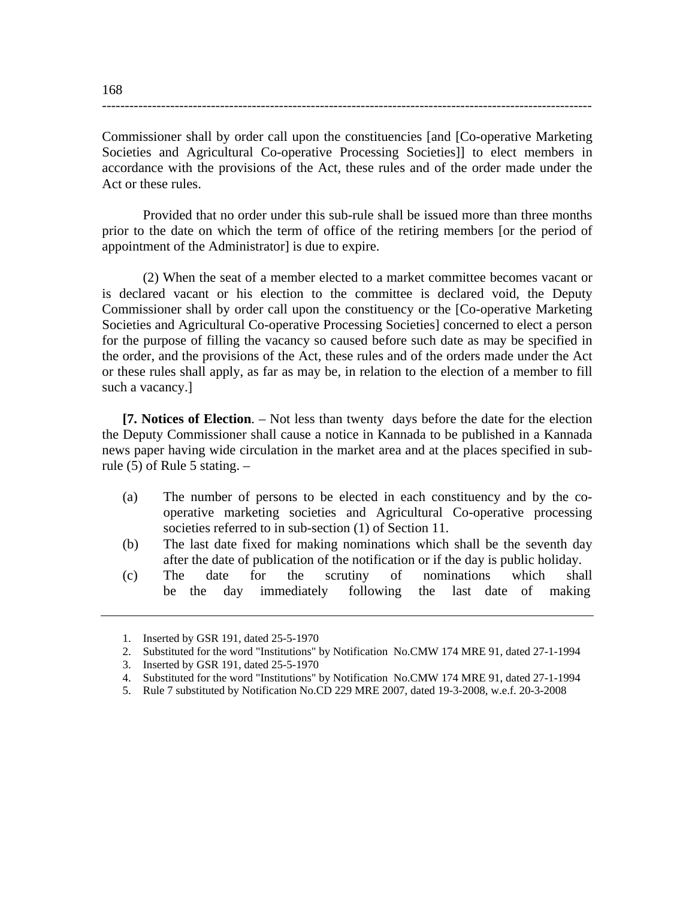Commissioner shall by order call upon the constituencies [and [Co-operative Marketing Societies and Agricultural Co-operative Processing Societies]] to elect members in accordance with the provisions of the Act, these rules and of the order made under the Act or these rules.

Provided that no order under this sub-rule shall be issued more than three months prior to the date on which the term of office of the retiring members [or the period of appointment of the Administrator] is due to expire.

(2) When the seat of a member elected to a market committee becomes vacant or is declared vacant or his election to the committee is declared void, the Deputy Commissioner shall by order call upon the constituency or the [Co-operative Marketing Societies and Agricultural Co-operative Processing Societies] concerned to elect a person for the purpose of filling the vacancy so caused before such date as may be specified in the order, and the provisions of the Act, these rules and of the orders made under the Act or these rules shall apply, as far as may be, in relation to the election of a member to fill such a vacancy.]

**[7. Notices of Election**. – Not less than twenty days before the date for the election the Deputy Commissioner shall cause a notice in Kannada to be published in a Kannada news paper having wide circulation in the market area and at the places specified in sub-rule (5) of Rule 5 stating. –

(a) The number of persons to be elected in each constituency and by the co-operative marketing societies and Agricultural Co-operative processing societies referred to in sub-section (1) of Section 11.

(b) The last date fixed for making nominations which shall be the seventh day after the date of publication of the notification or if the day is public holiday.

(c) The date for the scrutiny of nominations which shall be the day immediately following the last date of making

---

1. Inserted by GSR 191, dated 25-5-1970
2. Substituted for the word "Institutions" by Notification No.CMW 174 MRE 91, dated 27-1-1994
3. Inserted by GSR 191, dated 25-5-1970
4. Substituted for the word "Institutions" by Notification No.CMW 174 MRE 91, dated 27-1-1994
5. Rule 7 substituted by Notification No.CD 229 MRE 2007, dated 19-3-2008, w.e.f. 20-3-2008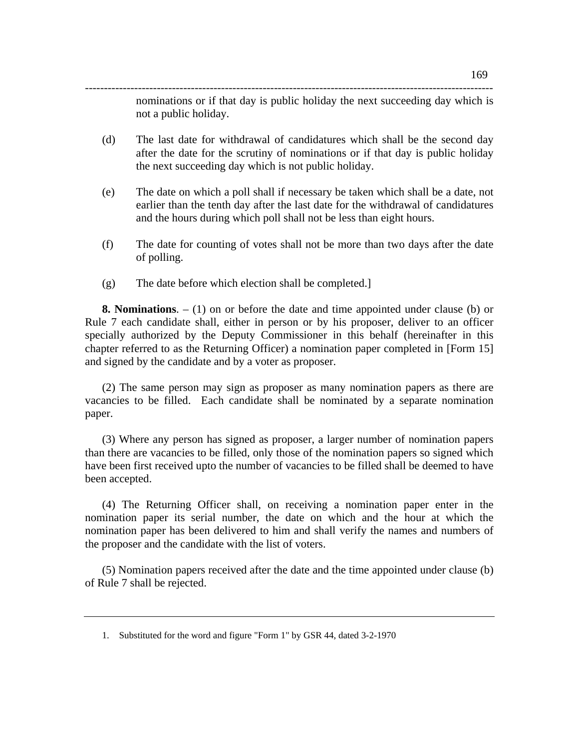nominations or if that day is public holiday the next succeeding day which is not a public holiday.

(d) The last date for withdrawal of candidatures which shall be the second day after the date for the scrutiny of nominations or if that day is public holiday the next succeeding day which is not public holiday.

(e) The date on which a poll shall if necessary be taken which shall be a date, not earlier than the tenth day after the last date for the withdrawal of candidatures and the hours during which poll shall not be less than eight hours.

(f) The date for counting of votes shall not be more than two days after the date of polling.

(g) The date before which election shall be completed.]

**8. Nominations**. – (1) on or before the date and time appointed under clause (b) or Rule 7 each candidate shall, either in person or by his proposer, deliver to an officer specially authorized by the Deputy Commissioner in this behalf (hereinafter in this chapter referred to as the Returning Officer) a nomination paper completed in [Form 15] and signed by the candidate and by a voter as proposer.

(2) The same person may sign as proposer as many nomination papers as there are vacancies to be filled. Each candidate shall be nominated by a separate nomination paper.

(3) Where any person has signed as proposer, a larger number of nomination papers than there are vacancies to be filled, only those of the nomination papers so signed which have been first received upto the number of vacancies to be filled shall be deemed to have been accepted.

(4) The Returning Officer shall, on receiving a nomination paper enter in the nomination paper its serial number, the date on which and the hour at which the nomination paper has been delivered to him and shall verify the names and numbers of the proposer and the candidate with the list of voters.

(5) Nomination papers received after the date and the time appointed under clause (b) of Rule 7 shall be rejected.

---

1. Substituted for the word and figure "Form 1" by GSR 44, dated 3-2-1970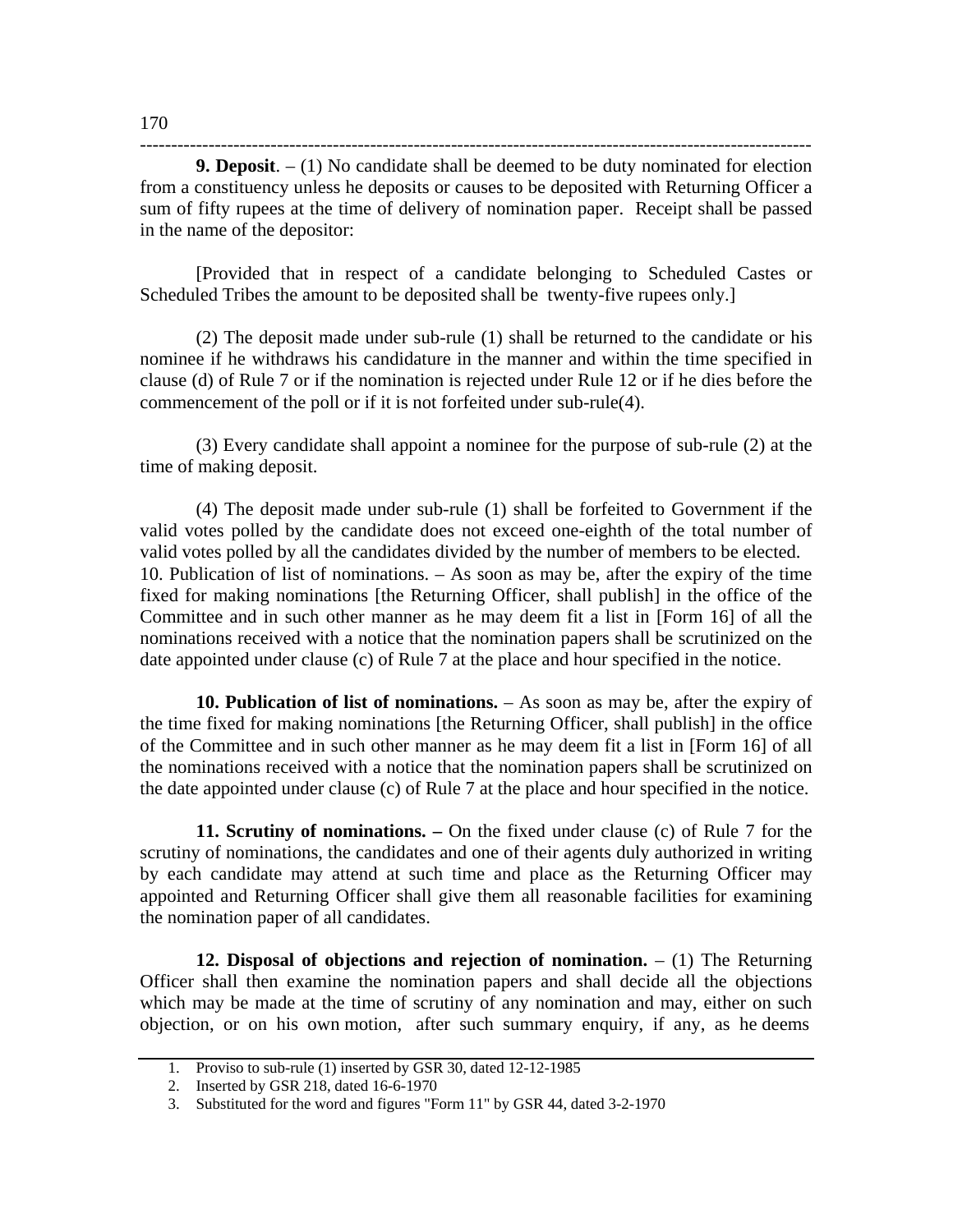**9. Deposit**. – (1) No candidate shall be deemed to be duty nominated for election from a constituency unless he deposits or causes to be deposited with Returning Officer a sum of fifty rupees at the time of delivery of nomination paper. Receipt shall be passed in the name of the depositor:

[Provided that in respect of a candidate belonging to Scheduled Castes or Scheduled Tribes the amount to be deposited shall be twenty-five rupees only.]

(2) The deposit made under sub-rule (1) shall be returned to the candidate or his nominee if he withdraws his candidature in the manner and within the time specified in clause (d) of Rule 7 or if the nomination is rejected under Rule 12 or if he dies before the commencement of the poll or if it is not forfeited under sub-rule(4).

(3) Every candidate shall appoint a nominee for the purpose of sub-rule (2) at the time of making deposit.

(4) The deposit made under sub-rule (1) shall be forfeited to Government if the valid votes polled by the candidate does not exceed one-eighth of the total number of valid votes polled by all the candidates divided by the number of members to be elected.
10. Publication of list of nominations. – As soon as may be, after the expiry of the time fixed for making nominations [the Returning Officer, shall publish] in the office of the Committee and in such other manner as he may deem fit a list in [Form 16] of all the nominations received with a notice that the nomination papers shall be scrutinized on the date appointed under clause (c) of Rule 7 at the place and hour specified in the notice.

**10. Publication of list of nominations.** – As soon as may be, after the expiry of the time fixed for making nominations [the Returning Officer, shall publish] in the office of the Committee and in such other manner as he may deem fit a list in [Form 16] of all the nominations received with a notice that the nomination papers shall be scrutinized on the date appointed under clause (c) of Rule 7 at the place and hour specified in the notice.

**11. Scrutiny of nominations. –** On the fixed under clause (c) of Rule 7 for the scrutiny of nominations, the candidates and one of their agents duly authorized in writing by each candidate may attend at such time and place as the Returning Officer may appointed and Returning Officer shall give them all reasonable facilities for examining the nomination paper of all candidates.

**12. Disposal of objections and rejection of nomination.** – (1) The Returning Officer shall then examine the nomination papers and shall decide all the objections which may be made at the time of scrutiny of any nomination and may, either on such objection, or on his own motion, after such summary enquiry, if any, as he deems

---

1. Proviso to sub-rule (1) inserted by GSR 30, dated 12-12-1985
2. Inserted by GSR 218, dated 16-6-1970
3. Substituted for the word and figures "Form 11" by GSR 44, dated 3-2-1970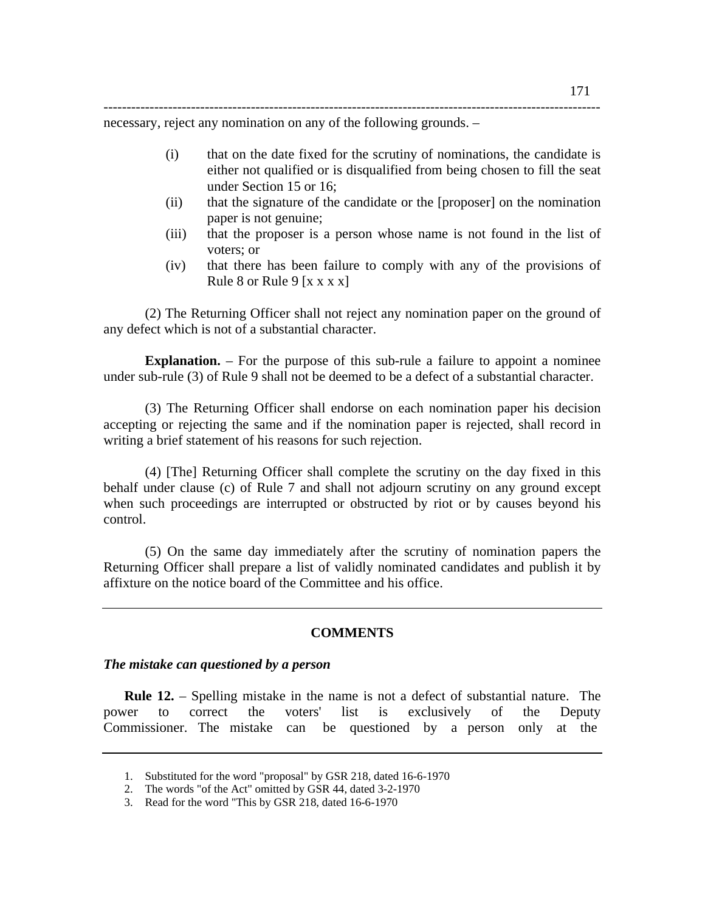necessary, reject any nomination on any of the following grounds. –

(i) that on the date fixed for the scrutiny of nominations, the candidate is either not qualified or is disqualified from being chosen to fill the seat under Section 15 or 16;

(ii) that the signature of the candidate or the [proposer] on the nomination paper is not genuine;

(iii) that the proposer is a person whose name is not found in the list of voters; or

(iv) that there has been failure to comply with any of the provisions of Rule 8 or Rule 9 [x x x x]

(2) The Returning Officer shall not reject any nomination paper on the ground of any defect which is not of a substantial character.

**Explanation.** – For the purpose of this sub-rule a failure to appoint a nominee under sub-rule (3) of Rule 9 shall not be deemed to be a defect of a substantial character.

(3) The Returning Officer shall endorse on each nomination paper his decision accepting or rejecting the same and if the nomination paper is rejected, shall record in writing a brief statement of his reasons for such rejection.

(4) [The] Returning Officer shall complete the scrutiny on the day fixed in this behalf under clause (c) of Rule 7 and shall not adjourn scrutiny on any ground except when such proceedings are interrupted or obstructed by riot or by causes beyond his control.

(5) On the same day immediately after the scrutiny of nomination papers the Returning Officer shall prepare a list of validly nominated candidates and publish it by affixture on the notice board of the Committee and his office.

---

### COMMENTS

***The mistake can questioned by a person***

**Rule 12.** – Spelling mistake in the name is not a defect of substantial nature. The power to correct the voters' list is exclusively of the Deputy Commissioner. The mistake can be questioned by a person only at the

---

1. Substituted for the word "proposal" by GSR 218, dated 16-6-1970
2. The words "of the Act" omitted by GSR 44, dated 3-2-1970
3. Read for the word "This by GSR 218, dated 16-6-1970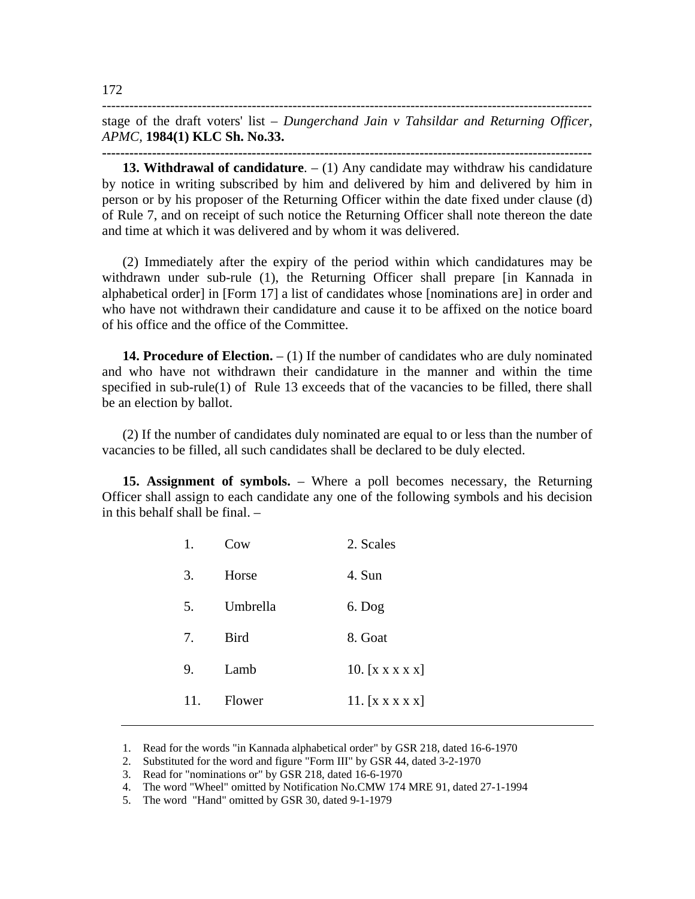stage of the draft voters' list – *Dungerchand Jain v Tahsildar and Returning Officer, APMC*, **1984(1) KLC Sh. No.33.**

---

**13. Withdrawal of candidature**. – (1) Any candidate may withdraw his candidature by notice in writing subscribed by him and delivered by him and delivered by him in person or by his proposer of the Returning Officer within the date fixed under clause (d) of Rule 7, and on receipt of such notice the Returning Officer shall note thereon the date and time at which it was delivered and by whom it was delivered.

(2) Immediately after the expiry of the period within which candidatures may be withdrawn under sub-rule (1), the Returning Officer shall prepare [in Kannada in alphabetical order] in [Form 17] a list of candidates whose [nominations are] in order and who have not withdrawn their candidature and cause it to be affixed on the notice board of his office and the office of the Committee.

**14. Procedure of Election.** – (1) If the number of candidates who are duly nominated and who have not withdrawn their candidature in the manner and within the time specified in sub-rule(1) of Rule 13 exceeds that of the vacancies to be filled, there shall be an election by ballot.

(2) If the number of candidates duly nominated are equal to or less than the number of vacancies to be filled, all such candidates shall be declared to be duly elected.

**15. Assignment of symbols.** – Where a poll becomes necessary, the Returning Officer shall assign to each candidate any one of the following symbols and his decision in this behalf shall be final. –

| | | |
|---|---|---|
| 1. | Cow | 2. Scales |
| 3. | Horse | 4. Sun |
| 5. | Umbrella | 6. Dog |
| 7. | Bird | 8. Goat |
| 9. | Lamb | 10. [x x x x x] |
| 11. | Flower | 11. [x x x x x] |

---

1. Read for the words "in Kannada alphabetical order" by GSR 218, dated 16-6-1970
2. Substituted for the word and figure "Form III" by GSR 44, dated 3-2-1970
3. Read for "nominations or" by GSR 218, dated 16-6-1970
4. The word "Wheel" omitted by Notification No.CMW 174 MRE 91, dated 27-1-1994
5. The word "Hand" omitted by GSR 30, dated 9-1-1979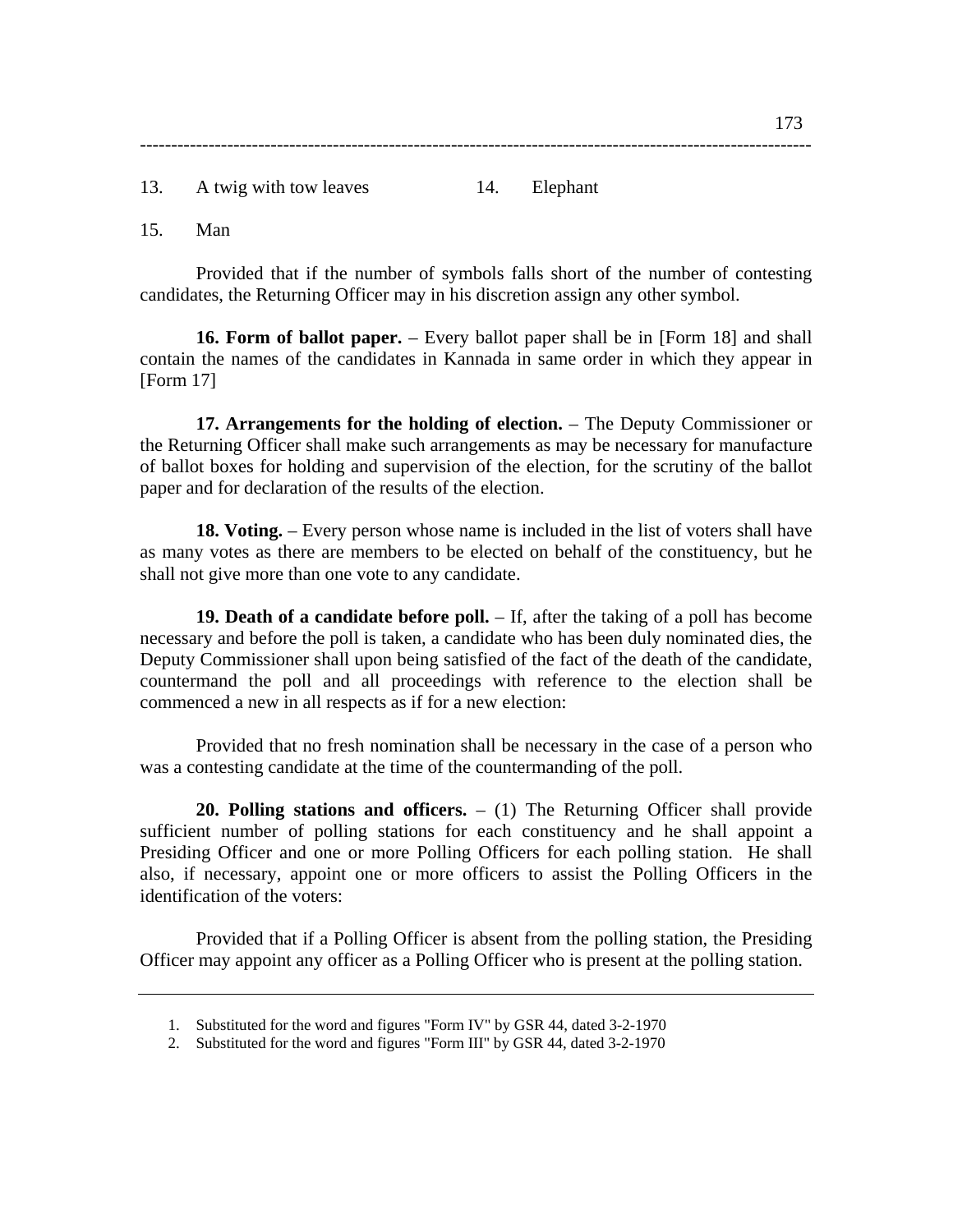13. A twig with tow leaves 14. Elephant

15. Man

Provided that if the number of symbols falls short of the number of contesting candidates, the Returning Officer may in his discretion assign any other symbol.

**16. Form of ballot paper.** – Every ballot paper shall be in [Form 18] and shall contain the names of the candidates in Kannada in same order in which they appear in [Form 17]

**17. Arrangements for the holding of election.** – The Deputy Commissioner or the Returning Officer shall make such arrangements as may be necessary for manufacture of ballot boxes for holding and supervision of the election, for the scrutiny of the ballot paper and for declaration of the results of the election.

**18. Voting.** – Every person whose name is included in the list of voters shall have as many votes as there are members to be elected on behalf of the constituency, but he shall not give more than one vote to any candidate.

**19. Death of a candidate before poll.** – If, after the taking of a poll has become necessary and before the poll is taken, a candidate who has been duly nominated dies, the Deputy Commissioner shall upon being satisfied of the fact of the death of the candidate, countermand the poll and all proceedings with reference to the election shall be commenced a new in all respects as if for a new election:

Provided that no fresh nomination shall be necessary in the case of a person who was a contesting candidate at the time of the countermanding of the poll.

**20. Polling stations and officers.** – (1) The Returning Officer shall provide sufficient number of polling stations for each constituency and he shall appoint a Presiding Officer and one or more Polling Officers for each polling station. He shall also, if necessary, appoint one or more officers to assist the Polling Officers in the identification of the voters:

Provided that if a Polling Officer is absent from the polling station, the Presiding Officer may appoint any officer as a Polling Officer who is present at the polling station.

---

1. Substituted for the word and figures "Form IV" by GSR 44, dated 3-2-1970
2. Substituted for the word and figures "Form III" by GSR 44, dated 3-2-1970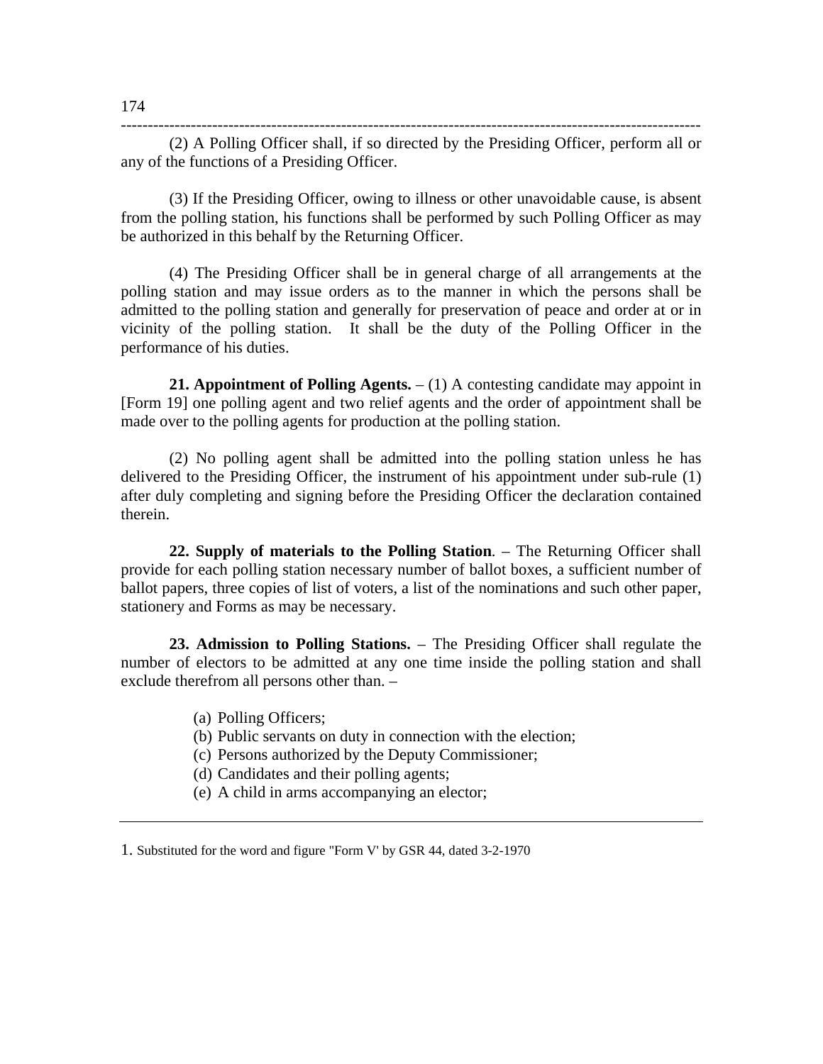(2) A Polling Officer shall, if so directed by the Presiding Officer, perform all or any of the functions of a Presiding Officer.

(3) If the Presiding Officer, owing to illness or other unavoidable cause, is absent from the polling station, his functions shall be performed by such Polling Officer as may be authorized in this behalf by the Returning Officer.

(4) The Presiding Officer shall be in general charge of all arrangements at the polling station and may issue orders as to the manner in which the persons shall be admitted to the polling station and generally for preservation of peace and order at or in vicinity of the polling station. It shall be the duty of the Polling Officer in the performance of his duties.

**21. Appointment of Polling Agents.** – (1) A contesting candidate may appoint in [Form 19] one polling agent and two relief agents and the order of appointment shall be made over to the polling agents for production at the polling station.

(2) No polling agent shall be admitted into the polling station unless he has delivered to the Presiding Officer, the instrument of his appointment under sub-rule (1) after duly completing and signing before the Presiding Officer the declaration contained therein.

**22. Supply of materials to the Polling Station**. – The Returning Officer shall provide for each polling station necessary number of ballot boxes, a sufficient number of ballot papers, three copies of list of voters, a list of the nominations and such other paper, stationery and Forms as may be necessary.

**23. Admission to Polling Stations.** – The Presiding Officer shall regulate the number of electors to be admitted at any one time inside the polling station and shall exclude therefrom all persons other than. –

(a) Polling Officers;
(b) Public servants on duty in connection with the election;
(c) Persons authorized by the Deputy Commissioner;
(d) Candidates and their polling agents;
(e) A child in arms accompanying an elector;

---

1. Substituted for the word and figure "Form V' by GSR 44, dated 3-2-1970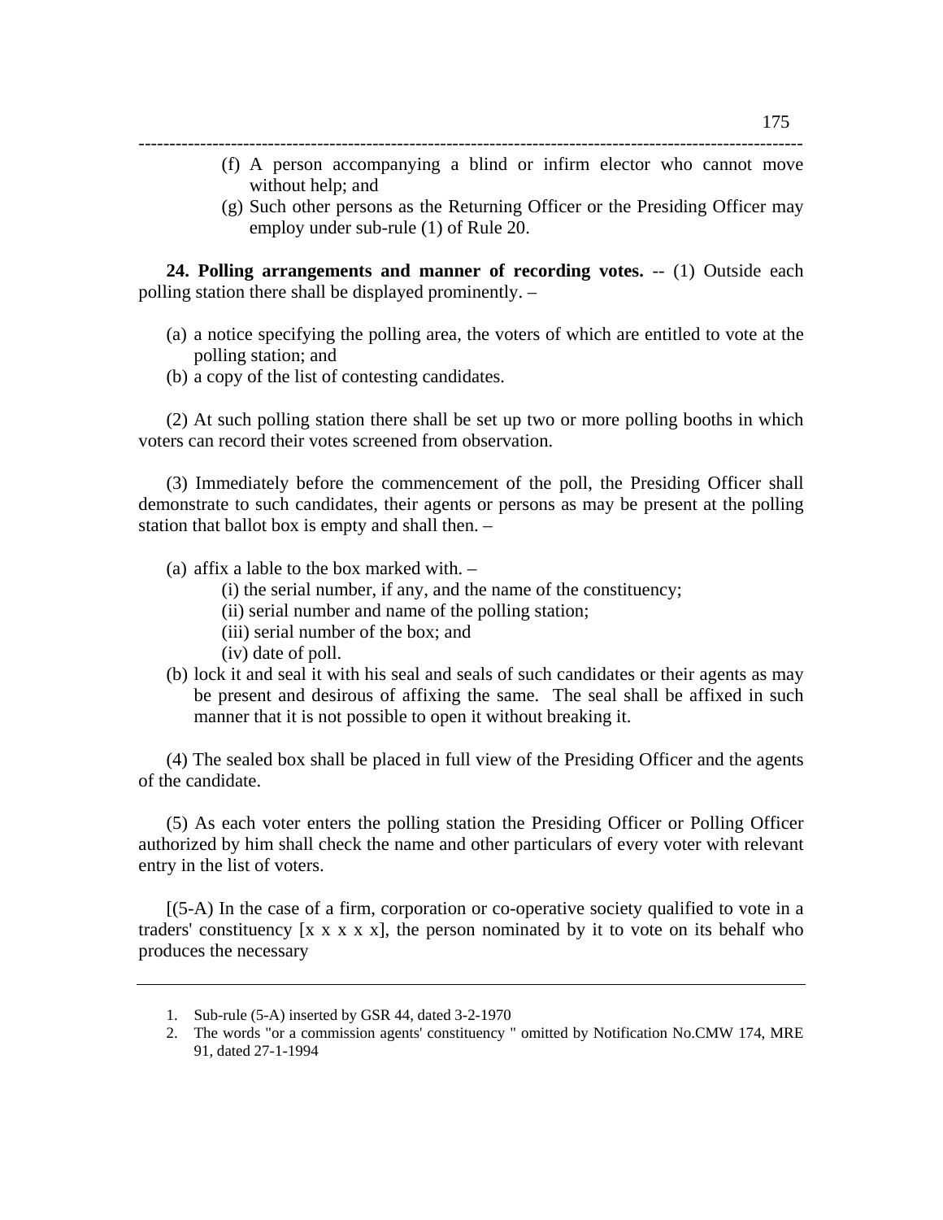(f) A person accompanying a blind or infirm elector who cannot move without help; and

(g) Such other persons as the Returning Officer or the Presiding Officer may employ under sub-rule (1) of Rule 20.

**24. Polling arrangements and manner of recording votes.** -- (1) Outside each polling station there shall be displayed prominently. –

(a) a notice specifying the polling area, the voters of which are entitled to vote at the polling station; and

(b) a copy of the list of contesting candidates.

(2) At such polling station there shall be set up two or more polling booths in which voters can record their votes screened from observation.

(3) Immediately before the commencement of the poll, the Presiding Officer shall demonstrate to such candidates, their agents or persons as may be present at the polling station that ballot box is empty and shall then. –

(a) affix a lable to the box marked with. –

(i) the serial number, if any, and the name of the constituency;

(ii) serial number and name of the polling station;

(iii) serial number of the box; and

(iv) date of poll.

(b) lock it and seal it with his seal and seals of such candidates or their agents as may be present and desirous of affixing the same. The seal shall be affixed in such manner that it is not possible to open it without breaking it.

(4) The sealed box shall be placed in full view of the Presiding Officer and the agents of the candidate.

(5) As each voter enters the polling station the Presiding Officer or Polling Officer authorized by him shall check the name and other particulars of every voter with relevant entry in the list of voters.

[(5-A) In the case of a firm, corporation or co-operative society qualified to vote in a traders' constituency [x x x x x], the person nominated by it to vote on its behalf who produces the necessary

---

1. Sub-rule (5-A) inserted by GSR 44, dated 3-2-1970
2. The words "or a commission agents' constituency " omitted by Notification No.CMW 174, MRE 91, dated 27-1-1994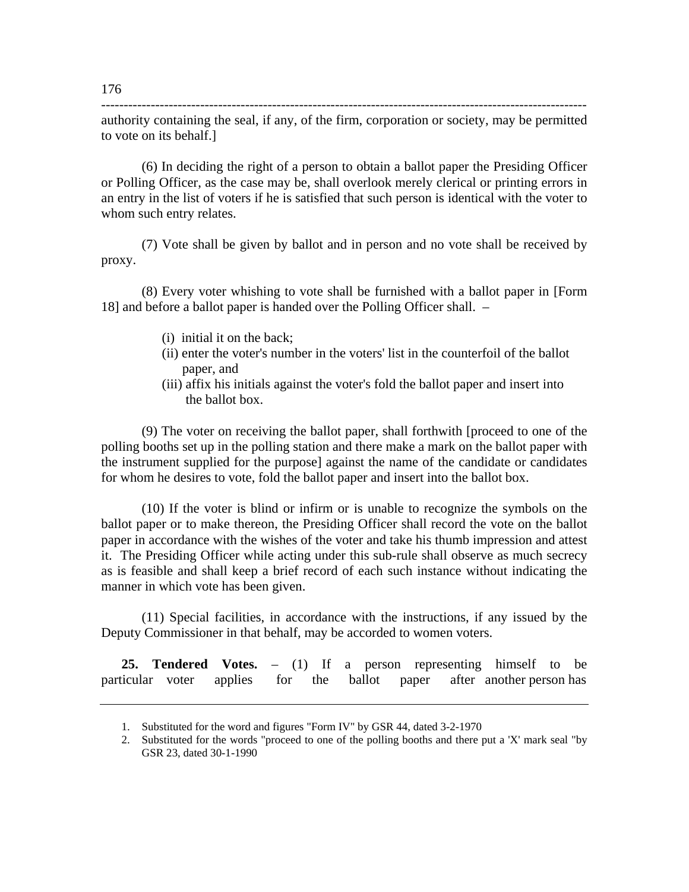authority containing the seal, if any, of the firm, corporation or society, may be permitted to vote on its behalf.]

(6) In deciding the right of a person to obtain a ballot paper the Presiding Officer or Polling Officer, as the case may be, shall overlook merely clerical or printing errors in an entry in the list of voters if he is satisfied that such person is identical with the voter to whom such entry relates.

(7) Vote shall be given by ballot and in person and no vote shall be received by proxy.

(8) Every voter whishing to vote shall be furnished with a ballot paper in [Form 18] and before a ballot paper is handed over the Polling Officer shall. –

(i) initial it on the back;
(ii) enter the voter's number in the voters' list in the counterfoil of the ballot paper, and
(iii) affix his initials against the voter's fold the ballot paper and insert into the ballot box.

(9) The voter on receiving the ballot paper, shall forthwith [proceed to one of the polling booths set up in the polling station and there make a mark on the ballot paper with the instrument supplied for the purpose] against the name of the candidate or candidates for whom he desires to vote, fold the ballot paper and insert into the ballot box.

(10) If the voter is blind or infirm or is unable to recognize the symbols on the ballot paper or to make thereon, the Presiding Officer shall record the vote on the ballot paper in accordance with the wishes of the voter and take his thumb impression and attest it. The Presiding Officer while acting under this sub-rule shall observe as much secrecy as is feasible and shall keep a brief record of each such instance without indicating the manner in which vote has been given.

(11) Special facilities, in accordance with the instructions, if any issued by the Deputy Commissioner in that behalf, may be accorded to women voters.

**25. Tendered Votes.** – (1) If a person representing himself to be particular voter applies for the ballot paper after another person has

---

1. Substituted for the word and figures "Form IV" by GSR 44, dated 3-2-1970
2. Substituted for the words "proceed to one of the polling booths and there put a 'X' mark seal "by GSR 23, dated 30-1-1990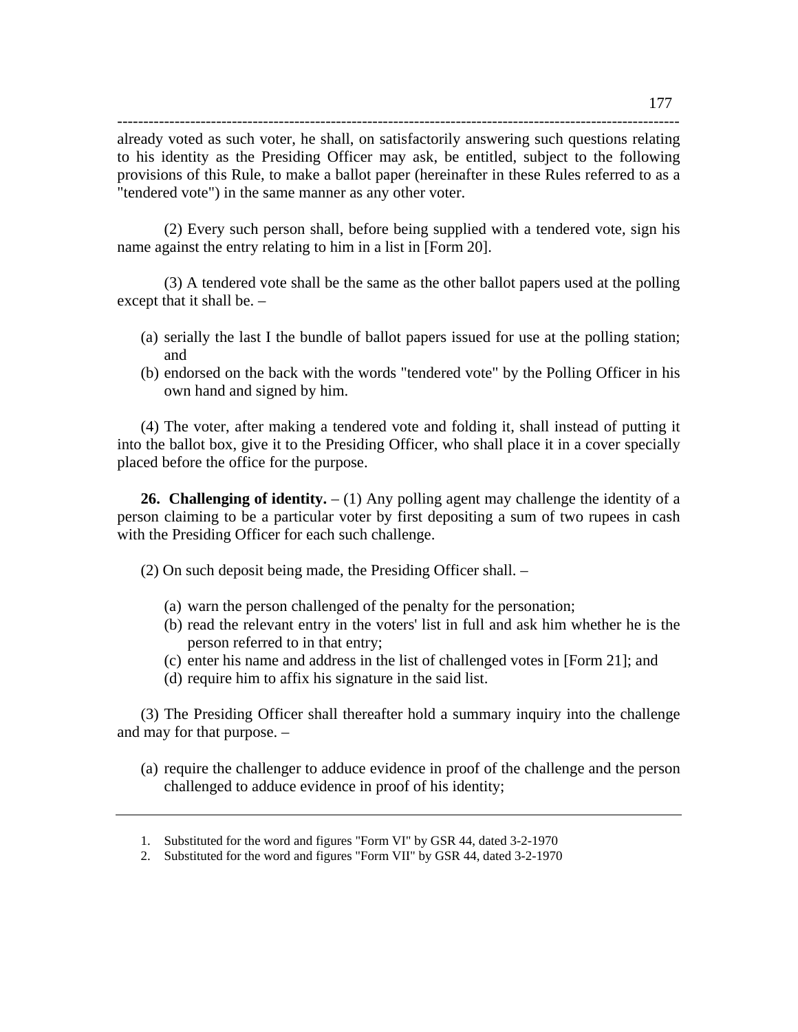already voted as such voter, he shall, on satisfactorily answering such questions relating to his identity as the Presiding Officer may ask, be entitled, subject to the following provisions of this Rule, to make a ballot paper (hereinafter in these Rules referred to as a "tendered vote") in the same manner as any other voter.

(2) Every such person shall, before being supplied with a tendered vote, sign his name against the entry relating to him in a list in [Form 20].

(3) A tendered vote shall be the same as the other ballot papers used at the polling except that it shall be. –

(a) serially the last I the bundle of ballot papers issued for use at the polling station; and
(b) endorsed on the back with the words "tendered vote" by the Polling Officer in his own hand and signed by him.

(4) The voter, after making a tendered vote and folding it, shall instead of putting it into the ballot box, give it to the Presiding Officer, who shall place it in a cover specially placed before the office for the purpose.

**26. Challenging of identity.** – (1) Any polling agent may challenge the identity of a person claiming to be a particular voter by first depositing a sum of two rupees in cash with the Presiding Officer for each such challenge.

(2) On such deposit being made, the Presiding Officer shall. –

(a) warn the person challenged of the penalty for the personation;
(b) read the relevant entry in the voters' list in full and ask him whether he is the person referred to in that entry;
(c) enter his name and address in the list of challenged votes in [Form 21]; and
(d) require him to affix his signature in the said list.

(3) The Presiding Officer shall thereafter hold a summary inquiry into the challenge and may for that purpose. –

(a) require the challenger to adduce evidence in proof of the challenge and the person challenged to adduce evidence in proof of his identity;

---

1. Substituted for the word and figures "Form VI" by GSR 44, dated 3-2-1970
2. Substituted for the word and figures "Form VII" by GSR 44, dated 3-2-1970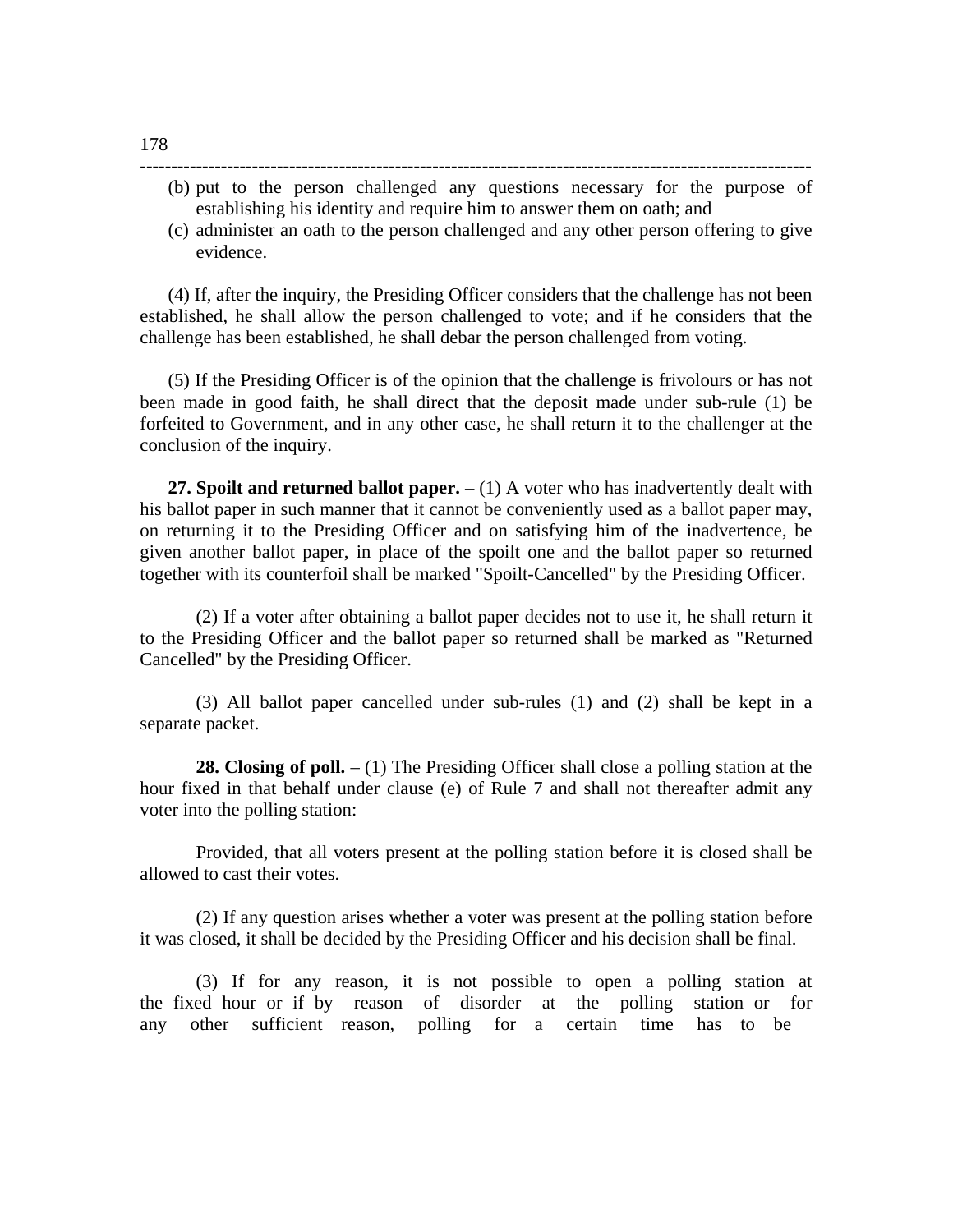(b) put to the person challenged any questions necessary for the purpose of establishing his identity and require him to answer them on oath; and

(c) administer an oath to the person challenged and any other person offering to give evidence.

(4) If, after the inquiry, the Presiding Officer considers that the challenge has not been established, he shall allow the person challenged to vote; and if he considers that the challenge has been established, he shall debar the person challenged from voting.

(5) If the Presiding Officer is of the opinion that the challenge is frivolours or has not been made in good faith, he shall direct that the deposit made under sub-rule (1) be forfeited to Government, and in any other case, he shall return it to the challenger at the conclusion of the inquiry.

**27. Spoilt and returned ballot paper.** – (1) A voter who has inadvertently dealt with his ballot paper in such manner that it cannot be conveniently used as a ballot paper may, on returning it to the Presiding Officer and on satisfying him of the inadvertence, be given another ballot paper, in place of the spoilt one and the ballot paper so returned together with its counterfoil shall be marked "Spoilt-Cancelled" by the Presiding Officer.

(2) If a voter after obtaining a ballot paper decides not to use it, he shall return it to the Presiding Officer and the ballot paper so returned shall be marked as "Returned Cancelled" by the Presiding Officer.

(3) All ballot paper cancelled under sub-rules (1) and (2) shall be kept in a separate packet.

**28. Closing of poll.** – (1) The Presiding Officer shall close a polling station at the hour fixed in that behalf under clause (e) of Rule 7 and shall not thereafter admit any voter into the polling station:

Provided, that all voters present at the polling station before it is closed shall be allowed to cast their votes.

(2) If any question arises whether a voter was present at the polling station before it was closed, it shall be decided by the Presiding Officer and his decision shall be final.

(3) If for any reason, it is not possible to open a polling station at the fixed hour or if by reason of disorder at the polling station or for any other sufficient reason, polling for a certain time has to be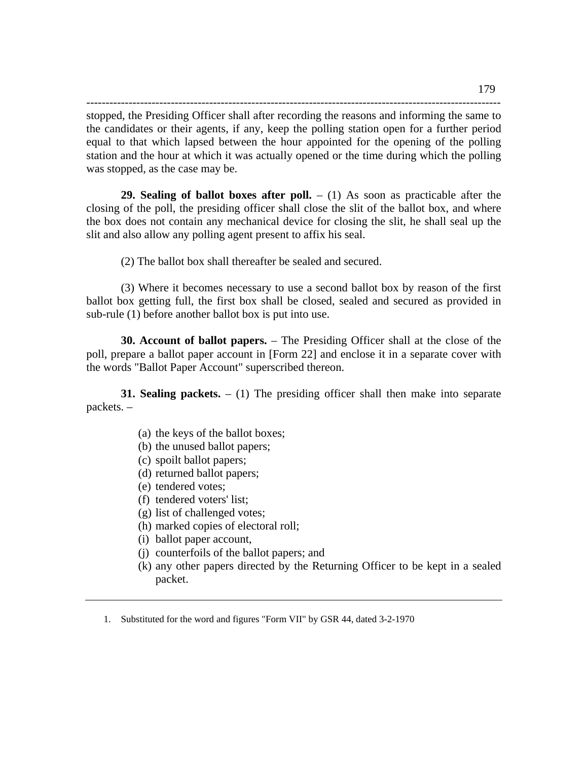stopped, the Presiding Officer shall after recording the reasons and informing the same to the candidates or their agents, if any, keep the polling station open for a further period equal to that which lapsed between the hour appointed for the opening of the polling station and the hour at which it was actually opened or the time during which the polling was stopped, as the case may be.

**29. Sealing of ballot boxes after poll.** – (1) As soon as practicable after the closing of the poll, the presiding officer shall close the slit of the ballot box, and where the box does not contain any mechanical device for closing the slit, he shall seal up the slit and also allow any polling agent present to affix his seal.

(2) The ballot box shall thereafter be sealed and secured.

(3) Where it becomes necessary to use a second ballot box by reason of the first ballot box getting full, the first box shall be closed, sealed and secured as provided in sub-rule (1) before another ballot box is put into use.

**30. Account of ballot papers.** – The Presiding Officer shall at the close of the poll, prepare a ballot paper account in [Form 22] and enclose it in a separate cover with the words "Ballot Paper Account" superscribed thereon.

**31. Sealing packets.** – (1) The presiding officer shall then make into separate packets. –

(a) the keys of the ballot boxes;
(b) the unused ballot papers;
(c) spoilt ballot papers;
(d) returned ballot papers;
(e) tendered votes;
(f) tendered voters' list;
(g) list of challenged votes;
(h) marked copies of electoral roll;
(i) ballot paper account,
(j) counterfoils of the ballot papers; and
(k) any other papers directed by the Returning Officer to be kept in a sealed packet.

---

1. Substituted for the word and figures "Form VII" by GSR 44, dated 3-2-1970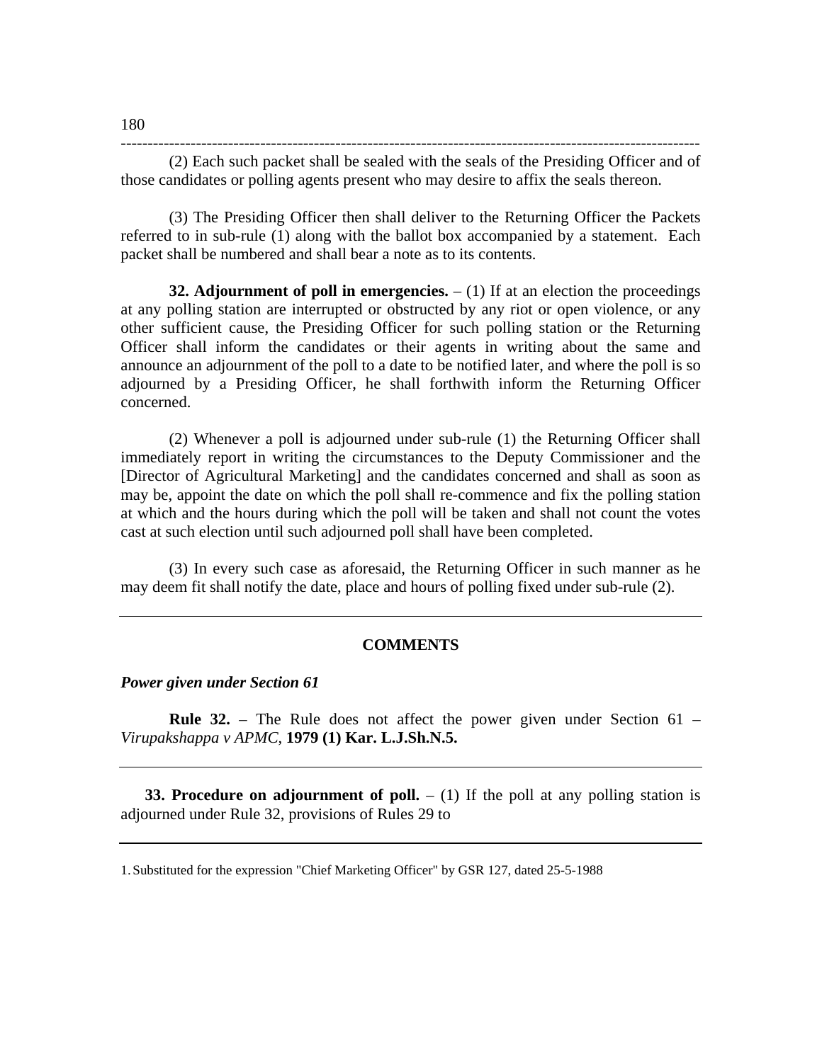(2) Each such packet shall be sealed with the seals of the Presiding Officer and of those candidates or polling agents present who may desire to affix the seals thereon.

(3) The Presiding Officer then shall deliver to the Returning Officer the Packets referred to in sub-rule (1) along with the ballot box accompanied by a statement. Each packet shall be numbered and shall bear a note as to its contents.

**32. Adjournment of poll in emergencies.** – (1) If at an election the proceedings at any polling station are interrupted or obstructed by any riot or open violence, or any other sufficient cause, the Presiding Officer for such polling station or the Returning Officer shall inform the candidates or their agents in writing about the same and announce an adjournment of the poll to a date to be notified later, and where the poll is so adjourned by a Presiding Officer, he shall forthwith inform the Returning Officer concerned.

(2) Whenever a poll is adjourned under sub-rule (1) the Returning Officer shall immediately report in writing the circumstances to the Deputy Commissioner and the [Director of Agricultural Marketing] and the candidates concerned and shall as soon as may be, appoint the date on which the poll shall re-commence and fix the polling station at which and the hours during which the poll will be taken and shall not count the votes cast at such election until such adjourned poll shall have been completed.

(3) In every such case as aforesaid, the Returning Officer in such manner as he may deem fit shall notify the date, place and hours of polling fixed under sub-rule (2).

---

**COMMENTS**

***Power given under Section 61***

**Rule 32.** – The Rule does not affect the power given under Section 61 – *Virupakshappa v APMC*, **1979 (1) Kar. L.J.Sh.N.5.**

---

**33. Procedure on adjournment of poll.** – (1) If the poll at any polling station is adjourned under Rule 32, provisions of Rules 29 to

---

1. Substituted for the expression "Chief Marketing Officer" by GSR 127, dated 25-5-1988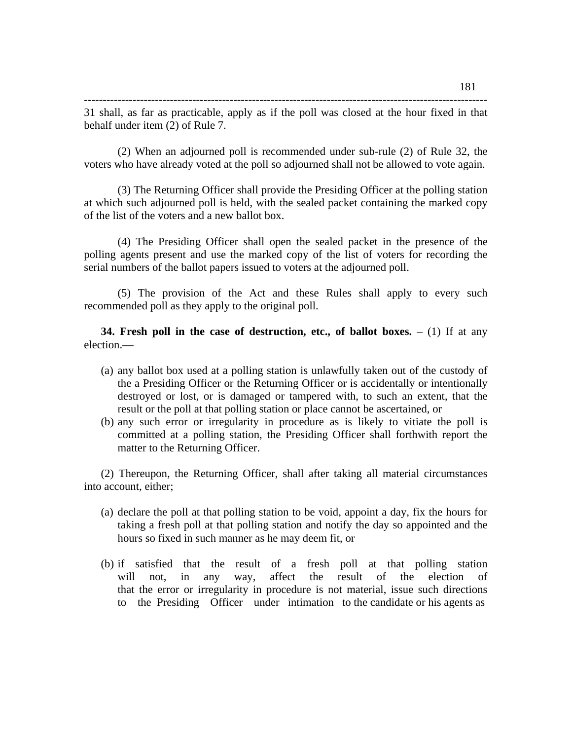31 shall, as far as practicable, apply as if the poll was closed at the hour fixed in that behalf under item (2) of Rule 7.

(2) When an adjourned poll is recommended under sub-rule (2) of Rule 32, the voters who have already voted at the poll so adjourned shall not be allowed to vote again.

(3) The Returning Officer shall provide the Presiding Officer at the polling station at which such adjourned poll is held, with the sealed packet containing the marked copy of the list of the voters and a new ballot box.

(4) The Presiding Officer shall open the sealed packet in the presence of the polling agents present and use the marked copy of the list of voters for recording the serial numbers of the ballot papers issued to voters at the adjourned poll.

(5) The provision of the Act and these Rules shall apply to every such recommended poll as they apply to the original poll.

**34. Fresh poll in the case of destruction, etc., of ballot boxes.** – (1) If at any election.—

(a) any ballot box used at a polling station is unlawfully taken out of the custody of the a Presiding Officer or the Returning Officer or is accidentally or intentionally destroyed or lost, or is damaged or tampered with, to such an extent, that the result or the poll at that polling station or place cannot be ascertained, or
(b) any such error or irregularity in procedure as is likely to vitiate the poll is committed at a polling station, the Presiding Officer shall forthwith report the matter to the Returning Officer.

(2) Thereupon, the Returning Officer, shall after taking all material circumstances into account, either;

(a) declare the poll at that polling station to be void, appoint a day, fix the hours for taking a fresh poll at that polling station and notify the day so appointed and the hours so fixed in such manner as he may deem fit, or

(b) if satisfied that the result of a fresh poll at that polling station will not, in any way, affect the result of the election of that the error or irregularity in procedure is not material, issue such directions to the Presiding Officer under intimation to the candidate or his agents as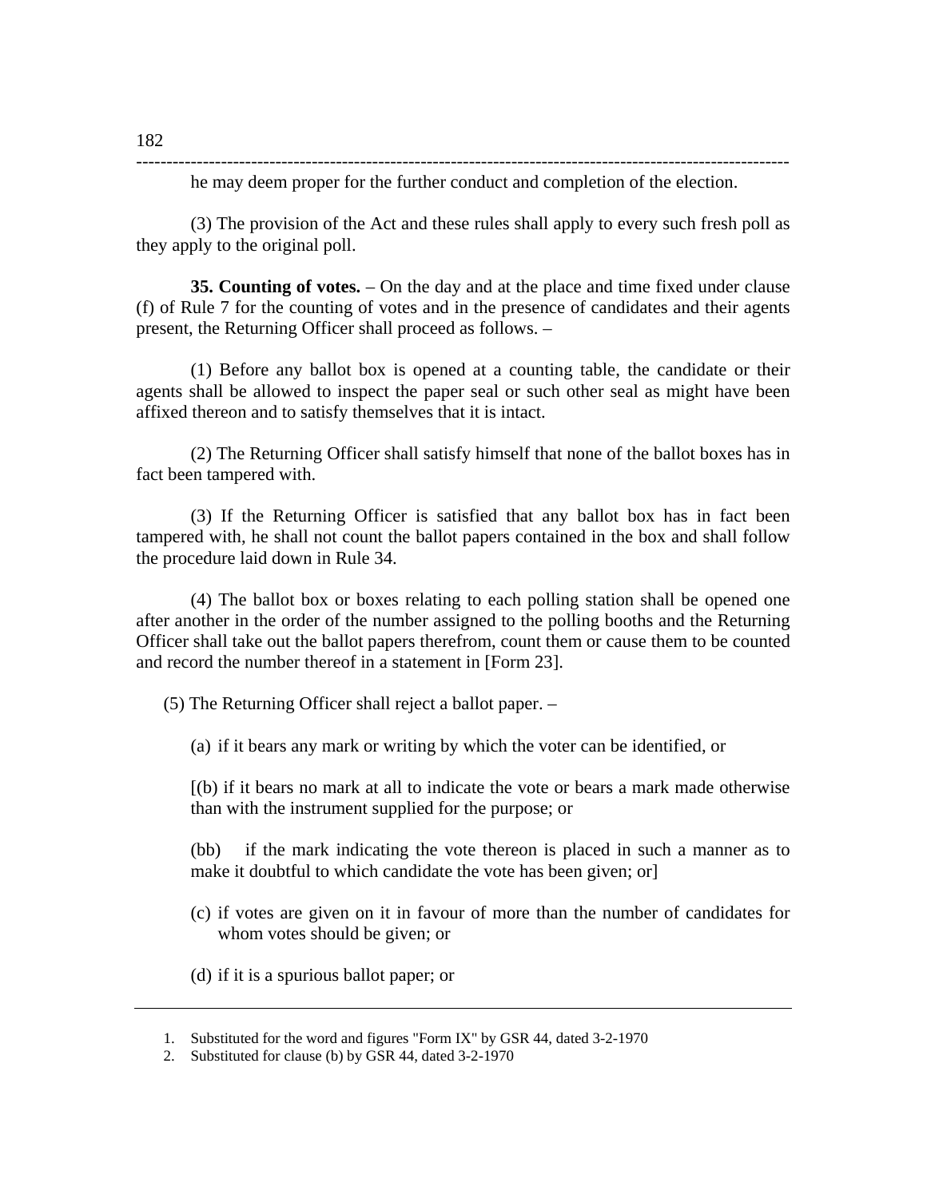he may deem proper for the further conduct and completion of the election.

(3) The provision of the Act and these rules shall apply to every such fresh poll as they apply to the original poll.

**35. Counting of votes.** – On the day and at the place and time fixed under clause (f) of Rule 7 for the counting of votes and in the presence of candidates and their agents present, the Returning Officer shall proceed as follows. –

(1) Before any ballot box is opened at a counting table, the candidate or their agents shall be allowed to inspect the paper seal or such other seal as might have been affixed thereon and to satisfy themselves that it is intact.

(2) The Returning Officer shall satisfy himself that none of the ballot boxes has in fact been tampered with.

(3) If the Returning Officer is satisfied that any ballot box has in fact been tampered with, he shall not count the ballot papers contained in the box and shall follow the procedure laid down in Rule 34.

(4) The ballot box or boxes relating to each polling station shall be opened one after another in the order of the number assigned to the polling booths and the Returning Officer shall take out the ballot papers therefrom, count them or cause them to be counted and record the number thereof in a statement in [Form 23].

(5) The Returning Officer shall reject a ballot paper. –

(a) if it bears any mark or writing by which the voter can be identified, or

[(b) if it bears no mark at all to indicate the vote or bears a mark made otherwise than with the instrument supplied for the purpose; or

(bb) if the mark indicating the vote thereon is placed in such a manner as to make it doubtful to which candidate the vote has been given; or]

(c) if votes are given on it in favour of more than the number of candidates for whom votes should be given; or

(d) if it is a spurious ballot paper; or

---

1. Substituted for the word and figures "Form IX" by GSR 44, dated 3-2-1970
2. Substituted for clause (b) by GSR 44, dated 3-2-1970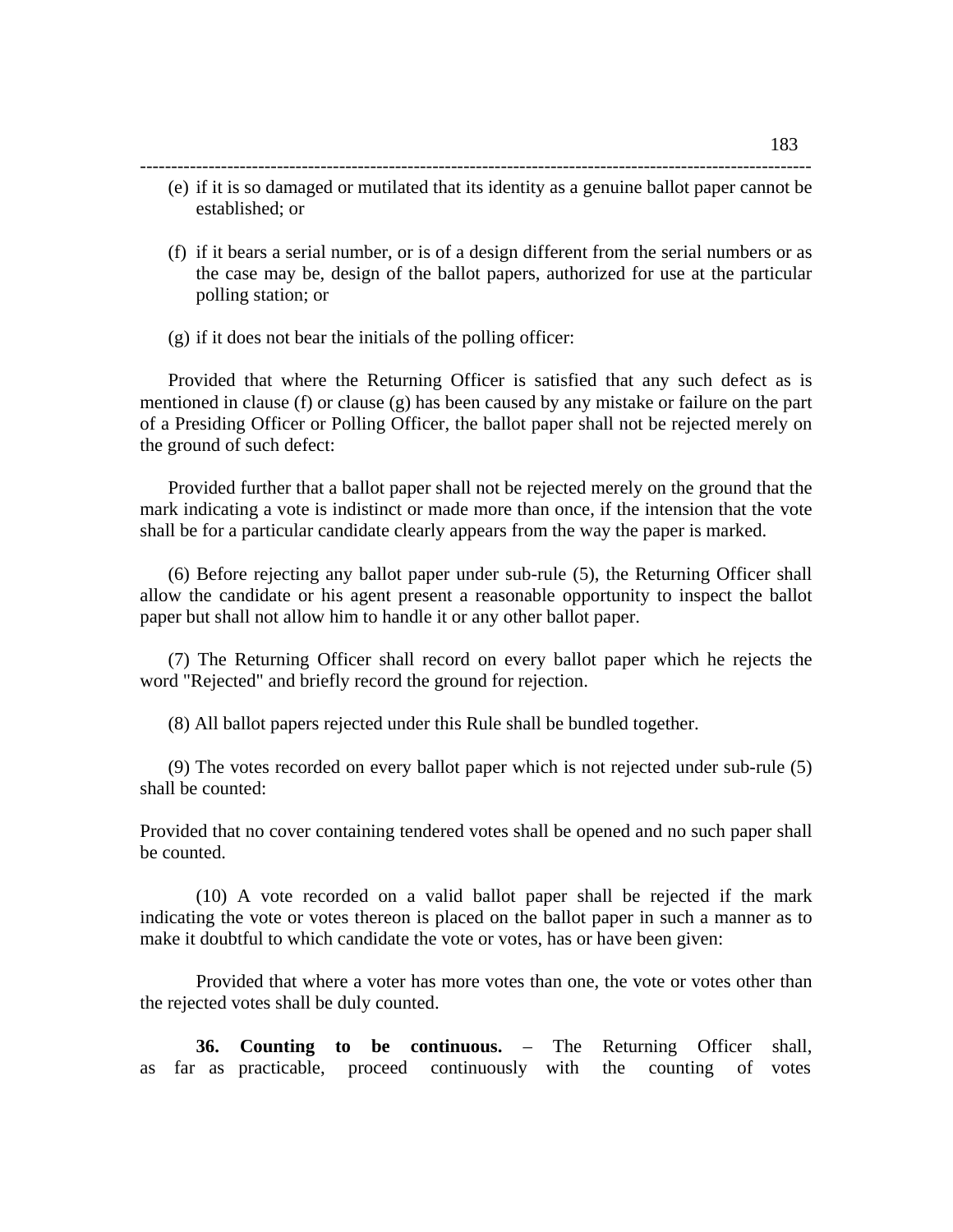(e) if it is so damaged or mutilated that its identity as a genuine ballot paper cannot be established; or

(f) if it bears a serial number, or is of a design different from the serial numbers or as the case may be, design of the ballot papers, authorized for use at the particular polling station; or

(g) if it does not bear the initials of the polling officer:

Provided that where the Returning Officer is satisfied that any such defect as is mentioned in clause (f) or clause (g) has been caused by any mistake or failure on the part of a Presiding Officer or Polling Officer, the ballot paper shall not be rejected merely on the ground of such defect:

Provided further that a ballot paper shall not be rejected merely on the ground that the mark indicating a vote is indistinct or made more than once, if the intension that the vote shall be for a particular candidate clearly appears from the way the paper is marked.

(6) Before rejecting any ballot paper under sub-rule (5), the Returning Officer shall allow the candidate or his agent present a reasonable opportunity to inspect the ballot paper but shall not allow him to handle it or any other ballot paper.

(7) The Returning Officer shall record on every ballot paper which he rejects the word "Rejected" and briefly record the ground for rejection.

(8) All ballot papers rejected under this Rule shall be bundled together.

(9) The votes recorded on every ballot paper which is not rejected under sub-rule (5) shall be counted:

Provided that no cover containing tendered votes shall be opened and no such paper shall be counted.

(10) A vote recorded on a valid ballot paper shall be rejected if the mark indicating the vote or votes thereon is placed on the ballot paper in such a manner as to make it doubtful to which candidate the vote or votes, has or have been given:

Provided that where a voter has more votes than one, the vote or votes other than the rejected votes shall be duly counted.

**36. Counting to be continuous.** – The Returning Officer shall, as far as practicable, proceed continuously with the counting of votes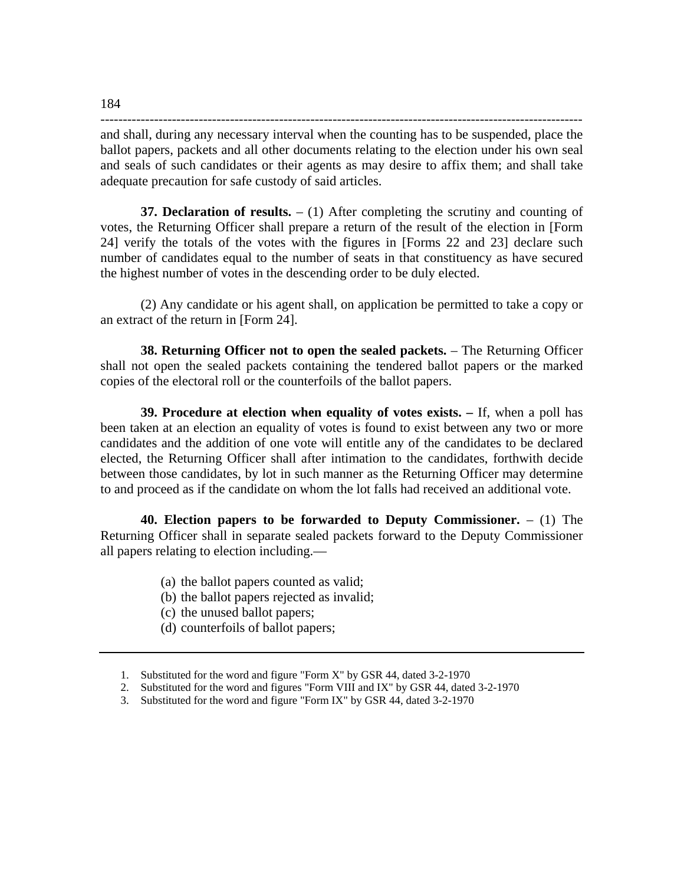and shall, during any necessary interval when the counting has to be suspended, place the ballot papers, packets and all other documents relating to the election under his own seal and seals of such candidates or their agents as may desire to affix them; and shall take adequate precaution for safe custody of said articles.

**37. Declaration of results.** – (1) After completing the scrutiny and counting of votes, the Returning Officer shall prepare a return of the result of the election in [Form 24] verify the totals of the votes with the figures in [Forms 22 and 23] declare such number of candidates equal to the number of seats in that constituency as have secured the highest number of votes in the descending order to be duly elected.

(2) Any candidate or his agent shall, on application be permitted to take a copy or an extract of the return in [Form 24].

**38. Returning Officer not to open the sealed packets.** – The Returning Officer shall not open the sealed packets containing the tendered ballot papers or the marked copies of the electoral roll or the counterfoils of the ballot papers.

**39. Procedure at election when equality of votes exists. –** If, when a poll has been taken at an election an equality of votes is found to exist between any two or more candidates and the addition of one vote will entitle any of the candidates to be declared elected, the Returning Officer shall after intimation to the candidates, forthwith decide between those candidates, by lot in such manner as the Returning Officer may determine to and proceed as if the candidate on whom the lot falls had received an additional vote.

**40. Election papers to be forwarded to Deputy Commissioner.** – (1) The Returning Officer shall in separate sealed packets forward to the Deputy Commissioner all papers relating to election including.—

(a) the ballot papers counted as valid;
(b) the ballot papers rejected as invalid;
(c) the unused ballot papers;
(d) counterfoils of ballot papers;

---

1. Substituted for the word and figure "Form X" by GSR 44, dated 3-2-1970
2. Substituted for the word and figures "Form VIII and IX" by GSR 44, dated 3-2-1970
3. Substituted for the word and figure "Form IX" by GSR 44, dated 3-2-1970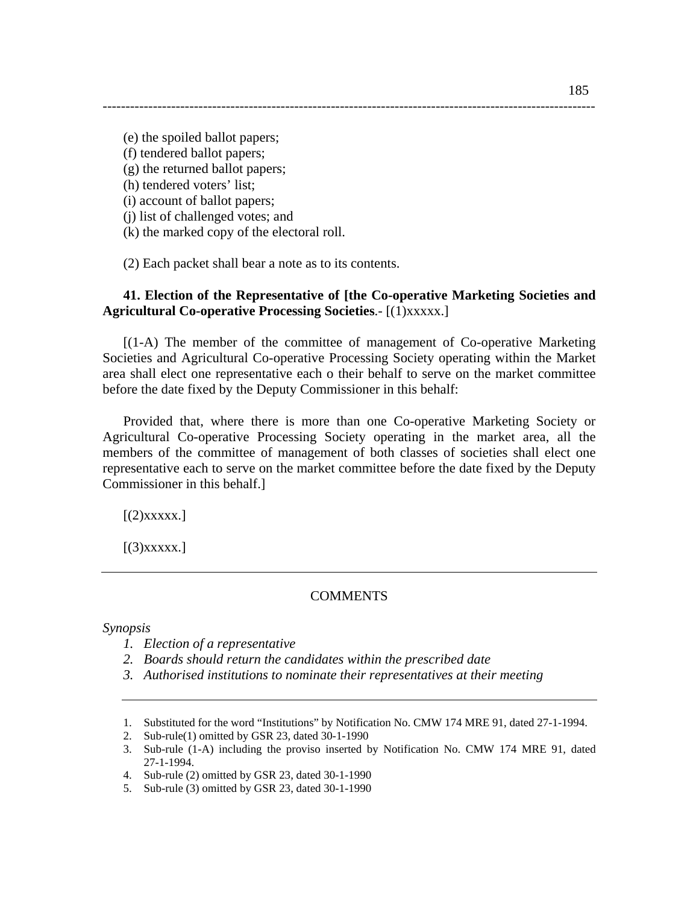(e) the spoiled ballot papers;
(f) tendered ballot papers;
(g) the returned ballot papers;
(h) tendered voters' list;
(i) account of ballot papers;
(j) list of challenged votes; and
(k) the marked copy of the electoral roll.

(2) Each packet shall bear a note as to its contents.

**41. Election of the Representative of [the Co-operative Marketing Societies and Agricultural Co-operative Processing Societies**.- [(1)xxxxx.]

[(1-A) The member of the committee of management of Co-operative Marketing Societies and Agricultural Co-operative Processing Society operating within the Market area shall elect one representative each o their behalf to serve on the market committee before the date fixed by the Deputy Commissioner in this behalf:

Provided that, where there is more than one Co-operative Marketing Society or Agricultural Co-operative Processing Society operating in the market area, all the members of the committee of management of both classes of societies shall elect one representative each to serve on the market committee before the date fixed by the Deputy Commissioner in this behalf.]

[(2)xxxxx.]

[(3)xxxxx.]

---

COMMENTS

*Synopsis*

1. *Election of a representative*
2. *Boards should return the candidates within the prescribed date*
3. *Authorised institutions to nominate their representatives at their meeting*

---

1. Substituted for the word "Institutions" by Notification No. CMW 174 MRE 91, dated 27-1-1994.
2. Sub-rule(1) omitted by GSR 23, dated 30-1-1990
3. Sub-rule (1-A) including the proviso inserted by Notification No. CMW 174 MRE 91, dated 27-1-1994.
4. Sub-rule (2) omitted by GSR 23, dated 30-1-1990
5. Sub-rule (3) omitted by GSR 23, dated 30-1-1990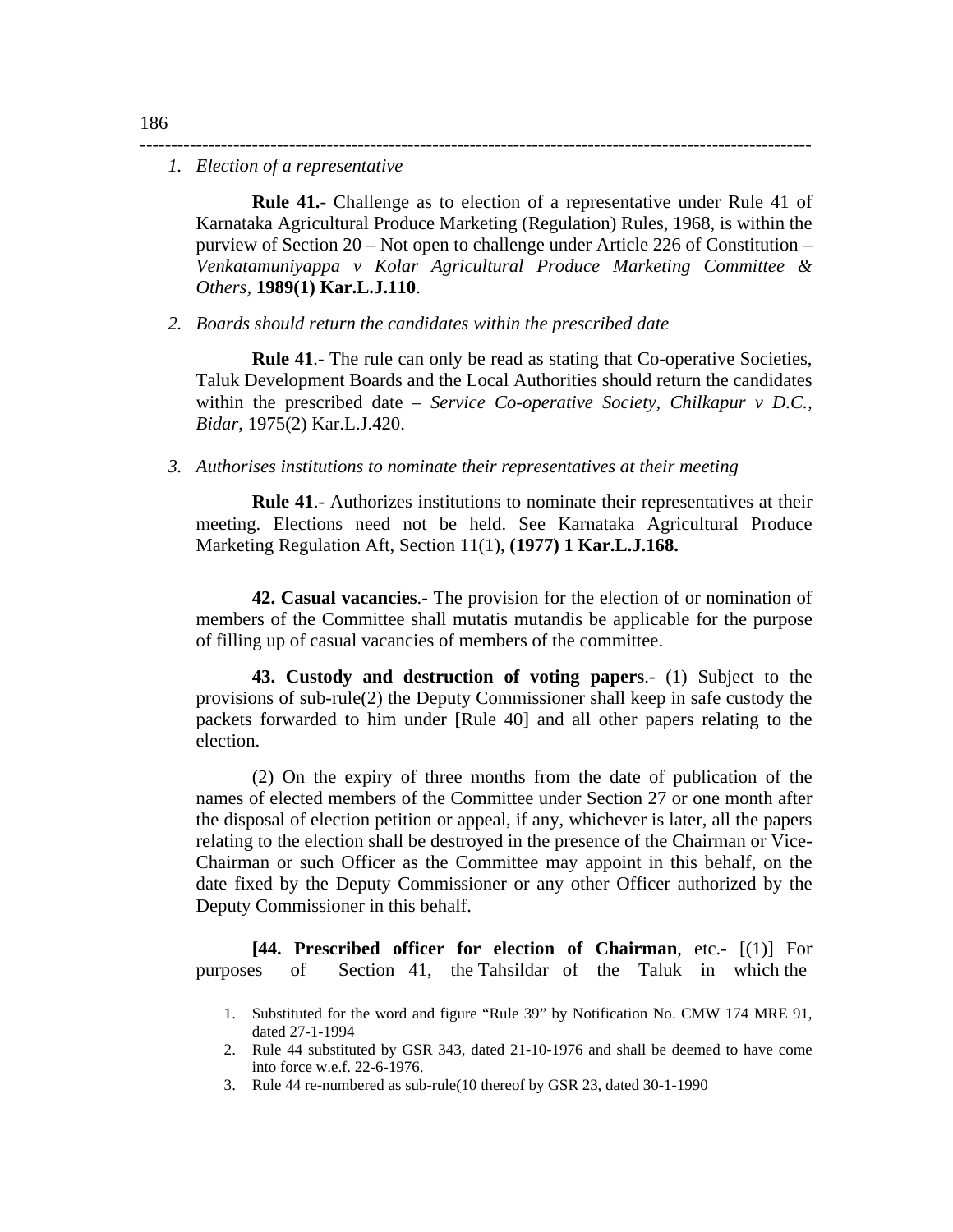1. *Election of a representative*

**Rule 41.**- Challenge as to election of a representative under Rule 41 of Karnataka Agricultural Produce Marketing (Regulation) Rules, 1968, is within the purview of Section 20 – Not open to challenge under Article 226 of Constitution – *Venkatamuniyappa v Kolar Agricultural Produce Marketing Committee & Others,* **1989(1) Kar.L.J.110**.

2. *Boards should return the candidates within the prescribed date*

**Rule 41**.- The rule can only be read as stating that Co-operative Societies, Taluk Development Boards and the Local Authorities should return the candidates within the prescribed date – *Service Co-operative Society, Chilkapur v D.C., Bidar*, 1975(2) Kar.L.J.420.

3. *Authorises institutions to nominate their representatives at their meeting*

**Rule 41**.- Authorizes institutions to nominate their representatives at their meeting. Elections need not be held. See Karnataka Agricultural Produce Marketing Regulation Aft, Section 11(1), **(1977) 1 Kar.L.J.168.**

---

**42. Casual vacancies**.- The provision for the election of or nomination of members of the Committee shall mutatis mutandis be applicable for the purpose of filling up of casual vacancies of members of the committee.

**43. Custody and destruction of voting papers**.- (1) Subject to the provisions of sub-rule(2) the Deputy Commissioner shall keep in safe custody the packets forwarded to him under [Rule 40] and all other papers relating to the election.

(2) On the expiry of three months from the date of publication of the names of elected members of the Committee under Section 27 or one month after the disposal of election petition or appeal, if any, whichever is later, all the papers relating to the election shall be destroyed in the presence of the Chairman or Vice-Chairman or such Officer as the Committee may appoint in this behalf, on the date fixed by the Deputy Commissioner or any other Officer authorized by the Deputy Commissioner in this behalf.

**[44. Prescribed officer for election of Chairman**, etc.- [(1)] For purposes of Section 41, the Tahsildar of the Taluk in which the

---

1. Substituted for the word and figure "Rule 39" by Notification No. CMW 174 MRE 91, dated 27-1-1994
2. Rule 44 substituted by GSR 343, dated 21-10-1976 and shall be deemed to have come into force w.e.f. 22-6-1976.
3. Rule 44 re-numbered as sub-rule(10 thereof by GSR 23, dated 30-1-1990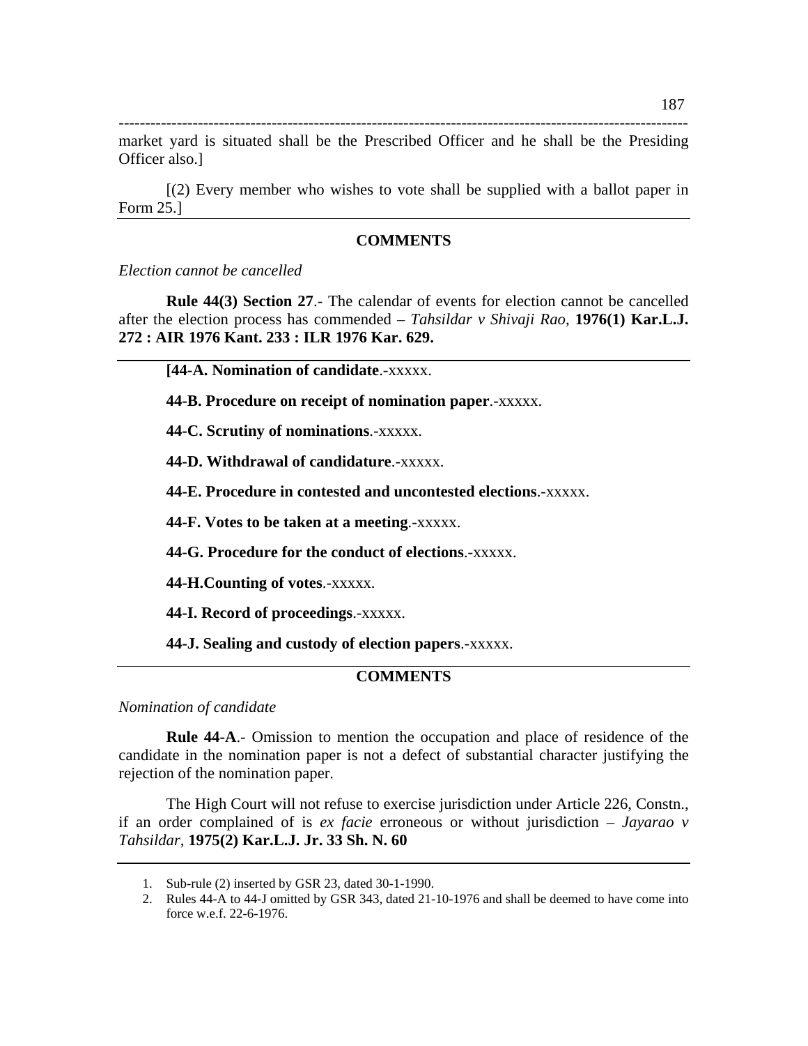market yard is situated shall be the Prescribed Officer and he shall be the Presiding Officer also.]

[(2) Every member who wishes to vote shall be supplied with a ballot paper in Form 25.]

---

**COMMENTS**

*Election cannot be cancelled*

**Rule 44(3) Section 27**.- The calendar of events for election cannot be cancelled after the election process has commended – *Tahsildar v Shivaji Rao*, **1976(1) Kar.L.J. 272 : AIR 1976 Kant. 233 : ILR 1976 Kar. 629.**

---

**[44-A. Nomination of candidate**.-xxxxx.

**44-B. Procedure on receipt of nomination paper**.-xxxxx.

**44-C. Scrutiny of nominations**.-xxxxx.

**44-D. Withdrawal of candidature**.-xxxxx.

**44-E. Procedure in contested and uncontested elections**.-xxxxx.

**44-F. Votes to be taken at a meeting**.-xxxxx.

**44-G. Procedure for the conduct of elections**.-xxxxx.

**44-H.Counting of votes**.-xxxxx.

**44-I. Record of proceedings**.-xxxxx.

**44-J. Sealing and custody of election papers**.-xxxxx.

---

**COMMENTS**

*Nomination of candidate*

**Rule 44-A**.- Omission to mention the occupation and place of residence of the candidate in the nomination paper is not a defect of substantial character justifying the rejection of the nomination paper.

The High Court will not refuse to exercise jurisdiction under Article 226, Constn., if an order complained of is *ex facie* erroneous or without jurisdiction – *Jayarao v Tahsildar*, **1975(2) Kar.L.J. Jr. 33 Sh. N. 60**

---

1. Sub-rule (2) inserted by GSR 23, dated 30-1-1990.
2. Rules 44-A to 44-J omitted by GSR 343, dated 21-10-1976 and shall be deemed to have come into force w.e.f. 22-6-1976.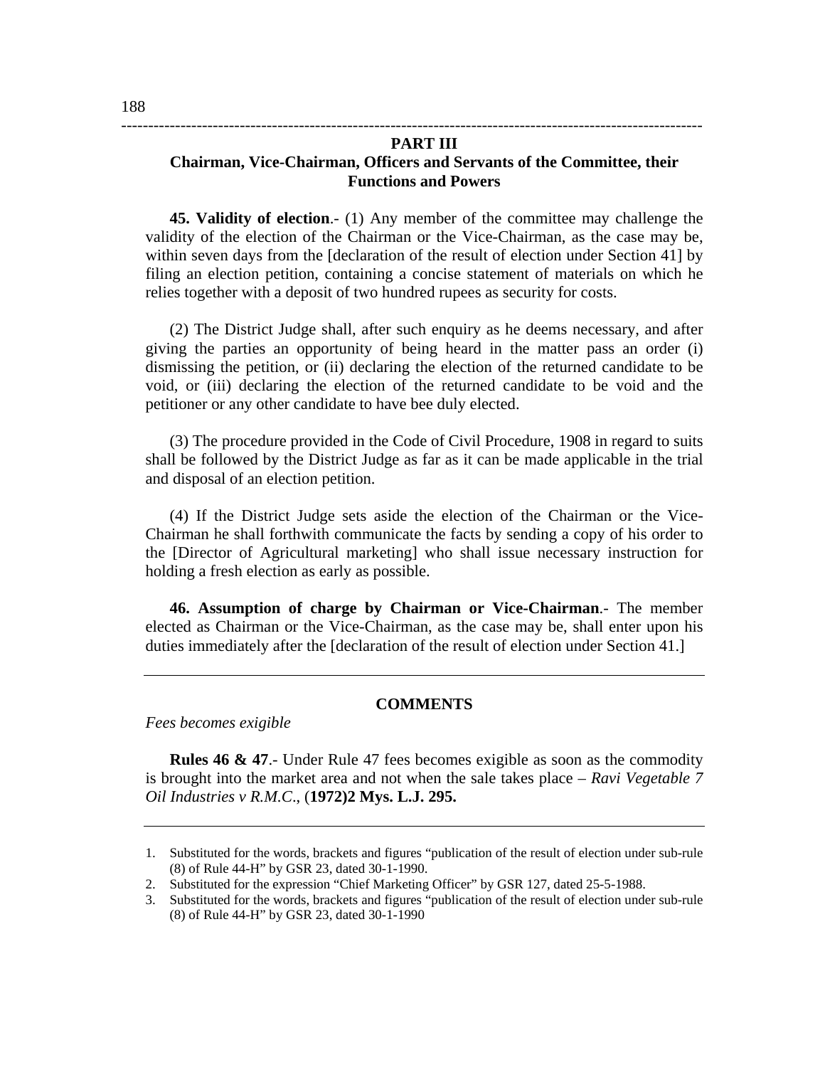## PART III

## Chairman, Vice-Chairman, Officers and Servants of the Committee, their Functions and Powers

**45. Validity of election**.- (1) Any member of the committee may challenge the validity of the election of the Chairman or the Vice-Chairman, as the case may be, within seven days from the [declaration of the result of election under Section 41] by filing an election petition, containing a concise statement of materials on which he relies together with a deposit of two hundred rupees as security for costs.

(2) The District Judge shall, after such enquiry as he deems necessary, and after giving the parties an opportunity of being heard in the matter pass an order (i) dismissing the petition, or (ii) declaring the election of the returned candidate to be void, or (iii) declaring the election of the returned candidate to be void and the petitioner or any other candidate to have bee duly elected.

(3) The procedure provided in the Code of Civil Procedure, 1908 in regard to suits shall be followed by the District Judge as far as it can be made applicable in the trial and disposal of an election petition.

(4) If the District Judge sets aside the election of the Chairman or the Vice-Chairman he shall forthwith communicate the facts by sending a copy of his order to the [Director of Agricultural marketing] who shall issue necessary instruction for holding a fresh election as early as possible.

**46. Assumption of charge by Chairman or Vice-Chairman**.- The member elected as Chairman or the Vice-Chairman, as the case may be, shall enter upon his duties immediately after the [declaration of the result of election under Section 41.]

---

**COMMENTS**

*Fees becomes exigible*

**Rules 46 & 47**.- Under Rule 47 fees becomes exigible as soon as the commodity is brought into the market area and not when the sale takes place – *Ravi Vegetable 7 Oil Industries v R.M.C.*, (**1972)2 Mys. L.J. 295.**

---

1. Substituted for the words, brackets and figures "publication of the result of election under sub-rule (8) of Rule 44-H" by GSR 23, dated 30-1-1990.
2. Substituted for the expression "Chief Marketing Officer" by GSR 127, dated 25-5-1988.
3. Substituted for the words, brackets and figures "publication of the result of election under sub-rule (8) of Rule 44-H" by GSR 23, dated 30-1-1990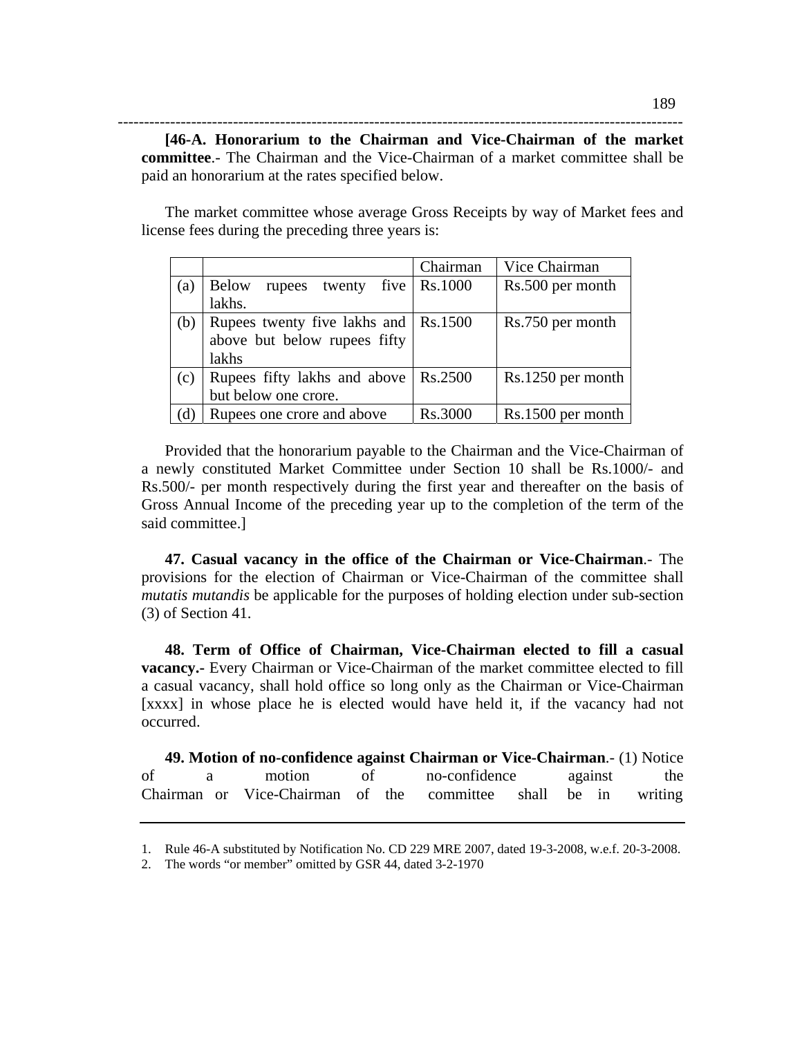**[46-A. Honorarium to the Chairman and Vice-Chairman of the market committee**.- The Chairman and the Vice-Chairman of a market committee shall be paid an honorarium at the rates specified below.

The market committee whose average Gross Receipts by way of Market fees and license fees during the preceding three years is:

| | | Chairman | Vice Chairman |
|---|---|---|---|
| (a) | Below rupees twenty five lakhs. | Rs.1000 | Rs.500 per month |
| (b) | Rupees twenty five lakhs and above but below rupees fifty lakhs | Rs.1500 | Rs.750 per month |
| (c) | Rupees fifty lakhs and above but below one crore. | Rs.2500 | Rs.1250 per month |
| (d) | Rupees one crore and above | Rs.3000 | Rs.1500 per month |

Provided that the honorarium payable to the Chairman and the Vice-Chairman of a newly constituted Market Committee under Section 10 shall be Rs.1000/- and Rs.500/- per month respectively during the first year and thereafter on the basis of Gross Annual Income of the preceding year up to the completion of the term of the said committee.]

**47. Casual vacancy in the office of the Chairman or Vice-Chairman**.- The provisions for the election of Chairman or Vice-Chairman of the committee shall *mutatis mutandis* be applicable for the purposes of holding election under sub-section (3) of Section 41.

**48. Term of Office of Chairman, Vice-Chairman elected to fill a casual vacancy.-** Every Chairman or Vice-Chairman of the market committee elected to fill a casual vacancy, shall hold office so long only as the Chairman or Vice-Chairman [xxxx] in whose place he is elected would have held it, if the vacancy had not occurred.

**49. Motion of no-confidence against Chairman or Vice-Chairman**.- (1) Notice of a motion of no-confidence against the Chairman or Vice-Chairman of the committee shall be in writing

---

1. Rule 46-A substituted by Notification No. CD 229 MRE 2007, dated 19-3-2008, w.e.f. 20-3-2008.
2. The words "or member" omitted by GSR 44, dated 3-2-1970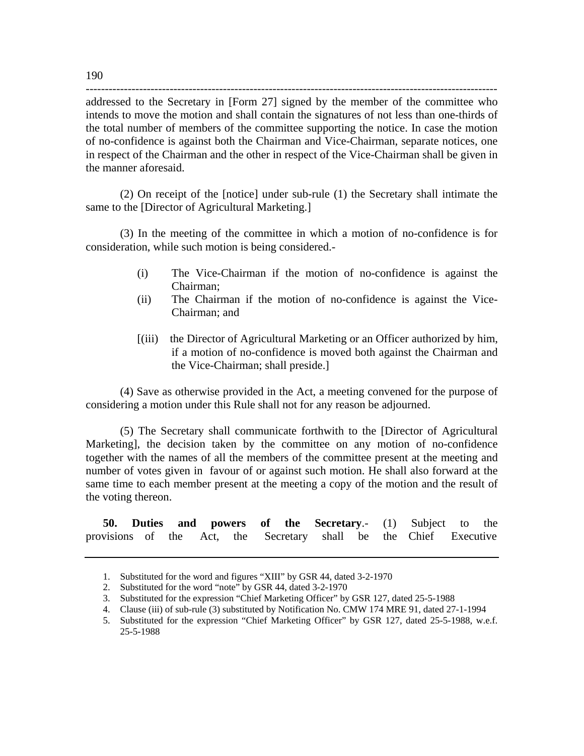addressed to the Secretary in [Form 27] signed by the member of the committee who intends to move the motion and shall contain the signatures of not less than one-thirds of the total number of members of the committee supporting the notice. In case the motion of no-confidence is against both the Chairman and Vice-Chairman, separate notices, one in respect of the Chairman and the other in respect of the Vice-Chairman shall be given in the manner aforesaid.

(2) On receipt of the [notice] under sub-rule (1) the Secretary shall intimate the same to the [Director of Agricultural Marketing.]

(3) In the meeting of the committee in which a motion of no-confidence is for consideration, while such motion is being considered.-

- (i) The Vice-Chairman if the motion of no-confidence is against the Chairman;
- (ii) The Chairman if the motion of no-confidence is against the Vice-Chairman; and
- [(iii) the Director of Agricultural Marketing or an Officer authorized by him, if a motion of no-confidence is moved both against the Chairman and the Vice-Chairman; shall preside.]

(4) Save as otherwise provided in the Act, a meeting convened for the purpose of considering a motion under this Rule shall not for any reason be adjourned.

(5) The Secretary shall communicate forthwith to the [Director of Agricultural Marketing], the decision taken by the committee on any motion of no-confidence together with the names of all the members of the committee present at the meeting and number of votes given in favour of or against such motion. He shall also forward at the same time to each member present at the meeting a copy of the motion and the result of the voting thereon.

**50. Duties and powers of the Secretary**.- (1) Subject to the provisions of the Act, the Secretary shall be the Chief Executive

---

1. Substituted for the word and figures "XIII" by GSR 44, dated 3-2-1970
2. Substituted for the word "note" by GSR 44, dated 3-2-1970
3. Substituted for the expression "Chief Marketing Officer" by GSR 127, dated 25-5-1988
4. Clause (iii) of sub-rule (3) substituted by Notification No. CMW 174 MRE 91, dated 27-1-1994
5. Substituted for the expression "Chief Marketing Officer" by GSR 127, dated 25-5-1988, w.e.f. 25-5-1988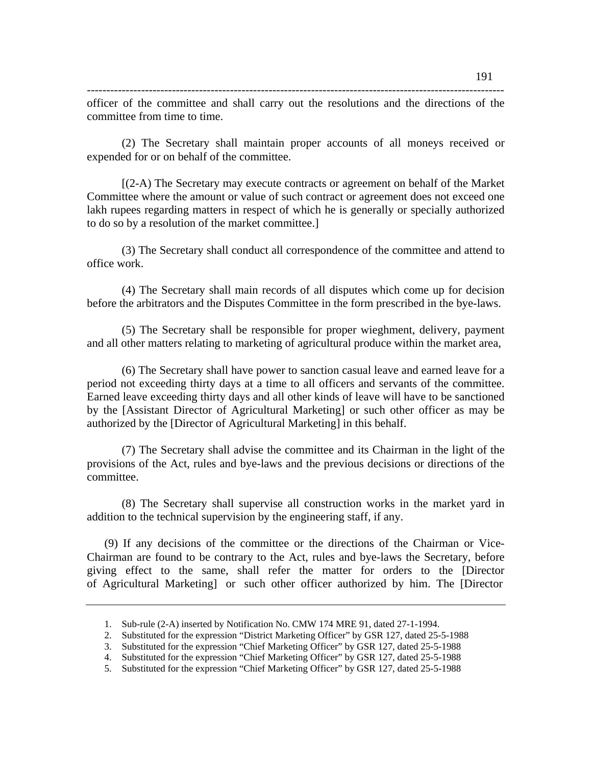officer of the committee and shall carry out the resolutions and the directions of the committee from time to time.

(2) The Secretary shall maintain proper accounts of all moneys received or expended for or on behalf of the committee.

[(2-A) The Secretary may execute contracts or agreement on behalf of the Market Committee where the amount or value of such contract or agreement does not exceed one lakh rupees regarding matters in respect of which he is generally or specially authorized to do so by a resolution of the market committee.]

(3) The Secretary shall conduct all correspondence of the committee and attend to office work.

(4) The Secretary shall main records of all disputes which come up for decision before the arbitrators and the Disputes Committee in the form prescribed in the bye-laws.

(5) The Secretary shall be responsible for proper wieghment, delivery, payment and all other matters relating to marketing of agricultural produce within the market area,

(6) The Secretary shall have power to sanction casual leave and earned leave for a period not exceeding thirty days at a time to all officers and servants of the committee. Earned leave exceeding thirty days and all other kinds of leave will have to be sanctioned by the [Assistant Director of Agricultural Marketing] or such other officer as may be authorized by the [Director of Agricultural Marketing] in this behalf.

(7) The Secretary shall advise the committee and its Chairman in the light of the provisions of the Act, rules and bye-laws and the previous decisions or directions of the committee.

(8) The Secretary shall supervise all construction works in the market yard in addition to the technical supervision by the engineering staff, if any.

(9) If any decisions of the committee or the directions of the Chairman or Vice-Chairman are found to be contrary to the Act, rules and bye-laws the Secretary, before giving effect to the same, shall refer the matter for orders to the [Director of Agricultural Marketing] or such other officer authorized by him. The [Director

---

1. Sub-rule (2-A) inserted by Notification No. CMW 174 MRE 91, dated 27-1-1994.
2. Substituted for the expression "District Marketing Officer" by GSR 127, dated 25-5-1988
3. Substituted for the expression "Chief Marketing Officer" by GSR 127, dated 25-5-1988
4. Substituted for the expression "Chief Marketing Officer" by GSR 127, dated 25-5-1988
5. Substituted for the expression "Chief Marketing Officer" by GSR 127, dated 25-5-1988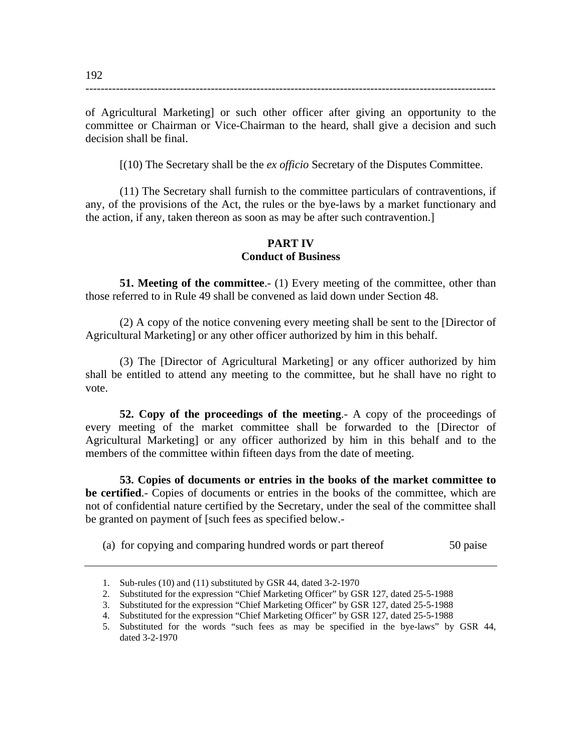of Agricultural Marketing] or such other officer after giving an opportunity to the committee or Chairman or Vice-Chairman to the heard, shall give a decision and such decision shall be final.

[(10) The Secretary shall be the *ex officio* Secretary of the Disputes Committee.

(11) The Secretary shall furnish to the committee particulars of contraventions, if any, of the provisions of the Act, the rules or the bye-laws by a market functionary and the action, if any, taken thereon as soon as may be after such contravention.]

## PART IV
## Conduct of Business

**51. Meeting of the committee**.- (1) Every meeting of the committee, other than those referred to in Rule 49 shall be convened as laid down under Section 48.

(2) A copy of the notice convening every meeting shall be sent to the [Director of Agricultural Marketing] or any other officer authorized by him in this behalf.

(3) The [Director of Agricultural Marketing] or any officer authorized by him shall be entitled to attend any meeting to the committee, but he shall have no right to vote.

**52. Copy of the proceedings of the meeting**.- A copy of the proceedings of every meeting of the market committee shall be forwarded to the [Director of Agricultural Marketing] or any officer authorized by him in this behalf and to the members of the committee within fifteen days from the date of meeting.

**53. Copies of documents or entries in the books of the market committee to be certified**.- Copies of documents or entries in the books of the committee, which are not of confidential nature certified by the Secretary, under the seal of the committee shall be granted on payment of [such fees as specified below.-

(a) for copying and comparing hundred words or part thereof 50 paise

---

1. Sub-rules (10) and (11) substituted by GSR 44, dated 3-2-1970
2. Substituted for the expression "Chief Marketing Officer" by GSR 127, dated 25-5-1988
3. Substituted for the expression "Chief Marketing Officer" by GSR 127, dated 25-5-1988
4. Substituted for the expression "Chief Marketing Officer" by GSR 127, dated 25-5-1988
5. Substituted for the words "such fees as may be specified in the bye-laws" by GSR 44, dated 3-2-1970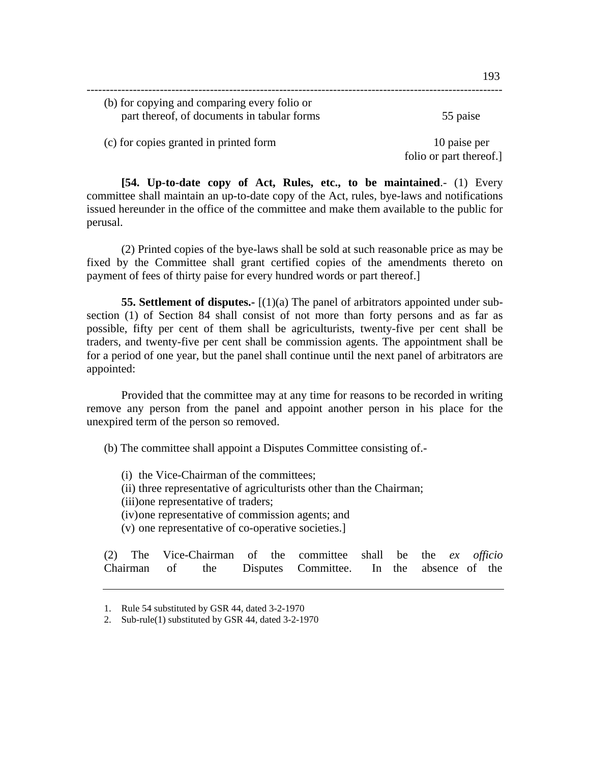(b) for copying and comparing every folio or part thereof, of documents in tabular forms — 55 paise

(c) for copies granted in printed form — 10 paise per folio or part thereof.]

**[54. Up-to-date copy of Act, Rules, etc., to be maintained**.- (1) Every committee shall maintain an up-to-date copy of the Act, rules, bye-laws and notifications issued hereunder in the office of the committee and make them available to the public for perusal.

(2) Printed copies of the bye-laws shall be sold at such reasonable price as may be fixed by the Committee shall grant certified copies of the amendments thereto on payment of fees of thirty paise for every hundred words or part thereof.]

**55. Settlement of disputes.-** [(1)(a) The panel of arbitrators appointed under sub-section (1) of Section 84 shall consist of not more than forty persons and as far as possible, fifty per cent of them shall be agriculturists, twenty-five per cent shall be traders, and twenty-five per cent shall be commission agents. The appointment shall be for a period of one year, but the panel shall continue until the next panel of arbitrators are appointed:

Provided that the committee may at any time for reasons to be recorded in writing remove any person from the panel and appoint another person in his place for the unexpired term of the person so removed.

(b) The committee shall appoint a Disputes Committee consisting of.-

(i) the Vice-Chairman of the committees;
(ii) three representative of agriculturists other than the Chairman;
(iii) one representative of traders;
(iv) one representative of commission agents; and
(v) one representative of co-operative societies.]

(2) The Vice-Chairman of the committee shall be the *ex officio* Chairman of the Disputes Committee. In the absence of the

---

1. Rule 54 substituted by GSR 44, dated 3-2-1970
2. Sub-rule(1) substituted by GSR 44, dated 3-2-1970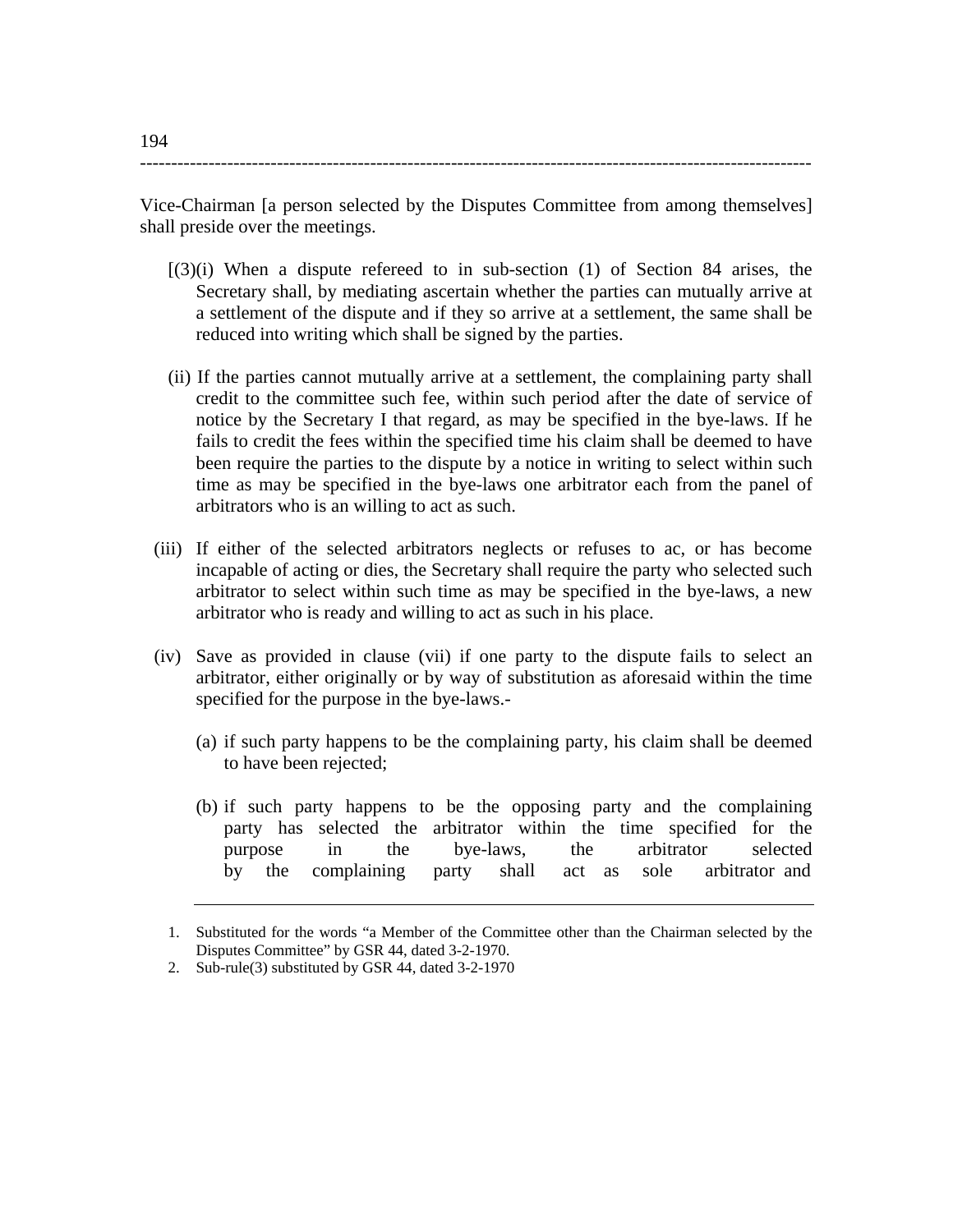Vice-Chairman [a person selected by the Disputes Committee from among themselves] shall preside over the meetings.

[(3)(i) When a dispute refereed to in sub-section (1) of Section 84 arises, the Secretary shall, by mediating ascertain whether the parties can mutually arrive at a settlement of the dispute and if they so arrive at a settlement, the same shall be reduced into writing which shall be signed by the parties.

(ii) If the parties cannot mutually arrive at a settlement, the complaining party shall credit to the committee such fee, within such period after the date of service of notice by the Secretary I that regard, as may be specified in the bye-laws. If he fails to credit the fees within the specified time his claim shall be deemed to have been require the parties to the dispute by a notice in writing to select within such time as may be specified in the bye-laws one arbitrator each from the panel of arbitrators who is an willing to act as such.

(iii) If either of the selected arbitrators neglects or refuses to ac, or has become incapable of acting or dies, the Secretary shall require the party who selected such arbitrator to select within such time as may be specified in the bye-laws, a new arbitrator who is ready and willing to act as such in his place.

(iv) Save as provided in clause (vii) if one party to the dispute fails to select an arbitrator, either originally or by way of substitution as aforesaid within the time specified for the purpose in the bye-laws.-

(a) if such party happens to be the complaining party, his claim shall be deemed to have been rejected;

(b) if such party happens to be the opposing party and the complaining party has selected the arbitrator within the time specified for the purpose in the bye-laws, the arbitrator selected by the complaining party shall act as sole arbitrator and

---

1. Substituted for the words "a Member of the Committee other than the Chairman selected by the Disputes Committee" by GSR 44, dated 3-2-1970.
2. Sub-rule(3) substituted by GSR 44, dated 3-2-1970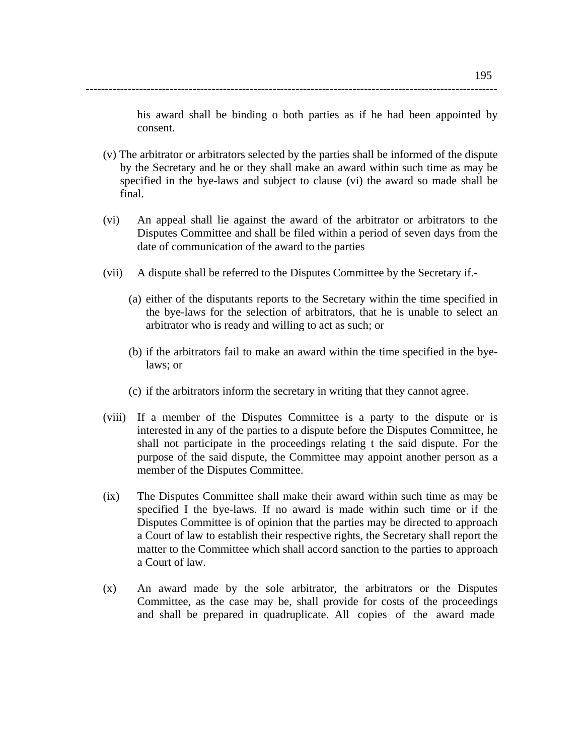his award shall be binding o both parties as if he had been appointed by consent.

(v) The arbitrator or arbitrators selected by the parties shall be informed of the dispute by the Secretary and he or they shall make an award within such time as may be specified in the bye-laws and subject to clause (vi) the award so made shall be final.

(vi) An appeal shall lie against the award of the arbitrator or arbitrators to the Disputes Committee and shall be filed within a period of seven days from the date of communication of the award to the parties

(vii) A dispute shall be referred to the Disputes Committee by the Secretary if.-

(a) either of the disputants reports to the Secretary within the time specified in the bye-laws for the selection of arbitrators, that he is unable to select an arbitrator who is ready and willing to act as such; or

(b) if the arbitrators fail to make an award within the time specified in the bye-laws; or

(c) if the arbitrators inform the secretary in writing that they cannot agree.

(viii) If a member of the Disputes Committee is a party to the dispute or is interested in any of the parties to a dispute before the Disputes Committee, he shall not participate in the proceedings relating t the said dispute. For the purpose of the said dispute, the Committee may appoint another person as a member of the Disputes Committee.

(ix) The Disputes Committee shall make their award within such time as may be specified I the bye-laws. If no award is made within such time or if the Disputes Committee is of opinion that the parties may be directed to approach a Court of law to establish their respective rights, the Secretary shall report the matter to the Committee which shall accord sanction to the parties to approach a Court of law.

(x) An award made by the sole arbitrator, the arbitrators or the Disputes Committee, as the case may be, shall provide for costs of the proceedings and shall be prepared in quadruplicate. All copies of the award made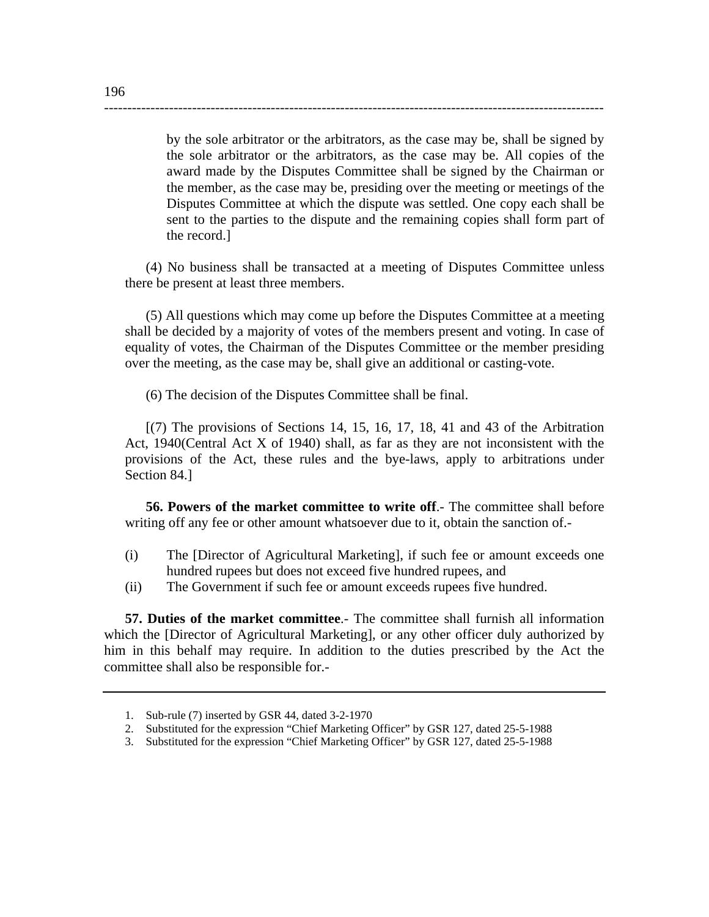by the sole arbitrator or the arbitrators, as the case may be, shall be signed by the sole arbitrator or the arbitrators, as the case may be. All copies of the award made by the Disputes Committee shall be signed by the Chairman or the member, as the case may be, presiding over the meeting or meetings of the Disputes Committee at which the dispute was settled. One copy each shall be sent to the parties to the dispute and the remaining copies shall form part of the record.]

(4) No business shall be transacted at a meeting of Disputes Committee unless there be present at least three members.

(5) All questions which may come up before the Disputes Committee at a meeting shall be decided by a majority of votes of the members present and voting. In case of equality of votes, the Chairman of the Disputes Committee or the member presiding over the meeting, as the case may be, shall give an additional or casting-vote.

(6) The decision of the Disputes Committee shall be final.

[(7) The provisions of Sections 14, 15, 16, 17, 18, 41 and 43 of the Arbitration Act, 1940(Central Act X of 1940) shall, as far as they are not inconsistent with the provisions of the Act, these rules and the bye-laws, apply to arbitrations under Section 84.]

**56. Powers of the market committee to write off**.- The committee shall before writing off any fee or other amount whatsoever due to it, obtain the sanction of.-

(i) The [Director of Agricultural Marketing], if such fee or amount exceeds one hundred rupees but does not exceed five hundred rupees, and

(ii) The Government if such fee or amount exceeds rupees five hundred.

**57. Duties of the market committee**.- The committee shall furnish all information which the [Director of Agricultural Marketing], or any other officer duly authorized by him in this behalf may require. In addition to the duties prescribed by the Act the committee shall also be responsible for.-

---

1. Sub-rule (7) inserted by GSR 44, dated 3-2-1970
2. Substituted for the expression "Chief Marketing Officer" by GSR 127, dated 25-5-1988
3. Substituted for the expression "Chief Marketing Officer" by GSR 127, dated 25-5-1988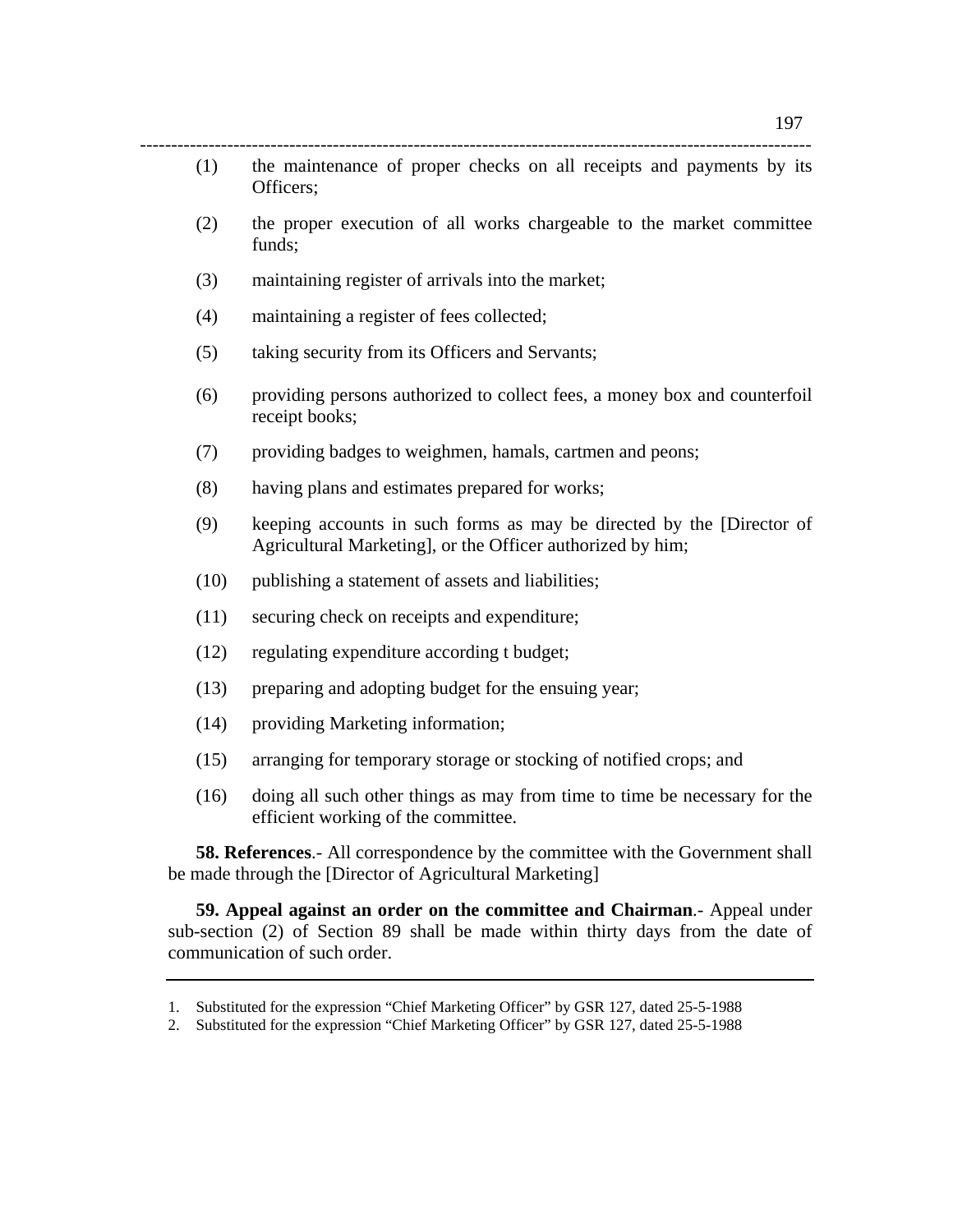(1) the maintenance of proper checks on all receipts and payments by its Officers;

(2) the proper execution of all works chargeable to the market committee funds;

(3) maintaining register of arrivals into the market;

(4) maintaining a register of fees collected;

(5) taking security from its Officers and Servants;

(6) providing persons authorized to collect fees, a money box and counterfoil receipt books;

(7) providing badges to weighmen, hamals, cartmen and peons;

(8) having plans and estimates prepared for works;

(9) keeping accounts in such forms as may be directed by the [Director of Agricultural Marketing], or the Officer authorized by him;

(10) publishing a statement of assets and liabilities;

(11) securing check on receipts and expenditure;

(12) regulating expenditure according t budget;

(13) preparing and adopting budget for the ensuing year;

(14) providing Marketing information;

(15) arranging for temporary storage or stocking of notified crops; and

(16) doing all such other things as may from time to time be necessary for the efficient working of the committee.

**58. References**.- All correspondence by the committee with the Government shall be made through the [Director of Agricultural Marketing]

**59. Appeal against an order on the committee and Chairman**.- Appeal under sub-section (2) of Section 89 shall be made within thirty days from the date of communication of such order.

---

1. Substituted for the expression "Chief Marketing Officer" by GSR 127, dated 25-5-1988
2. Substituted for the expression "Chief Marketing Officer" by GSR 127, dated 25-5-1988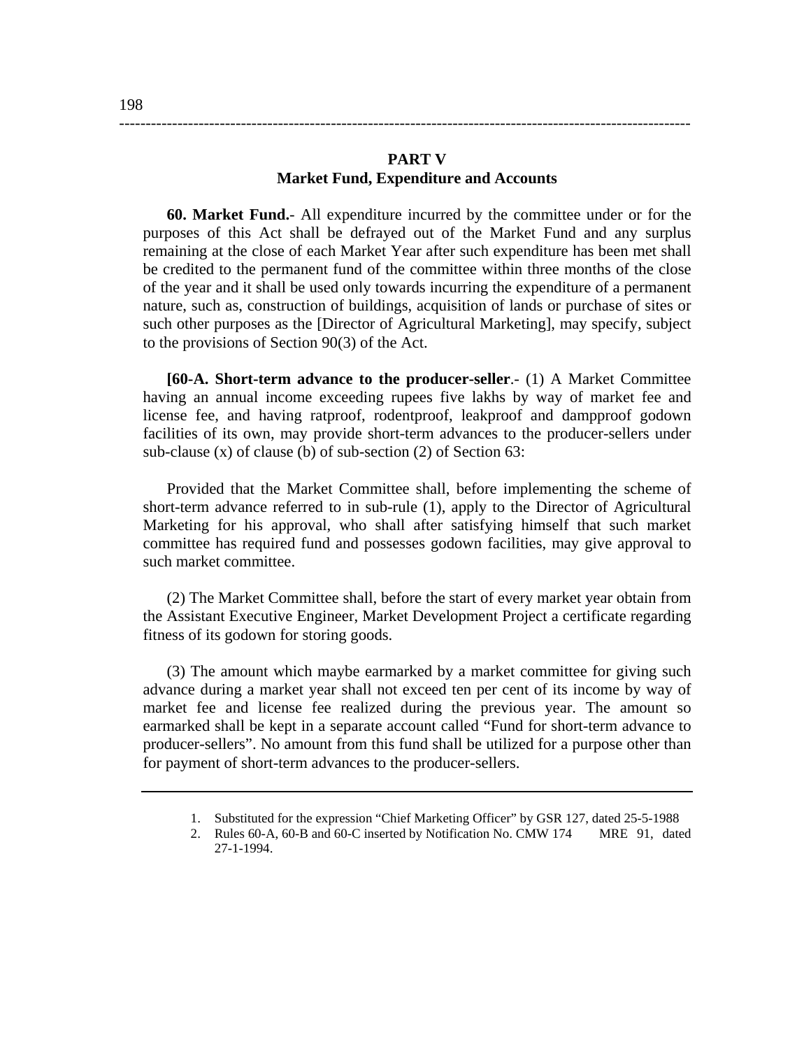## PART V
## Market Fund, Expenditure and Accounts

**60. Market Fund.-** All expenditure incurred by the committee under or for the purposes of this Act shall be defrayed out of the Market Fund and any surplus remaining at the close of each Market Year after such expenditure has been met shall be credited to the permanent fund of the committee within three months of the close of the year and it shall be used only towards incurring the expenditure of a permanent nature, such as, construction of buildings, acquisition of lands or purchase of sites or such other purposes as the [Director of Agricultural Marketing], may specify, subject to the provisions of Section 90(3) of the Act.

**[60-A. Short-term advance to the producer-seller.-** (1) A Market Committee having an annual income exceeding rupees five lakhs by way of market fee and license fee, and having ratproof, rodentproof, leakproof and dampproof godown facilities of its own, may provide short-term advances to the producer-sellers under sub-clause (x) of clause (b) of sub-section (2) of Section 63:

Provided that the Market Committee shall, before implementing the scheme of short-term advance referred to in sub-rule (1), apply to the Director of Agricultural Marketing for his approval, who shall after satisfying himself that such market committee has required fund and possesses godown facilities, may give approval to such market committee.

(2) The Market Committee shall, before the start of every market year obtain from the Assistant Executive Engineer, Market Development Project a certificate regarding fitness of its godown for storing goods.

(3) The amount which maybe earmarked by a market committee for giving such advance during a market year shall not exceed ten per cent of its income by way of market fee and license fee realized during the previous year. The amount so earmarked shall be kept in a separate account called "Fund for short-term advance to producer-sellers". No amount from this fund shall be utilized for a purpose other than for payment of short-term advances to the producer-sellers.

---

1. Substituted for the expression "Chief Marketing Officer" by GSR 127, dated 25-5-1988
2. Rules 60-A, 60-B and 60-C inserted by Notification No. CMW 174 MRE 91, dated 27-1-1994.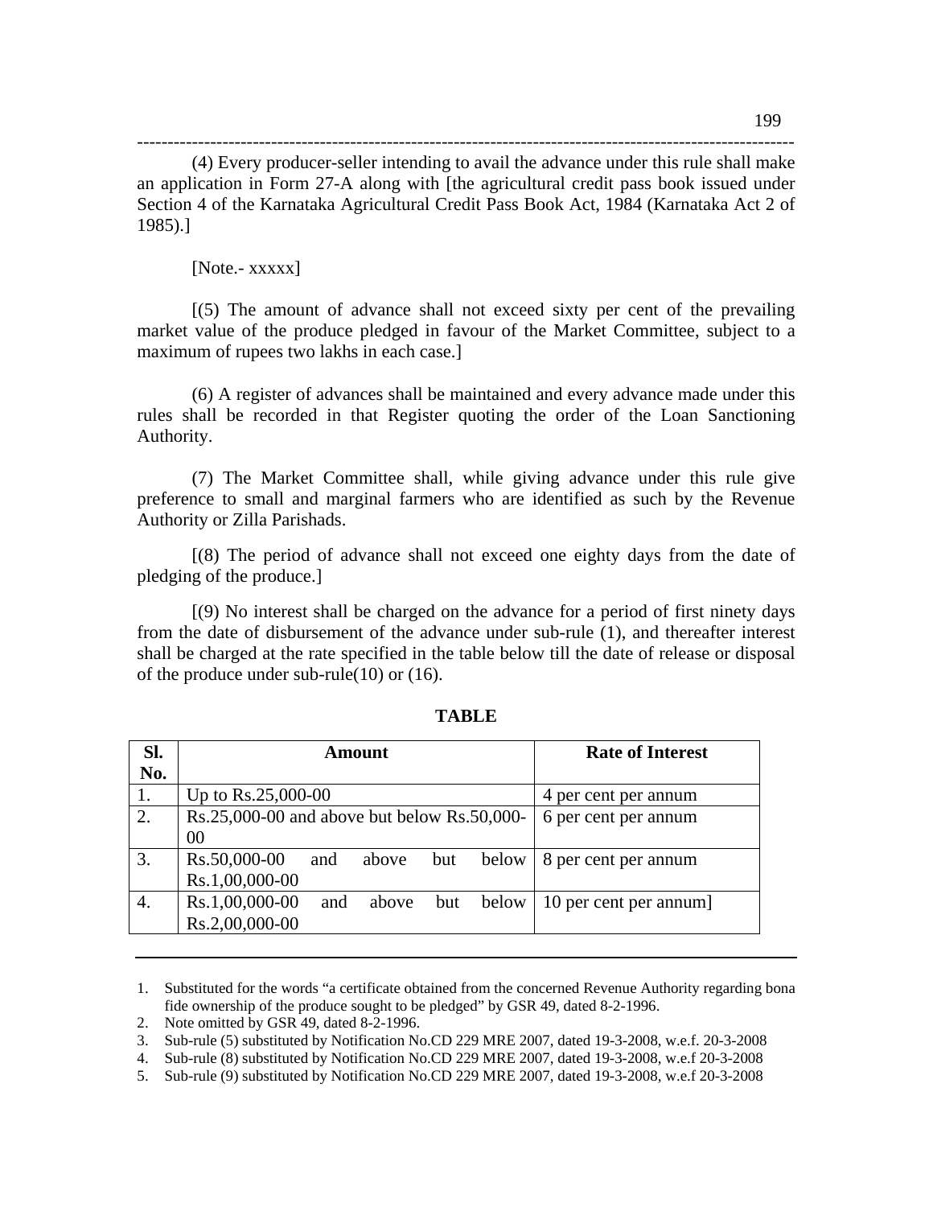(4) Every producer-seller intending to avail the advance under this rule shall make an application in Form 27-A along with [the agricultural credit pass book issued under Section 4 of the Karnataka Agricultural Credit Pass Book Act, 1984 (Karnataka Act 2 of 1985).]

[Note.- xxxxx]

[(5) The amount of advance shall not exceed sixty per cent of the prevailing market value of the produce pledged in favour of the Market Committee, subject to a maximum of rupees two lakhs in each case.]

(6) A register of advances shall be maintained and every advance made under this rules shall be recorded in that Register quoting the order of the Loan Sanctioning Authority.

(7) The Market Committee shall, while giving advance under this rule give preference to small and marginal farmers who are identified as such by the Revenue Authority or Zilla Parishads.

[(8) The period of advance shall not exceed one eighty days from the date of pledging of the produce.]

[(9) No interest shall be charged on the advance for a period of first ninety days from the date of disbursement of the advance under sub-rule (1), and thereafter interest shall be charged at the rate specified in the table below till the date of release or disposal of the produce under sub-rule(10) or (16).

**TABLE**

| Sl. No. | Amount | Rate of Interest |
|---|---|---|
| 1. | Up to Rs.25,000-00 | 4 per cent per annum |
| 2. | Rs.25,000-00 and above but below Rs.50,000-00 | 6 per cent per annum |
| 3. | Rs.50,000-00 and above but below Rs.1,00,000-00 | 8 per cent per annum |
| 4. | Rs.1,00,000-00 and above but below Rs.2,00,000-00 | 10 per cent per annum] |

---

1. Substituted for the words "a certificate obtained from the concerned Revenue Authority regarding bona fide ownership of the produce sought to be pledged" by GSR 49, dated 8-2-1996.
2. Note omitted by GSR 49, dated 8-2-1996.
3. Sub-rule (5) substituted by Notification No.CD 229 MRE 2007, dated 19-3-2008, w.e.f. 20-3-2008
4. Sub-rule (8) substituted by Notification No.CD 229 MRE 2007, dated 19-3-2008, w.e.f 20-3-2008
5. Sub-rule (9) substituted by Notification No.CD 229 MRE 2007, dated 19-3-2008, w.e.f 20-3-2008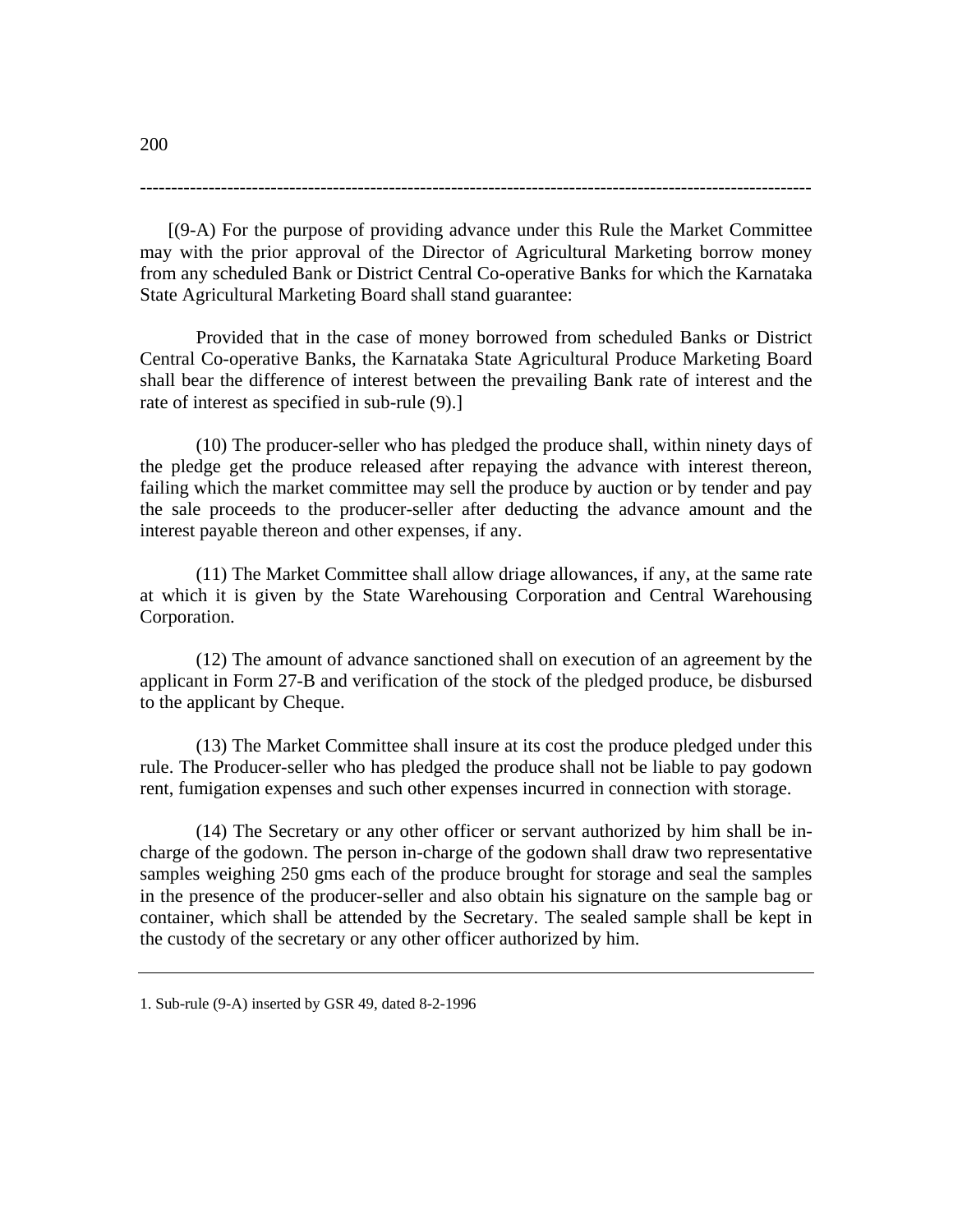[(9-A) For the purpose of providing advance under this Rule the Market Committee may with the prior approval of the Director of Agricultural Marketing borrow money from any scheduled Bank or District Central Co-operative Banks for which the Karnataka State Agricultural Marketing Board shall stand guarantee:

Provided that in the case of money borrowed from scheduled Banks or District Central Co-operative Banks, the Karnataka State Agricultural Produce Marketing Board shall bear the difference of interest between the prevailing Bank rate of interest and the rate of interest as specified in sub-rule (9).]

(10) The producer-seller who has pledged the produce shall, within ninety days of the pledge get the produce released after repaying the advance with interest thereon, failing which the market committee may sell the produce by auction or by tender and pay the sale proceeds to the producer-seller after deducting the advance amount and the interest payable thereon and other expenses, if any.

(11) The Market Committee shall allow driage allowances, if any, at the same rate at which it is given by the State Warehousing Corporation and Central Warehousing Corporation.

(12) The amount of advance sanctioned shall on execution of an agreement by the applicant in Form 27-B and verification of the stock of the pledged produce, be disbursed to the applicant by Cheque.

(13) The Market Committee shall insure at its cost the produce pledged under this rule. The Producer-seller who has pledged the produce shall not be liable to pay godown rent, fumigation expenses and such other expenses incurred in connection with storage.

(14) The Secretary or any other officer or servant authorized by him shall be in-charge of the godown. The person in-charge of the godown shall draw two representative samples weighing 250 gms each of the produce brought for storage and seal the samples in the presence of the producer-seller and also obtain his signature on the sample bag or container, which shall be attended by the Secretary. The sealed sample shall be kept in the custody of the secretary or any other officer authorized by him.

---

1. Sub-rule (9-A) inserted by GSR 49, dated 8-2-1996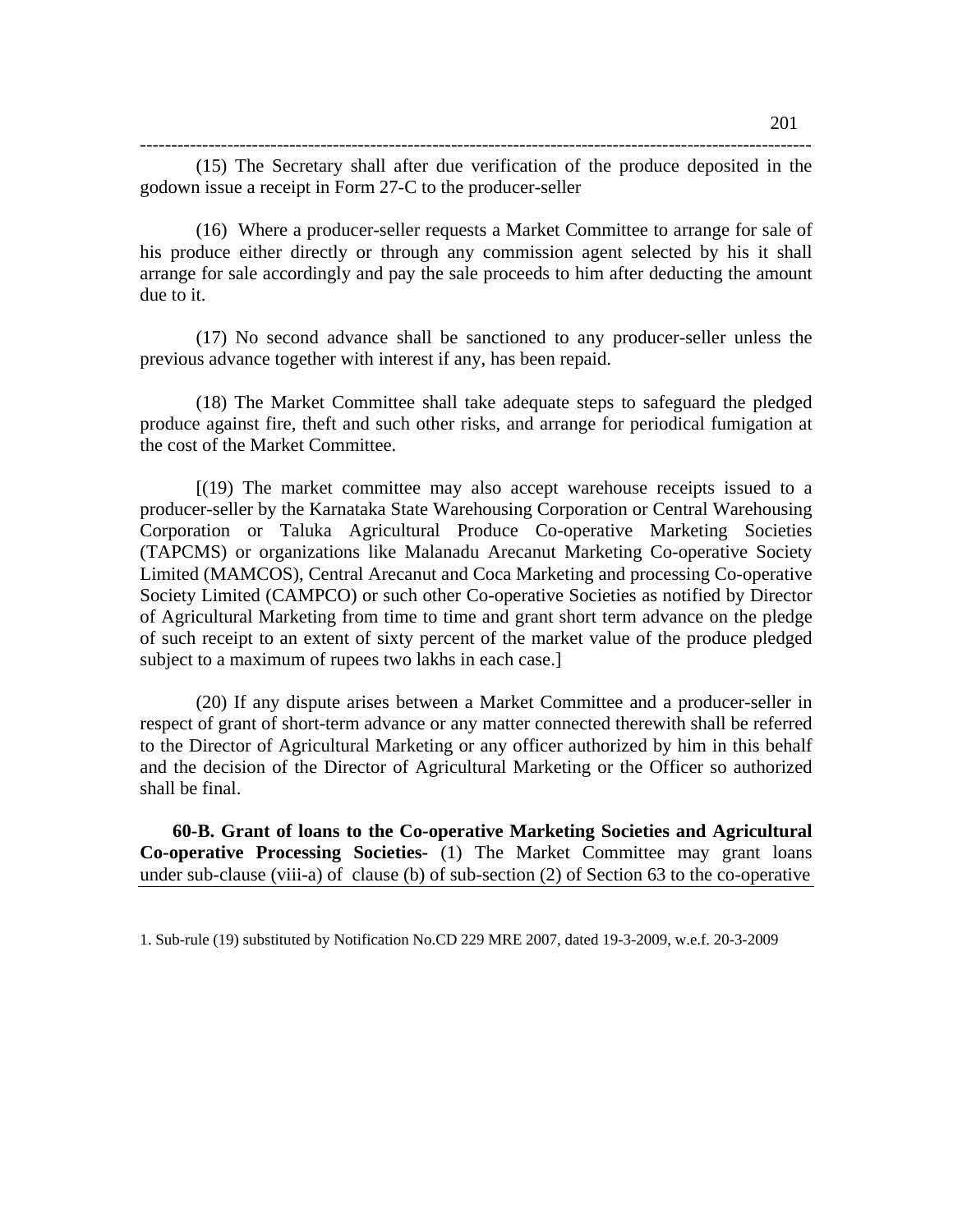(15) The Secretary shall after due verification of the produce deposited in the godown issue a receipt in Form 27-C to the producer-seller

(16) Where a producer-seller requests a Market Committee to arrange for sale of his produce either directly or through any commission agent selected by his it shall arrange for sale accordingly and pay the sale proceeds to him after deducting the amount due to it.

(17) No second advance shall be sanctioned to any producer-seller unless the previous advance together with interest if any, has been repaid.

(18) The Market Committee shall take adequate steps to safeguard the pledged produce against fire, theft and such other risks, and arrange for periodical fumigation at the cost of the Market Committee.

[(19) The market committee may also accept warehouse receipts issued to a producer-seller by the Karnataka State Warehousing Corporation or Central Warehousing Corporation or Taluka Agricultural Produce Co-operative Marketing Societies (TAPCMS) or organizations like Malanadu Arecanut Marketing Co-operative Society Limited (MAMCOS), Central Arecanut and Coca Marketing and processing Co-operative Society Limited (CAMPCO) or such other Co-operative Societies as notified by Director of Agricultural Marketing from time to time and grant short term advance on the pledge of such receipt to an extent of sixty percent of the market value of the produce pledged subject to a maximum of rupees two lakhs in each case.]

(20) If any dispute arises between a Market Committee and a producer-seller in respect of grant of short-term advance or any matter connected therewith shall be referred to the Director of Agricultural Marketing or any officer authorized by him in this behalf and the decision of the Director of Agricultural Marketing or the Officer so authorized shall be final.

**60-B. Grant of loans to the Co-operative Marketing Societies and Agricultural Co-operative Processing Societies-** (1) The Market Committee may grant loans under sub-clause (viii-a) of clause (b) of sub-section (2) of Section 63 to the co-operative

1. Sub-rule (19) substituted by Notification No.CD 229 MRE 2007, dated 19-3-2009, w.e.f. 20-3-2009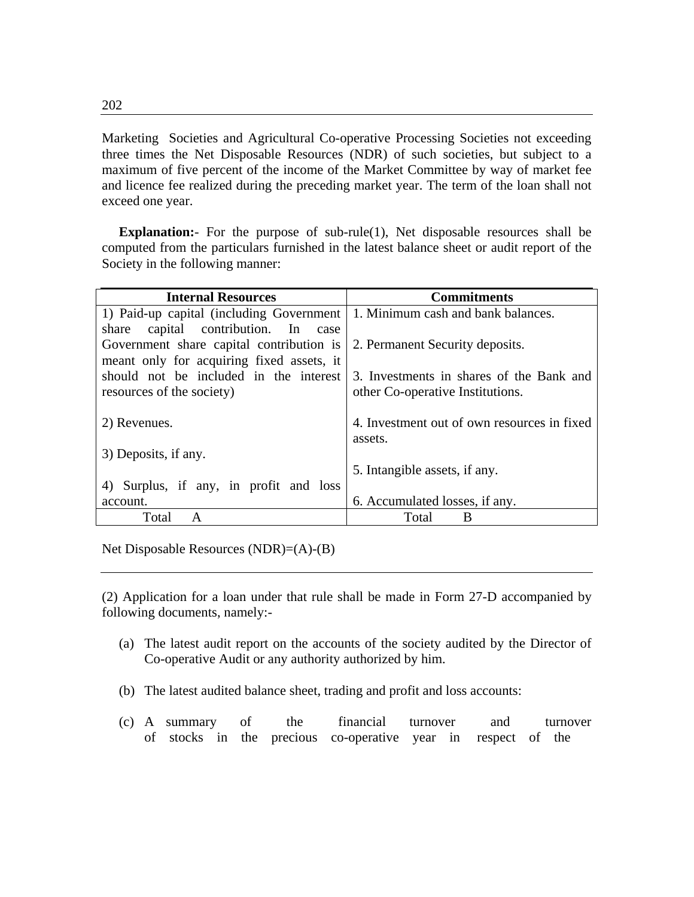Marketing Societies and Agricultural Co-operative Processing Societies not exceeding three times the Net Disposable Resources (NDR) of such societies, but subject to a maximum of five percent of the income of the Market Committee by way of market fee and licence fee realized during the preceding market year. The term of the loan shall not exceed one year.

**Explanation:**- For the purpose of sub-rule(1), Net disposable resources shall be computed from the particulars furnished in the latest balance sheet or audit report of the Society in the following manner:

| Internal Resources | Commitments |
|---|---|
| 1) Paid-up capital (including Government share capital contribution. In case Government share capital contribution is meant only for acquiring fixed assets, it should not be included in the interest resources of the society)<br><br>2) Revenues.<br><br>3) Deposits, if any.<br><br>4) Surplus, if any, in profit and loss account. | 1. Minimum cash and bank balances.<br><br>2. Permanent Security deposits.<br><br>3. Investments in shares of the Bank and other Co-operative Institutions.<br><br>4. Investment out of own resources in fixed assets.<br><br>5. Intangible assets, if any.<br><br>6. Accumulated losses, if any. |
| Total A | Total B |

Net Disposable Resources (NDR)=(A)-(B)

---

(2) Application for a loan under that rule shall be made in Form 27-D accompanied by following documents, namely:-

(a) The latest audit report on the accounts of the society audited by the Director of Co-operative Audit or any authority authorized by him.

(b) The latest audited balance sheet, trading and profit and loss accounts:

(c) A summary of the financial turnover and turnover of stocks in the precious co-operative year in respect of the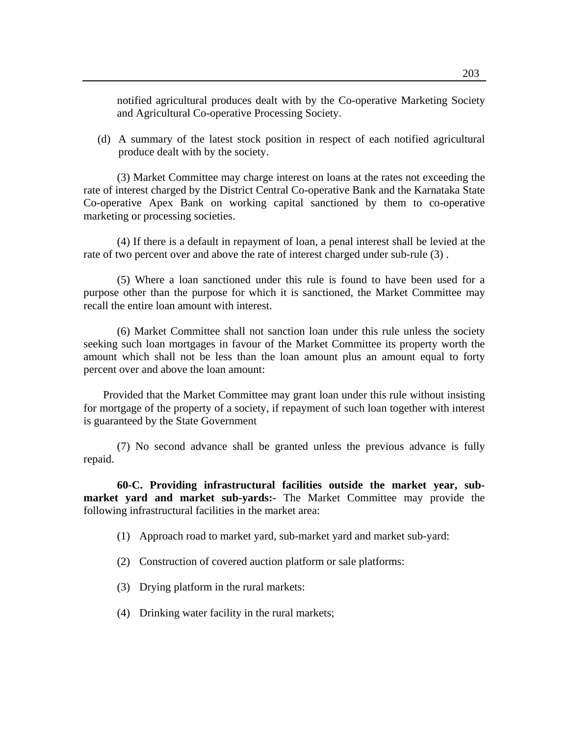notified agricultural produces dealt with by the Co-operative Marketing Society and Agricultural Co-operative Processing Society.

(d) A summary of the latest stock position in respect of each notified agricultural produce dealt with by the society.

(3) Market Committee may charge interest on loans at the rates not exceeding the rate of interest charged by the District Central Co-operative Bank and the Karnataka State Co-operative Apex Bank on working capital sanctioned by them to co-operative marketing or processing societies.

(4) If there is a default in repayment of loan, a penal interest shall be levied at the rate of two percent over and above the rate of interest charged under sub-rule (3) .

(5) Where a loan sanctioned under this rule is found to have been used for a purpose other than the purpose for which it is sanctioned, the Market Committee may recall the entire loan amount with interest.

(6) Market Committee shall not sanction loan under this rule unless the society seeking such loan mortgages in favour of the Market Committee its property worth the amount which shall not be less than the loan amount plus an amount equal to forty percent over and above the loan amount:

Provided that the Market Committee may grant loan under this rule without insisting for mortgage of the property of a society, if repayment of such loan together with interest is guaranteed by the State Government

(7) No second advance shall be granted unless the previous advance is fully repaid.

**60-C. Providing infrastructural facilities outside the market year, sub-market yard and market sub-yards:-** The Market Committee may provide the following infrastructural facilities in the market area:

(1) Approach road to market yard, sub-market yard and market sub-yard:

(2) Construction of covered auction platform or sale platforms:

(3) Drying platform in the rural markets:

(4) Drinking water facility in the rural markets;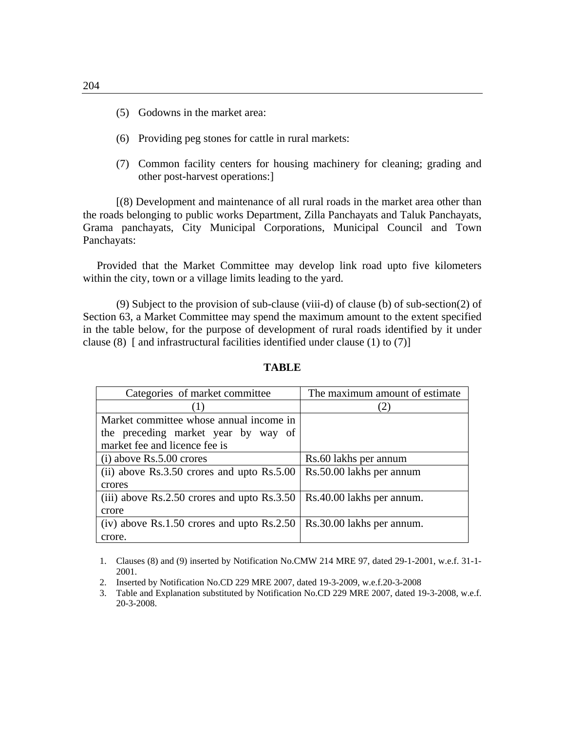(5) Godowns in the market area:

(6) Providing peg stones for cattle in rural markets:

(7) Common facility centers for housing machinery for cleaning; grading and other post-harvest operations:]

[(8) Development and maintenance of all rural roads in the market area other than the roads belonging to public works Department, Zilla Panchayats and Taluk Panchayats, Grama panchayats, City Municipal Corporations, Municipal Council and Town Panchayats:

Provided that the Market Committee may develop link road upto five kilometers within the city, town or a village limits leading to the yard.

(9) Subject to the provision of sub-clause (viii-d) of clause (b) of sub-section(2) of Section 63, a Market Committee may spend the maximum amount to the extent specified in the table below, for the purpose of development of rural roads identified by it under clause (8) [ and infrastructural facilities identified under clause (1) to (7)]

**TABLE**

| Categories of market committee | The maximum amount of estimate |
|---|---|
| (1) | (2) |
| Market committee whose annual income in the preceding market year by way of market fee and licence fee is | |
| (i) above Rs.5.00 crores | Rs.60 lakhs per annum |
| (ii) above Rs.3.50 crores and upto Rs.5.00 crores | Rs.50.00 lakhs per annum |
| (iii) above Rs.2.50 crores and upto Rs.3.50 crore | Rs.40.00 lakhs per annum. |
| (iv) above Rs.1.50 crores and upto Rs.2.50 crore. | Rs.30.00 lakhs per annum. |

1. Clauses (8) and (9) inserted by Notification No.CMW 214 MRE 97, dated 29-1-2001, w.e.f. 31-1-2001.
2. Inserted by Notification No.CD 229 MRE 2007, dated 19-3-2009, w.e.f.20-3-2008
3. Table and Explanation substituted by Notification No.CD 229 MRE 2007, dated 19-3-2008, w.e.f. 20-3-2008.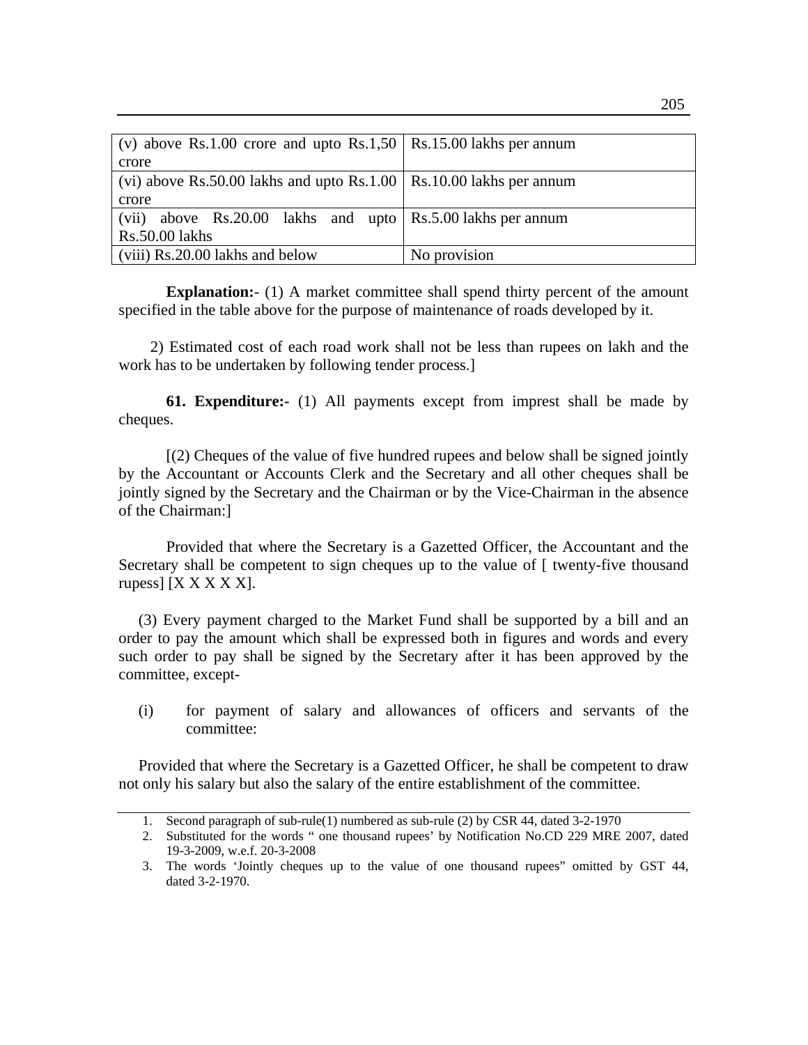| | |
|---|---|
| (v) above Rs.1.00 crore and upto Rs.1,50 crore | Rs.15.00 lakhs per annum |
| (vi) above Rs.50.00 lakhs and upto Rs.1.00 crore | Rs.10.00 lakhs per annum |
| (vii) above Rs.20.00 lakhs and upto Rs.50.00 lakhs | Rs.5.00 lakhs per annum |
| (viii) Rs.20.00 lakhs and below | No provision |

**Explanation:**- (1) A market committee shall spend thirty percent of the amount specified in the table above for the purpose of maintenance of roads developed by it.

2) Estimated cost of each road work shall not be less than rupees on lakh and the work has to be undertaken by following tender process.]

**61. Expenditure:-** (1) All payments except from imprest shall be made by cheques.

[(2) Cheques of the value of five hundred rupees and below shall be signed jointly by the Accountant or Accounts Clerk and the Secretary and all other cheques shall be jointly signed by the Secretary and the Chairman or by the Vice-Chairman in the absence of the Chairman:]

Provided that where the Secretary is a Gazetted Officer, the Accountant and the Secretary shall be competent to sign cheques up to the value of [ twenty-five thousand rupess] [X X X X X].

(3) Every payment charged to the Market Fund shall be supported by a bill and an order to pay the amount which shall be expressed both in figures and words and every such order to pay shall be signed by the Secretary after it has been approved by the committee, except-

(i) for payment of salary and allowances of officers and servants of the committee:

Provided that where the Secretary is a Gazetted Officer, he shall be competent to draw not only his salary but also the salary of the entire establishment of the committee.

---

1. Second paragraph of sub-rule(1) numbered as sub-rule (2) by CSR 44, dated 3-2-1970
2. Substituted for the words " one thousand rupees' by Notification No.CD 229 MRE 2007, dated 19-3-2009, w.e.f. 20-3-2008
3. The words 'Jointly cheques up to the value of one thousand rupees" omitted by GST 44, dated 3-2-1970.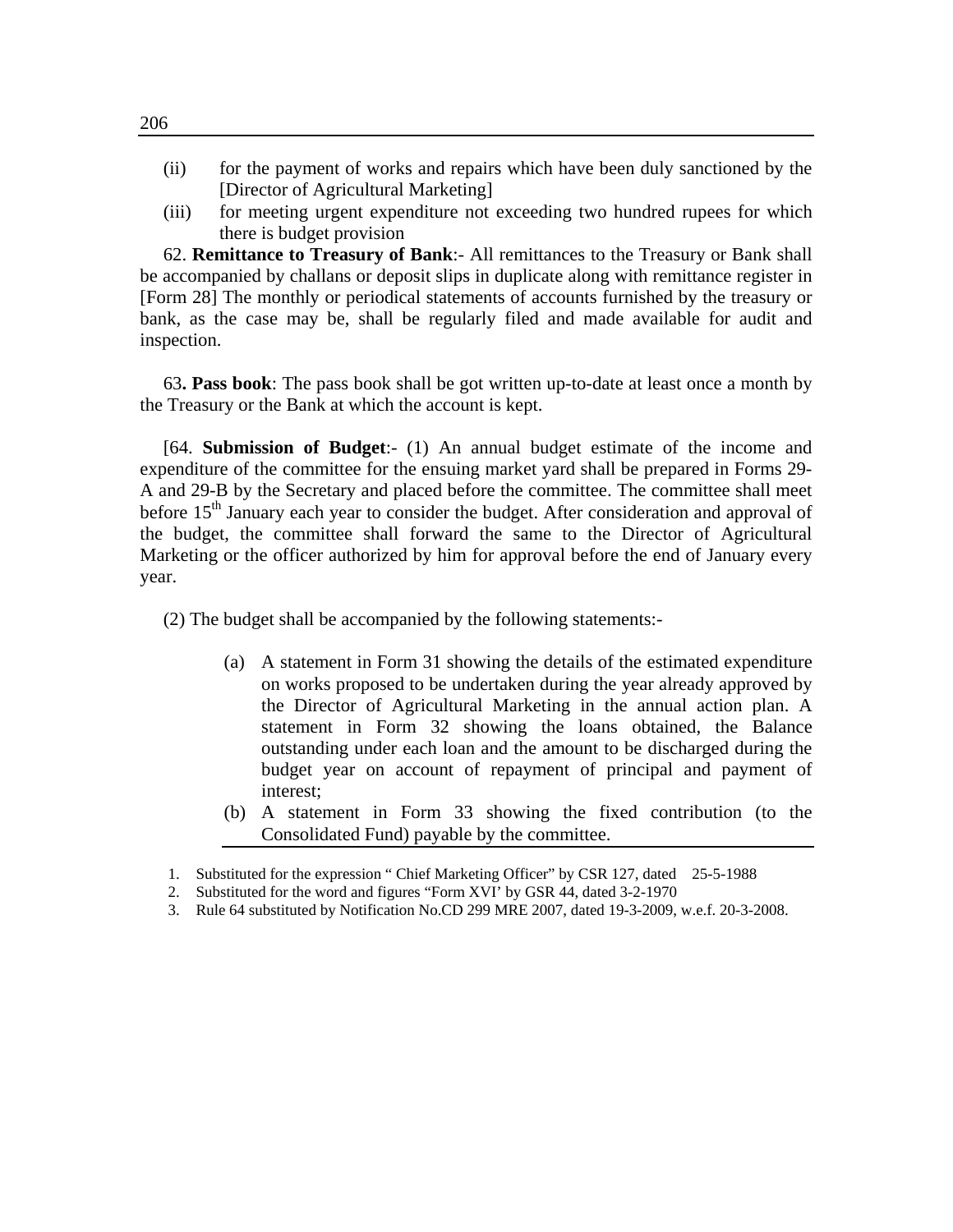(ii) for the payment of works and repairs which have been duly sanctioned by the [Director of Agricultural Marketing]

(iii) for meeting urgent expenditure not exceeding two hundred rupees for which there is budget provision

62. **Remittance to Treasury of Bank**:- All remittances to the Treasury or Bank shall be accompanied by challans or deposit slips in duplicate along with remittance register in [Form 28] The monthly or periodical statements of accounts furnished by the treasury or bank, as the case may be, shall be regularly filed and made available for audit and inspection.

63**. Pass book**: The pass book shall be got written up-to-date at least once a month by the Treasury or the Bank at which the account is kept.

[64. **Submission of Budget**:- (1) An annual budget estimate of the income and expenditure of the committee for the ensuing market yard shall be prepared in Forms 29-A and 29-B by the Secretary and placed before the committee. The committee shall meet before 15th January each year to consider the budget. After consideration and approval of the budget, the committee shall forward the same to the Director of Agricultural Marketing or the officer authorized by him for approval before the end of January every year.

(2) The budget shall be accompanied by the following statements:-

(a) A statement in Form 31 showing the details of the estimated expenditure on works proposed to be undertaken during the year already approved by the Director of Agricultural Marketing in the annual action plan. A statement in Form 32 showing the loans obtained, the Balance outstanding under each loan and the amount to be discharged during the budget year on account of repayment of principal and payment of interest;

(b) A statement in Form 33 showing the fixed contribution (to the Consolidated Fund) payable by the committee.

1. Substituted for the expression " Chief Marketing Officer" by CSR 127, dated 25-5-1988
2. Substituted for the word and figures "Form XVI' by GSR 44, dated 3-2-1970
3. Rule 64 substituted by Notification No.CD 299 MRE 2007, dated 19-3-2009, w.e.f. 20-3-2008.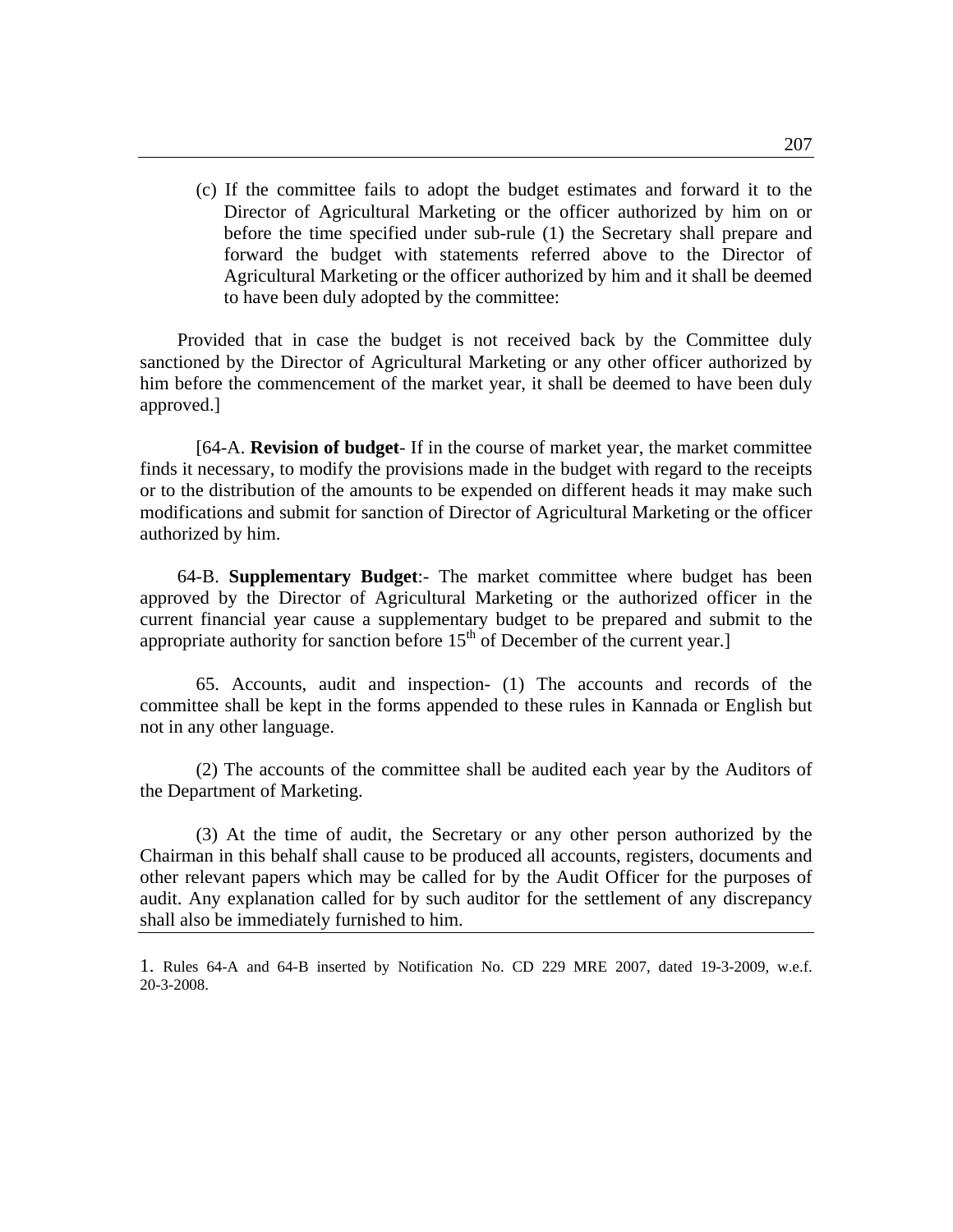(c) If the committee fails to adopt the budget estimates and forward it to the Director of Agricultural Marketing or the officer authorized by him on or before the time specified under sub-rule (1) the Secretary shall prepare and forward the budget with statements referred above to the Director of Agricultural Marketing or the officer authorized by him and it shall be deemed to have been duly adopted by the committee:

Provided that in case the budget is not received back by the Committee duly sanctioned by the Director of Agricultural Marketing or any other officer authorized by him before the commencement of the market year, it shall be deemed to have been duly approved.]

[64-A. **Revision of budget**- If in the course of market year, the market committee finds it necessary, to modify the provisions made in the budget with regard to the receipts or to the distribution of the amounts to be expended on different heads it may make such modifications and submit for sanction of Director of Agricultural Marketing or the officer authorized by him.

64-B. **Supplementary Budget**:- The market committee where budget has been approved by the Director of Agricultural Marketing or the authorized officer in the current financial year cause a supplementary budget to be prepared and submit to the appropriate authority for sanction before 15th of December of the current year.]

65. Accounts, audit and inspection- (1) The accounts and records of the committee shall be kept in the forms appended to these rules in Kannada or English but not in any other language.

(2) The accounts of the committee shall be audited each year by the Auditors of the Department of Marketing.

(3) At the time of audit, the Secretary or any other person authorized by the Chairman in this behalf shall cause to be produced all accounts, registers, documents and other relevant papers which may be called for by the Audit Officer for the purposes of audit. Any explanation called for by such auditor for the settlement of any discrepancy shall also be immediately furnished to him.

---

1. Rules 64-A and 64-B inserted by Notification No. CD 229 MRE 2007, dated 19-3-2009, w.e.f. 20-3-2008.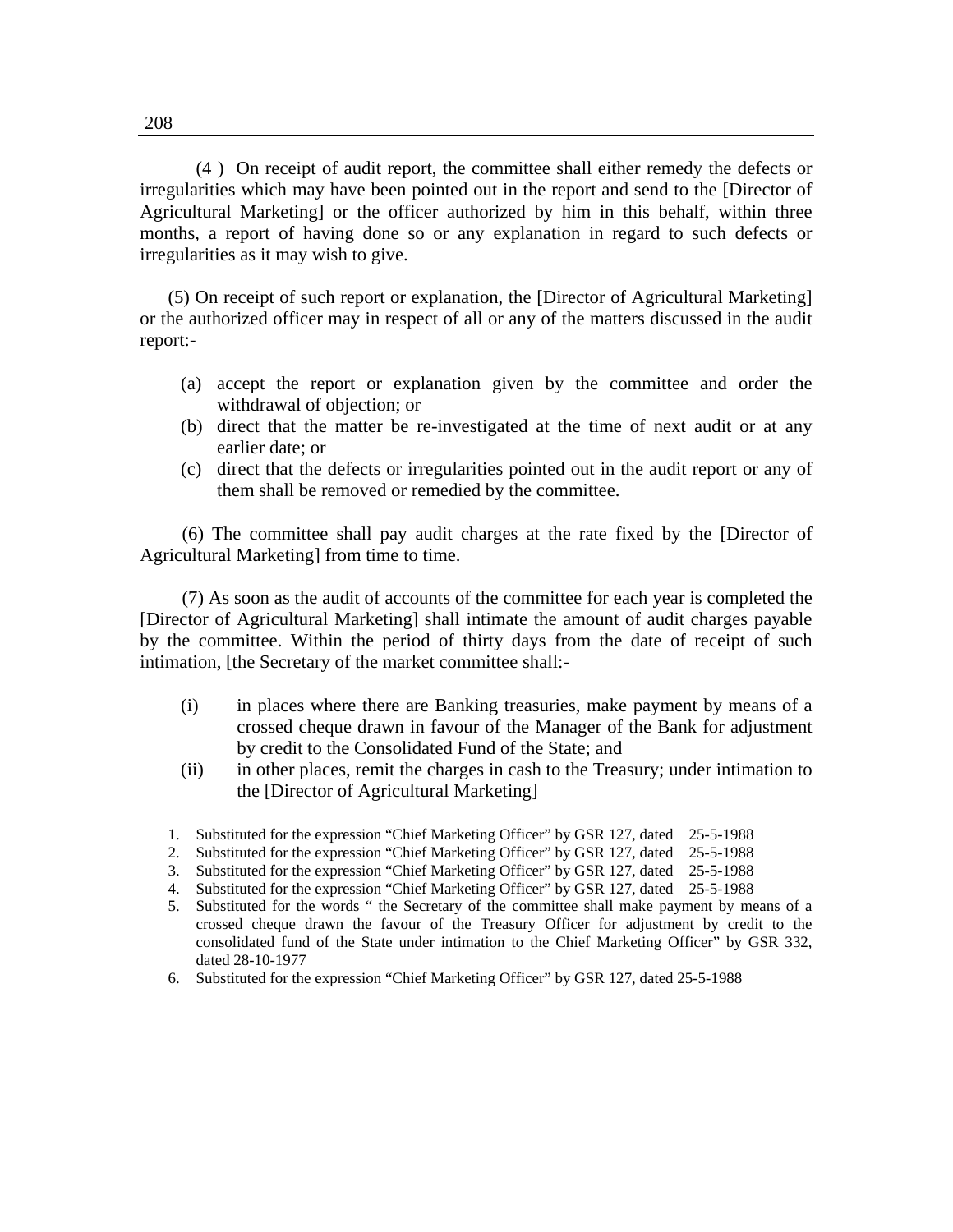(4 ) On receipt of audit report, the committee shall either remedy the defects or irregularities which may have been pointed out in the report and send to the [Director of Agricultural Marketing] or the officer authorized by him in this behalf, within three months, a report of having done so or any explanation in regard to such defects or irregularities as it may wish to give.

(5) On receipt of such report or explanation, the [Director of Agricultural Marketing] or the authorized officer may in respect of all or any of the matters discussed in the audit report:-

(a) accept the report or explanation given by the committee and order the withdrawal of objection; or
(b) direct that the matter be re-investigated at the time of next audit or at any earlier date; or
(c) direct that the defects or irregularities pointed out in the audit report or any of them shall be removed or remedied by the committee.

(6) The committee shall pay audit charges at the rate fixed by the [Director of Agricultural Marketing] from time to time.

(7) As soon as the audit of accounts of the committee for each year is completed the [Director of Agricultural Marketing] shall intimate the amount of audit charges payable by the committee. Within the period of thirty days from the date of receipt of such intimation, [the Secretary of the market committee shall:-

(i) in places where there are Banking treasuries, make payment by means of a crossed cheque drawn in favour of the Manager of the Bank for adjustment by credit to the Consolidated Fund of the State; and
(ii) in other places, remit the charges in cash to the Treasury; under intimation to the [Director of Agricultural Marketing]

---

1. Substituted for the expression "Chief Marketing Officer" by GSR 127, dated 25-5-1988
2. Substituted for the expression "Chief Marketing Officer" by GSR 127, dated 25-5-1988
3. Substituted for the expression "Chief Marketing Officer" by GSR 127, dated 25-5-1988
4. Substituted for the expression "Chief Marketing Officer" by GSR 127, dated 25-5-1988
5. Substituted for the words " the Secretary of the committee shall make payment by means of a crossed cheque drawn the favour of the Treasury Officer for adjustment by credit to the consolidated fund of the State under intimation to the Chief Marketing Officer" by GSR 332, dated 28-10-1977
6. Substituted for the expression "Chief Marketing Officer" by GSR 127, dated 25-5-1988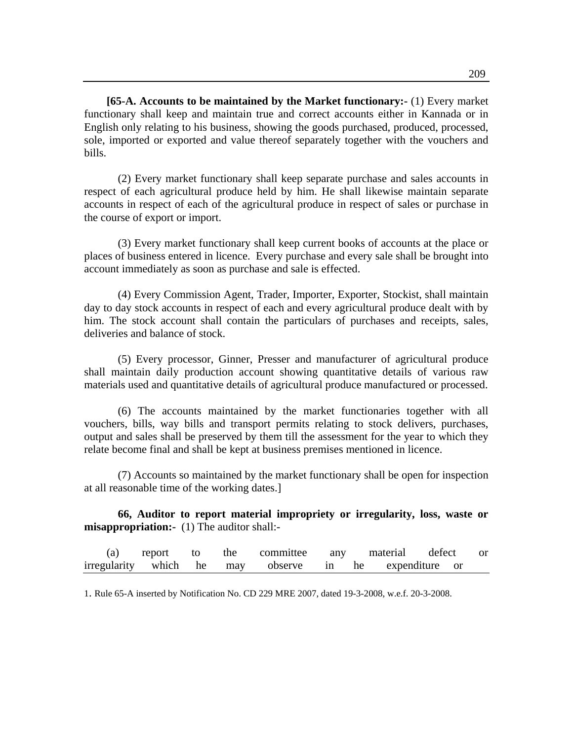**[65-A. Accounts to be maintained by the Market functionary:-** (1) Every market functionary shall keep and maintain true and correct accounts either in Kannada or in English only relating to his business, showing the goods purchased, produced, processed, sole, imported or exported and value thereof separately together with the vouchers and bills.

(2) Every market functionary shall keep separate purchase and sales accounts in respect of each agricultural produce held by him. He shall likewise maintain separate accounts in respect of each of the agricultural produce in respect of sales or purchase in the course of export or import.

(3) Every market functionary shall keep current books of accounts at the place or places of business entered in licence. Every purchase and every sale shall be brought into account immediately as soon as purchase and sale is effected.

(4) Every Commission Agent, Trader, Importer, Exporter, Stockist, shall maintain day to day stock accounts in respect of each and every agricultural produce dealt with by him. The stock account shall contain the particulars of purchases and receipts, sales, deliveries and balance of stock.

(5) Every processor, Ginner, Presser and manufacturer of agricultural produce shall maintain daily production account showing quantitative details of various raw materials used and quantitative details of agricultural produce manufactured or processed.

(6) The accounts maintained by the market functionaries together with all vouchers, bills, way bills and transport permits relating to stock delivers, purchases, output and sales shall be preserved by them till the assessment for the year to which they relate become final and shall be kept at business premises mentioned in licence.

(7) Accounts so maintained by the market functionary shall be open for inspection at all reasonable time of the working dates.]

**66, Auditor to report material impropriety or irregularity, loss, waste or misappropriation:-** (1) The auditor shall:-

(a) report to the committee any material defect or irregularity which he may observe in he expenditure or

---

1. Rule 65-A inserted by Notification No. CD 229 MRE 2007, dated 19-3-2008, w.e.f. 20-3-2008.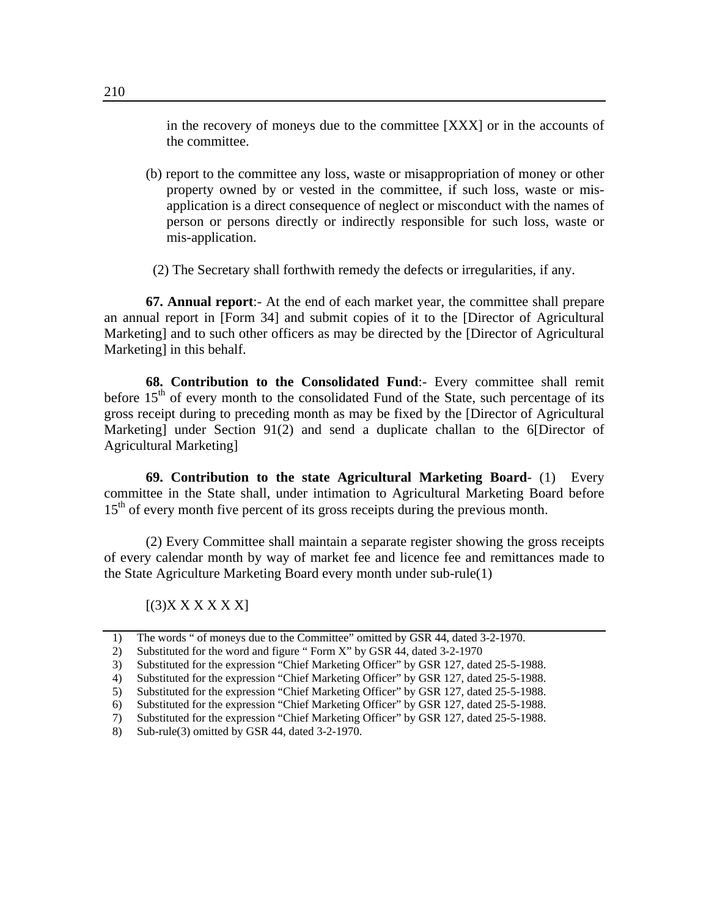in the recovery of moneys due to the committee [XXX] or in the accounts of the committee.

(b) report to the committee any loss, waste or misappropriation of money or other property owned by or vested in the committee, if such loss, waste or mis-application is a direct consequence of neglect or misconduct with the names of person or persons directly or indirectly responsible for such loss, waste or mis-application.

(2) The Secretary shall forthwith remedy the defects or irregularities, if any.

**67. Annual report**:- At the end of each market year, the committee shall prepare an annual report in [Form 34] and submit copies of it to the [Director of Agricultural Marketing] and to such other officers as may be directed by the [Director of Agricultural Marketing] in this behalf.

**68. Contribution to the Consolidated Fund**:- Every committee shall remit before 15th of every month to the consolidated Fund of the State, such percentage of its gross receipt during to preceding month as may be fixed by the [Director of Agricultural Marketing] under Section 91(2) and send a duplicate challan to the 6[Director of Agricultural Marketing]

**69. Contribution to the state Agricultural Marketing Board**- (1) Every committee in the State shall, under intimation to Agricultural Marketing Board before 15th of every month five percent of its gross receipts during the previous month.

(2) Every Committee shall maintain a separate register showing the gross receipts of every calendar month by way of market fee and licence fee and remittances made to the State Agriculture Marketing Board every month under sub-rule(1)

[(3)X X X X X X]

---

1) The words " of moneys due to the Committee" omitted by GSR 44, dated 3-2-1970.
2) Substituted for the word and figure " Form X" by GSR 44, dated 3-2-1970
3) Substituted for the expression "Chief Marketing Officer" by GSR 127, dated 25-5-1988.
4) Substituted for the expression "Chief Marketing Officer" by GSR 127, dated 25-5-1988.
5) Substituted for the expression "Chief Marketing Officer" by GSR 127, dated 25-5-1988.
6) Substituted for the expression "Chief Marketing Officer" by GSR 127, dated 25-5-1988.
7) Substituted for the expression "Chief Marketing Officer" by GSR 127, dated 25-5-1988.
8) Sub-rule(3) omitted by GSR 44, dated 3-2-1970.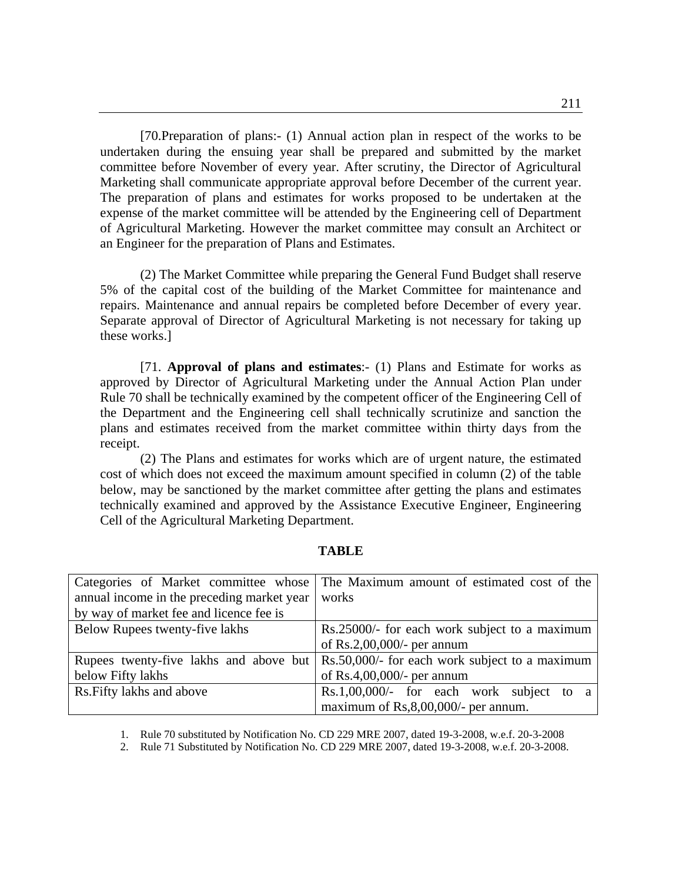[70.Preparation of plans:- (1) Annual action plan in respect of the works to be undertaken during the ensuing year shall be prepared and submitted by the market committee before November of every year. After scrutiny, the Director of Agricultural Marketing shall communicate appropriate approval before December of the current year. The preparation of plans and estimates for works proposed to be undertaken at the expense of the market committee will be attended by the Engineering cell of Department of Agricultural Marketing. However the market committee may consult an Architect or an Engineer for the preparation of Plans and Estimates.

(2) The Market Committee while preparing the General Fund Budget shall reserve 5% of the capital cost of the building of the Market Committee for maintenance and repairs. Maintenance and annual repairs be completed before December of every year. Separate approval of Director of Agricultural Marketing is not necessary for taking up these works.]

[71. **Approval of plans and estimates**:- (1) Plans and Estimate for works as approved by Director of Agricultural Marketing under the Annual Action Plan under Rule 70 shall be technically examined by the competent officer of the Engineering Cell of the Department and the Engineering cell shall technically scrutinize and sanction the plans and estimates received from the market committee within thirty days from the receipt.

(2) The Plans and estimates for works which are of urgent nature, the estimated cost of which does not exceed the maximum amount specified in column (2) of the table below, may be sanctioned by the market committee after getting the plans and estimates technically examined and approved by the Assistance Executive Engineer, Engineering Cell of the Agricultural Marketing Department.

**TABLE**

| Categories of Market committee whose annual income in the preceding market year by way of market fee and licence fee is | The Maximum amount of estimated cost of the works |
|---|---|
| Below Rupees twenty-five lakhs | Rs.25000/- for each work subject to a maximum of Rs.2,00,000/- per annum |
| Rupees twenty-five lakhs and above but below Fifty lakhs | Rs.50,000/- for each work subject to a maximum of Rs.4,00,000/- per annum |
| Rs.Fifty lakhs and above | Rs.1,00,000/- for each work subject to a maximum of Rs,8,00,000/- per annum. |

1. Rule 70 substituted by Notification No. CD 229 MRE 2007, dated 19-3-2008, w.e.f. 20-3-2008
2. Rule 71 Substituted by Notification No. CD 229 MRE 2007, dated 19-3-2008, w.e.f. 20-3-2008.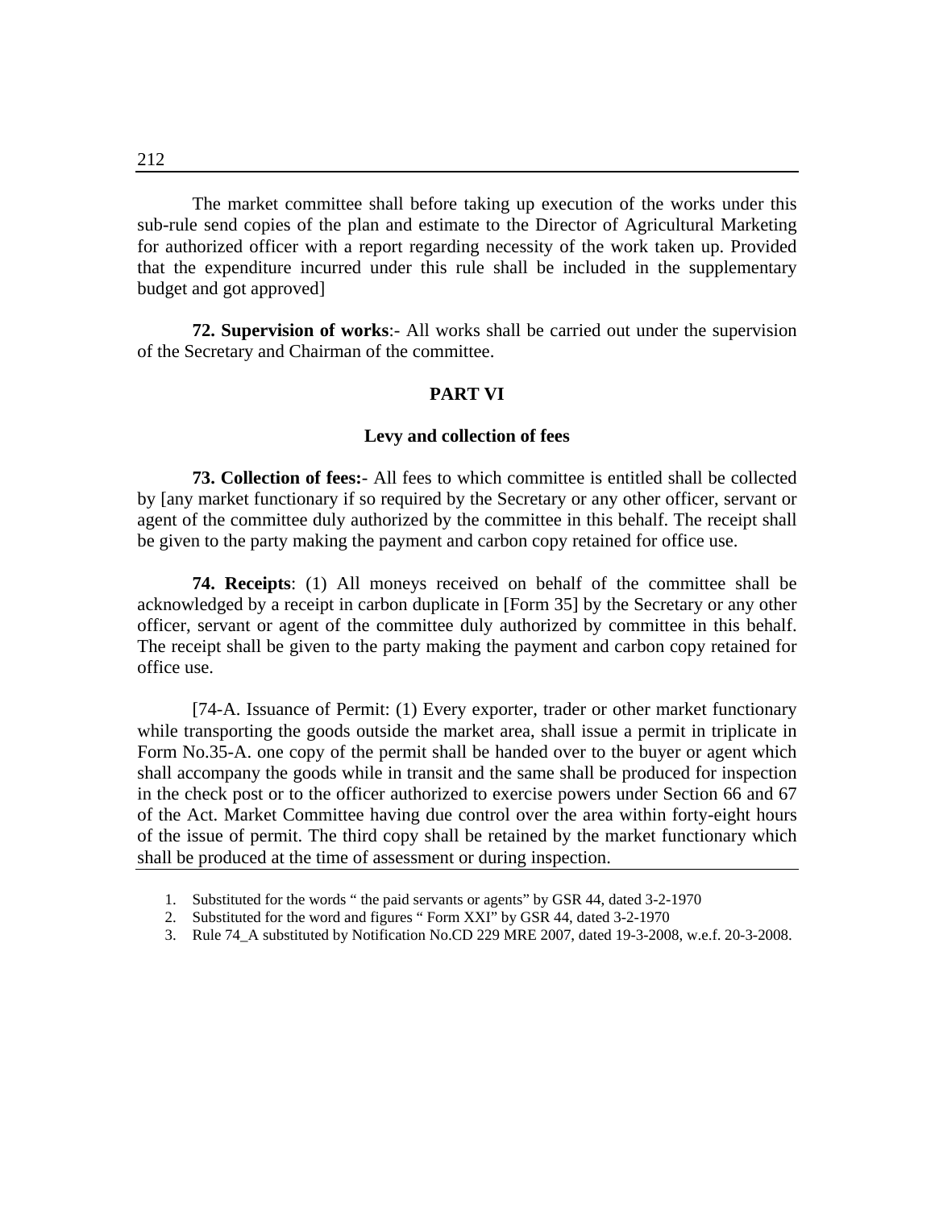The market committee shall before taking up execution of the works under this sub-rule send copies of the plan and estimate to the Director of Agricultural Marketing for authorized officer with a report regarding necessity of the work taken up. Provided that the expenditure incurred under this rule shall be included in the supplementary budget and got approved]

**72. Supervision of works**:- All works shall be carried out under the supervision of the Secretary and Chairman of the committee.

## PART VI

### Levy and collection of fees

**73. Collection of fees:**- All fees to which committee is entitled shall be collected by [any market functionary if so required by the Secretary or any other officer, servant or agent of the committee duly authorized by the committee in this behalf. The receipt shall be given to the party making the payment and carbon copy retained for office use.

**74. Receipts**: (1) All moneys received on behalf of the committee shall be acknowledged by a receipt in carbon duplicate in [Form 35] by the Secretary or any other officer, servant or agent of the committee duly authorized by committee in this behalf. The receipt shall be given to the party making the payment and carbon copy retained for office use.

[74-A. Issuance of Permit: (1) Every exporter, trader or other market functionary while transporting the goods outside the market area, shall issue a permit in triplicate in Form No.35-A. one copy of the permit shall be handed over to the buyer or agent which shall accompany the goods while in transit and the same shall be produced for inspection in the check post or to the officer authorized to exercise powers under Section 66 and 67 of the Act. Market Committee having due control over the area within forty-eight hours of the issue of permit. The third copy shall be retained by the market functionary which shall be produced at the time of assessment or during inspection.

---

1. Substituted for the words " the paid servants or agents" by GSR 44, dated 3-2-1970
2. Substituted for the word and figures " Form XXI" by GSR 44, dated 3-2-1970
3. Rule 74_A substituted by Notification No.CD 229 MRE 2007, dated 19-3-2008, w.e.f. 20-3-2008.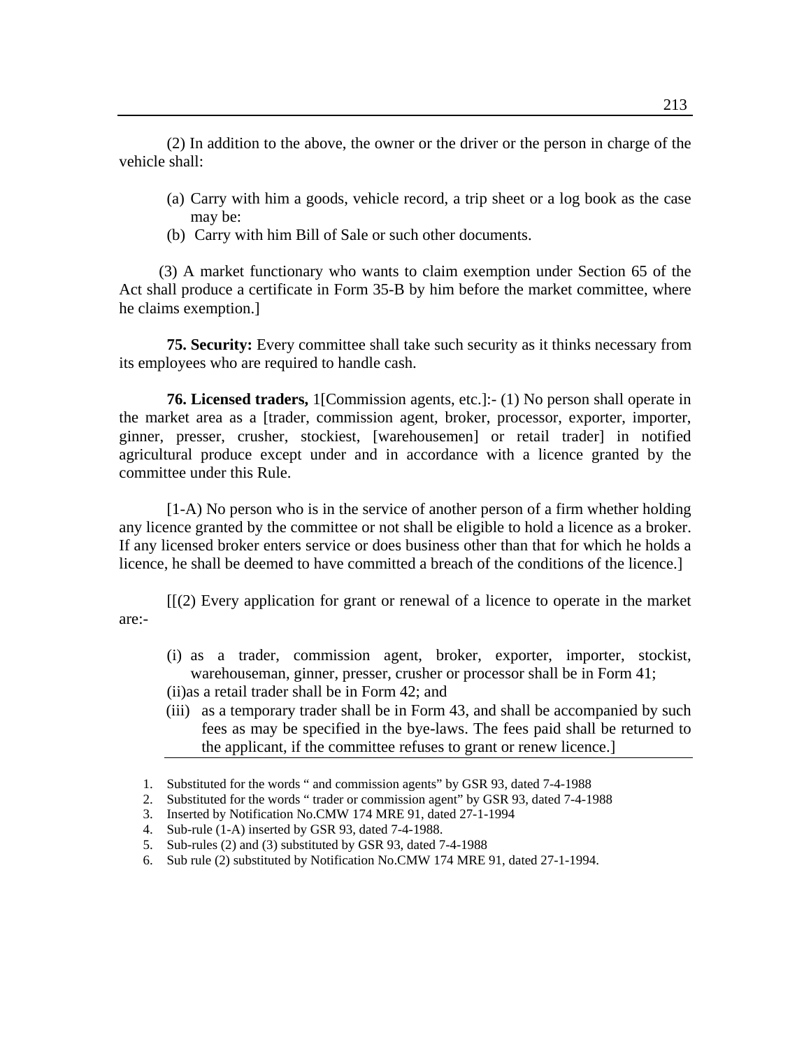(2) In addition to the above, the owner or the driver or the person in charge of the vehicle shall:

(a) Carry with him a goods, vehicle record, a trip sheet or a log book as the case may be:
(b) Carry with him Bill of Sale or such other documents.

(3) A market functionary who wants to claim exemption under Section 65 of the Act shall produce a certificate in Form 35-B by him before the market committee, where he claims exemption.]

**75. Security:** Every committee shall take such security as it thinks necessary from its employees who are required to handle cash.

**76. Licensed traders,** 1[Commission agents, etc.]:- (1) No person shall operate in the market area as a [trader, commission agent, broker, processor, exporter, importer, ginner, presser, crusher, stockiest, [warehousemen] or retail trader] in notified agricultural produce except under and in accordance with a licence granted by the committee under this Rule.

[1-A) No person who is in the service of another person of a firm whether holding any licence granted by the committee or not shall be eligible to hold a licence as a broker. If any licensed broker enters service or does business other than that for which he holds a licence, he shall be deemed to have committed a breach of the conditions of the licence.]

[[(2) Every application for grant or renewal of a licence to operate in the market are:-

(i) as a trader, commission agent, broker, exporter, importer, stockist, warehouseman, ginner, presser, crusher or processor shall be in Form 41;
(ii) as a retail trader shall be in Form 42; and
(iii) as a temporary trader shall be in Form 43, and shall be accompanied by such fees as may be specified in the bye-laws. The fees paid shall be returned to the applicant, if the committee refuses to grant or renew licence.]

---

1. Substituted for the words " and commission agents" by GSR 93, dated 7-4-1988
2. Substituted for the words " trader or commission agent" by GSR 93, dated 7-4-1988
3. Inserted by Notification No.CMW 174 MRE 91, dated 27-1-1994
4. Sub-rule (1-A) inserted by GSR 93, dated 7-4-1988.
5. Sub-rules (2) and (3) substituted by GSR 93, dated 7-4-1988
6. Sub rule (2) substituted by Notification No.CMW 174 MRE 91, dated 27-1-1994.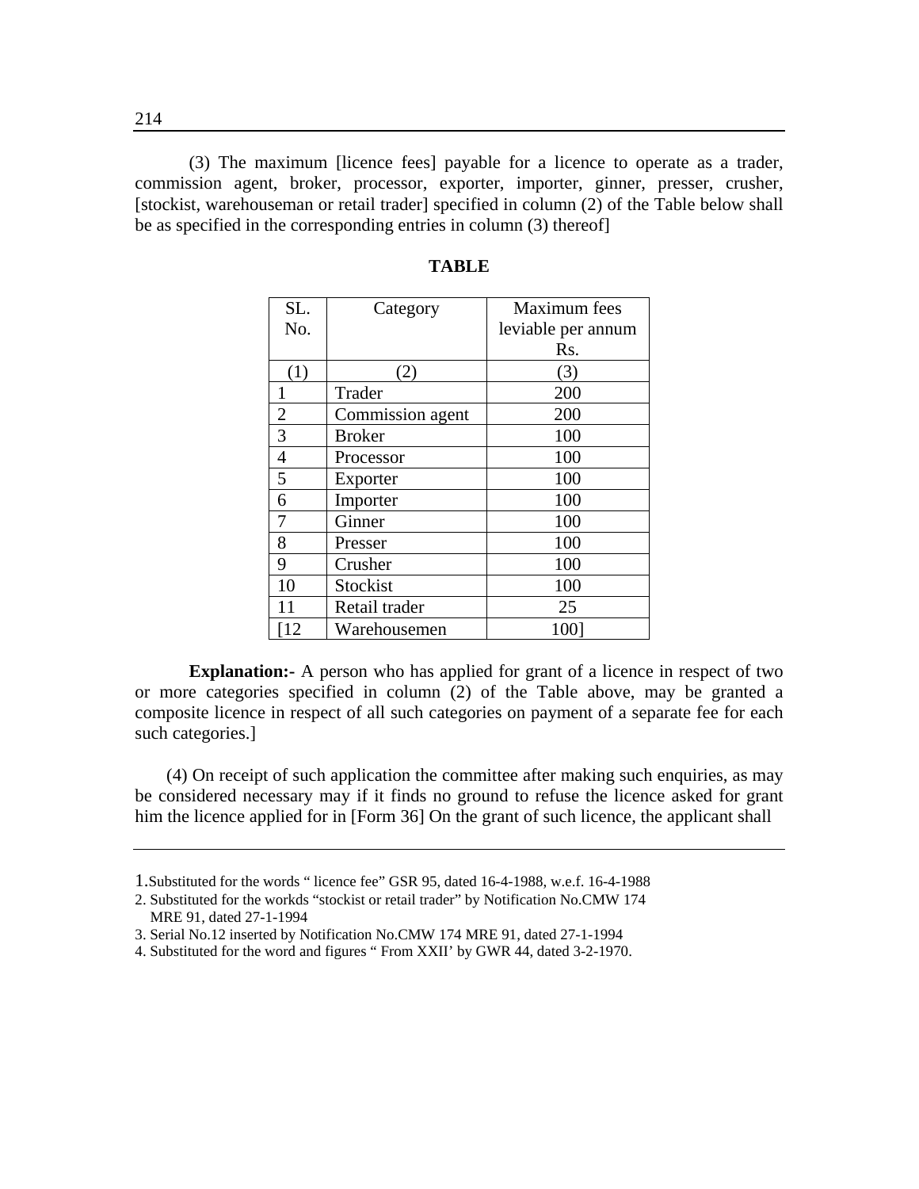(3) The maximum [licence fees] payable for a licence to operate as a trader, commission agent, broker, processor, exporter, importer, ginner, presser, crusher, [stockist, warehouseman or retail trader] specified in column (2) of the Table below shall be as specified in the corresponding entries in column (3) thereof]

**TABLE**

| SL. No. | Category | Maximum fees leviable per annum Rs. |
|---|---|---|
| (1) | (2) | (3) |
| 1 | Trader | 200 |
| 2 | Commission agent | 200 |
| 3 | Broker | 100 |
| 4 | Processor | 100 |
| 5 | Exporter | 100 |
| 6 | Importer | 100 |
| 7 | Ginner | 100 |
| 8 | Presser | 100 |
| 9 | Crusher | 100 |
| 10 | Stockist | 100 |
| 11 | Retail trader | 25 |
| [12 | Warehousemen | 100] |

**Explanation:-** A person who has applied for grant of a licence in respect of two or more categories specified in column (2) of the Table above, may be granted a composite licence in respect of all such categories on payment of a separate fee for each such categories.]

(4) On receipt of such application the committee after making such enquiries, as may be considered necessary may if it finds no ground to refuse the licence asked for grant him the licence applied for in [Form 36] On the grant of such licence, the applicant shall

---

1. Substituted for the words " licence fee" GSR 95, dated 16-4-1988, w.e.f. 16-4-1988
2. Substituted for the workds "stockist or retail trader" by Notification No.CMW 174 MRE 91, dated 27-1-1994
3. Serial No.12 inserted by Notification No.CMW 174 MRE 91, dated 27-1-1994
4. Substituted for the word and figures " From XXII' by GWR 44, dated 3-2-1970.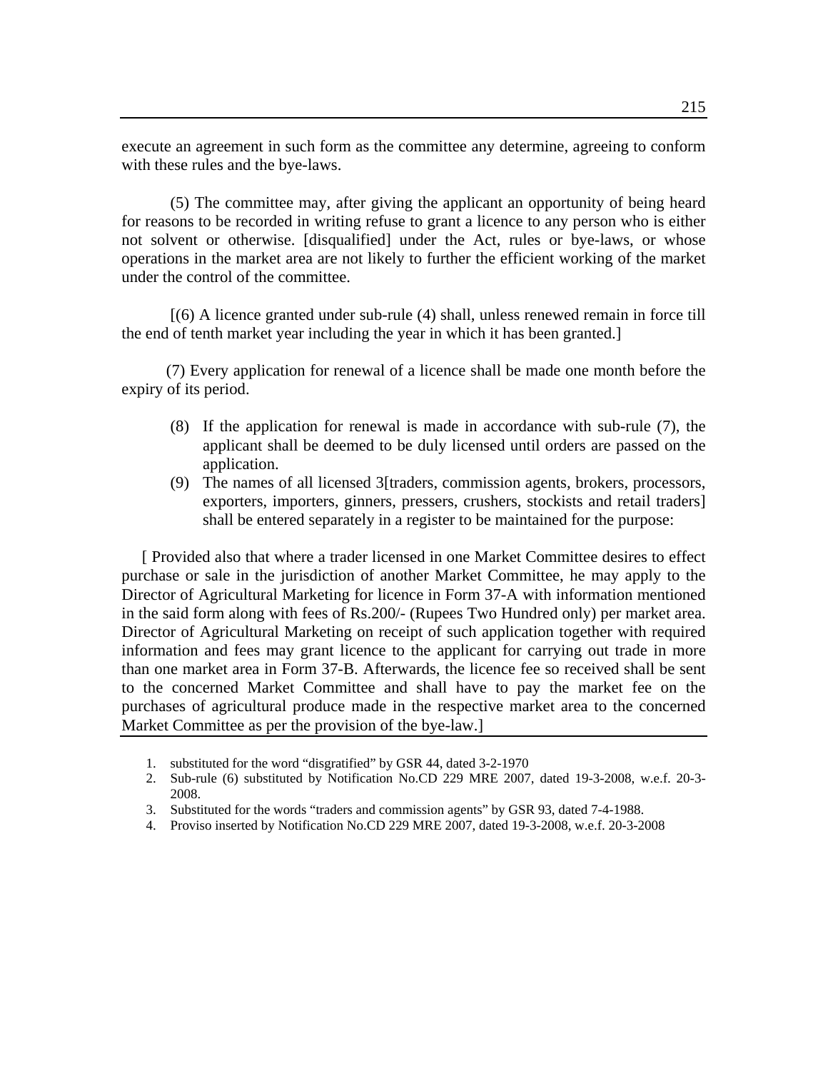execute an agreement in such form as the committee any determine, agreeing to conform with these rules and the bye-laws.

(5) The committee may, after giving the applicant an opportunity of being heard for reasons to be recorded in writing refuse to grant a licence to any person who is either not solvent or otherwise. [disqualified] under the Act, rules or bye-laws, or whose operations in the market area are not likely to further the efficient working of the market under the control of the committee.

[(6) A licence granted under sub-rule (4) shall, unless renewed remain in force till the end of tenth market year including the year in which it has been granted.]

(7) Every application for renewal of a licence shall be made one month before the expiry of its period.

(8) If the application for renewal is made in accordance with sub-rule (7), the applicant shall be deemed to be duly licensed until orders are passed on the application.

(9) The names of all licensed 3[traders, commission agents, brokers, processors, exporters, importers, ginners, pressers, crushers, stockists and retail traders] shall be entered separately in a register to be maintained for the purpose:

[ Provided also that where a trader licensed in one Market Committee desires to effect purchase or sale in the jurisdiction of another Market Committee, he may apply to the Director of Agricultural Marketing for licence in Form 37-A with information mentioned in the said form along with fees of Rs.200/- (Rupees Two Hundred only) per market area. Director of Agricultural Marketing on receipt of such application together with required information and fees may grant licence to the applicant for carrying out trade in more than one market area in Form 37-B. Afterwards, the licence fee so received shall be sent to the concerned Market Committee and shall have to pay the market fee on the purchases of agricultural produce made in the respective market area to the concerned Market Committee as per the provision of the bye-law.]

1. substituted for the word "disgratified" by GSR 44, dated 3-2-1970
2. Sub-rule (6) substituted by Notification No.CD 229 MRE 2007, dated 19-3-2008, w.e.f. 20-3-2008.
3. Substituted for the words "traders and commission agents" by GSR 93, dated 7-4-1988.
4. Proviso inserted by Notification No.CD 229 MRE 2007, dated 19-3-2008, w.e.f. 20-3-2008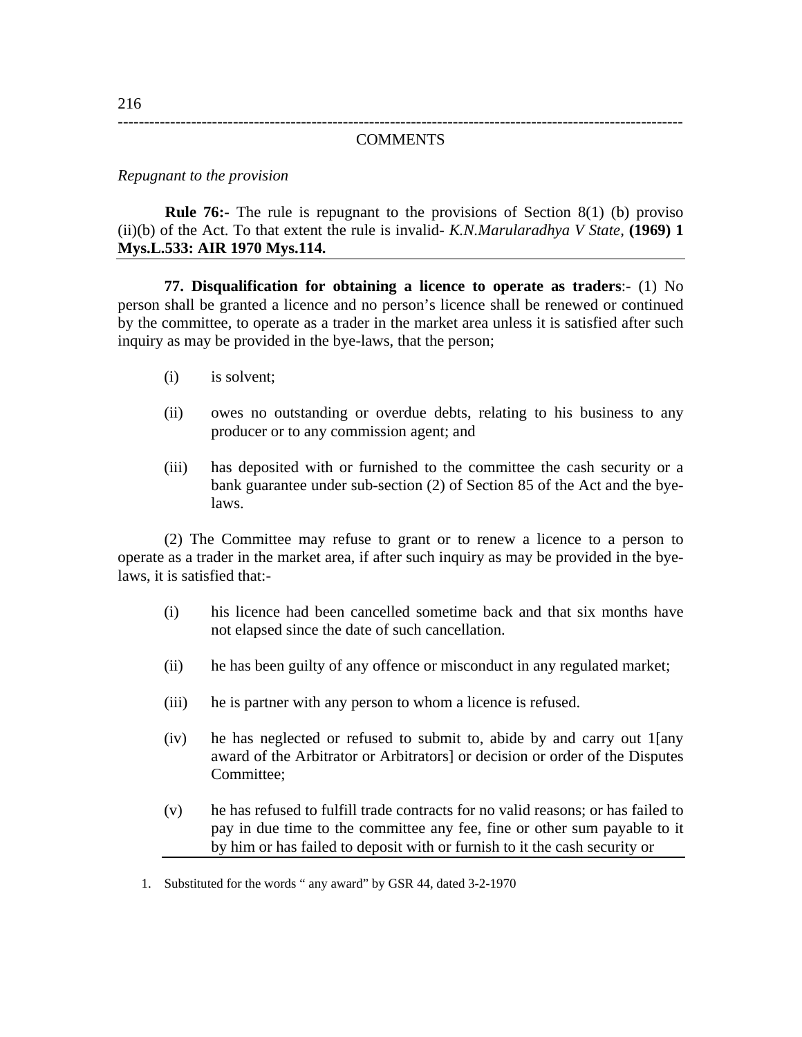COMMENTS

*Repugnant to the provision*

**Rule 76:-** The rule is repugnant to the provisions of Section 8(1) (b) proviso (ii)(b) of the Act. To that extent the rule is invalid- *K.N.Marularadhya V State,* **(1969) 1 Mys.L.533: AIR 1970 Mys.114.**

---

**77. Disqualification for obtaining a licence to operate as traders**:- (1) No person shall be granted a licence and no person's licence shall be renewed or continued by the committee, to operate as a trader in the market area unless it is satisfied after such inquiry as may be provided in the bye-laws, that the person;

(i) is solvent;

(ii) owes no outstanding or overdue debts, relating to his business to any producer or to any commission agent; and

(iii) has deposited with or furnished to the committee the cash security or a bank guarantee under sub-section (2) of Section 85 of the Act and the bye-laws.

(2) The Committee may refuse to grant or to renew a licence to a person to operate as a trader in the market area, if after such inquiry as may be provided in the bye-laws, it is satisfied that:-

(i) his licence had been cancelled sometime back and that six months have not elapsed since the date of such cancellation.

(ii) he has been guilty of any offence or misconduct in any regulated market;

(iii) he is partner with any person to whom a licence is refused.

(iv) he has neglected or refused to submit to, abide by and carry out 1[any award of the Arbitrator or Arbitrators] or decision or order of the Disputes Committee;

(v) he has refused to fulfill trade contracts for no valid reasons; or has failed to pay in due time to the committee any fee, fine or other sum payable to it by him or has failed to deposit with or furnish to it the cash security or

---

1. Substituted for the words " any award" by GSR 44, dated 3-2-1970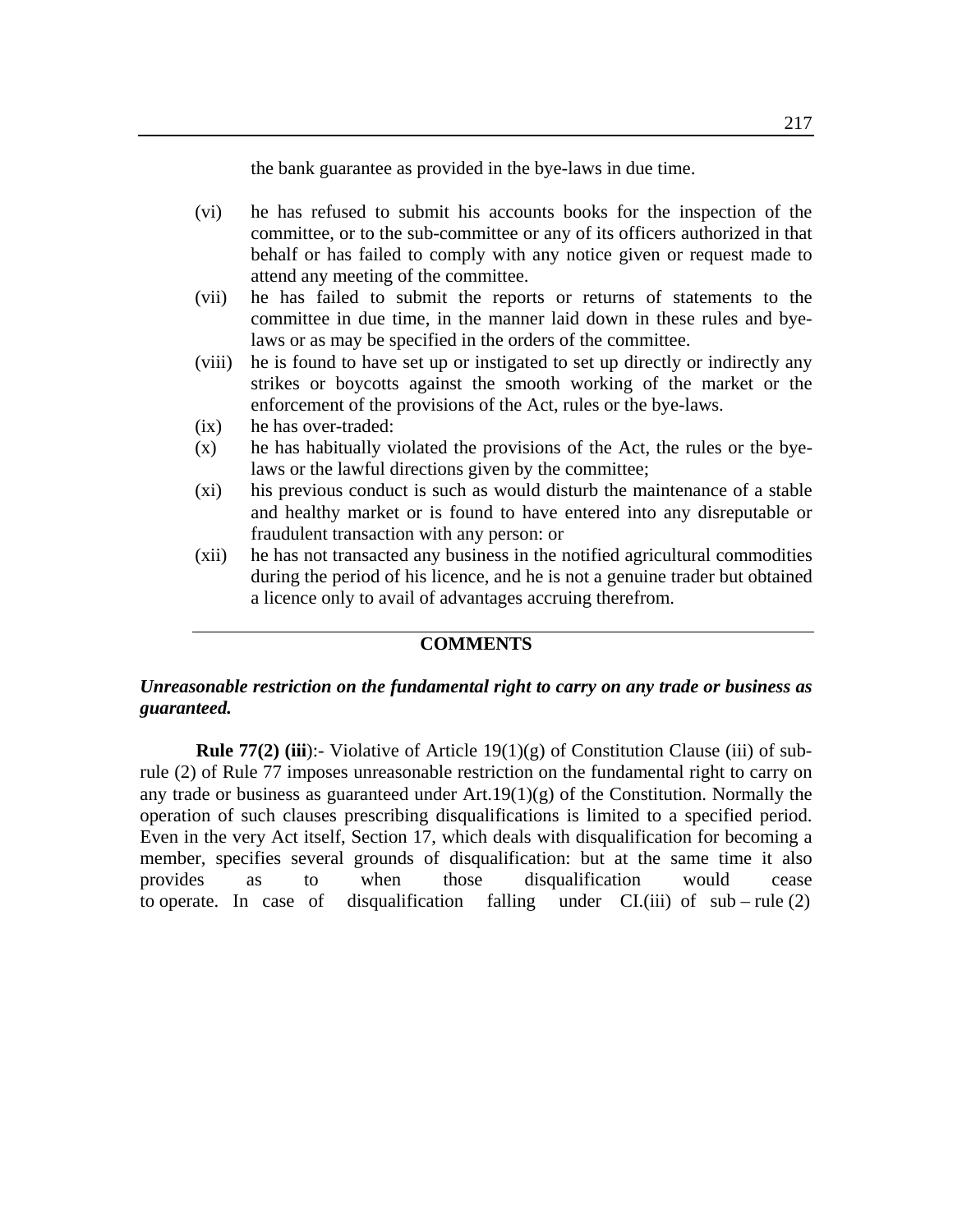the bank guarantee as provided in the bye-laws in due time.

(vi) he has refused to submit his accounts books for the inspection of the committee, or to the sub-committee or any of its officers authorized in that behalf or has failed to comply with any notice given or request made to attend any meeting of the committee.

(vii) he has failed to submit the reports or returns of statements to the committee in due time, in the manner laid down in these rules and bye-laws or as may be specified in the orders of the committee.

(viii) he is found to have set up or instigated to set up directly or indirectly any strikes or boycotts against the smooth working of the market or the enforcement of the provisions of the Act, rules or the bye-laws.

(ix) he has over-traded:

(x) he has habitually violated the provisions of the Act, the rules or the bye-laws or the lawful directions given by the committee;

(xi) his previous conduct is such as would disturb the maintenance of a stable and healthy market or is found to have entered into any disreputable or fraudulent transaction with any person: or

(xii) he has not transacted any business in the notified agricultural commodities during the period of his licence, and he is not a genuine trader but obtained a licence only to avail of advantages accruing therefrom.

**COMMENTS**

***Unreasonable restriction on the fundamental right to carry on any trade or business as guaranteed.***

**Rule 77(2) (iii)**:- Violative of Article 19(1)(g) of Constitution Clause (iii) of sub-rule (2) of Rule 77 imposes unreasonable restriction on the fundamental right to carry on any trade or business as guaranteed under Art.19(1)(g) of the Constitution. Normally the operation of such clauses prescribing disqualifications is limited to a specified period. Even in the very Act itself, Section 17, which deals with disqualification for becoming a member, specifies several grounds of disqualification: but at the same time it also provides as to when those disqualification would cease to operate. In case of disqualification falling under CI.(iii) of sub – rule (2)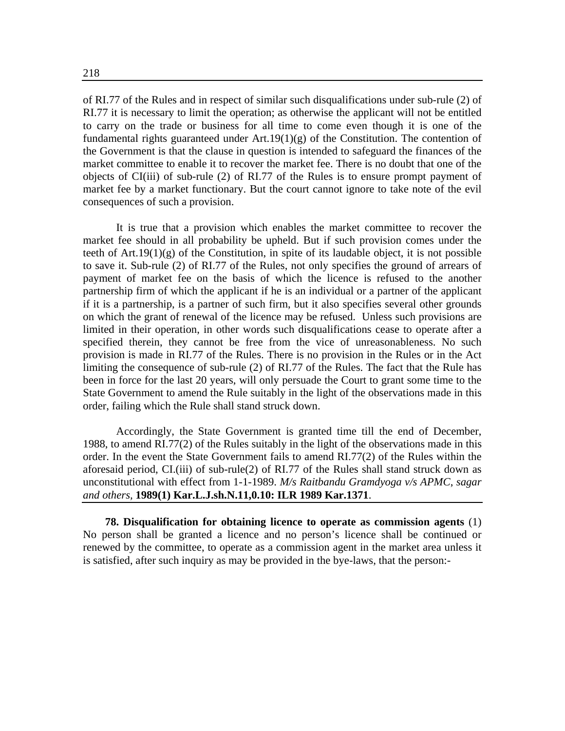of Rl.77 of the Rules and in respect of similar such disqualifications under sub-rule (2) of Rl.77 it is necessary to limit the operation; as otherwise the applicant will not be entitled to carry on the trade or business for all time to come even though it is one of the fundamental rights guaranteed under Art.19(1)(g) of the Constitution. The contention of the Government is that the clause in question is intended to safeguard the finances of the market committee to enable it to recover the market fee. There is no doubt that one of the objects of Cl(iii) of sub-rule (2) of Rl.77 of the Rules is to ensure prompt payment of market fee by a market functionary. But the court cannot ignore to take note of the evil consequences of such a provision.

It is true that a provision which enables the market committee to recover the market fee should in all probability be upheld. But if such provision comes under the teeth of Art.19(1)(g) of the Constitution, in spite of its laudable object, it is not possible to save it. Sub-rule (2) of Rl.77 of the Rules, not only specifies the ground of arrears of payment of market fee on the basis of which the licence is refused to the another partnership firm of which the applicant if he is an individual or a partner of the applicant if it is a partnership, is a partner of such firm, but it also specifies several other grounds on which the grant of renewal of the licence may be refused. Unless such provisions are limited in their operation, in other words such disqualifications cease to operate after a specified therein, they cannot be free from the vice of unreasonableness. No such provision is made in Rl.77 of the Rules. There is no provision in the Rules or in the Act limiting the consequence of sub-rule (2) of Rl.77 of the Rules. The fact that the Rule has been in force for the last 20 years, will only persuade the Court to grant some time to the State Government to amend the Rule suitably in the light of the observations made in this order, failing which the Rule shall stand struck down.

Accordingly, the State Government is granted time till the end of December, 1988, to amend Rl.77(2) of the Rules suitably in the light of the observations made in this order. In the event the State Government fails to amend Rl.77(2) of the Rules within the aforesaid period, Cl.(iii) of sub-rule(2) of Rl.77 of the Rules shall stand struck down as unconstitutional with effect from 1-1-1989. *M/s Raitbandu Gramdyoga v/s APMC, sagar and others,* **1989(1) Kar.L.J.sh.N.11,0.10: ILR 1989 Kar.1371**.

**78. Disqualification for obtaining licence to operate as commission agents** (1) No person shall be granted a licence and no person's licence shall be continued or renewed by the committee, to operate as a commission agent in the market area unless it is satisfied, after such inquiry as may be provided in the bye-laws, that the person:-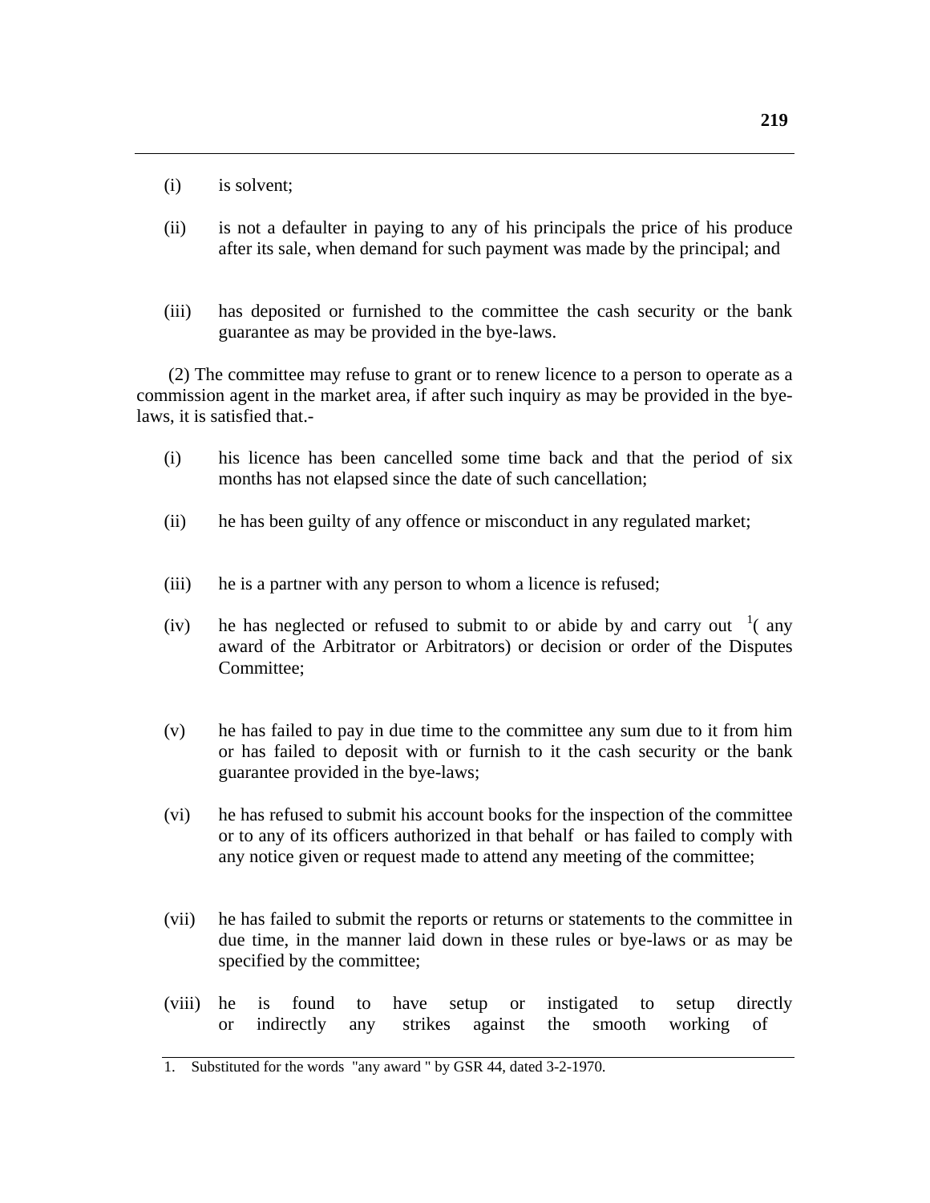(i) is solvent;

(ii) is not a defaulter in paying to any of his principals the price of his produce after its sale, when demand for such payment was made by the principal; and

(iii) has deposited or furnished to the committee the cash security or the bank guarantee as may be provided in the bye-laws.

(2) The committee may refuse to grant or to renew licence to a person to operate as a commission agent in the market area, if after such inquiry as may be provided in the bye-laws, it is satisfied that.-

(i) his licence has been cancelled some time back and that the period of six months has not elapsed since the date of such cancellation;

(ii) he has been guilty of any offence or misconduct in any regulated market;

(iii) he is a partner with any person to whom a licence is refused;

(iv) he has neglected or refused to submit to or abide by and carry out [1]( any award of the Arbitrator or Arbitrators) or decision or order of the Disputes Committee;

(v) he has failed to pay in due time to the committee any sum due to it from him or has failed to deposit with or furnish to it the cash security or the bank guarantee provided in the bye-laws;

(vi) he has refused to submit his account books for the inspection of the committee or to any of its officers authorized in that behalf or has failed to comply with any notice given or request made to attend any meeting of the committee;

(vii) he has failed to submit the reports or returns or statements to the committee in due time, in the manner laid down in these rules or bye-laws or as may be specified by the committee;

(viii) he is found to have setup or instigated to setup directly or indirectly any strikes against the smooth working of

---

1. Substituted for the words "any award " by GSR 44, dated 3-2-1970.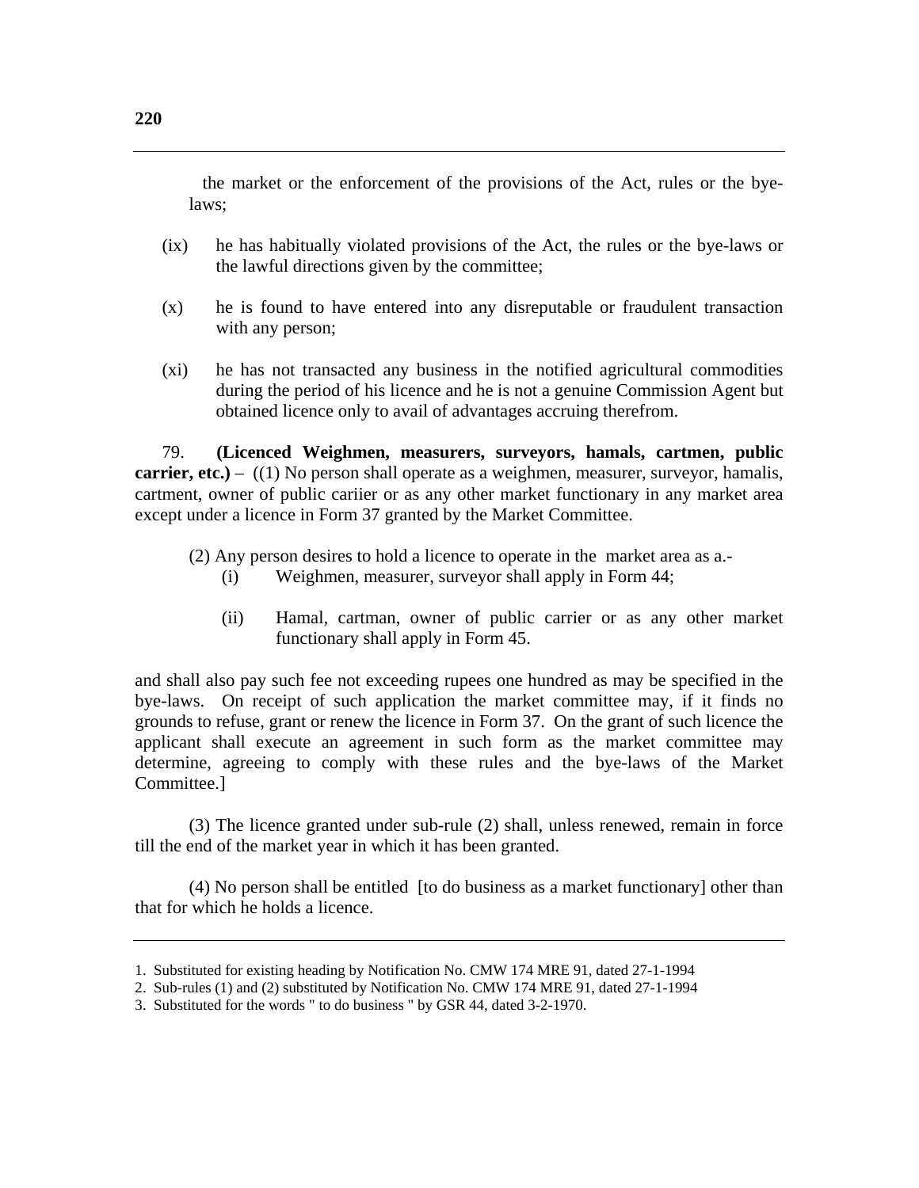the market or the enforcement of the provisions of the Act, rules or the bye-laws;

(ix) he has habitually violated provisions of the Act, the rules or the bye-laws or the lawful directions given by the committee;

(x) he is found to have entered into any disreputable or fraudulent transaction with any person;

(xi) he has not transacted any business in the notified agricultural commodities during the period of his licence and he is not a genuine Commission Agent but obtained licence only to avail of advantages accruing therefrom.

79. **(Licenced Weighmen, measurers, surveyors, hamals, cartmen, public carrier, etc.)** – ((1) No person shall operate as a weighmen, measurer, surveyor, hamalis, cartment, owner of public cariier or as any other market functionary in any market area except under a licence in Form 37 granted by the Market Committee.

(2) Any person desires to hold a licence to operate in the market area as a.-

(i) Weighmen, measurer, surveyor shall apply in Form 44;

(ii) Hamal, cartman, owner of public carrier or as any other market functionary shall apply in Form 45.

and shall also pay such fee not exceeding rupees one hundred as may be specified in the bye-laws. On receipt of such application the market committee may, if it finds no grounds to refuse, grant or renew the licence in Form 37. On the grant of such licence the applicant shall execute an agreement in such form as the market committee may determine, agreeing to comply with these rules and the bye-laws of the Market Committee.]

(3) The licence granted under sub-rule (2) shall, unless renewed, remain in force till the end of the market year in which it has been granted.

(4) No person shall be entitled [to do business as a market functionary] other than that for which he holds a licence.

---

1. Substituted for existing heading by Notification No. CMW 174 MRE 91, dated 27-1-1994
2. Sub-rules (1) and (2) substituted by Notification No. CMW 174 MRE 91, dated 27-1-1994
3. Substituted for the words " to do business " by GSR 44, dated 3-2-1970.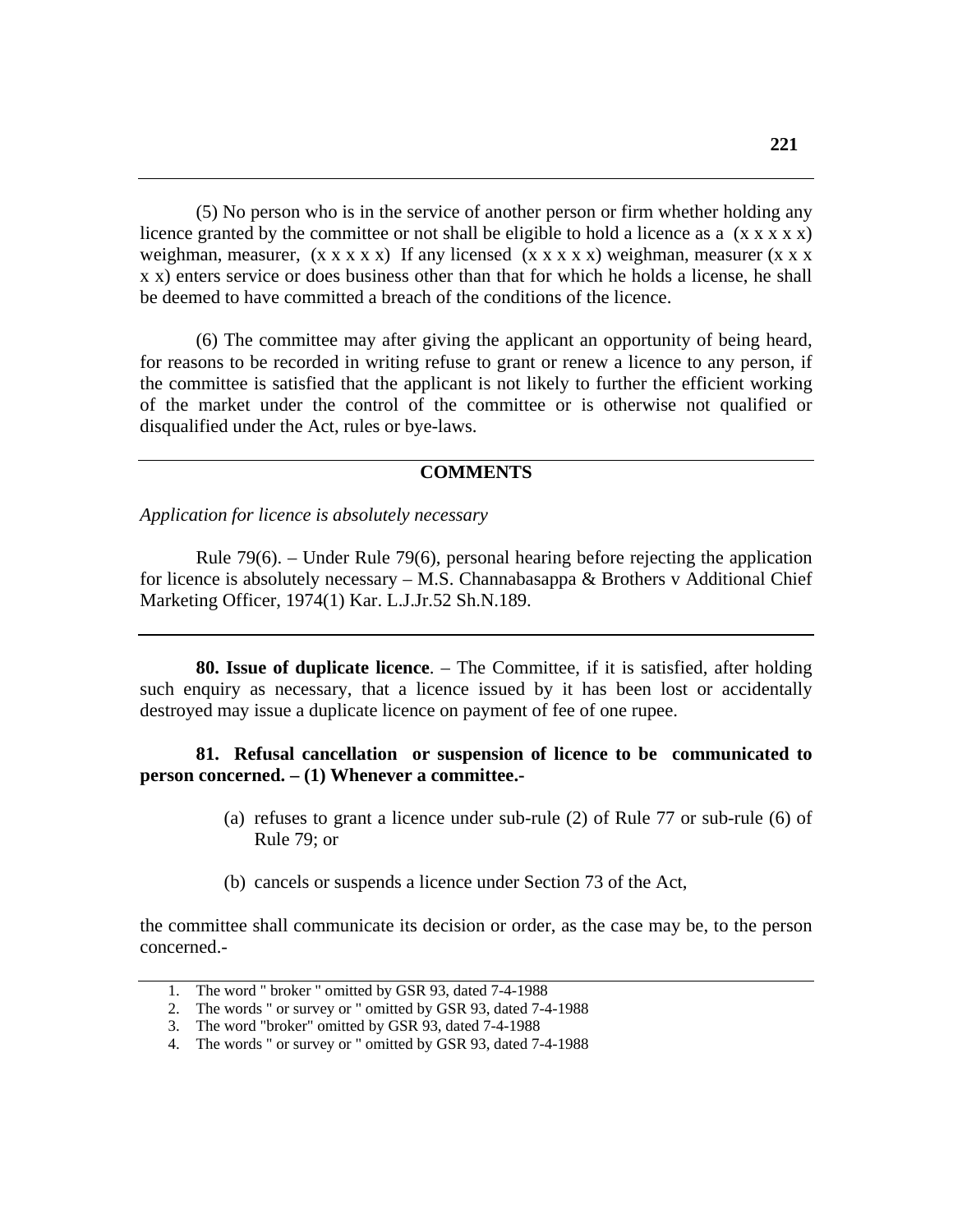(5) No person who is in the service of another person or firm whether holding any licence granted by the committee or not shall be eligible to hold a licence as a (x x x x x) weighman, measurer, (x x x x x) If any licensed (x x x x x) weighman, measurer (x x x x x) enters service or does business other than that for which he holds a license, he shall be deemed to have committed a breach of the conditions of the licence.

(6) The committee may after giving the applicant an opportunity of being heard, for reasons to be recorded in writing refuse to grant or renew a licence to any person, if the committee is satisfied that the applicant is not likely to further the efficient working of the market under the control of the committee or is otherwise not qualified or disqualified under the Act, rules or bye-laws.

---

**COMMENTS**

*Application for licence is absolutely necessary*

Rule 79(6). – Under Rule 79(6), personal hearing before rejecting the application for licence is absolutely necessary – M.S. Channabasappa & Brothers v Additional Chief Marketing Officer, 1974(1) Kar. L.J.Jr.52 Sh.N.189.

---

**80. Issue of duplicate licence**. – The Committee, if it is satisfied, after holding such enquiry as necessary, that a licence issued by it has been lost or accidentally destroyed may issue a duplicate licence on payment of fee of one rupee.

**81. Refusal cancellation or suspension of licence to be communicated to person concerned. – (1) Whenever a committee.-**

(a) refuses to grant a licence under sub-rule (2) of Rule 77 or sub-rule (6) of Rule 79; or

(b) cancels or suspends a licence under Section 73 of the Act,

the committee shall communicate its decision or order, as the case may be, to the person concerned.-

---

1. The word " broker " omitted by GSR 93, dated 7-4-1988
2. The words " or survey or " omitted by GSR 93, dated 7-4-1988
3. The word "broker" omitted by GSR 93, dated 7-4-1988
4. The words " or survey or " omitted by GSR 93, dated 7-4-1988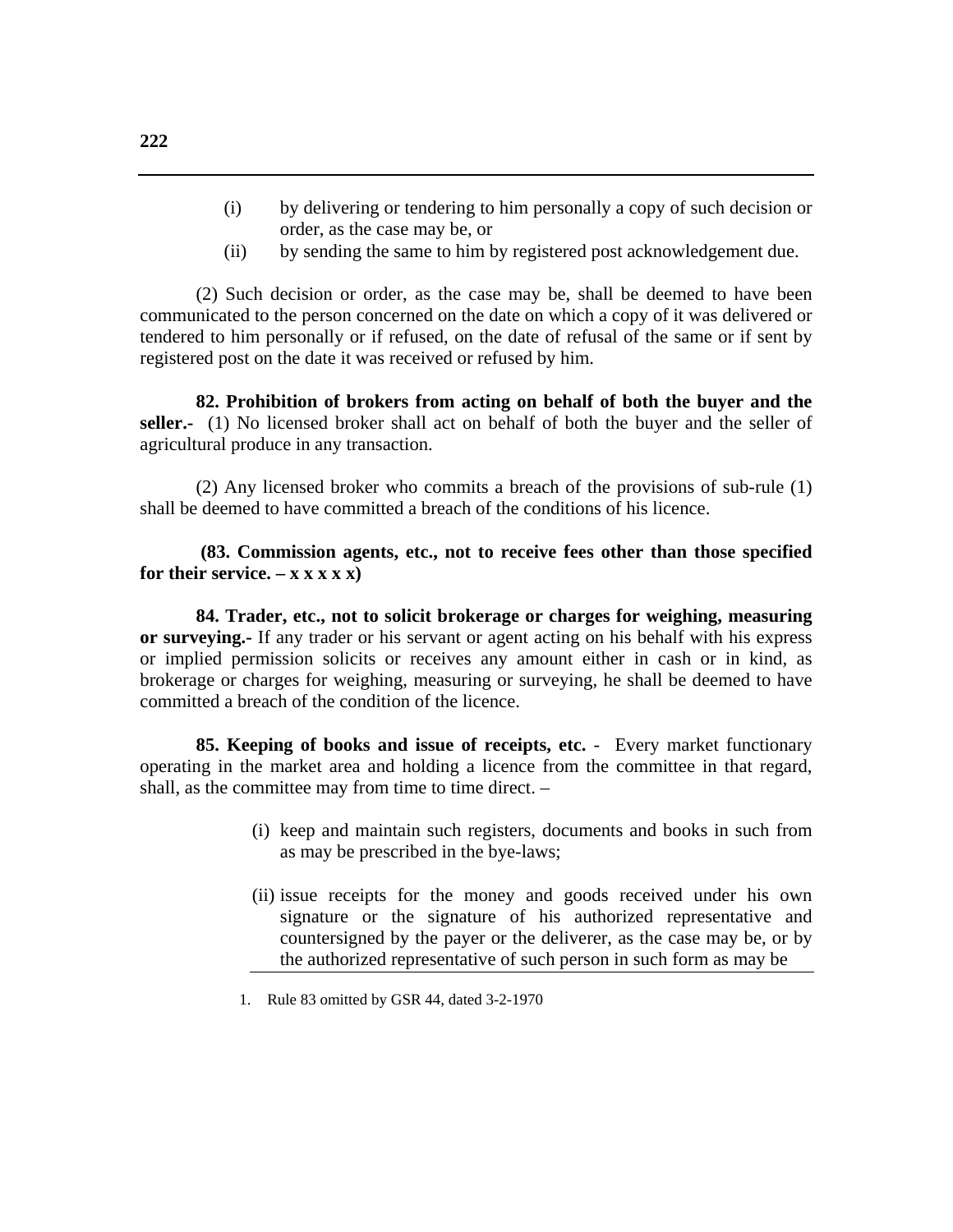(i) by delivering or tendering to him personally a copy of such decision or order, as the case may be, or

(ii) by sending the same to him by registered post acknowledgement due.

(2) Such decision or order, as the case may be, shall be deemed to have been communicated to the person concerned on the date on which a copy of it was delivered or tendered to him personally or if refused, on the date of refusal of the same or if sent by registered post on the date it was received or refused by him.

**82. Prohibition of brokers from acting on behalf of both the buyer and the seller.-** (1) No licensed broker shall act on behalf of both the buyer and the seller of agricultural produce in any transaction.

(2) Any licensed broker who commits a breach of the provisions of sub-rule (1) shall be deemed to have committed a breach of the conditions of his licence.

**(83. Commission agents, etc., not to receive fees other than those specified for their service. – x x x x x)**

**84. Trader, etc., not to solicit brokerage or charges for weighing, measuring or surveying.-** If any trader or his servant or agent acting on his behalf with his express or implied permission solicits or receives any amount either in cash or in kind, as brokerage or charges for weighing, measuring or surveying, he shall be deemed to have committed a breach of the condition of the licence.

**85. Keeping of books and issue of receipts, etc.** - Every market functionary operating in the market area and holding a licence from the committee in that regard, shall, as the committee may from time to time direct. –

(i) keep and maintain such registers, documents and books in such from as may be prescribed in the bye-laws;

(ii) issue receipts for the money and goods received under his own signature or the signature of his authorized representative and countersigned by the payer or the deliverer, as the case may be, or by the authorized representative of such person in such form as may be

1. Rule 83 omitted by GSR 44, dated 3-2-1970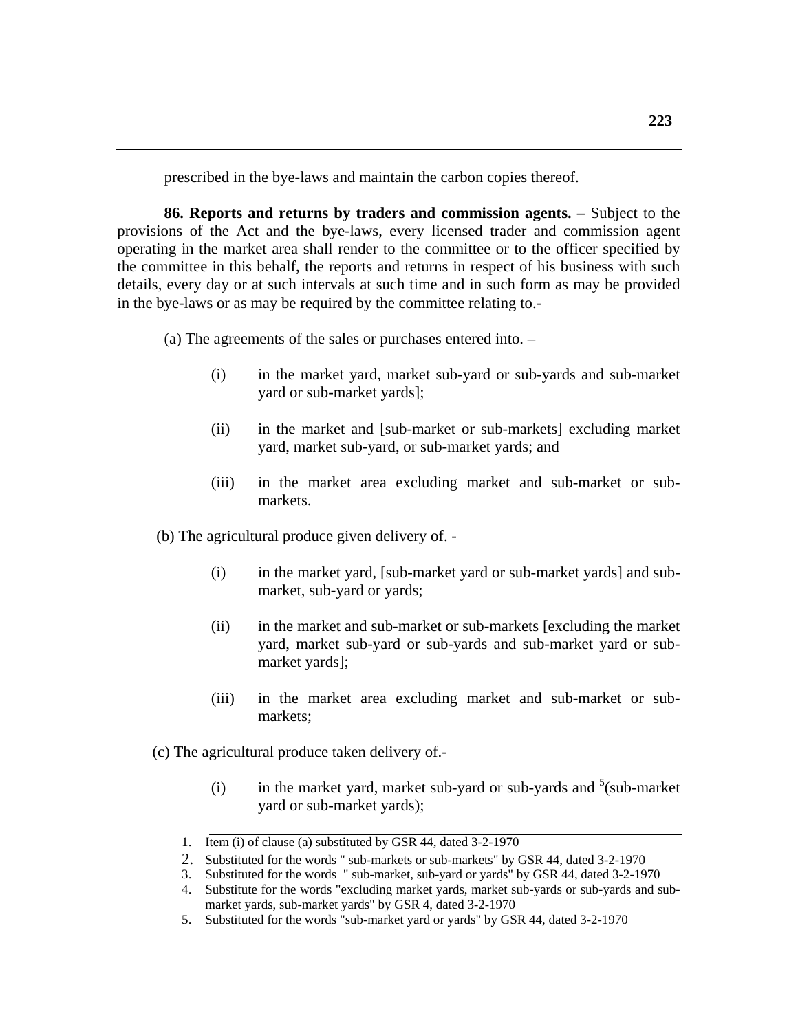prescribed in the bye-laws and maintain the carbon copies thereof.

**86. Reports and returns by traders and commission agents. –** Subject to the provisions of the Act and the bye-laws, every licensed trader and commission agent operating in the market area shall render to the committee or to the officer specified by the committee in this behalf, the reports and returns in respect of his business with such details, every day or at such intervals at such time and in such form as may be provided in the bye-laws or as may be required by the committee relating to.-

(a) The agreements of the sales or purchases entered into. –

(i) in the market yard, market sub-yard or sub-yards and sub-market yard or sub-market yards];

(ii) in the market and [sub-market or sub-markets] excluding market yard, market sub-yard, or sub-market yards; and

(iii) in the market area excluding market and sub-market or sub-markets.

(b) The agricultural produce given delivery of. -

(i) in the market yard, [sub-market yard or sub-market yards] and sub-market, sub-yard or yards;

(ii) in the market and sub-market or sub-markets [excluding the market yard, market sub-yard or sub-yards and sub-market yard or sub-market yards];

(iii) in the market area excluding market and sub-market or sub-markets;

(c) The agricultural produce taken delivery of.-

(i) in the market yard, market sub-yard or sub-yards and [5](sub-market yard or sub-market yards);

---

1. Item (i) of clause (a) substituted by GSR 44, dated 3-2-1970
2. Substituted for the words " sub-markets or sub-markets" by GSR 44, dated 3-2-1970
3. Substituted for the words " sub-market, sub-yard or yards" by GSR 44, dated 3-2-1970
4. Substitute for the words "excluding market yards, market sub-yards or sub-yards and sub-market yards, sub-market yards" by GSR 4, dated 3-2-1970
5. Substituted for the words "sub-market yard or yards" by GSR 44, dated 3-2-1970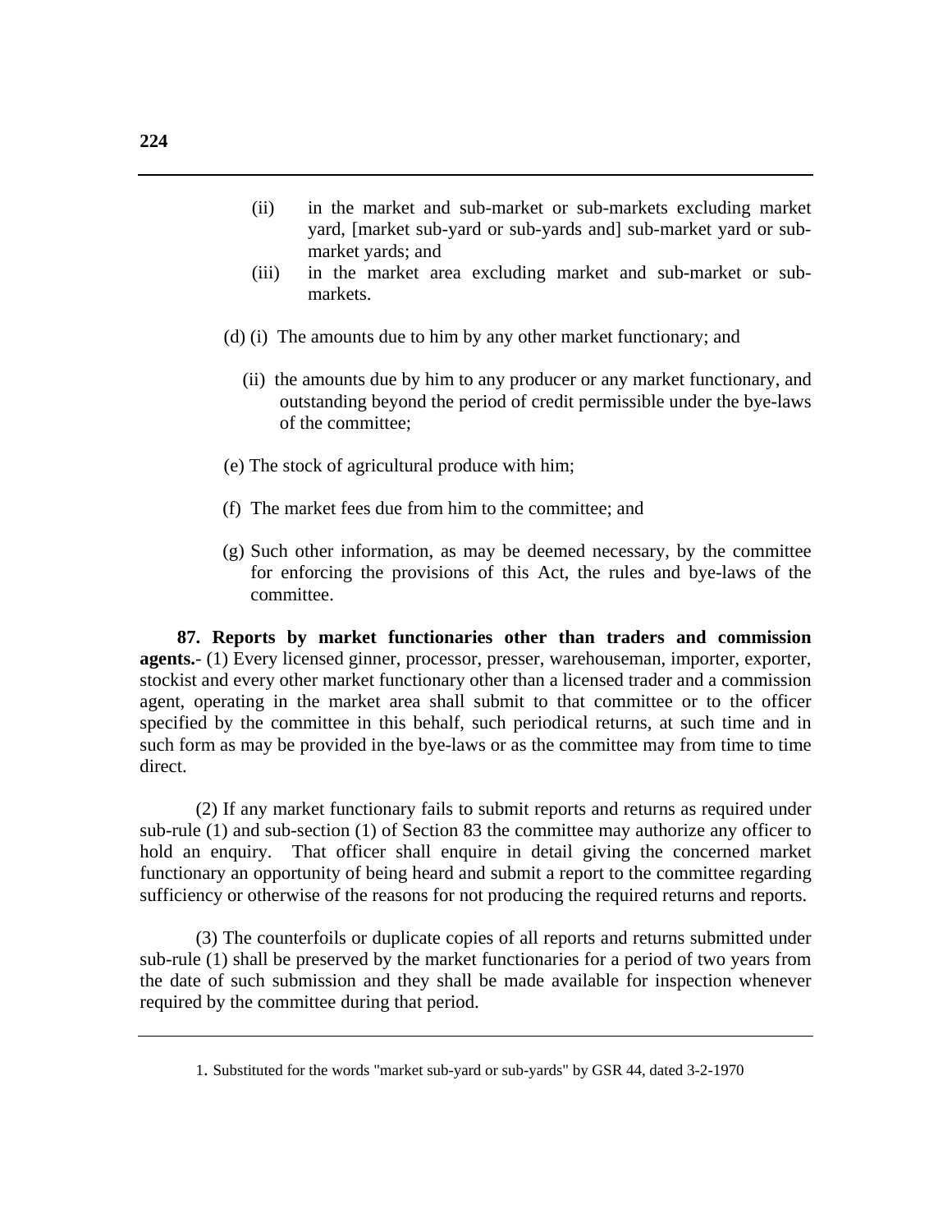(ii) in the market and sub-market or sub-markets excluding market yard, [market sub-yard or sub-yards and] sub-market yard or sub-market yards; and

(iii) in the market area excluding market and sub-market or sub-markets.

(d) (i) The amounts due to him by any other market functionary; and

(ii) the amounts due by him to any producer or any market functionary, and outstanding beyond the period of credit permissible under the bye-laws of the committee;

(e) The stock of agricultural produce with him;

(f) The market fees due from him to the committee; and

(g) Such other information, as may be deemed necessary, by the committee for enforcing the provisions of this Act, the rules and bye-laws of the committee.

**87. Reports by market functionaries other than traders and commission agents.**- (1) Every licensed ginner, processor, presser, warehouseman, importer, exporter, stockist and every other market functionary other than a licensed trader and a commission agent, operating in the market area shall submit to that committee or to the officer specified by the committee in this behalf, such periodical returns, at such time and in such form as may be provided in the bye-laws or as the committee may from time to time direct.

(2) If any market functionary fails to submit reports and returns as required under sub-rule (1) and sub-section (1) of Section 83 the committee may authorize any officer to hold an enquiry. That officer shall enquire in detail giving the concerned market functionary an opportunity of being heard and submit a report to the committee regarding sufficiency or otherwise of the reasons for not producing the required returns and reports.

(3) The counterfoils or duplicate copies of all reports and returns submitted under sub-rule (1) shall be preserved by the market functionaries for a period of two years from the date of such submission and they shall be made available for inspection whenever required by the committee during that period.

---

1. Substituted for the words "market sub-yard or sub-yards" by GSR 44, dated 3-2-1970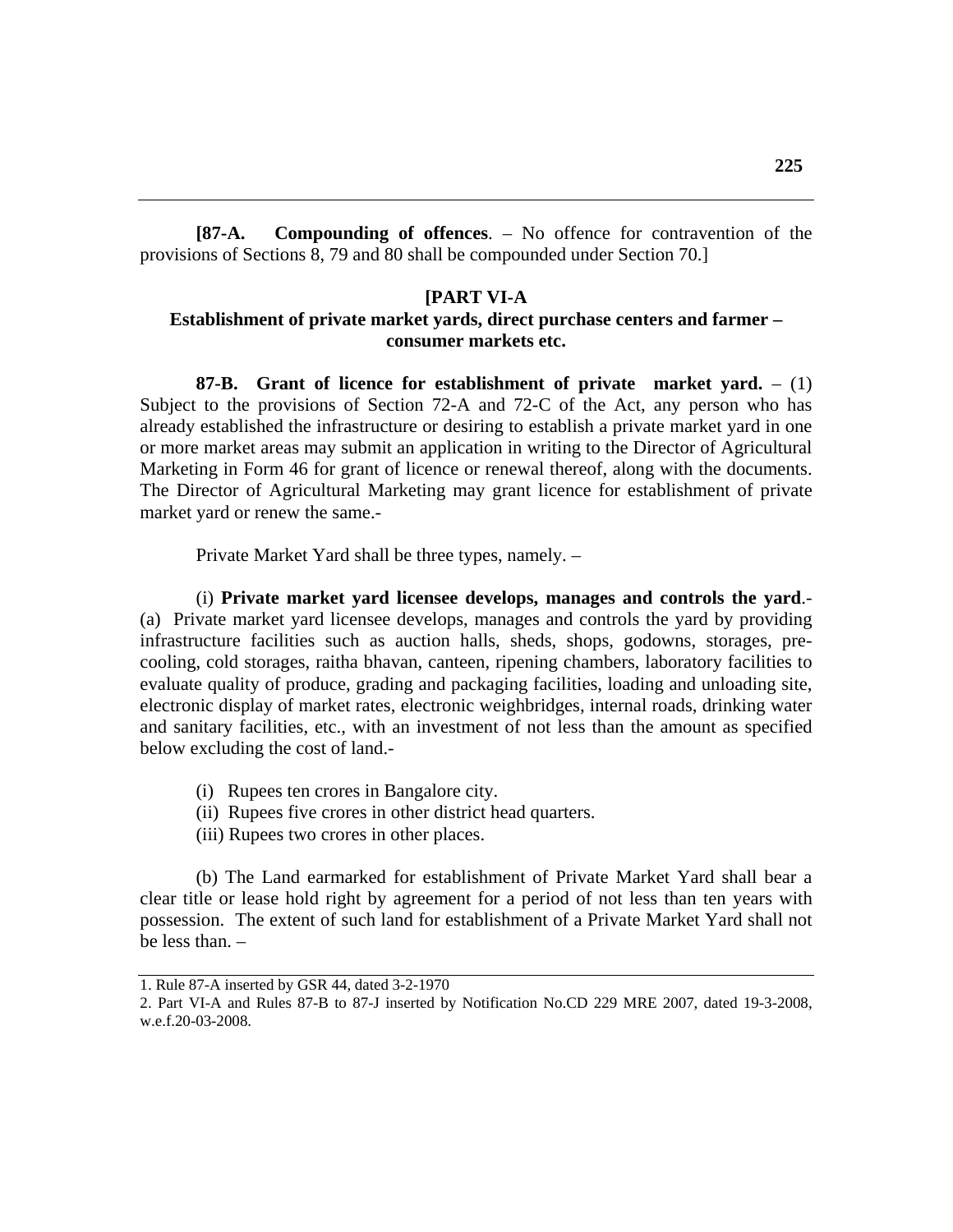**[87-A. Compounding of offences**. – No offence for contravention of the provisions of Sections 8, 79 and 80 shall be compounded under Section 70.]

## [PART VI-A
## Establishment of private market yards, direct purchase centers and farmer – consumer markets etc.

**87-B. Grant of licence for establishment of private market yard.** – (1) Subject to the provisions of Section 72-A and 72-C of the Act, any person who has already established the infrastructure or desiring to establish a private market yard in one or more market areas may submit an application in writing to the Director of Agricultural Marketing in Form 46 for grant of licence or renewal thereof, along with the documents. The Director of Agricultural Marketing may grant licence for establishment of private market yard or renew the same.-

Private Market Yard shall be three types, namely. –

(i) **Private market yard licensee develops, manages and controls the yard**.- (a) Private market yard licensee develops, manages and controls the yard by providing infrastructure facilities such as auction halls, sheds, shops, godowns, storages, pre-cooling, cold storages, raitha bhavan, canteen, ripening chambers, laboratory facilities to evaluate quality of produce, grading and packaging facilities, loading and unloading site, electronic display of market rates, electronic weighbridges, internal roads, drinking water and sanitary facilities, etc., with an investment of not less than the amount as specified below excluding the cost of land.-

(i) Rupees ten crores in Bangalore city.
(ii) Rupees five crores in other district head quarters.
(iii) Rupees two crores in other places.

(b) The Land earmarked for establishment of Private Market Yard shall bear a clear title or lease hold right by agreement for a period of not less than ten years with possession. The extent of such land for establishment of a Private Market Yard shall not be less than. –

---

1. Rule 87-A inserted by GSR 44, dated 3-2-1970
2. Part VI-A and Rules 87-B to 87-J inserted by Notification No.CD 229 MRE 2007, dated 19-3-2008, w.e.f.20-03-2008.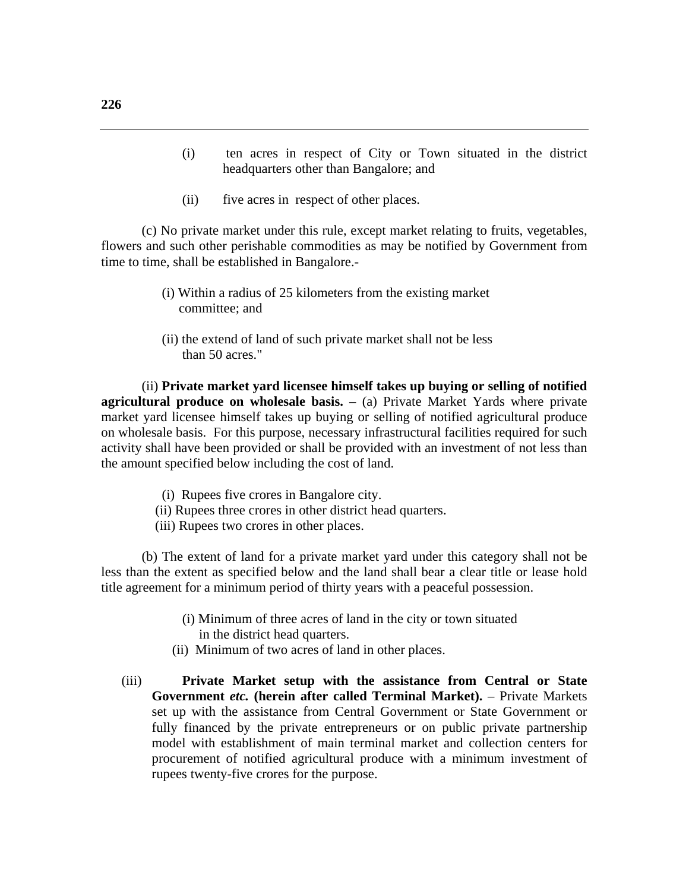(i) ten acres in respect of City or Town situated in the district headquarters other than Bangalore; and

(ii) five acres in respect of other places.

(c) No private market under this rule, except market relating to fruits, vegetables, flowers and such other perishable commodities as may be notified by Government from time to time, shall be established in Bangalore.-

(i) Within a radius of 25 kilometers from the existing market committee; and

(ii) the extend of land of such private market shall not be less than 50 acres."

(ii) **Private market yard licensee himself takes up buying or selling of notified agricultural produce on wholesale basis.** – (a) Private Market Yards where private market yard licensee himself takes up buying or selling of notified agricultural produce on wholesale basis. For this purpose, necessary infrastructural facilities required for such activity shall have been provided or shall be provided with an investment of not less than the amount specified below including the cost of land.

(i) Rupees five crores in Bangalore city.
(ii) Rupees three crores in other district head quarters.
(iii) Rupees two crores in other places.

(b) The extent of land for a private market yard under this category shall not be less than the extent as specified below and the land shall bear a clear title or lease hold title agreement for a minimum period of thirty years with a peaceful possession.

(i) Minimum of three acres of land in the city or town situated in the district head quarters.
(ii) Minimum of two acres of land in other places.

(iii) **Private Market setup with the assistance from Central or State Government *etc.* (herein after called Terminal Market).** – Private Markets set up with the assistance from Central Government or State Government or fully financed by the private entrepreneurs or on public private partnership model with establishment of main terminal market and collection centers for procurement of notified agricultural produce with a minimum investment of rupees twenty-five crores for the purpose.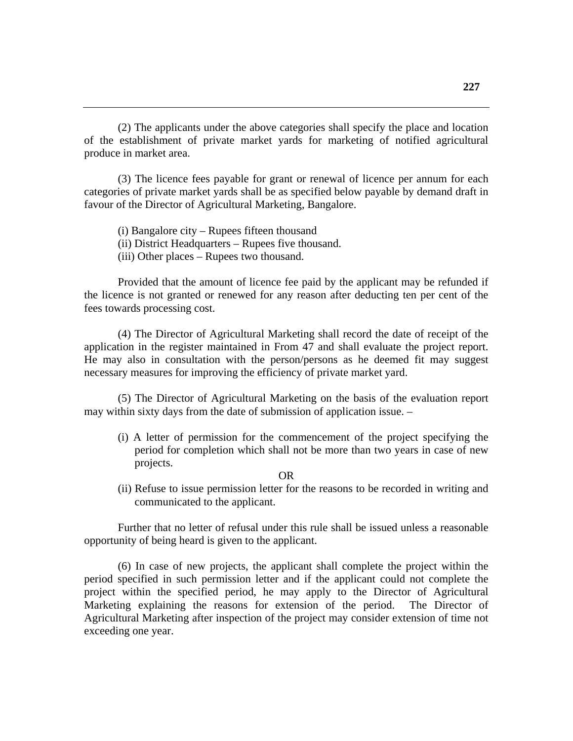(2) The applicants under the above categories shall specify the place and location of the establishment of private market yards for marketing of notified agricultural produce in market area.

(3) The licence fees payable for grant or renewal of licence per annum for each categories of private market yards shall be as specified below payable by demand draft in favour of the Director of Agricultural Marketing, Bangalore.

(i) Bangalore city – Rupees fifteen thousand
(ii) District Headquarters – Rupees five thousand.
(iii) Other places – Rupees two thousand.

Provided that the amount of licence fee paid by the applicant may be refunded if the licence is not granted or renewed for any reason after deducting ten per cent of the fees towards processing cost.

(4) The Director of Agricultural Marketing shall record the date of receipt of the application in the register maintained in From 47 and shall evaluate the project report. He may also in consultation with the person/persons as he deemed fit may suggest necessary measures for improving the efficiency of private market yard.

(5) The Director of Agricultural Marketing on the basis of the evaluation report may within sixty days from the date of submission of application issue. –

(i) A letter of permission for the commencement of the project specifying the period for completion which shall not be more than two years in case of new projects.

OR

(ii) Refuse to issue permission letter for the reasons to be recorded in writing and communicated to the applicant.

Further that no letter of refusal under this rule shall be issued unless a reasonable opportunity of being heard is given to the applicant.

(6) In case of new projects, the applicant shall complete the project within the period specified in such permission letter and if the applicant could not complete the project within the specified period, he may apply to the Director of Agricultural Marketing explaining the reasons for extension of the period. The Director of Agricultural Marketing after inspection of the project may consider extension of time not exceeding one year.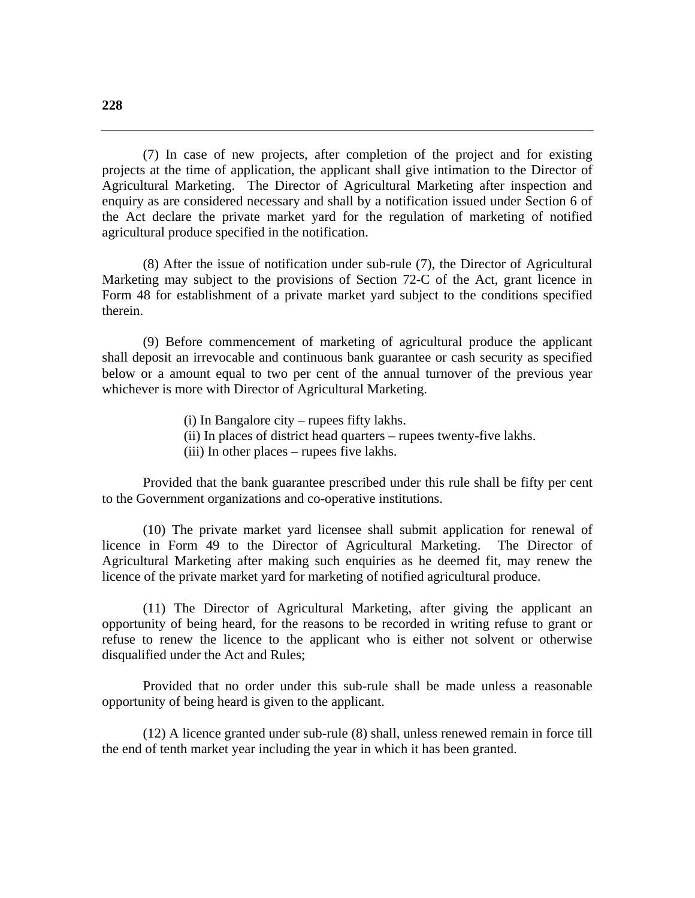(7) In case of new projects, after completion of the project and for existing projects at the time of application, the applicant shall give intimation to the Director of Agricultural Marketing. The Director of Agricultural Marketing after inspection and enquiry as are considered necessary and shall by a notification issued under Section 6 of the Act declare the private market yard for the regulation of marketing of notified agricultural produce specified in the notification.

(8) After the issue of notification under sub-rule (7), the Director of Agricultural Marketing may subject to the provisions of Section 72-C of the Act, grant licence in Form 48 for establishment of a private market yard subject to the conditions specified therein.

(9) Before commencement of marketing of agricultural produce the applicant shall deposit an irrevocable and continuous bank guarantee or cash security as specified below or a amount equal to two per cent of the annual turnover of the previous year whichever is more with Director of Agricultural Marketing.

(i) In Bangalore city – rupees fifty lakhs.
(ii) In places of district head quarters – rupees twenty-five lakhs.
(iii) In other places – rupees five lakhs.

Provided that the bank guarantee prescribed under this rule shall be fifty per cent to the Government organizations and co-operative institutions.

(10) The private market yard licensee shall submit application for renewal of licence in Form 49 to the Director of Agricultural Marketing. The Director of Agricultural Marketing after making such enquiries as he deemed fit, may renew the licence of the private market yard for marketing of notified agricultural produce.

(11) The Director of Agricultural Marketing, after giving the applicant an opportunity of being heard, for the reasons to be recorded in writing refuse to grant or refuse to renew the licence to the applicant who is either not solvent or otherwise disqualified under the Act and Rules;

Provided that no order under this sub-rule shall be made unless a reasonable opportunity of being heard is given to the applicant.

(12) A licence granted under sub-rule (8) shall, unless renewed remain in force till the end of tenth market year including the year in which it has been granted.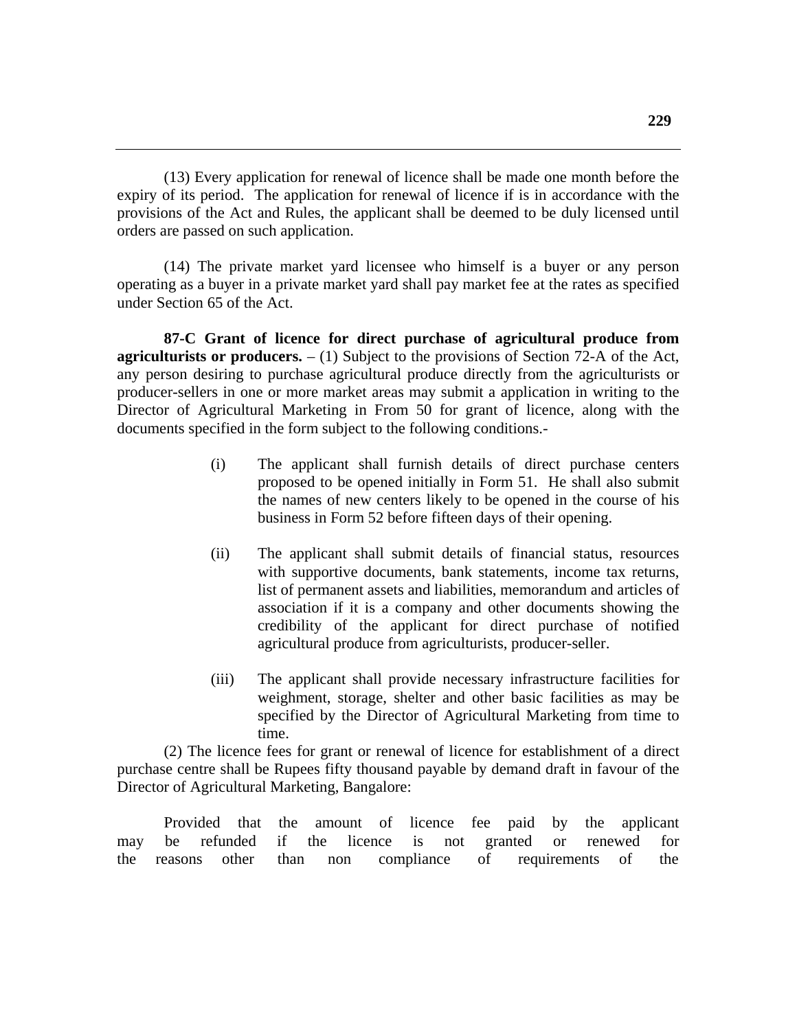(13) Every application for renewal of licence shall be made one month before the expiry of its period. The application for renewal of licence if is in accordance with the provisions of the Act and Rules, the applicant shall be deemed to be duly licensed until orders are passed on such application.

(14) The private market yard licensee who himself is a buyer or any person operating as a buyer in a private market yard shall pay market fee at the rates as specified under Section 65 of the Act.

**87-C Grant of licence for direct purchase of agricultural produce from agriculturists or producers.** – (1) Subject to the provisions of Section 72-A of the Act, any person desiring to purchase agricultural produce directly from the agriculturists or producer-sellers in one or more market areas may submit a application in writing to the Director of Agricultural Marketing in From 50 for grant of licence, along with the documents specified in the form subject to the following conditions.-

(i) The applicant shall furnish details of direct purchase centers proposed to be opened initially in Form 51. He shall also submit the names of new centers likely to be opened in the course of his business in Form 52 before fifteen days of their opening.

(ii) The applicant shall submit details of financial status, resources with supportive documents, bank statements, income tax returns, list of permanent assets and liabilities, memorandum and articles of association if it is a company and other documents showing the credibility of the applicant for direct purchase of notified agricultural produce from agriculturists, producer-seller.

(iii) The applicant shall provide necessary infrastructure facilities for weighment, storage, shelter and other basic facilities as may be specified by the Director of Agricultural Marketing from time to time.

(2) The licence fees for grant or renewal of licence for establishment of a direct purchase centre shall be Rupees fifty thousand payable by demand draft in favour of the Director of Agricultural Marketing, Bangalore:

Provided that the amount of licence fee paid by the applicant may be refunded if the licence is not granted or renewed for the reasons other than non compliance of requirements of the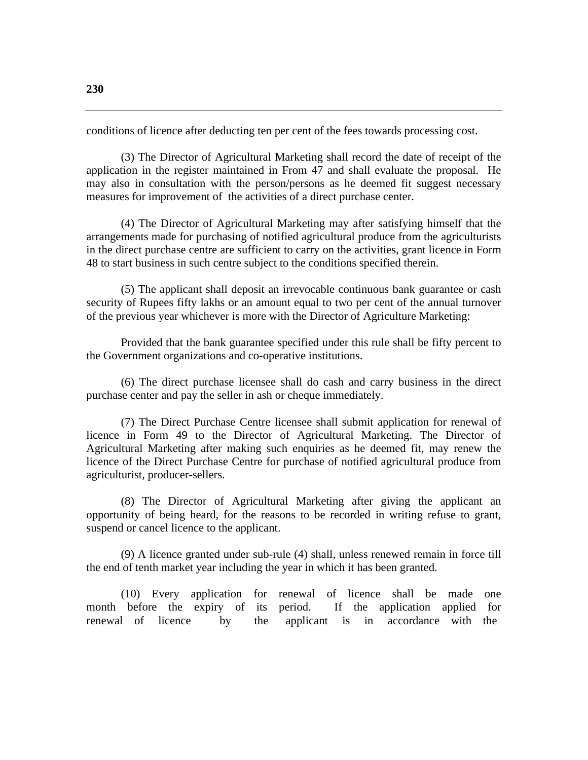conditions of licence after deducting ten per cent of the fees towards processing cost.

(3) The Director of Agricultural Marketing shall record the date of receipt of the application in the register maintained in From 47 and shall evaluate the proposal. He may also in consultation with the person/persons as he deemed fit suggest necessary measures for improvement of the activities of a direct purchase center.

(4) The Director of Agricultural Marketing may after satisfying himself that the arrangements made for purchasing of notified agricultural produce from the agriculturists in the direct purchase centre are sufficient to carry on the activities, grant licence in Form 48 to start business in such centre subject to the conditions specified therein.

(5) The applicant shall deposit an irrevocable continuous bank guarantee or cash security of Rupees fifty lakhs or an amount equal to two per cent of the annual turnover of the previous year whichever is more with the Director of Agriculture Marketing:

Provided that the bank guarantee specified under this rule shall be fifty percent to the Government organizations and co-operative institutions.

(6) The direct purchase licensee shall do cash and carry business in the direct purchase center and pay the seller in ash or cheque immediately.

(7) The Direct Purchase Centre licensee shall submit application for renewal of licence in Form 49 to the Director of Agricultural Marketing. The Director of Agricultural Marketing after making such enquiries as he deemed fit, may renew the licence of the Direct Purchase Centre for purchase of notified agricultural produce from agriculturist, producer-sellers.

(8) The Director of Agricultural Marketing after giving the applicant an opportunity of being heard, for the reasons to be recorded in writing refuse to grant, suspend or cancel licence to the applicant.

(9) A licence granted under sub-rule (4) shall, unless renewed remain in force till the end of tenth market year including the year in which it has been granted.

(10) Every application for renewal of licence shall be made one month before the expiry of its period. If the application applied for renewal of licence by the applicant is in accordance with the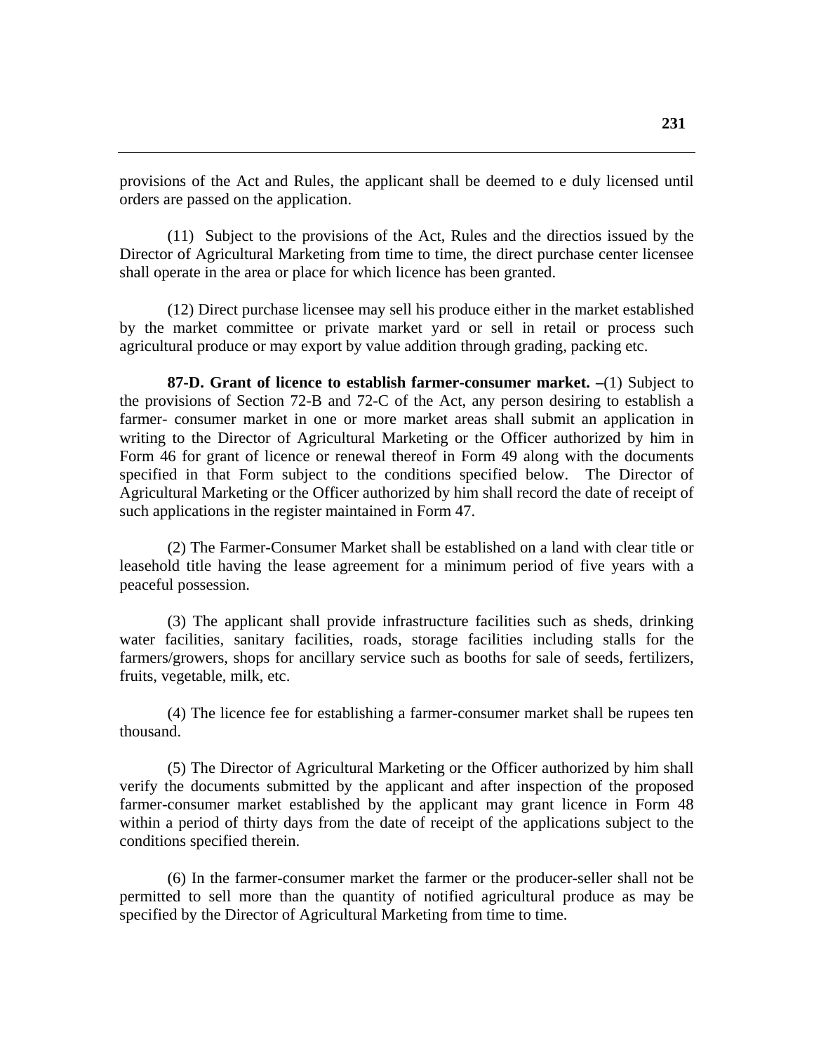provisions of the Act and Rules, the applicant shall be deemed to e duly licensed until orders are passed on the application.

(11) Subject to the provisions of the Act, Rules and the directios issued by the Director of Agricultural Marketing from time to time, the direct purchase center licensee shall operate in the area or place for which licence has been granted.

(12) Direct purchase licensee may sell his produce either in the market established by the market committee or private market yard or sell in retail or process such agricultural produce or may export by value addition through grading, packing etc.

**87-D. Grant of licence to establish farmer-consumer market. –**(1) Subject to the provisions of Section 72-B and 72-C of the Act, any person desiring to establish a farmer- consumer market in one or more market areas shall submit an application in writing to the Director of Agricultural Marketing or the Officer authorized by him in Form 46 for grant of licence or renewal thereof in Form 49 along with the documents specified in that Form subject to the conditions specified below. The Director of Agricultural Marketing or the Officer authorized by him shall record the date of receipt of such applications in the register maintained in Form 47.

(2) The Farmer-Consumer Market shall be established on a land with clear title or leasehold title having the lease agreement for a minimum period of five years with a peaceful possession.

(3) The applicant shall provide infrastructure facilities such as sheds, drinking water facilities, sanitary facilities, roads, storage facilities including stalls for the farmers/growers, shops for ancillary service such as booths for sale of seeds, fertilizers, fruits, vegetable, milk, etc.

(4) The licence fee for establishing a farmer-consumer market shall be rupees ten thousand.

(5) The Director of Agricultural Marketing or the Officer authorized by him shall verify the documents submitted by the applicant and after inspection of the proposed farmer-consumer market established by the applicant may grant licence in Form 48 within a period of thirty days from the date of receipt of the applications subject to the conditions specified therein.

(6) In the farmer-consumer market the farmer or the producer-seller shall not be permitted to sell more than the quantity of notified agricultural produce as may be specified by the Director of Agricultural Marketing from time to time.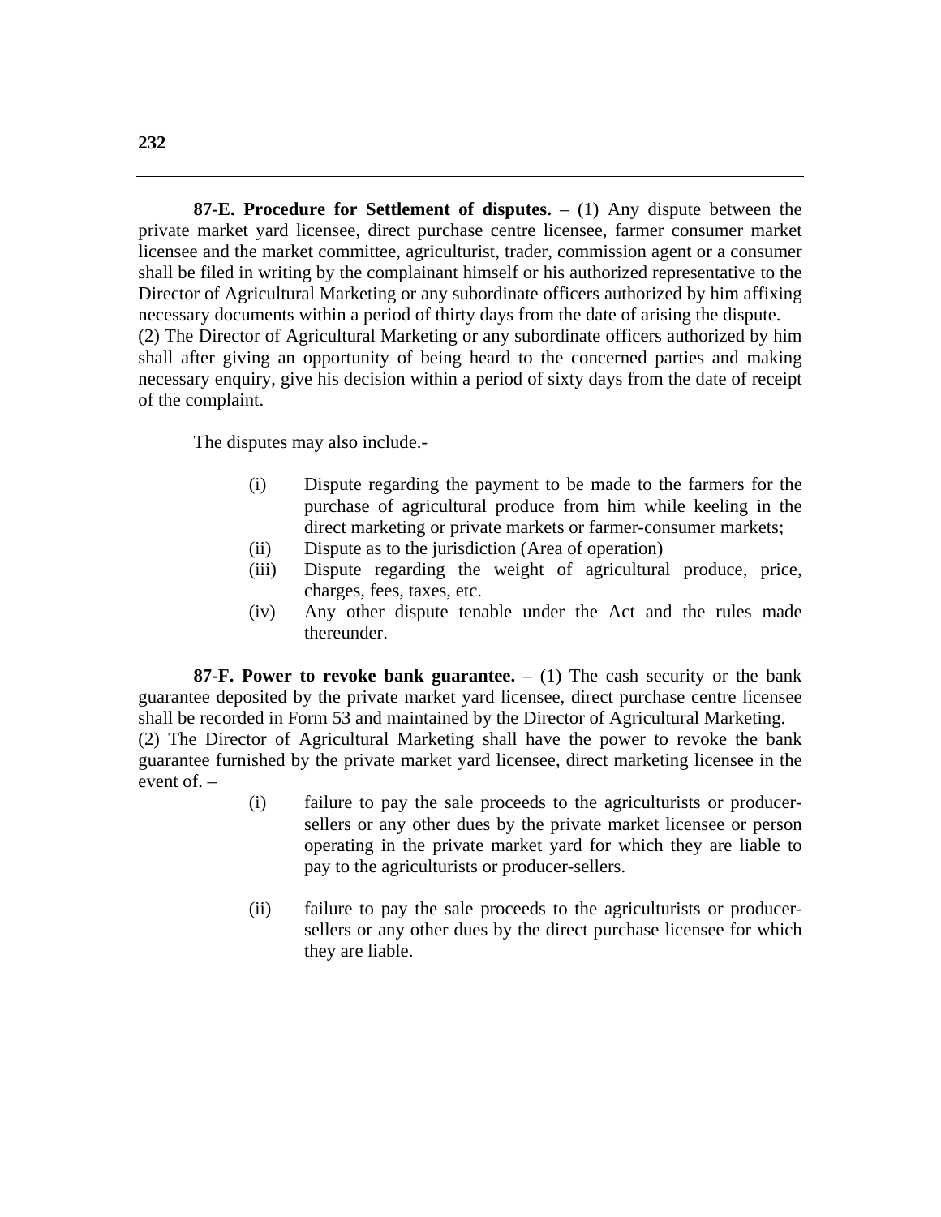**87-E. Procedure for Settlement of disputes.** – (1) Any dispute between the private market yard licensee, direct purchase centre licensee, farmer consumer market licensee and the market committee, agriculturist, trader, commission agent or a consumer shall be filed in writing by the complainant himself or his authorized representative to the Director of Agricultural Marketing or any subordinate officers authorized by him affixing necessary documents within a period of thirty days from the date of arising the dispute.

(2) The Director of Agricultural Marketing or any subordinate officers authorized by him shall after giving an opportunity of being heard to the concerned parties and making necessary enquiry, give his decision within a period of sixty days from the date of receipt of the complaint.

The disputes may also include.-

(i) Dispute regarding the payment to be made to the farmers for the purchase of agricultural produce from him while keeling in the direct marketing or private markets or farmer-consumer markets;

(ii) Dispute as to the jurisdiction (Area of operation)

(iii) Dispute regarding the weight of agricultural produce, price, charges, fees, taxes, etc.

(iv) Any other dispute tenable under the Act and the rules made thereunder.

**87-F. Power to revoke bank guarantee.** – (1) The cash security or the bank guarantee deposited by the private market yard licensee, direct purchase centre licensee shall be recorded in Form 53 and maintained by the Director of Agricultural Marketing.

(2) The Director of Agricultural Marketing shall have the power to revoke the bank guarantee furnished by the private market yard licensee, direct marketing licensee in the event of. –

(i) failure to pay the sale proceeds to the agriculturists or producer-sellers or any other dues by the private market licensee or person operating in the private market yard for which they are liable to pay to the agriculturists or producer-sellers.

(ii) failure to pay the sale proceeds to the agriculturists or producer-sellers or any other dues by the direct purchase licensee for which they are liable.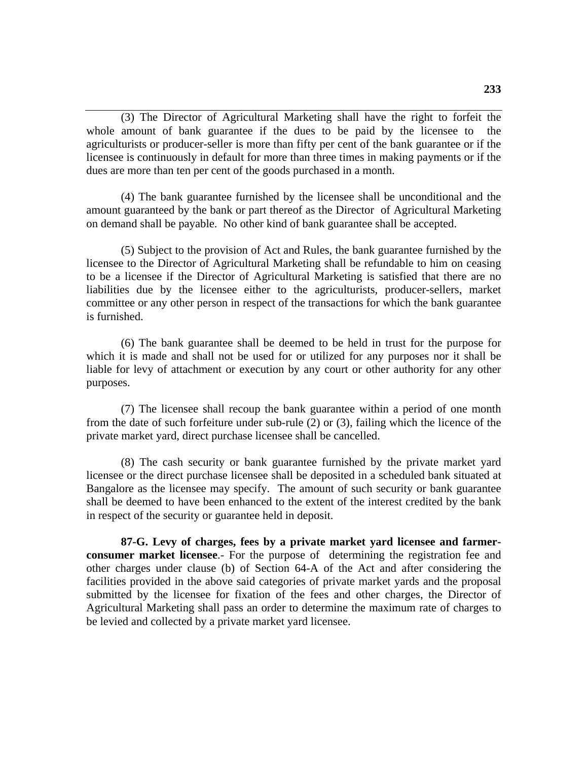(3) The Director of Agricultural Marketing shall have the right to forfeit the whole amount of bank guarantee if the dues to be paid by the licensee to the agriculturists or producer-seller is more than fifty per cent of the bank guarantee or if the licensee is continuously in default for more than three times in making payments or if the dues are more than ten per cent of the goods purchased in a month.

(4) The bank guarantee furnished by the licensee shall be unconditional and the amount guaranteed by the bank or part thereof as the Director of Agricultural Marketing on demand shall be payable. No other kind of bank guarantee shall be accepted.

(5) Subject to the provision of Act and Rules, the bank guarantee furnished by the licensee to the Director of Agricultural Marketing shall be refundable to him on ceasing to be a licensee if the Director of Agricultural Marketing is satisfied that there are no liabilities due by the licensee either to the agriculturists, producer-sellers, market committee or any other person in respect of the transactions for which the bank guarantee is furnished.

(6) The bank guarantee shall be deemed to be held in trust for the purpose for which it is made and shall not be used for or utilized for any purposes nor it shall be liable for levy of attachment or execution by any court or other authority for any other purposes.

(7) The licensee shall recoup the bank guarantee within a period of one month from the date of such forfeiture under sub-rule (2) or (3), failing which the licence of the private market yard, direct purchase licensee shall be cancelled.

(8) The cash security or bank guarantee furnished by the private market yard licensee or the direct purchase licensee shall be deposited in a scheduled bank situated at Bangalore as the licensee may specify. The amount of such security or bank guarantee shall be deemed to have been enhanced to the extent of the interest credited by the bank in respect of the security or guarantee held in deposit.

**87-G. Levy of charges, fees by a private market yard licensee and farmer-consumer market licensee**.- For the purpose of determining the registration fee and other charges under clause (b) of Section 64-A of the Act and after considering the facilities provided in the above said categories of private market yards and the proposal submitted by the licensee for fixation of the fees and other charges, the Director of Agricultural Marketing shall pass an order to determine the maximum rate of charges to be levied and collected by a private market yard licensee.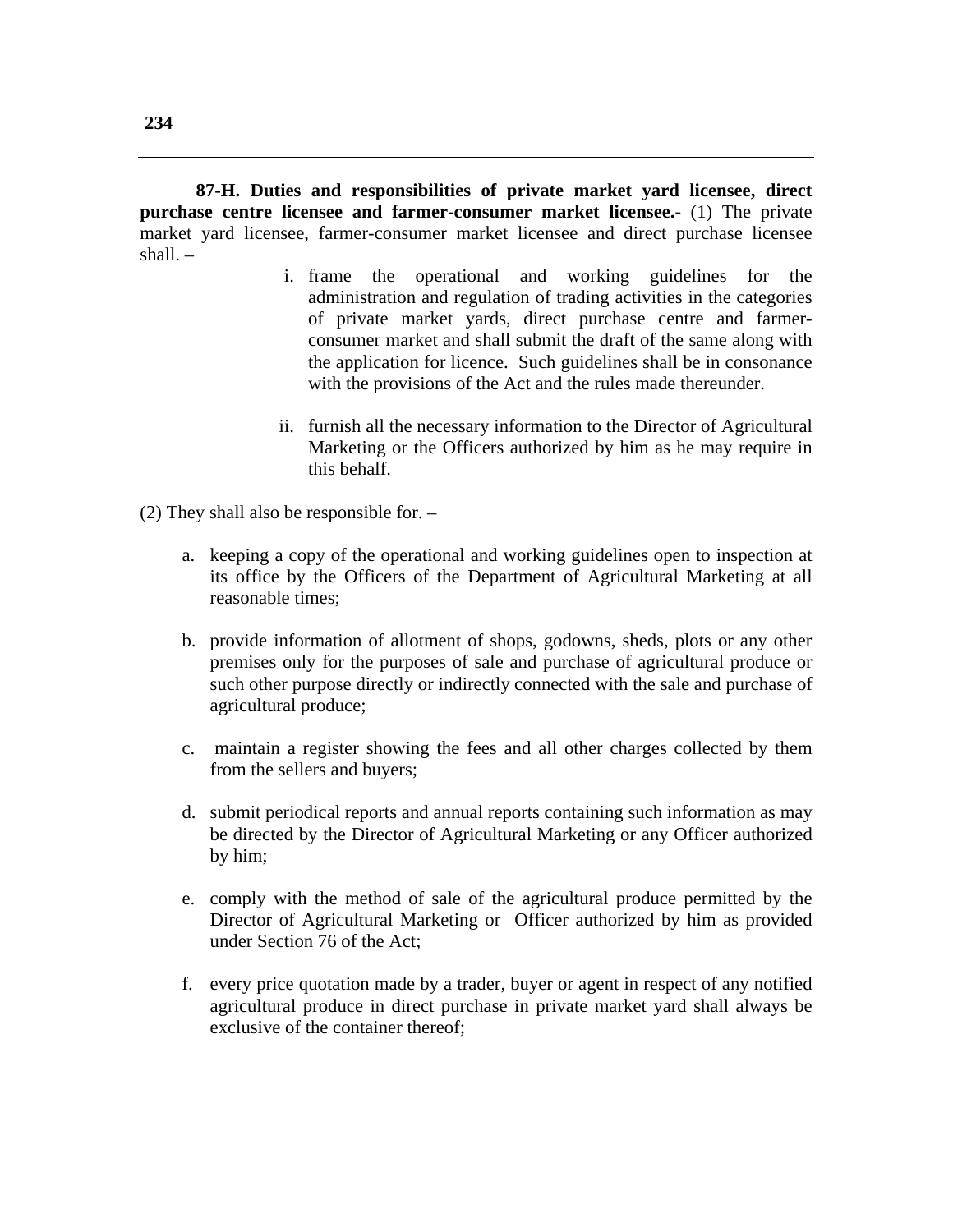**87-H. Duties and responsibilities of private market yard licensee, direct purchase centre licensee and farmer-consumer market licensee.-** (1) The private market yard licensee, farmer-consumer market licensee and direct purchase licensee shall. –

i. frame the operational and working guidelines for the administration and regulation of trading activities in the categories of private market yards, direct purchase centre and farmer-consumer market and shall submit the draft of the same along with the application for licence. Such guidelines shall be in consonance with the provisions of the Act and the rules made thereunder.

ii. furnish all the necessary information to the Director of Agricultural Marketing or the Officers authorized by him as he may require in this behalf.

(2) They shall also be responsible for. –

a. keeping a copy of the operational and working guidelines open to inspection at its office by the Officers of the Department of Agricultural Marketing at all reasonable times;

b. provide information of allotment of shops, godowns, sheds, plots or any other premises only for the purposes of sale and purchase of agricultural produce or such other purpose directly or indirectly connected with the sale and purchase of agricultural produce;

c. maintain a register showing the fees and all other charges collected by them from the sellers and buyers;

d. submit periodical reports and annual reports containing such information as may be directed by the Director of Agricultural Marketing or any Officer authorized by him;

e. comply with the method of sale of the agricultural produce permitted by the Director of Agricultural Marketing or Officer authorized by him as provided under Section 76 of the Act;

f. every price quotation made by a trader, buyer or agent in respect of any notified agricultural produce in direct purchase in private market yard shall always be exclusive of the container thereof;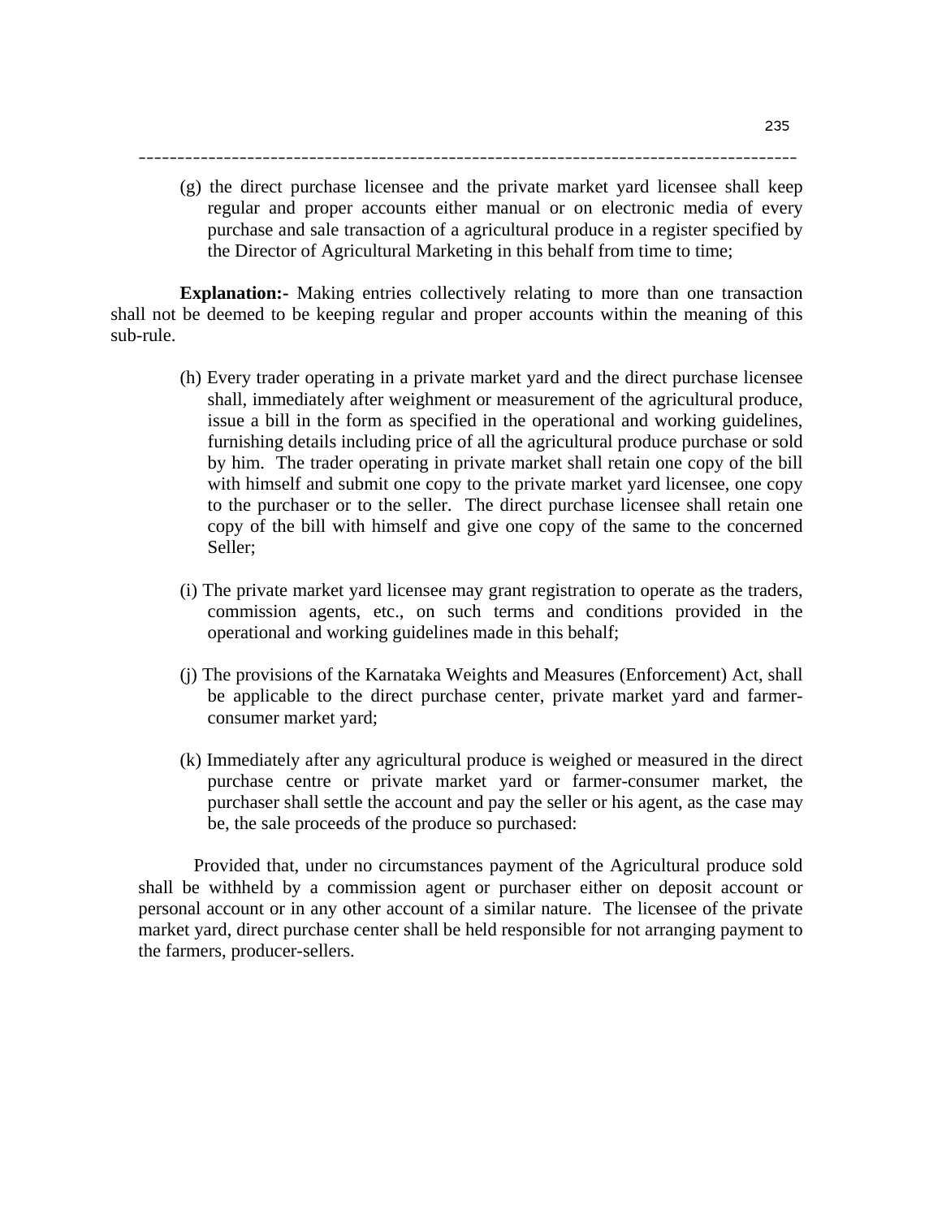(g) the direct purchase licensee and the private market yard licensee shall keep regular and proper accounts either manual or on electronic media of every purchase and sale transaction of a agricultural produce in a register specified by the Director of Agricultural Marketing in this behalf from time to time;

**Explanation:-** Making entries collectively relating to more than one transaction shall not be deemed to be keeping regular and proper accounts within the meaning of this sub-rule.

(h) Every trader operating in a private market yard and the direct purchase licensee shall, immediately after weighment or measurement of the agricultural produce, issue a bill in the form as specified in the operational and working guidelines, furnishing details including price of all the agricultural produce purchase or sold by him. The trader operating in private market shall retain one copy of the bill with himself and submit one copy to the private market yard licensee, one copy to the purchaser or to the seller. The direct purchase licensee shall retain one copy of the bill with himself and give one copy of the same to the concerned Seller;

(i) The private market yard licensee may grant registration to operate as the traders, commission agents, etc., on such terms and conditions provided in the operational and working guidelines made in this behalf;

(j) The provisions of the Karnataka Weights and Measures (Enforcement) Act, shall be applicable to the direct purchase center, private market yard and farmer-consumer market yard;

(k) Immediately after any agricultural produce is weighed or measured in the direct purchase centre or private market yard or farmer-consumer market, the purchaser shall settle the account and pay the seller or his agent, as the case may be, the sale proceeds of the produce so purchased:

Provided that, under no circumstances payment of the Agricultural produce sold shall be withheld by a commission agent or purchaser either on deposit account or personal account or in any other account of a similar nature. The licensee of the private market yard, direct purchase center shall be held responsible for not arranging payment to the farmers, producer-sellers.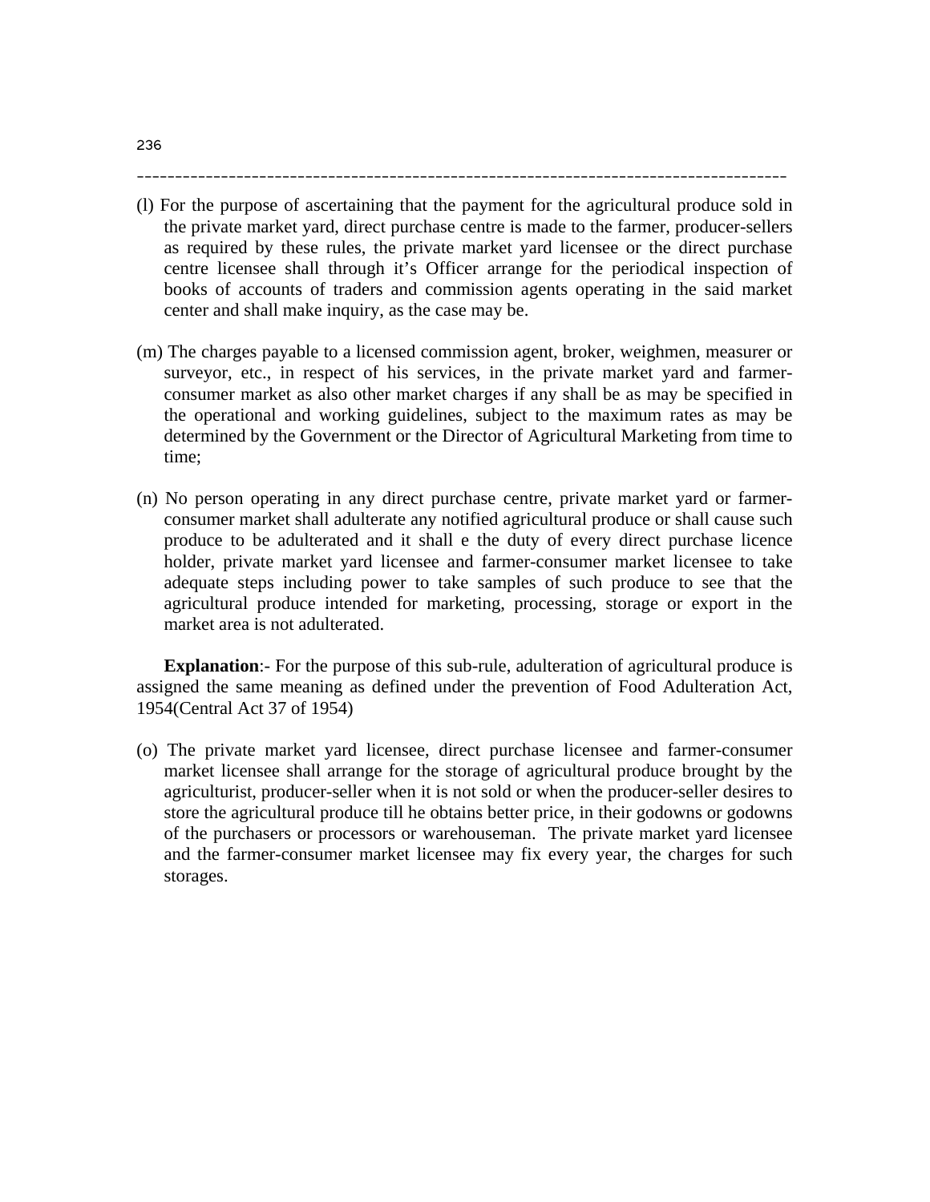(l) For the purpose of ascertaining that the payment for the agricultural produce sold in the private market yard, direct purchase centre is made to the farmer, producer-sellers as required by these rules, the private market yard licensee or the direct purchase centre licensee shall through it's Officer arrange for the periodical inspection of books of accounts of traders and commission agents operating in the said market center and shall make inquiry, as the case may be.

(m) The charges payable to a licensed commission agent, broker, weighmen, measurer or surveyor, etc., in respect of his services, in the private market yard and farmer-consumer market as also other market charges if any shall be as may be specified in the operational and working guidelines, subject to the maximum rates as may be determined by the Government or the Director of Agricultural Marketing from time to time;

(n) No person operating in any direct purchase centre, private market yard or farmer-consumer market shall adulterate any notified agricultural produce or shall cause such produce to be adulterated and it shall e the duty of every direct purchase licence holder, private market yard licensee and farmer-consumer market licensee to take adequate steps including power to take samples of such produce to see that the agricultural produce intended for marketing, processing, storage or export in the market area is not adulterated.

**Explanation**:- For the purpose of this sub-rule, adulteration of agricultural produce is assigned the same meaning as defined under the prevention of Food Adulteration Act, 1954(Central Act 37 of 1954)

(o) The private market yard licensee, direct purchase licensee and farmer-consumer market licensee shall arrange for the storage of agricultural produce brought by the agriculturist, producer-seller when it is not sold or when the producer-seller desires to store the agricultural produce till he obtains better price, in their godowns or godowns of the purchasers or processors or warehouseman. The private market yard licensee and the farmer-consumer market licensee may fix every year, the charges for such storages.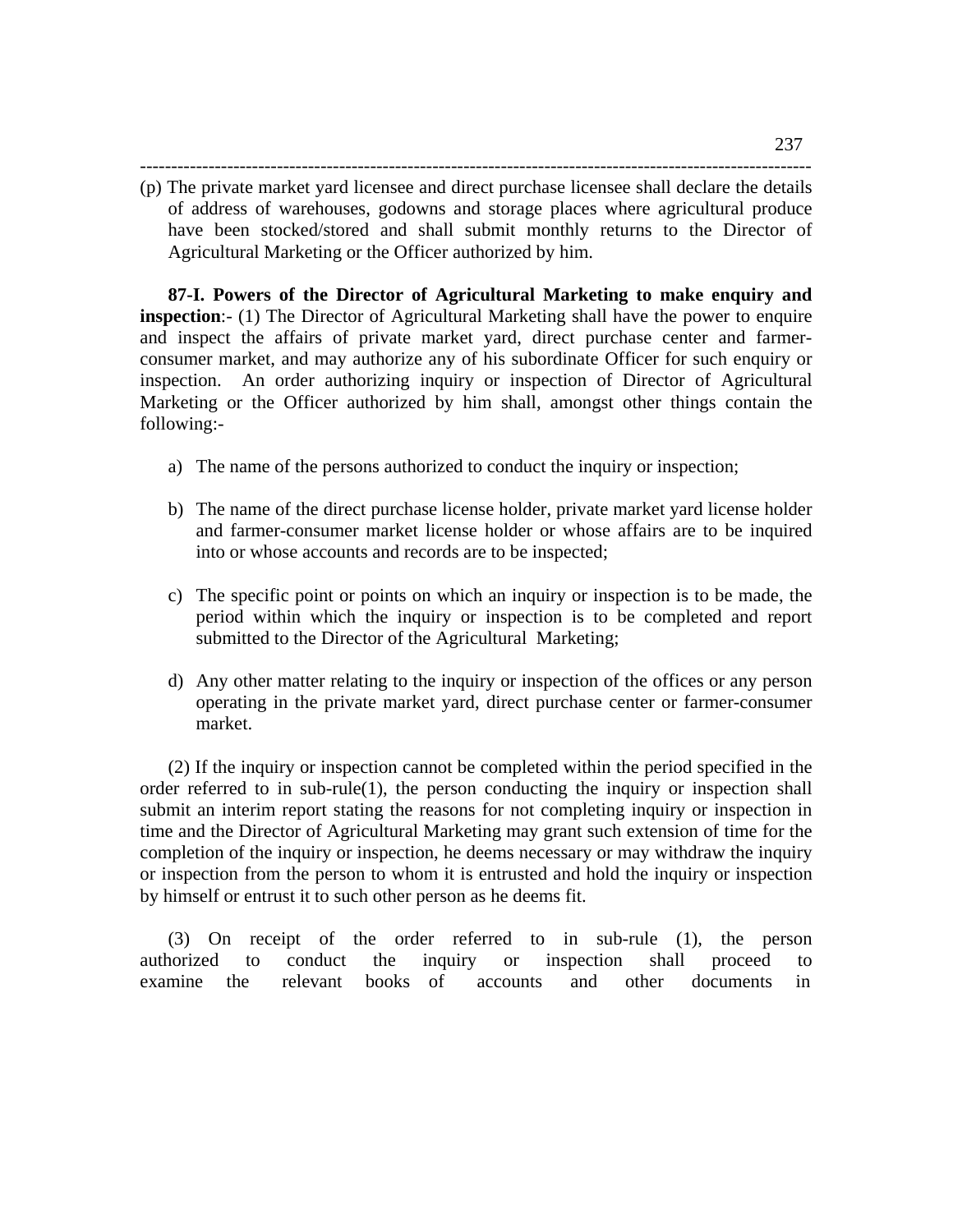(p) The private market yard licensee and direct purchase licensee shall declare the details of address of warehouses, godowns and storage places where agricultural produce have been stocked/stored and shall submit monthly returns to the Director of Agricultural Marketing or the Officer authorized by him.

**87-I. Powers of the Director of Agricultural Marketing to make enquiry and inspection**:- (1) The Director of Agricultural Marketing shall have the power to enquire and inspect the affairs of private market yard, direct purchase center and farmer-consumer market, and may authorize any of his subordinate Officer for such enquiry or inspection. An order authorizing inquiry or inspection of Director of Agricultural Marketing or the Officer authorized by him shall, amongst other things contain the following:-

a) The name of the persons authorized to conduct the inquiry or inspection;

b) The name of the direct purchase license holder, private market yard license holder and farmer-consumer market license holder or whose affairs are to be inquired into or whose accounts and records are to be inspected;

c) The specific point or points on which an inquiry or inspection is to be made, the period within which the inquiry or inspection is to be completed and report submitted to the Director of the Agricultural Marketing;

d) Any other matter relating to the inquiry or inspection of the offices or any person operating in the private market yard, direct purchase center or farmer-consumer market.

(2) If the inquiry or inspection cannot be completed within the period specified in the order referred to in sub-rule(1), the person conducting the inquiry or inspection shall submit an interim report stating the reasons for not completing inquiry or inspection in time and the Director of Agricultural Marketing may grant such extension of time for the completion of the inquiry or inspection, he deems necessary or may withdraw the inquiry or inspection from the person to whom it is entrusted and hold the inquiry or inspection by himself or entrust it to such other person as he deems fit.

(3) On receipt of the order referred to in sub-rule (1), the person authorized to conduct the inquiry or inspection shall proceed to examine the relevant books of accounts and other documents in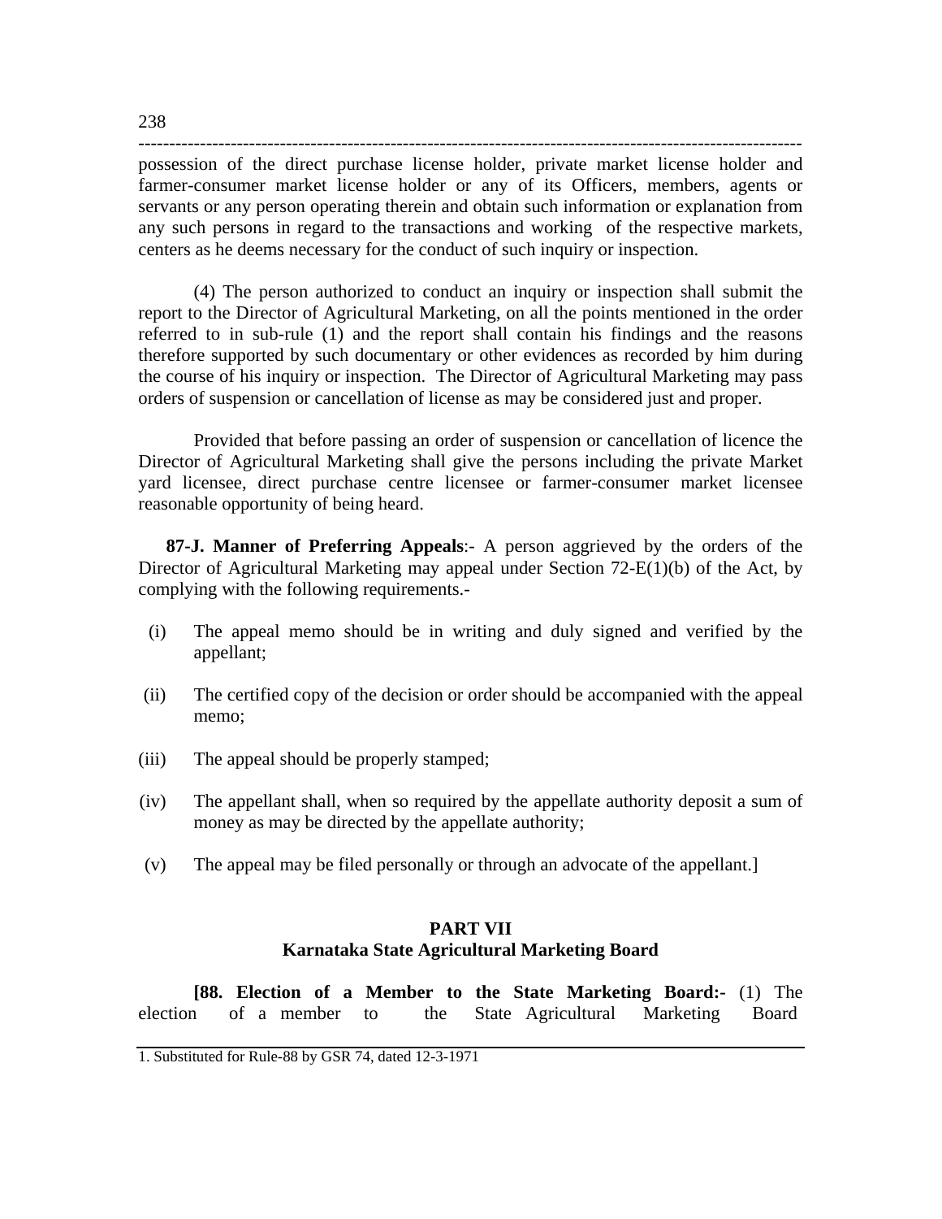possession of the direct purchase license holder, private market license holder and farmer-consumer market license holder or any of its Officers, members, agents or servants or any person operating therein and obtain such information or explanation from any such persons in regard to the transactions and working of the respective markets, centers as he deems necessary for the conduct of such inquiry or inspection.

(4) The person authorized to conduct an inquiry or inspection shall submit the report to the Director of Agricultural Marketing, on all the points mentioned in the order referred to in sub-rule (1) and the report shall contain his findings and the reasons therefore supported by such documentary or other evidences as recorded by him during the course of his inquiry or inspection. The Director of Agricultural Marketing may pass orders of suspension or cancellation of license as may be considered just and proper.

Provided that before passing an order of suspension or cancellation of licence the Director of Agricultural Marketing shall give the persons including the private Market yard licensee, direct purchase centre licensee or farmer-consumer market licensee reasonable opportunity of being heard.

**87-J. Manner of Preferring Appeals**:- A person aggrieved by the orders of the Director of Agricultural Marketing may appeal under Section 72-E(1)(b) of the Act, by complying with the following requirements.-

(i) The appeal memo should be in writing and duly signed and verified by the appellant;

(ii) The certified copy of the decision or order should be accompanied with the appeal memo;

(iii) The appeal should be properly stamped;

(iv) The appellant shall, when so required by the appellate authority deposit a sum of money as may be directed by the appellate authority;

(v) The appeal may be filed personally or through an advocate of the appellant.]

## PART VII
## Karnataka State Agricultural Marketing Board

**[88. Election of a Member to the State Marketing Board:-** (1) The election of a member to the State Agricultural Marketing Board

1. Substituted for Rule-88 by GSR 74, dated 12-3-1971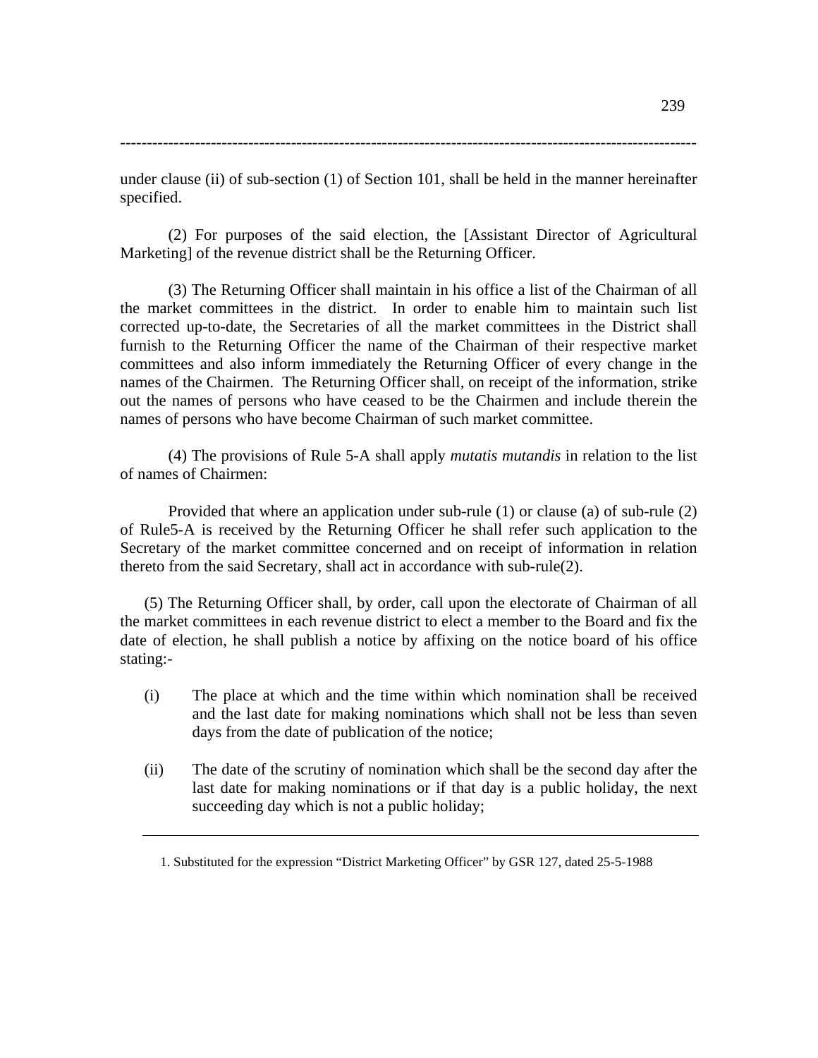under clause (ii) of sub-section (1) of Section 101, shall be held in the manner hereinafter specified.

(2) For purposes of the said election, the [Assistant Director of Agricultural Marketing] of the revenue district shall be the Returning Officer.

(3) The Returning Officer shall maintain in his office a list of the Chairman of all the market committees in the district. In order to enable him to maintain such list corrected up-to-date, the Secretaries of all the market committees in the District shall furnish to the Returning Officer the name of the Chairman of their respective market committees and also inform immediately the Returning Officer of every change in the names of the Chairmen. The Returning Officer shall, on receipt of the information, strike out the names of persons who have ceased to be the Chairmen and include therein the names of persons who have become Chairman of such market committee.

(4) The provisions of Rule 5-A shall apply *mutatis mutandis* in relation to the list of names of Chairmen:

Provided that where an application under sub-rule (1) or clause (a) of sub-rule (2) of Rule5-A is received by the Returning Officer he shall refer such application to the Secretary of the market committee concerned and on receipt of information in relation thereto from the said Secretary, shall act in accordance with sub-rule(2).

(5) The Returning Officer shall, by order, call upon the electorate of Chairman of all the market committees in each revenue district to elect a member to the Board and fix the date of election, he shall publish a notice by affixing on the notice board of his office stating:-

(i) The place at which and the time within which nomination shall be received and the last date for making nominations which shall not be less than seven days from the date of publication of the notice;

(ii) The date of the scrutiny of nomination which shall be the second day after the last date for making nominations or if that day is a public holiday, the next succeeding day which is not a public holiday;

---

1. Substituted for the expression "District Marketing Officer" by GSR 127, dated 25-5-1988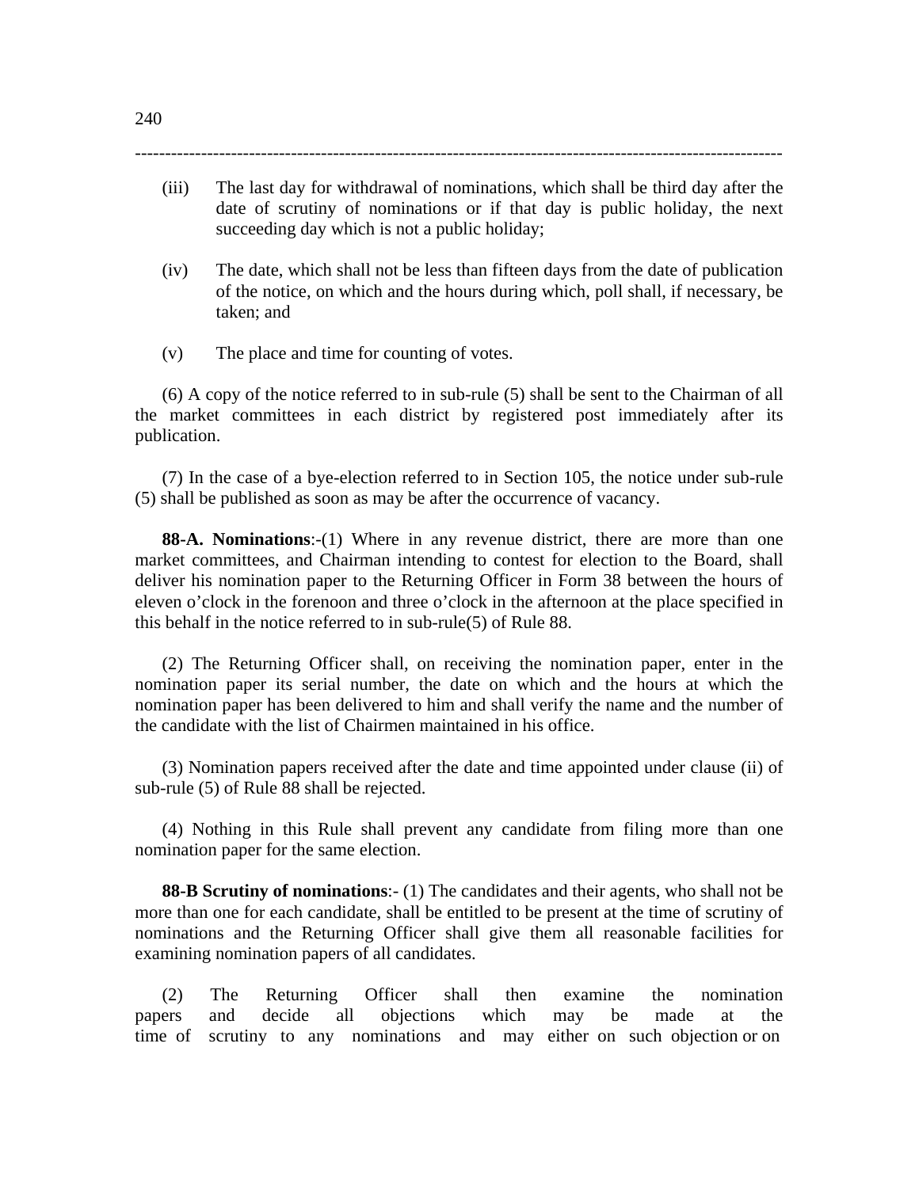(iii) The last day for withdrawal of nominations, which shall be third day after the date of scrutiny of nominations or if that day is public holiday, the next succeeding day which is not a public holiday;

(iv) The date, which shall not be less than fifteen days from the date of publication of the notice, on which and the hours during which, poll shall, if necessary, be taken; and

(v) The place and time for counting of votes.

(6) A copy of the notice referred to in sub-rule (5) shall be sent to the Chairman of all the market committees in each district by registered post immediately after its publication.

(7) In the case of a bye-election referred to in Section 105, the notice under sub-rule (5) shall be published as soon as may be after the occurrence of vacancy.

**88-A. Nominations**:-(1) Where in any revenue district, there are more than one market committees, and Chairman intending to contest for election to the Board, shall deliver his nomination paper to the Returning Officer in Form 38 between the hours of eleven o'clock in the forenoon and three o'clock in the afternoon at the place specified in this behalf in the notice referred to in sub-rule(5) of Rule 88.

(2) The Returning Officer shall, on receiving the nomination paper, enter in the nomination paper its serial number, the date on which and the hours at which the nomination paper has been delivered to him and shall verify the name and the number of the candidate with the list of Chairmen maintained in his office.

(3) Nomination papers received after the date and time appointed under clause (ii) of sub-rule (5) of Rule 88 shall be rejected.

(4) Nothing in this Rule shall prevent any candidate from filing more than one nomination paper for the same election.

**88-B Scrutiny of nominations**:- (1) The candidates and their agents, who shall not be more than one for each candidate, shall be entitled to be present at the time of scrutiny of nominations and the Returning Officer shall give them all reasonable facilities for examining nomination papers of all candidates.

(2) The Returning Officer shall then examine the nomination papers and decide all objections which may be made at the time of scrutiny to any nominations and may either on such objection or on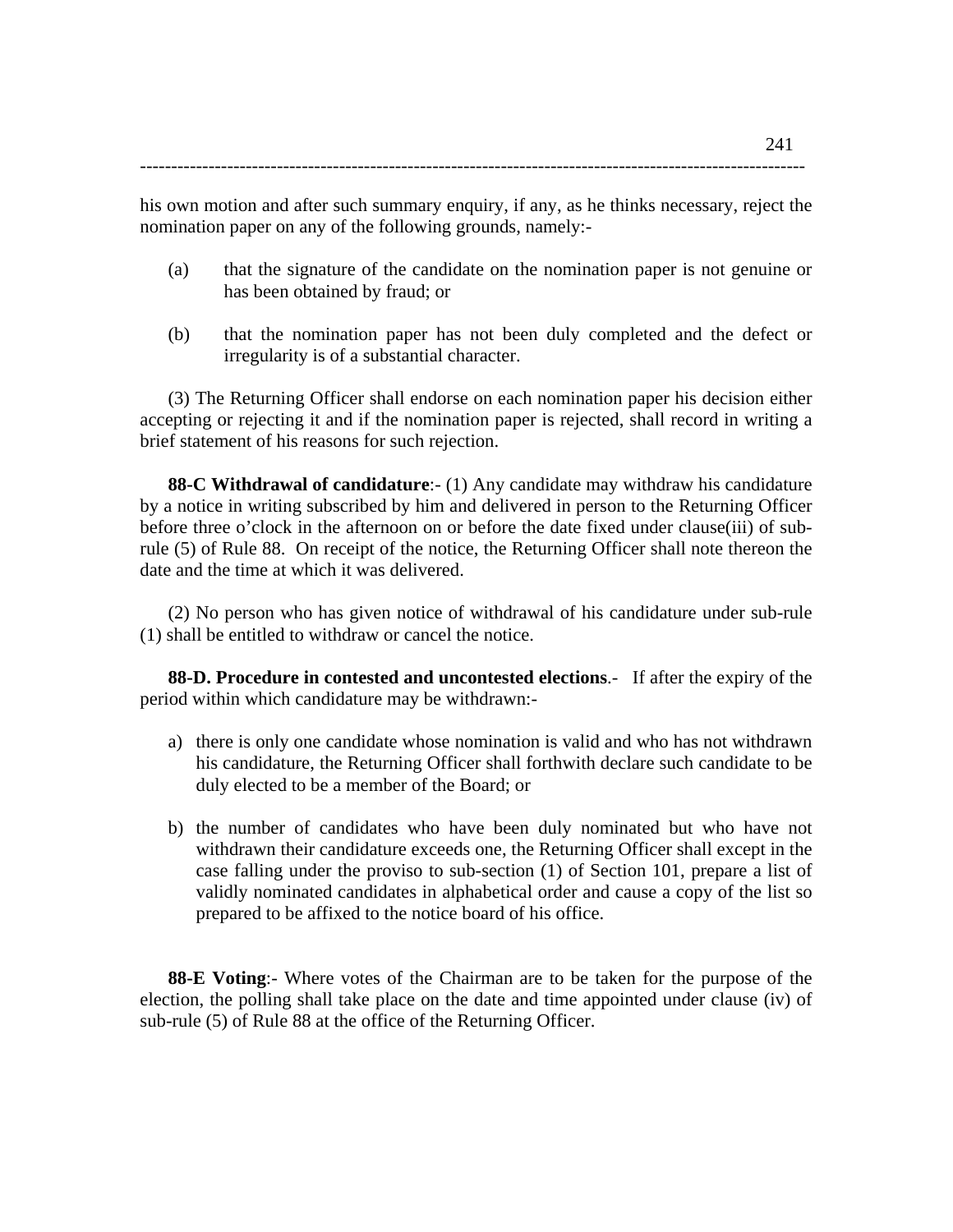his own motion and after such summary enquiry, if any, as he thinks necessary, reject the nomination paper on any of the following grounds, namely:-

(a) that the signature of the candidate on the nomination paper is not genuine or has been obtained by fraud; or

(b) that the nomination paper has not been duly completed and the defect or irregularity is of a substantial character.

(3) The Returning Officer shall endorse on each nomination paper his decision either accepting or rejecting it and if the nomination paper is rejected, shall record in writing a brief statement of his reasons for such rejection.

**88-C Withdrawal of candidature**:- (1) Any candidate may withdraw his candidature by a notice in writing subscribed by him and delivered in person to the Returning Officer before three o'clock in the afternoon on or before the date fixed under clause(iii) of sub-rule (5) of Rule 88. On receipt of the notice, the Returning Officer shall note thereon the date and the time at which it was delivered.

(2) No person who has given notice of withdrawal of his candidature under sub-rule (1) shall be entitled to withdraw or cancel the notice.

**88-D. Procedure in contested and uncontested elections**.- If after the expiry of the period within which candidature may be withdrawn:-

a) there is only one candidate whose nomination is valid and who has not withdrawn his candidature, the Returning Officer shall forthwith declare such candidate to be duly elected to be a member of the Board; or

b) the number of candidates who have been duly nominated but who have not withdrawn their candidature exceeds one, the Returning Officer shall except in the case falling under the proviso to sub-section (1) of Section 101, prepare a list of validly nominated candidates in alphabetical order and cause a copy of the list so prepared to be affixed to the notice board of his office.

**88-E Voting**:- Where votes of the Chairman are to be taken for the purpose of the election, the polling shall take place on the date and time appointed under clause (iv) of sub-rule (5) of Rule 88 at the office of the Returning Officer.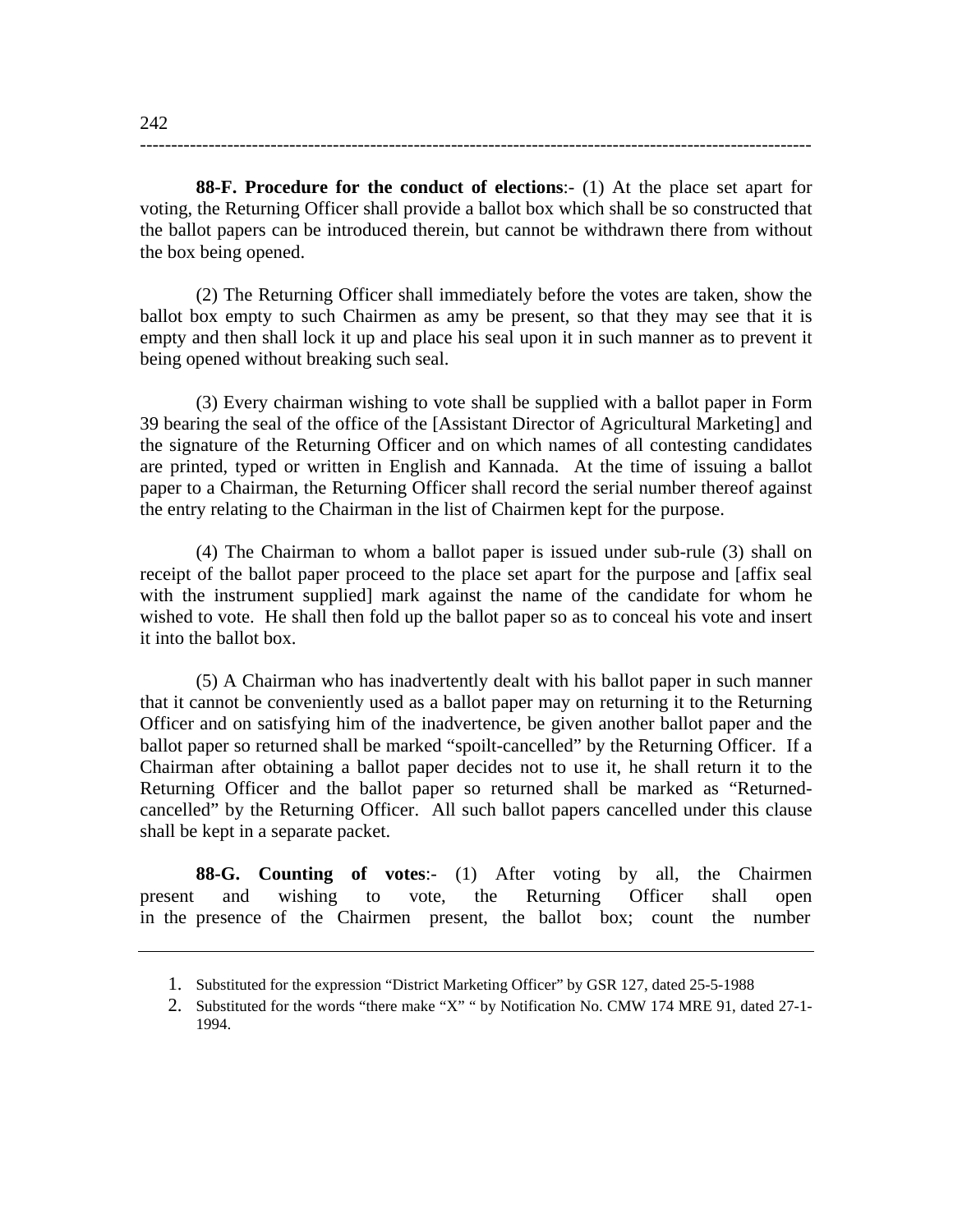**88-F. Procedure for the conduct of elections**:- (1) At the place set apart for voting, the Returning Officer shall provide a ballot box which shall be so constructed that the ballot papers can be introduced therein, but cannot be withdrawn there from without the box being opened.

(2) The Returning Officer shall immediately before the votes are taken, show the ballot box empty to such Chairmen as amy be present, so that they may see that it is empty and then shall lock it up and place his seal upon it in such manner as to prevent it being opened without breaking such seal.

(3) Every chairman wishing to vote shall be supplied with a ballot paper in Form 39 bearing the seal of the office of the [Assistant Director of Agricultural Marketing] and the signature of the Returning Officer and on which names of all contesting candidates are printed, typed or written in English and Kannada. At the time of issuing a ballot paper to a Chairman, the Returning Officer shall record the serial number thereof against the entry relating to the Chairman in the list of Chairmen kept for the purpose.

(4) The Chairman to whom a ballot paper is issued under sub-rule (3) shall on receipt of the ballot paper proceed to the place set apart for the purpose and [affix seal with the instrument supplied] mark against the name of the candidate for whom he wished to vote. He shall then fold up the ballot paper so as to conceal his vote and insert it into the ballot box.

(5) A Chairman who has inadvertently dealt with his ballot paper in such manner that it cannot be conveniently used as a ballot paper may on returning it to the Returning Officer and on satisfying him of the inadvertence, be given another ballot paper and the ballot paper so returned shall be marked "spoilt-cancelled" by the Returning Officer. If a Chairman after obtaining a ballot paper decides not to use it, he shall return it to the Returning Officer and the ballot paper so returned shall be marked as "Returned-cancelled" by the Returning Officer. All such ballot papers cancelled under this clause shall be kept in a separate packet.

**88-G. Counting of votes**:- (1) After voting by all, the Chairmen present and wishing to vote, the Returning Officer shall open in the presence of the Chairmen present, the ballot box; count the number

---

1. Substituted for the expression "District Marketing Officer" by GSR 127, dated 25-5-1988
2. Substituted for the words "there make "X" " by Notification No. CMW 174 MRE 91, dated 27-1-1994.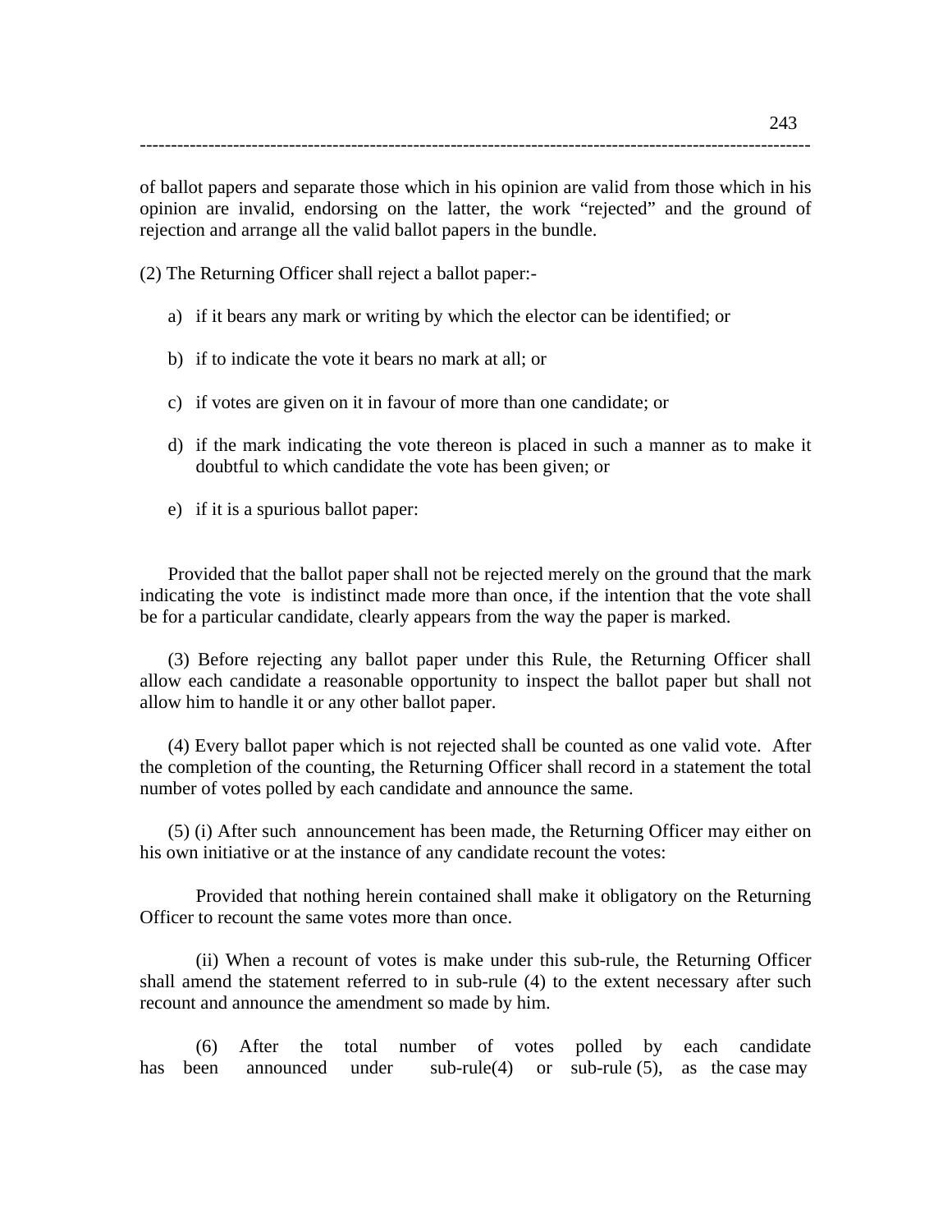of ballot papers and separate those which in his opinion are valid from those which in his opinion are invalid, endorsing on the latter, the work "rejected" and the ground of rejection and arrange all the valid ballot papers in the bundle.

(2) The Returning Officer shall reject a ballot paper:-

a) if it bears any mark or writing by which the elector can be identified; or

b) if to indicate the vote it bears no mark at all; or

c) if votes are given on it in favour of more than one candidate; or

d) if the mark indicating the vote thereon is placed in such a manner as to make it doubtful to which candidate the vote has been given; or

e) if it is a spurious ballot paper:

Provided that the ballot paper shall not be rejected merely on the ground that the mark indicating the vote is indistinct made more than once, if the intention that the vote shall be for a particular candidate, clearly appears from the way the paper is marked.

(3) Before rejecting any ballot paper under this Rule, the Returning Officer shall allow each candidate a reasonable opportunity to inspect the ballot paper but shall not allow him to handle it or any other ballot paper.

(4) Every ballot paper which is not rejected shall be counted as one valid vote. After the completion of the counting, the Returning Officer shall record in a statement the total number of votes polled by each candidate and announce the same.

(5) (i) After such announcement has been made, the Returning Officer may either on his own initiative or at the instance of any candidate recount the votes:

Provided that nothing herein contained shall make it obligatory on the Returning Officer to recount the same votes more than once.

(ii) When a recount of votes is make under this sub-rule, the Returning Officer shall amend the statement referred to in sub-rule (4) to the extent necessary after such recount and announce the amendment so made by him.

(6) After the total number of votes polled by each candidate has been announced under sub-rule(4) or sub-rule (5), as the case may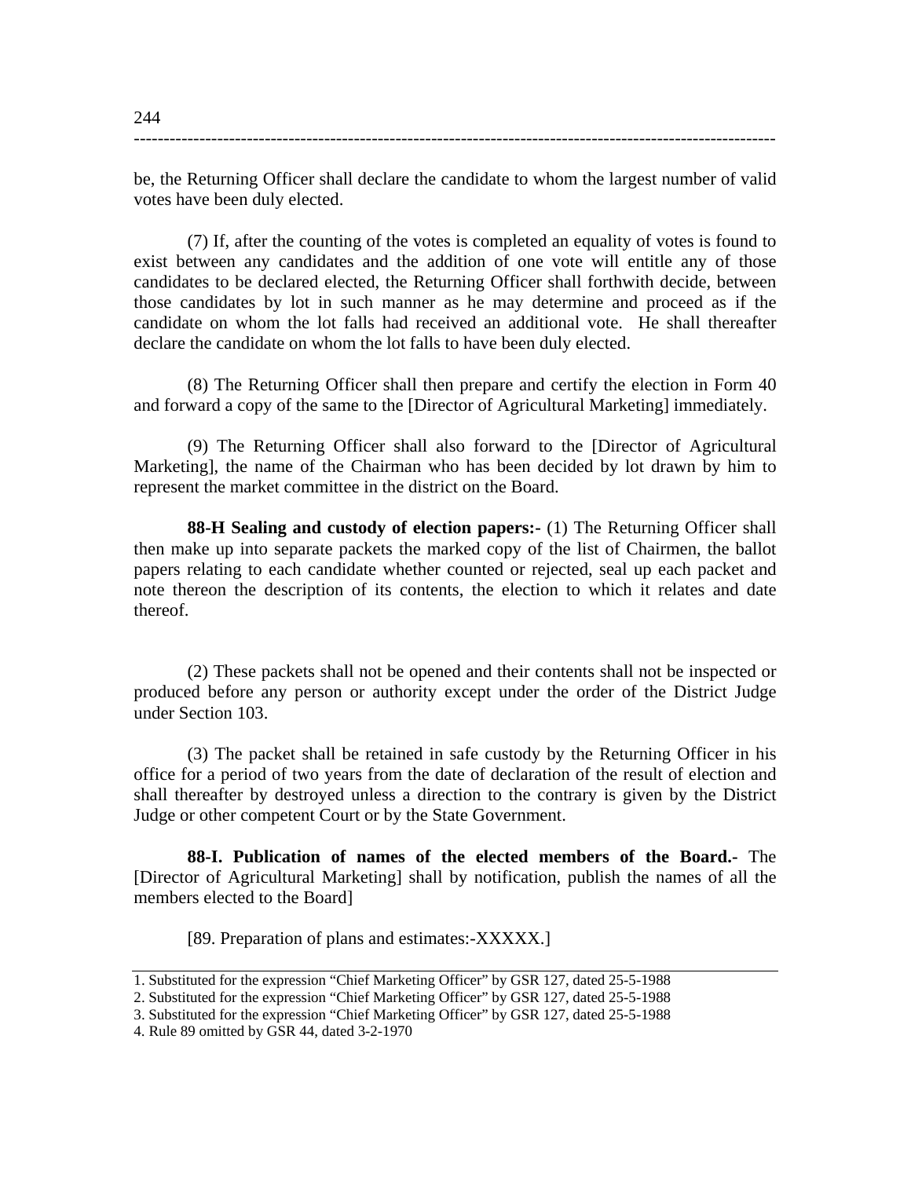be, the Returning Officer shall declare the candidate to whom the largest number of valid votes have been duly elected.

(7) If, after the counting of the votes is completed an equality of votes is found to exist between any candidates and the addition of one vote will entitle any of those candidates to be declared elected, the Returning Officer shall forthwith decide, between those candidates by lot in such manner as he may determine and proceed as if the candidate on whom the lot falls had received an additional vote. He shall thereafter declare the candidate on whom the lot falls to have been duly elected.

(8) The Returning Officer shall then prepare and certify the election in Form 40 and forward a copy of the same to the [Director of Agricultural Marketing] immediately.

(9) The Returning Officer shall also forward to the [Director of Agricultural Marketing], the name of the Chairman who has been decided by lot drawn by him to represent the market committee in the district on the Board.

**88-H Sealing and custody of election papers:-** (1) The Returning Officer shall then make up into separate packets the marked copy of the list of Chairmen, the ballot papers relating to each candidate whether counted or rejected, seal up each packet and note thereon the description of its contents, the election to which it relates and date thereof.

(2) These packets shall not be opened and their contents shall not be inspected or produced before any person or authority except under the order of the District Judge under Section 103.

(3) The packet shall be retained in safe custody by the Returning Officer in his office for a period of two years from the date of declaration of the result of election and shall thereafter by destroyed unless a direction to the contrary is given by the District Judge or other competent Court or by the State Government.

**88-I. Publication of names of the elected members of the Board.-** The [Director of Agricultural Marketing] shall by notification, publish the names of all the members elected to the Board]

[89. Preparation of plans and estimates:-XXXXX.]

---

1. Substituted for the expression "Chief Marketing Officer" by GSR 127, dated 25-5-1988
2. Substituted for the expression "Chief Marketing Officer" by GSR 127, dated 25-5-1988
3. Substituted for the expression "Chief Marketing Officer" by GSR 127, dated 25-5-1988
4. Rule 89 omitted by GSR 44, dated 3-2-1970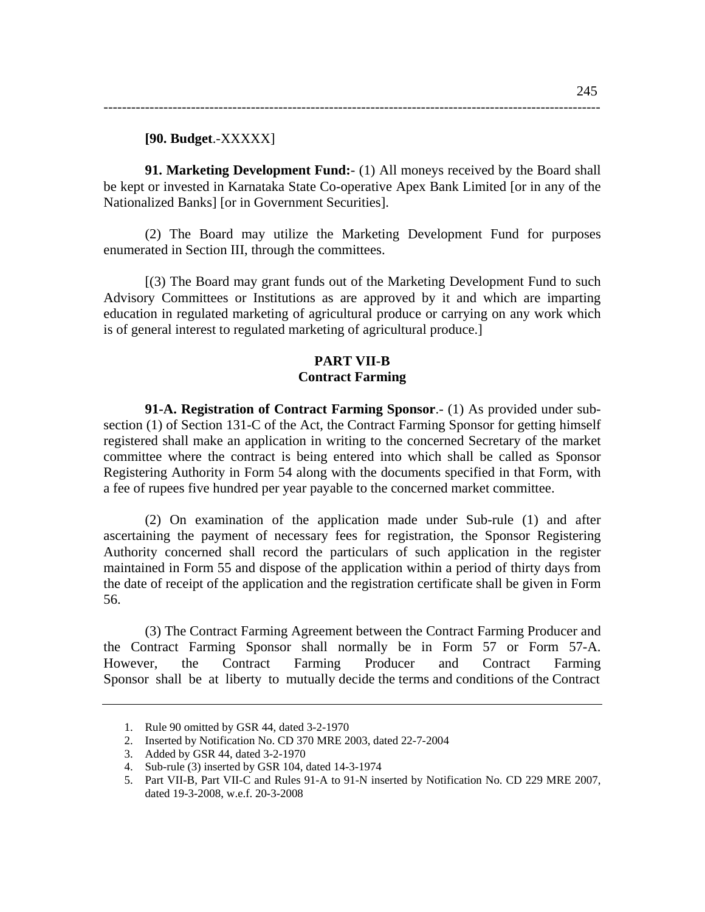**[90. Budget**.-XXXXX]

**91. Marketing Development Fund:**- (1) All moneys received by the Board shall be kept or invested in Karnataka State Co-operative Apex Bank Limited [or in any of the Nationalized Banks] [or in Government Securities].

(2) The Board may utilize the Marketing Development Fund for purposes enumerated in Section III, through the committees.

[(3) The Board may grant funds out of the Marketing Development Fund to such Advisory Committees or Institutions as are approved by it and which are imparting education in regulated marketing of agricultural produce or carrying on any work which is of general interest to regulated marketing of agricultural produce.]

## PART VII-B
## Contract Farming

**91-A. Registration of Contract Farming Sponsor**.- (1) As provided under sub-section (1) of Section 131-C of the Act, the Contract Farming Sponsor for getting himself registered shall make an application in writing to the concerned Secretary of the market committee where the contract is being entered into which shall be called as Sponsor Registering Authority in Form 54 along with the documents specified in that Form, with a fee of rupees five hundred per year payable to the concerned market committee.

(2) On examination of the application made under Sub-rule (1) and after ascertaining the payment of necessary fees for registration, the Sponsor Registering Authority concerned shall record the particulars of such application in the register maintained in Form 55 and dispose of the application within a period of thirty days from the date of receipt of the application and the registration certificate shall be given in Form 56.

(3) The Contract Farming Agreement between the Contract Farming Producer and the Contract Farming Sponsor shall normally be in Form 57 or Form 57-A. However, the Contract Farming Producer and Contract Farming Sponsor shall be at liberty to mutually decide the terms and conditions of the Contract

---

1. Rule 90 omitted by GSR 44, dated 3-2-1970
2. Inserted by Notification No. CD 370 MRE 2003, dated 22-7-2004
3. Added by GSR 44, dated 3-2-1970
4. Sub-rule (3) inserted by GSR 104, dated 14-3-1974
5. Part VII-B, Part VII-C and Rules 91-A to 91-N inserted by Notification No. CD 229 MRE 2007, dated 19-3-2008, w.e.f. 20-3-2008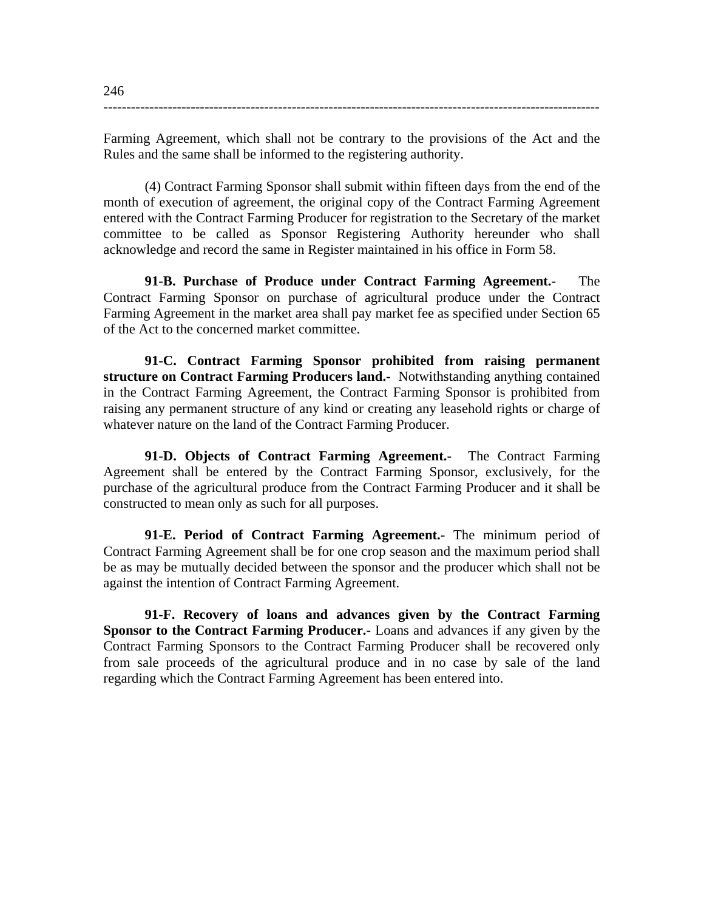Farming Agreement, which shall not be contrary to the provisions of the Act and the Rules and the same shall be informed to the registering authority.

(4) Contract Farming Sponsor shall submit within fifteen days from the end of the month of execution of agreement, the original copy of the Contract Farming Agreement entered with the Contract Farming Producer for registration to the Secretary of the market committee to be called as Sponsor Registering Authority hereunder who shall acknowledge and record the same in Register maintained in his office in Form 58.

**91-B. Purchase of Produce under Contract Farming Agreement.-** The Contract Farming Sponsor on purchase of agricultural produce under the Contract Farming Agreement in the market area shall pay market fee as specified under Section 65 of the Act to the concerned market committee.

**91-C. Contract Farming Sponsor prohibited from raising permanent structure on Contract Farming Producers land.-** Notwithstanding anything contained in the Contract Farming Agreement, the Contract Farming Sponsor is prohibited from raising any permanent structure of any kind or creating any leasehold rights or charge of whatever nature on the land of the Contract Farming Producer.

**91-D. Objects of Contract Farming Agreement.-** The Contract Farming Agreement shall be entered by the Contract Farming Sponsor, exclusively, for the purchase of the agricultural produce from the Contract Farming Producer and it shall be constructed to mean only as such for all purposes.

**91-E. Period of Contract Farming Agreement.-** The minimum period of Contract Farming Agreement shall be for one crop season and the maximum period shall be as may be mutually decided between the sponsor and the producer which shall not be against the intention of Contract Farming Agreement.

**91-F. Recovery of loans and advances given by the Contract Farming Sponsor to the Contract Farming Producer.-** Loans and advances if any given by the Contract Farming Sponsors to the Contract Farming Producer shall be recovered only from sale proceeds of the agricultural produce and in no case by sale of the land regarding which the Contract Farming Agreement has been entered into.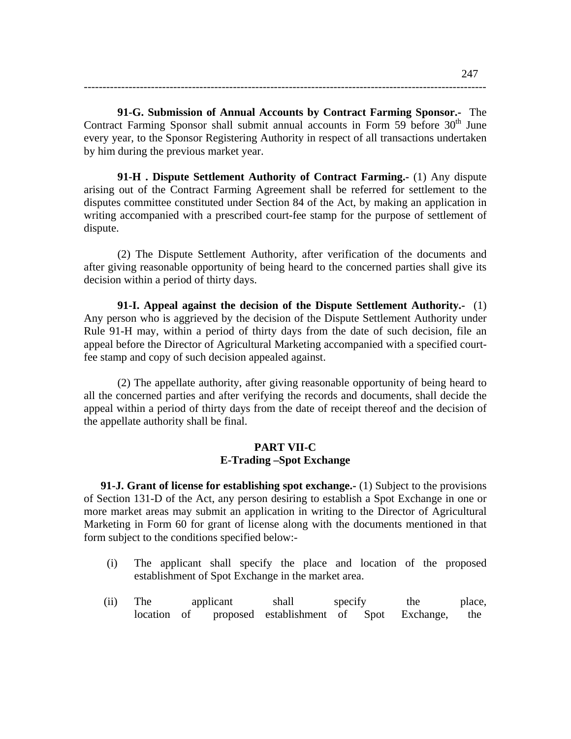**91-G. Submission of Annual Accounts by Contract Farming Sponsor.-** The Contract Farming Sponsor shall submit annual accounts in Form 59 before 30th June every year, to the Sponsor Registering Authority in respect of all transactions undertaken by him during the previous market year.

**91-H . Dispute Settlement Authority of Contract Farming.-** (1) Any dispute arising out of the Contract Farming Agreement shall be referred for settlement to the disputes committee constituted under Section 84 of the Act, by making an application in writing accompanied with a prescribed court-fee stamp for the purpose of settlement of dispute.

(2) The Dispute Settlement Authority, after verification of the documents and after giving reasonable opportunity of being heard to the concerned parties shall give its decision within a period of thirty days.

**91-I. Appeal against the decision of the Dispute Settlement Authority.-** (1) Any person who is aggrieved by the decision of the Dispute Settlement Authority under Rule 91-H may, within a period of thirty days from the date of such decision, file an appeal before the Director of Agricultural Marketing accompanied with a specified court-fee stamp and copy of such decision appealed against.

(2) The appellate authority, after giving reasonable opportunity of being heard to all the concerned parties and after verifying the records and documents, shall decide the appeal within a period of thirty days from the date of receipt thereof and the decision of the appellate authority shall be final.

## PART VII-C
## E-Trading –Spot Exchange

**91-J. Grant of license for establishing spot exchange.-** (1) Subject to the provisions of Section 131-D of the Act, any person desiring to establish a Spot Exchange in one or more market areas may submit an application in writing to the Director of Agricultural Marketing in Form 60 for grant of license along with the documents mentioned in that form subject to the conditions specified below:-

(i) The applicant shall specify the place and location of the proposed establishment of Spot Exchange in the market area.

(ii) The applicant shall specify the place, location of proposed establishment of Spot Exchange, the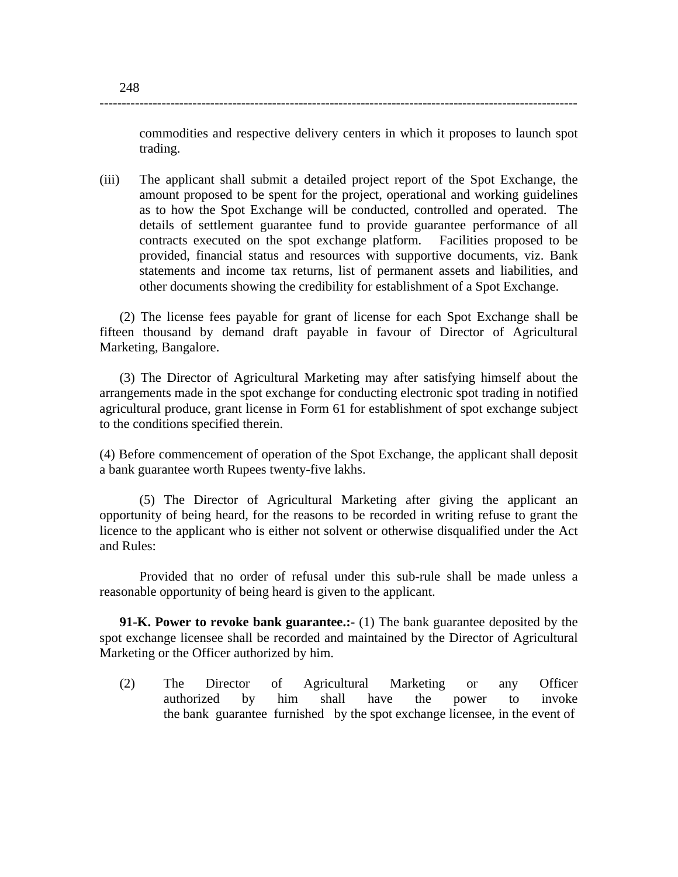commodities and respective delivery centers in which it proposes to launch spot trading.

(iii) The applicant shall submit a detailed project report of the Spot Exchange, the amount proposed to be spent for the project, operational and working guidelines as to how the Spot Exchange will be conducted, controlled and operated. The details of settlement guarantee fund to provide guarantee performance of all contracts executed on the spot exchange platform. Facilities proposed to be provided, financial status and resources with supportive documents, viz. Bank statements and income tax returns, list of permanent assets and liabilities, and other documents showing the credibility for establishment of a Spot Exchange.

(2) The license fees payable for grant of license for each Spot Exchange shall be fifteen thousand by demand draft payable in favour of Director of Agricultural Marketing, Bangalore.

(3) The Director of Agricultural Marketing may after satisfying himself about the arrangements made in the spot exchange for conducting electronic spot trading in notified agricultural produce, grant license in Form 61 for establishment of spot exchange subject to the conditions specified therein.

(4) Before commencement of operation of the Spot Exchange, the applicant shall deposit a bank guarantee worth Rupees twenty-five lakhs.

(5) The Director of Agricultural Marketing after giving the applicant an opportunity of being heard, for the reasons to be recorded in writing refuse to grant the licence to the applicant who is either not solvent or otherwise disqualified under the Act and Rules:

Provided that no order of refusal under this sub-rule shall be made unless a reasonable opportunity of being heard is given to the applicant.

**91-K. Power to revoke bank guarantee.:-** (1) The bank guarantee deposited by the spot exchange licensee shall be recorded and maintained by the Director of Agricultural Marketing or the Officer authorized by him.

(2) The Director of Agricultural Marketing or any Officer authorized by him shall have the power to invoke the bank guarantee furnished by the spot exchange licensee, in the event of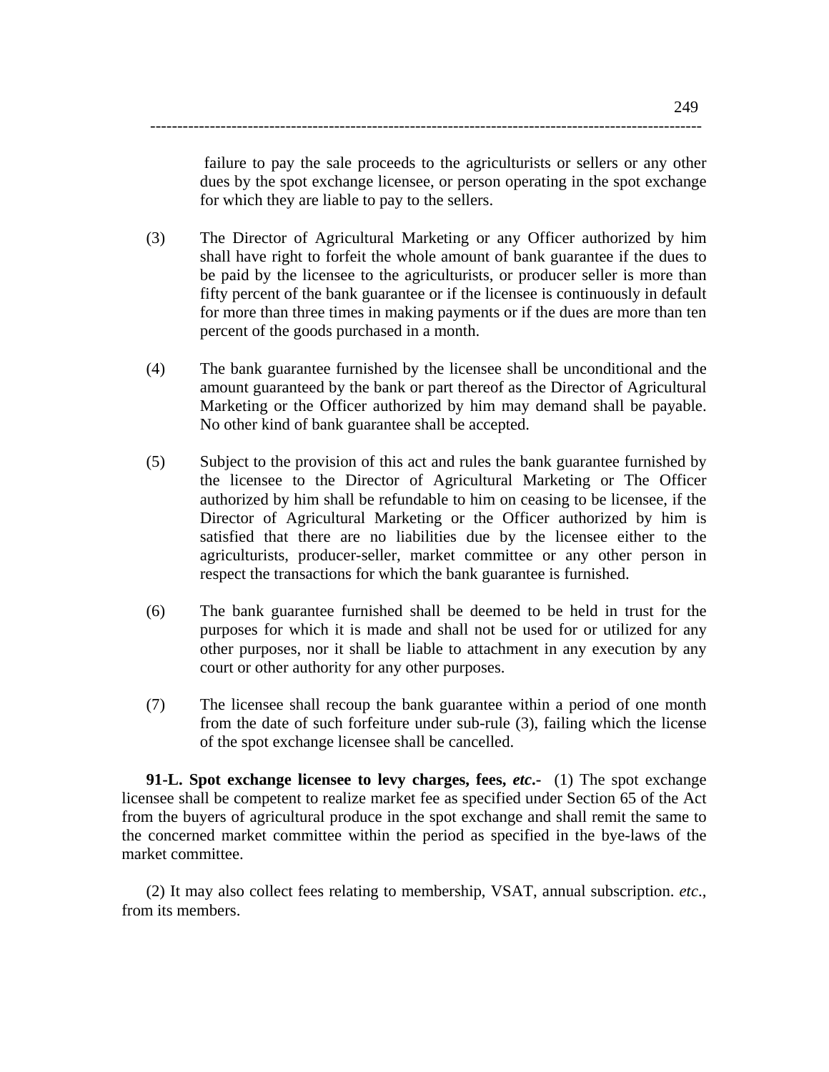failure to pay the sale proceeds to the agriculturists or sellers or any other dues by the spot exchange licensee, or person operating in the spot exchange for which they are liable to pay to the sellers.

(3) The Director of Agricultural Marketing or any Officer authorized by him shall have right to forfeit the whole amount of bank guarantee if the dues to be paid by the licensee to the agriculturists, or producer seller is more than fifty percent of the bank guarantee or if the licensee is continuously in default for more than three times in making payments or if the dues are more than ten percent of the goods purchased in a month.

(4) The bank guarantee furnished by the licensee shall be unconditional and the amount guaranteed by the bank or part thereof as the Director of Agricultural Marketing or the Officer authorized by him may demand shall be payable. No other kind of bank guarantee shall be accepted.

(5) Subject to the provision of this act and rules the bank guarantee furnished by the licensee to the Director of Agricultural Marketing or The Officer authorized by him shall be refundable to him on ceasing to be licensee, if the Director of Agricultural Marketing or the Officer authorized by him is satisfied that there are no liabilities due by the licensee either to the agriculturists, producer-seller, market committee or any other person in respect the transactions for which the bank guarantee is furnished.

(6) The bank guarantee furnished shall be deemed to be held in trust for the purposes for which it is made and shall not be used for or utilized for any other purposes, nor it shall be liable to attachment in any execution by any court or other authority for any other purposes.

(7) The licensee shall recoup the bank guarantee within a period of one month from the date of such forfeiture under sub-rule (3), failing which the license of the spot exchange licensee shall be cancelled.

**91-L. Spot exchange licensee to levy charges, fees, *etc*.-** (1) The spot exchange licensee shall be competent to realize market fee as specified under Section 65 of the Act from the buyers of agricultural produce in the spot exchange and shall remit the same to the concerned market committee within the period as specified in the bye-laws of the market committee.

(2) It may also collect fees relating to membership, VSAT, annual subscription. *etc*., from its members.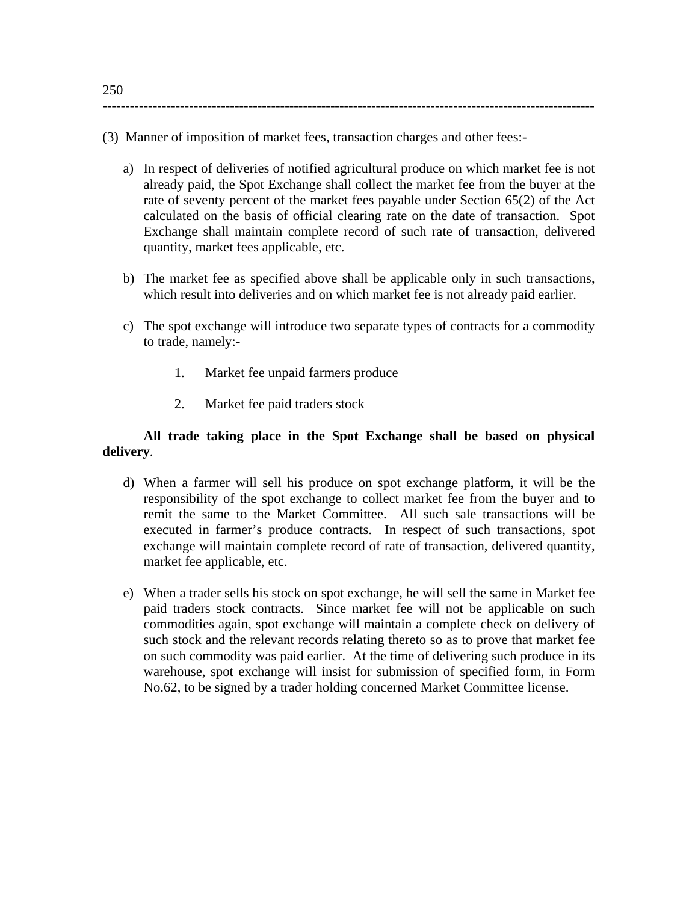(3) Manner of imposition of market fees, transaction charges and other fees:-

a) In respect of deliveries of notified agricultural produce on which market fee is not already paid, the Spot Exchange shall collect the market fee from the buyer at the rate of seventy percent of the market fees payable under Section 65(2) of the Act calculated on the basis of official clearing rate on the date of transaction. Spot Exchange shall maintain complete record of such rate of transaction, delivered quantity, market fees applicable, etc.

b) The market fee as specified above shall be applicable only in such transactions, which result into deliveries and on which market fee is not already paid earlier.

c) The spot exchange will introduce two separate types of contracts for a commodity to trade, namely:-

   1. Market fee unpaid farmers produce

   2. Market fee paid traders stock

**All trade taking place in the Spot Exchange shall be based on physical delivery**.

d) When a farmer will sell his produce on spot exchange platform, it will be the responsibility of the spot exchange to collect market fee from the buyer and to remit the same to the Market Committee. All such sale transactions will be executed in farmer's produce contracts. In respect of such transactions, spot exchange will maintain complete record of rate of transaction, delivered quantity, market fee applicable, etc.

e) When a trader sells his stock on spot exchange, he will sell the same in Market fee paid traders stock contracts. Since market fee will not be applicable on such commodities again, spot exchange will maintain a complete check on delivery of such stock and the relevant records relating thereto so as to prove that market fee on such commodity was paid earlier. At the time of delivering such produce in its warehouse, spot exchange will insist for submission of specified form, in Form No.62, to be signed by a trader holding concerned Market Committee license.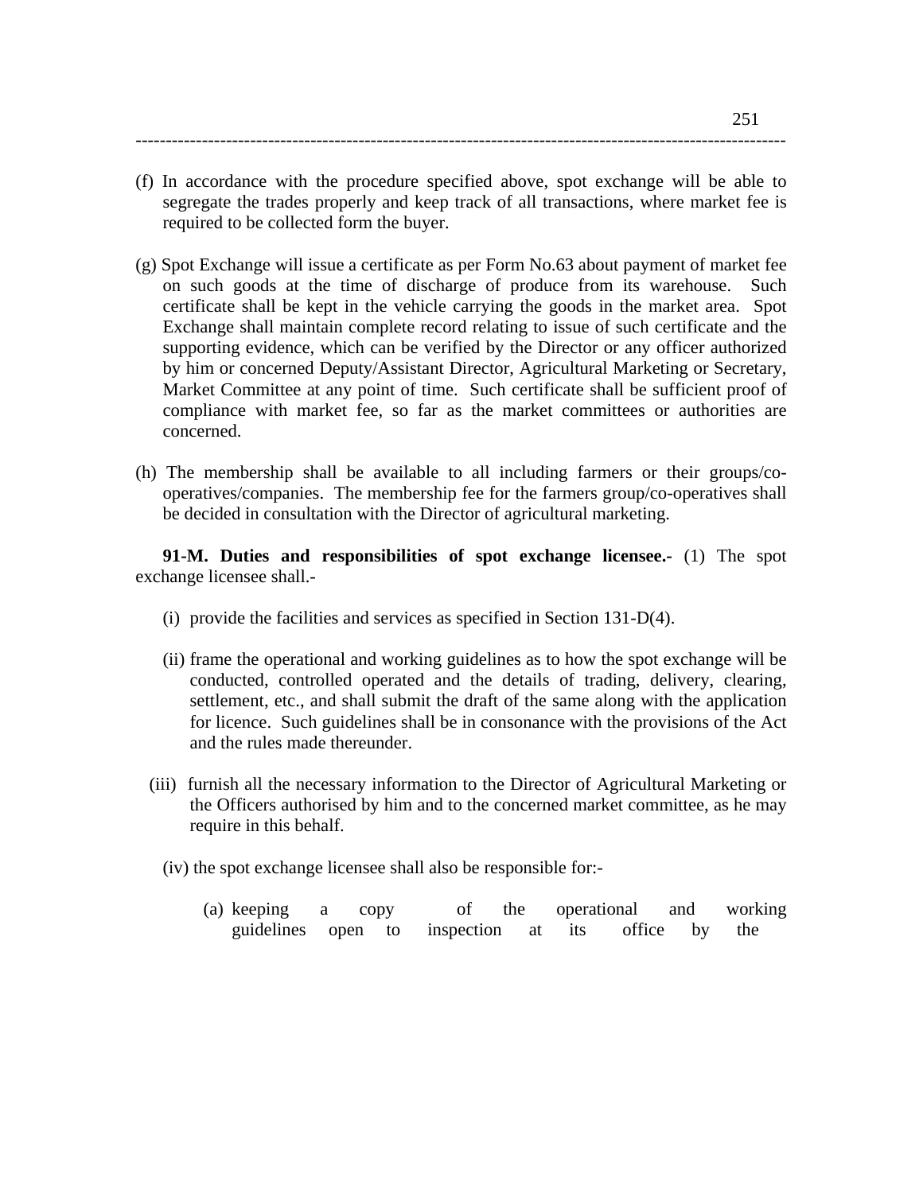(f) In accordance with the procedure specified above, spot exchange will be able to segregate the trades properly and keep track of all transactions, where market fee is required to be collected form the buyer.

(g) Spot Exchange will issue a certificate as per Form No.63 about payment of market fee on such goods at the time of discharge of produce from its warehouse. Such certificate shall be kept in the vehicle carrying the goods in the market area. Spot Exchange shall maintain complete record relating to issue of such certificate and the supporting evidence, which can be verified by the Director or any officer authorized by him or concerned Deputy/Assistant Director, Agricultural Marketing or Secretary, Market Committee at any point of time. Such certificate shall be sufficient proof of compliance with market fee, so far as the market committees or authorities are concerned.

(h) The membership shall be available to all including farmers or their groups/co-operatives/companies. The membership fee for the farmers group/co-operatives shall be decided in consultation with the Director of agricultural marketing.

**91-M. Duties and responsibilities of spot exchange licensee.-** (1) The spot exchange licensee shall.-

(i) provide the facilities and services as specified in Section 131-D(4).

(ii) frame the operational and working guidelines as to how the spot exchange will be conducted, controlled operated and the details of trading, delivery, clearing, settlement, etc., and shall submit the draft of the same along with the application for licence. Such guidelines shall be in consonance with the provisions of the Act and the rules made thereunder.

(iii) furnish all the necessary information to the Director of Agricultural Marketing or the Officers authorised by him and to the concerned market committee, as he may require in this behalf.

(iv) the spot exchange licensee shall also be responsible for:-

(a) keeping a copy of the operational and working guidelines open to inspection at its office by the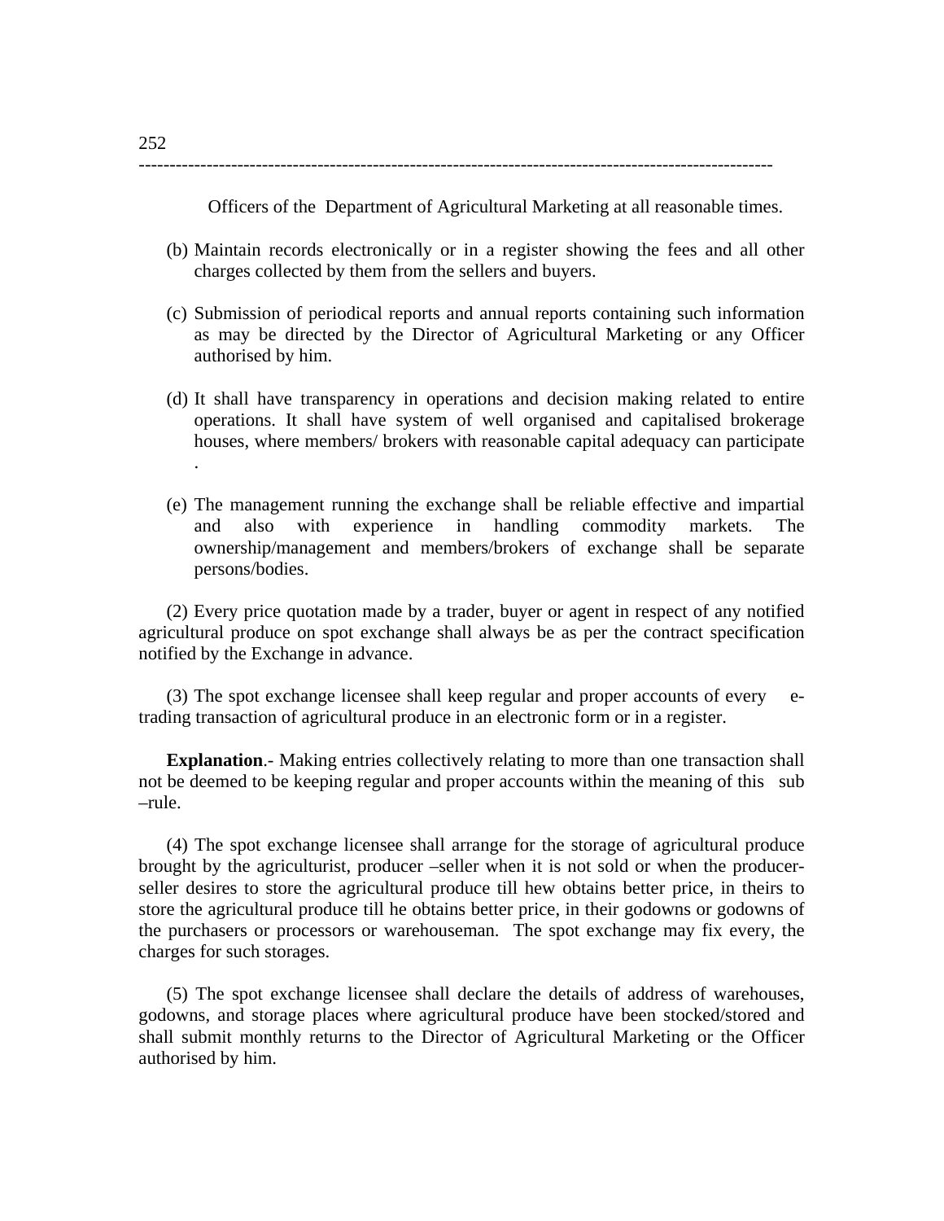Officers of the Department of Agricultural Marketing at all reasonable times.

(b) Maintain records electronically or in a register showing the fees and all other charges collected by them from the sellers and buyers.

(c) Submission of periodical reports and annual reports containing such information as may be directed by the Director of Agricultural Marketing or any Officer authorised by him.

(d) It shall have transparency in operations and decision making related to entire operations. It shall have system of well organised and capitalised brokerage houses, where members/ brokers with reasonable capital adequacy can participate .

(e) The management running the exchange shall be reliable effective and impartial and also with experience in handling commodity markets. The ownership/management and members/brokers of exchange shall be separate persons/bodies.

(2) Every price quotation made by a trader, buyer or agent in respect of any notified agricultural produce on spot exchange shall always be as per the contract specification notified by the Exchange in advance.

(3) The spot exchange licensee shall keep regular and proper accounts of every e-trading transaction of agricultural produce in an electronic form or in a register.

**Explanation**.- Making entries collectively relating to more than one transaction shall not be deemed to be keeping regular and proper accounts within the meaning of this sub –rule.

(4) The spot exchange licensee shall arrange for the storage of agricultural produce brought by the agriculturist, producer –seller when it is not sold or when the producer-seller desires to store the agricultural produce till hew obtains better price, in theirs to store the agricultural produce till he obtains better price, in their godowns or godowns of the purchasers or processors or warehouseman. The spot exchange may fix every, the charges for such storages.

(5) The spot exchange licensee shall declare the details of address of warehouses, godowns, and storage places where agricultural produce have been stocked/stored and shall submit monthly returns to the Director of Agricultural Marketing or the Officer authorised by him.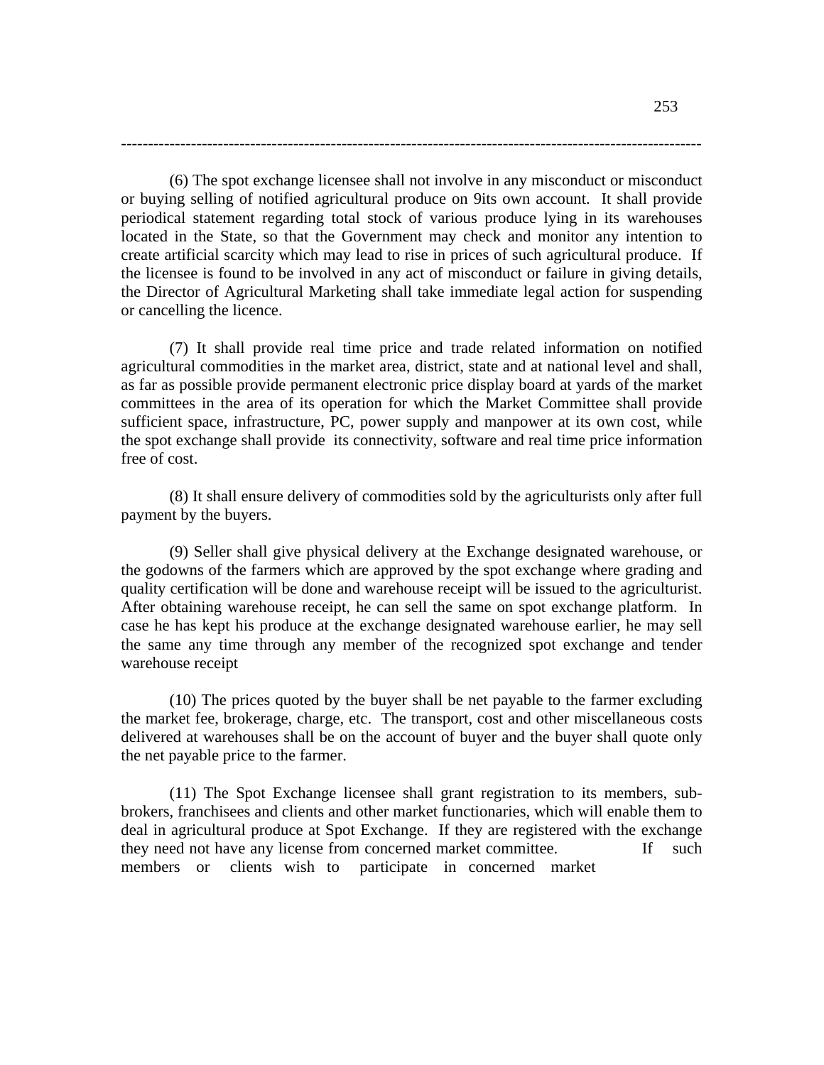(6) The spot exchange licensee shall not involve in any misconduct or misconduct or buying selling of notified agricultural produce on 9its own account. It shall provide periodical statement regarding total stock of various produce lying in its warehouses located in the State, so that the Government may check and monitor any intention to create artificial scarcity which may lead to rise in prices of such agricultural produce. If the licensee is found to be involved in any act of misconduct or failure in giving details, the Director of Agricultural Marketing shall take immediate legal action for suspending or cancelling the licence.

(7) It shall provide real time price and trade related information on notified agricultural commodities in the market area, district, state and at national level and shall, as far as possible provide permanent electronic price display board at yards of the market committees in the area of its operation for which the Market Committee shall provide sufficient space, infrastructure, PC, power supply and manpower at its own cost, while the spot exchange shall provide its connectivity, software and real time price information free of cost.

(8) It shall ensure delivery of commodities sold by the agriculturists only after full payment by the buyers.

(9) Seller shall give physical delivery at the Exchange designated warehouse, or the godowns of the farmers which are approved by the spot exchange where grading and quality certification will be done and warehouse receipt will be issued to the agriculturist. After obtaining warehouse receipt, he can sell the same on spot exchange platform. In case he has kept his produce at the exchange designated warehouse earlier, he may sell the same any time through any member of the recognized spot exchange and tender warehouse receipt

(10) The prices quoted by the buyer shall be net payable to the farmer excluding the market fee, brokerage, charge, etc. The transport, cost and other miscellaneous costs delivered at warehouses shall be on the account of buyer and the buyer shall quote only the net payable price to the farmer.

(11) The Spot Exchange licensee shall grant registration to its members, sub-brokers, franchisees and clients and other market functionaries, which will enable them to deal in agricultural produce at Spot Exchange. If they are registered with the exchange they need not have any license from concerned market committee. If such members or clients wish to participate in concerned market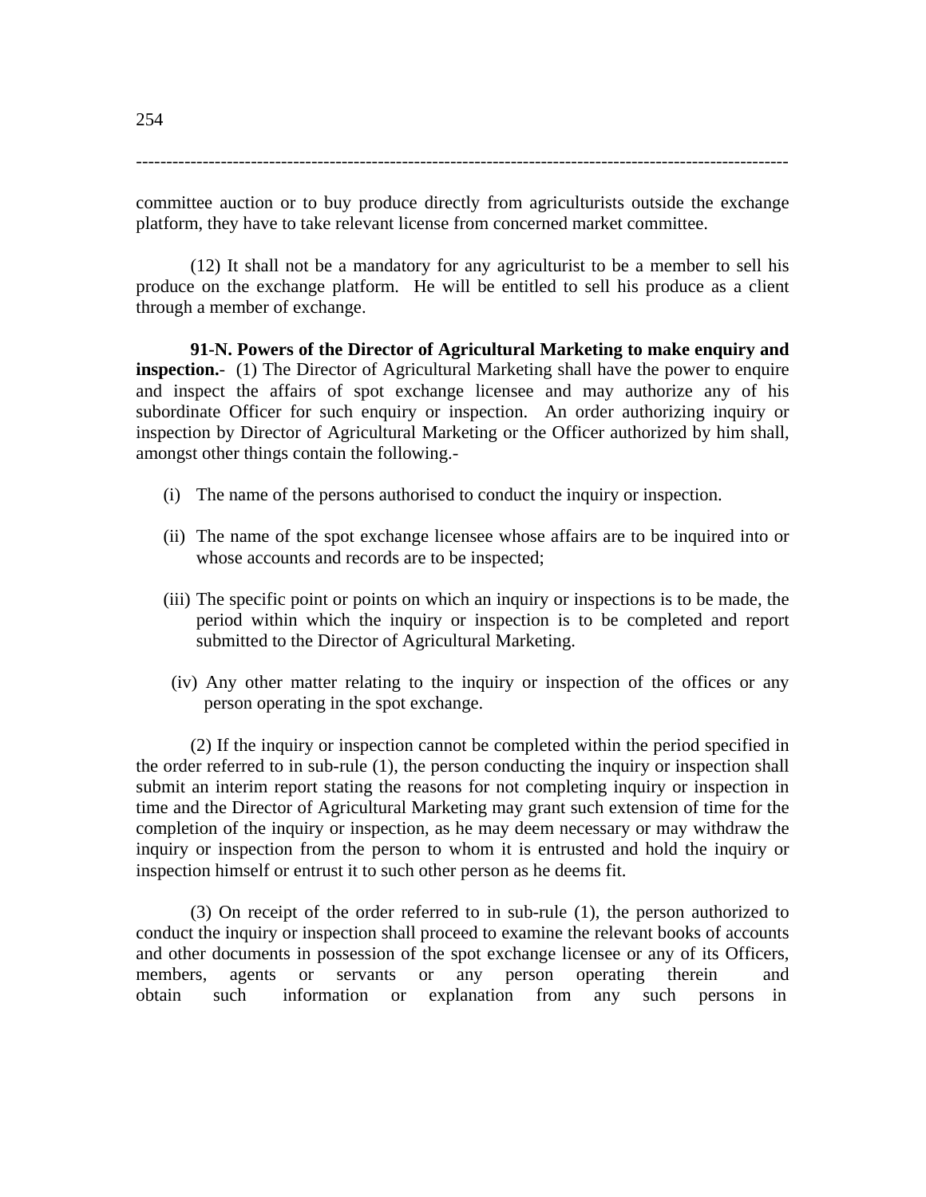committee auction or to buy produce directly from agriculturists outside the exchange platform, they have to take relevant license from concerned market committee.

(12) It shall not be a mandatory for any agriculturist to be a member to sell his produce on the exchange platform. He will be entitled to sell his produce as a client through a member of exchange.

**91-N. Powers of the Director of Agricultural Marketing to make enquiry and inspection.**- (1) The Director of Agricultural Marketing shall have the power to enquire and inspect the affairs of spot exchange licensee and may authorize any of his subordinate Officer for such enquiry or inspection. An order authorizing inquiry or inspection by Director of Agricultural Marketing or the Officer authorized by him shall, amongst other things contain the following.-

(i) The name of the persons authorised to conduct the inquiry or inspection.

(ii) The name of the spot exchange licensee whose affairs are to be inquired into or whose accounts and records are to be inspected;

(iii) The specific point or points on which an inquiry or inspections is to be made, the period within which the inquiry or inspection is to be completed and report submitted to the Director of Agricultural Marketing.

(iv) Any other matter relating to the inquiry or inspection of the offices or any person operating in the spot exchange.

(2) If the inquiry or inspection cannot be completed within the period specified in the order referred to in sub-rule (1), the person conducting the inquiry or inspection shall submit an interim report stating the reasons for not completing inquiry or inspection in time and the Director of Agricultural Marketing may grant such extension of time for the completion of the inquiry or inspection, as he may deem necessary or may withdraw the inquiry or inspection from the person to whom it is entrusted and hold the inquiry or inspection himself or entrust it to such other person as he deems fit.

(3) On receipt of the order referred to in sub-rule (1), the person authorized to conduct the inquiry or inspection shall proceed to examine the relevant books of accounts and other documents in possession of the spot exchange licensee or any of its Officers, members, agents or servants or any person operating therein and obtain such information or explanation from any such persons in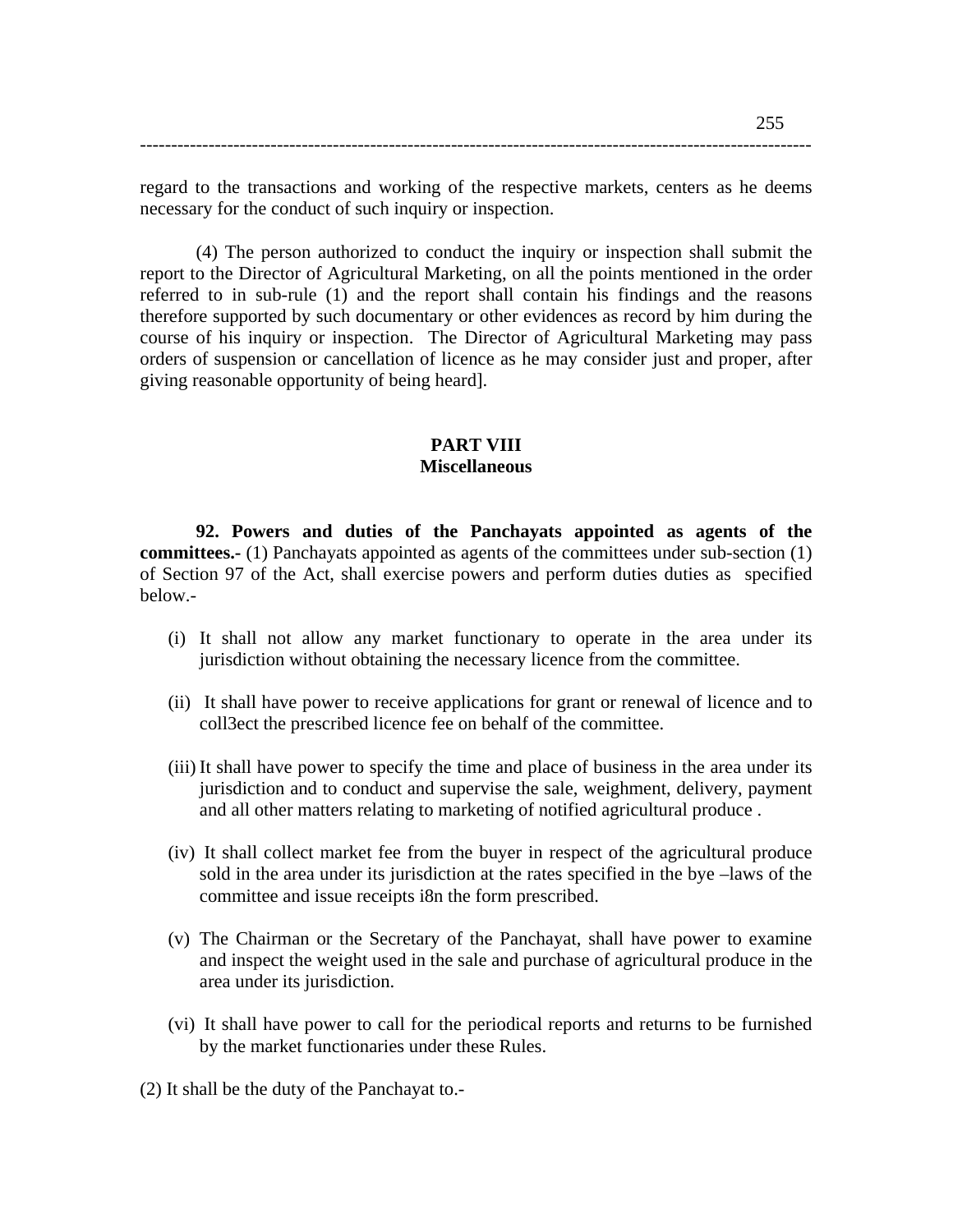regard to the transactions and working of the respective markets, centers as he deems necessary for the conduct of such inquiry or inspection.

(4) The person authorized to conduct the inquiry or inspection shall submit the report to the Director of Agricultural Marketing, on all the points mentioned in the order referred to in sub-rule (1) and the report shall contain his findings and the reasons therefore supported by such documentary or other evidences as record by him during the course of his inquiry or inspection. The Director of Agricultural Marketing may pass orders of suspension or cancellation of licence as he may consider just and proper, after giving reasonable opportunity of being heard].

## PART VIII
## Miscellaneous

**92. Powers and duties of the Panchayats appointed as agents of the committees.-** (1) Panchayats appointed as agents of the committees under sub-section (1) of Section 97 of the Act, shall exercise powers and perform duties duties as specified below.-

(i) It shall not allow any market functionary to operate in the area under its jurisdiction without obtaining the necessary licence from the committee.

(ii) It shall have power to receive applications for grant or renewal of licence and to coll3ect the prescribed licence fee on behalf of the committee.

(iii) It shall have power to specify the time and place of business in the area under its jurisdiction and to conduct and supervise the sale, weighment, delivery, payment and all other matters relating to marketing of notified agricultural produce .

(iv) It shall collect market fee from the buyer in respect of the agricultural produce sold in the area under its jurisdiction at the rates specified in the bye –laws of the committee and issue receipts i8n the form prescribed.

(v) The Chairman or the Secretary of the Panchayat, shall have power to examine and inspect the weight used in the sale and purchase of agricultural produce in the area under its jurisdiction.

(vi) It shall have power to call for the periodical reports and returns to be furnished by the market functionaries under these Rules.

(2) It shall be the duty of the Panchayat to.-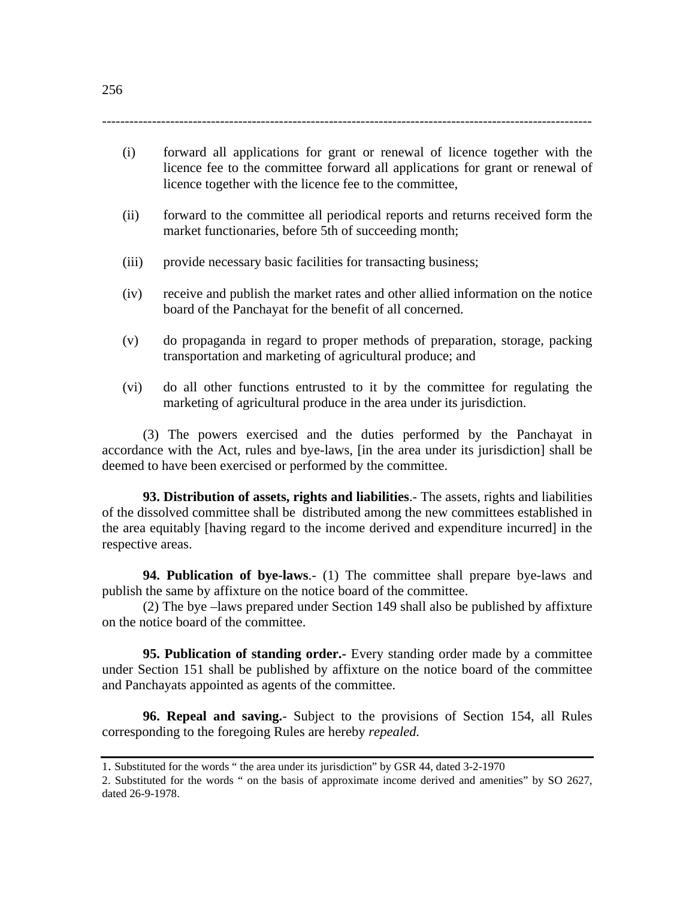(i) forward all applications for grant or renewal of licence together with the licence fee to the committee forward all applications for grant or renewal of licence together with the licence fee to the committee,

(ii) forward to the committee all periodical reports and returns received form the market functionaries, before 5th of succeeding month;

(iii) provide necessary basic facilities for transacting business;

(iv) receive and publish the market rates and other allied information on the notice board of the Panchayat for the benefit of all concerned.

(v) do propaganda in regard to proper methods of preparation, storage, packing transportation and marketing of agricultural produce; and

(vi) do all other functions entrusted to it by the committee for regulating the marketing of agricultural produce in the area under its jurisdiction.

(3) The powers exercised and the duties performed by the Panchayat in accordance with the Act, rules and bye-laws, [in the area under its jurisdiction] shall be deemed to have been exercised or performed by the committee.

**93. Distribution of assets, rights and liabilities**.- The assets, rights and liabilities of the dissolved committee shall be distributed among the new committees established in the area equitably [having regard to the income derived and expenditure incurred] in the respective areas.

**94. Publication of bye-laws**.- (1) The committee shall prepare bye-laws and publish the same by affixture on the notice board of the committee.

(2) The bye –laws prepared under Section 149 shall also be published by affixture on the notice board of the committee.

**95. Publication of standing order.-** Every standing order made by a committee under Section 151 shall be published by affixture on the notice board of the committee and Panchayats appointed as agents of the committee.

**96. Repeal and saving.**- Subject to the provisions of Section 154, all Rules corresponding to the foregoing Rules are hereby *repealed.*

---

1. Substituted for the words " the area under its jurisdiction" by GSR 44, dated 3-2-1970

2. Substituted for the words " on the basis of approximate income derived and amenities" by SO 2627, dated 26-9-1978.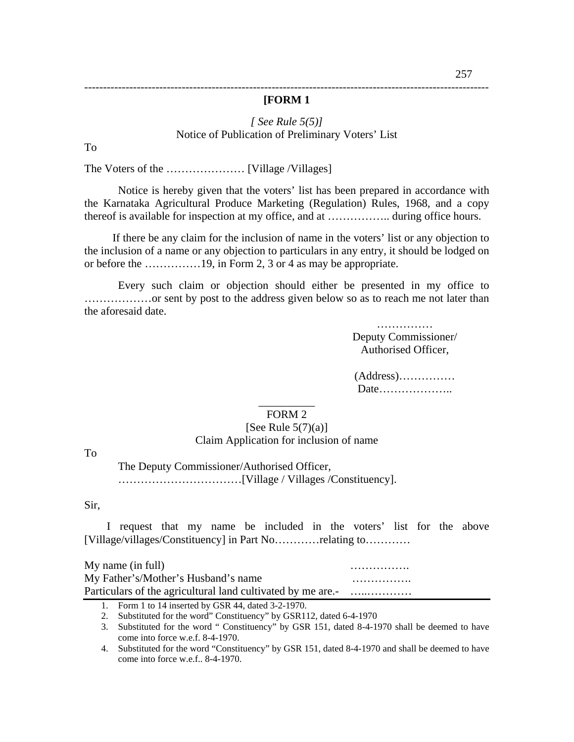# [FORM 1

*[ See Rule 5(5)]*

Notice of Publication of Preliminary Voters' List

To

The Voters of the ………………… [Village /Villages]

Notice is hereby given that the voters' list has been prepared in accordance with the Karnataka Agricultural Produce Marketing (Regulation) Rules, 1968, and a copy thereof is available for inspection at my office, and at …………….. during office hours.

If there be any claim for the inclusion of name in the voters' list or any objection to the inclusion of a name or any objection to particulars in any entry, it should be lodged on or before the ……………19, in Form 2, 3 or 4 as may be appropriate.

Every such claim or objection should either be presented in my office to ………………or sent by post to the address given below so as to reach me not later than the aforesaid date.

……………
Deputy Commissioner/
Authorised Officer,

(Address)……………
Date………………..

# FORM 2

[See Rule 5(7)(a)]

Claim Application for inclusion of name

To

The Deputy Commissioner/Authorised Officer,
……………………………[Village / Villages /Constituency].

Sir,

I request that my name be included in the voters' list for the above [Village/villages/Constituency] in Part No…………relating to…………

My name (in full) …………….
My Father's/Mother's Husband's name …………….
Particulars of the agricultural land cultivated by me are.- …..…………

---

1. Form 1 to 14 inserted by GSR 44, dated 3-2-1970.
2. Substituted for the word" Constituency" by GSR112, dated 6-4-1970
3. Substituted for the word " Constituency" by GSR 151, dated 8-4-1970 shall be deemed to have come into force w.e.f. 8-4-1970.
4. Substituted for the word "Constituency" by GSR 151, dated 8-4-1970 and shall be deemed to have come into force w.e.f.. 8-4-1970.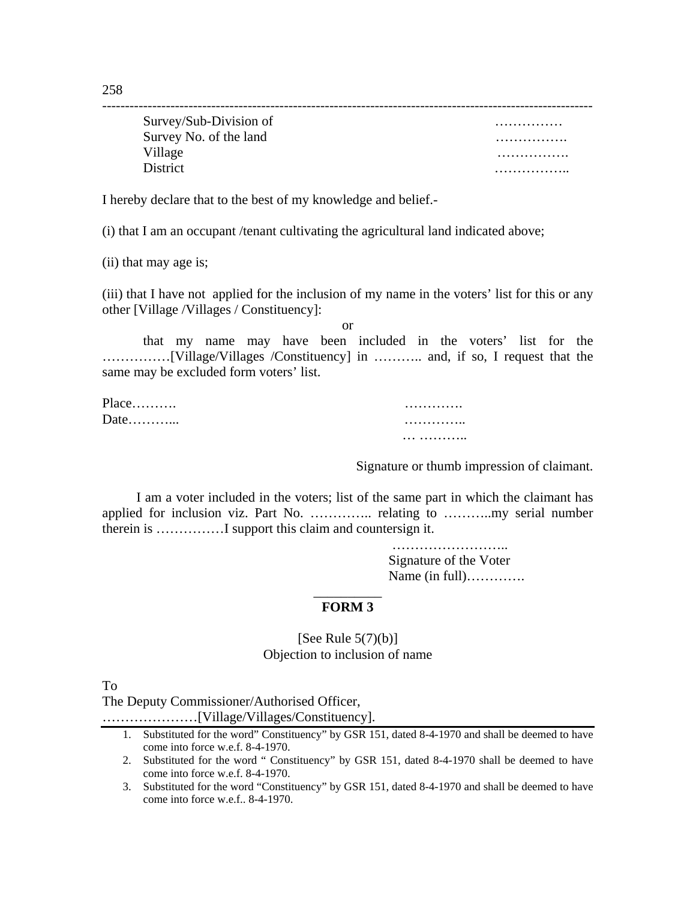| | |
|---|---|
| Survey/Sub-Division of | …………… |
| Survey No. of the land | ……………. |
| Village | ……………. |
| District | …………….. |

I hereby declare that to the best of my knowledge and belief.-

(i) that I am an occupant /tenant cultivating the agricultural land indicated above;

(ii) that may age is;

(iii) that I have not applied for the inclusion of my name in the voters' list for this or any other [Village /Villages / Constituency]:

or

that my name may have been included in the voters' list for the ……………[Village/Villages /Constituency] in ……….. and, if so, I request that the same may be excluded form voters' list.

Place……….                                                  ………….
Date………...                                                  …………..
                                                              … ………..

Signature or thumb impression of claimant.

I am a voter included in the voters; list of the same part in which the claimant has applied for inclusion viz. Part No. ………….. relating to ………..my serial number therein is ……………I support this claim and countersign it.

……………………..
Signature of the Voter
Name (in full)………….

## FORM 3

[See Rule 5(7)(b)]
Objection to inclusion of name

To
The Deputy Commissioner/Authorised Officer,
…………………[Village/Villages/Constituency].

---

1. Substituted for the word" Constituency" by GSR 151, dated 8-4-1970 and shall be deemed to have come into force w.e.f. 8-4-1970.
2. Substituted for the word " Constituency" by GSR 151, dated 8-4-1970 shall be deemed to have come into force w.e.f. 8-4-1970.
3. Substituted for the word "Constituency" by GSR 151, dated 8-4-1970 and shall be deemed to have come into force w.e.f.. 8-4-1970.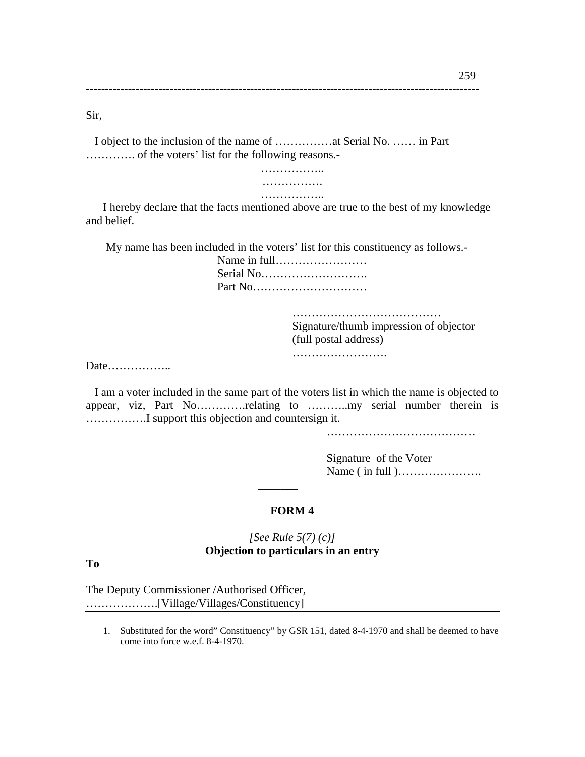Sir,

I object to the inclusion of the name of ……………at Serial No. …… in Part …………. of the voters' list for the following reasons.-

……………..

…………….

……………..

I hereby declare that the facts mentioned above are true to the best of my knowledge and belief.

My name has been included in the voters' list for this constituency as follows.-

Name in full……………………

Serial No……………………….

Part No…………………………

…………………………………

Signature/thumb impression of objector

(full postal address)

…………………….

Date……………..

I am a voter included in the same part of the voters list in which the name is objected to appear, viz, Part No………….relating to ………..my serial number therein is …………….I support this objection and countersign it.

…………………………………

Signature of the Voter

Name ( in full )………………….

_______

## FORM 4

*[See Rule 5(7) (c)]*

**Objection to particulars in an entry**

**To**

The Deputy Commissioner /Authorised Officer,

……………….[Village/Villages/Constituency]

---

1. Substituted for the word" Constituency" by GSR 151, dated 8-4-1970 and shall be deemed to have come into force w.e.f. 8-4-1970.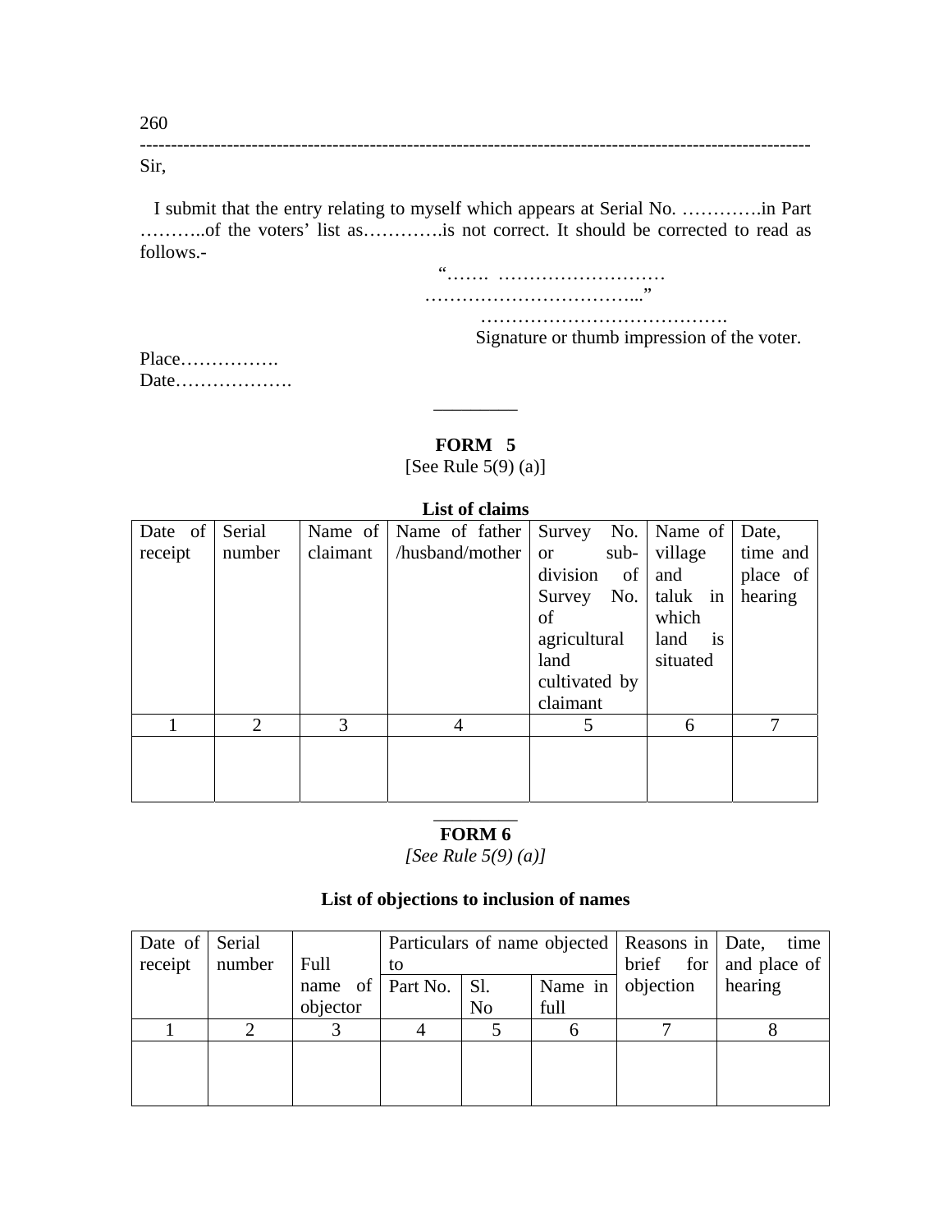Sir,

I submit that the entry relating to myself which appears at Serial No. ………….in Part ………..of the voters' list as………….is not correct. It should be corrected to read as follows.-

"……. ………………………
……………………………..."

…………………………………….
Signature or thumb impression of the voter.

Place…………….
Date……………….

---

## FORM 5

[See Rule 5(9) (a)]

**List of claims**

| Date of receipt | Serial number | Name of claimant | Name of father /husband/mother | Survey No. or sub-division of Survey No. of agricultural land cultivated by claimant | Name of village and taluk in which land is situated | Date, time and place of hearing |
|---|---|---|---|---|---|---|
| 1 | 2 | 3 | 4 | 5 | 6 | 7 |
| | | | | | | |

---

## FORM 6

*[See Rule 5(9) (a)]*

**List of objections to inclusion of names**

| Date of receipt | Serial number | Full name of objector | Particulars of name objected to | | | Reasons in brief for objection | Date, time and place of hearing |
|---|---|---|---|---|---|---|---|
| | | | Part No. | Sl. No | Name in full | | |
| 1 | 2 | 3 | 4 | 5 | 6 | 7 | 8 |
| | | | | | | | |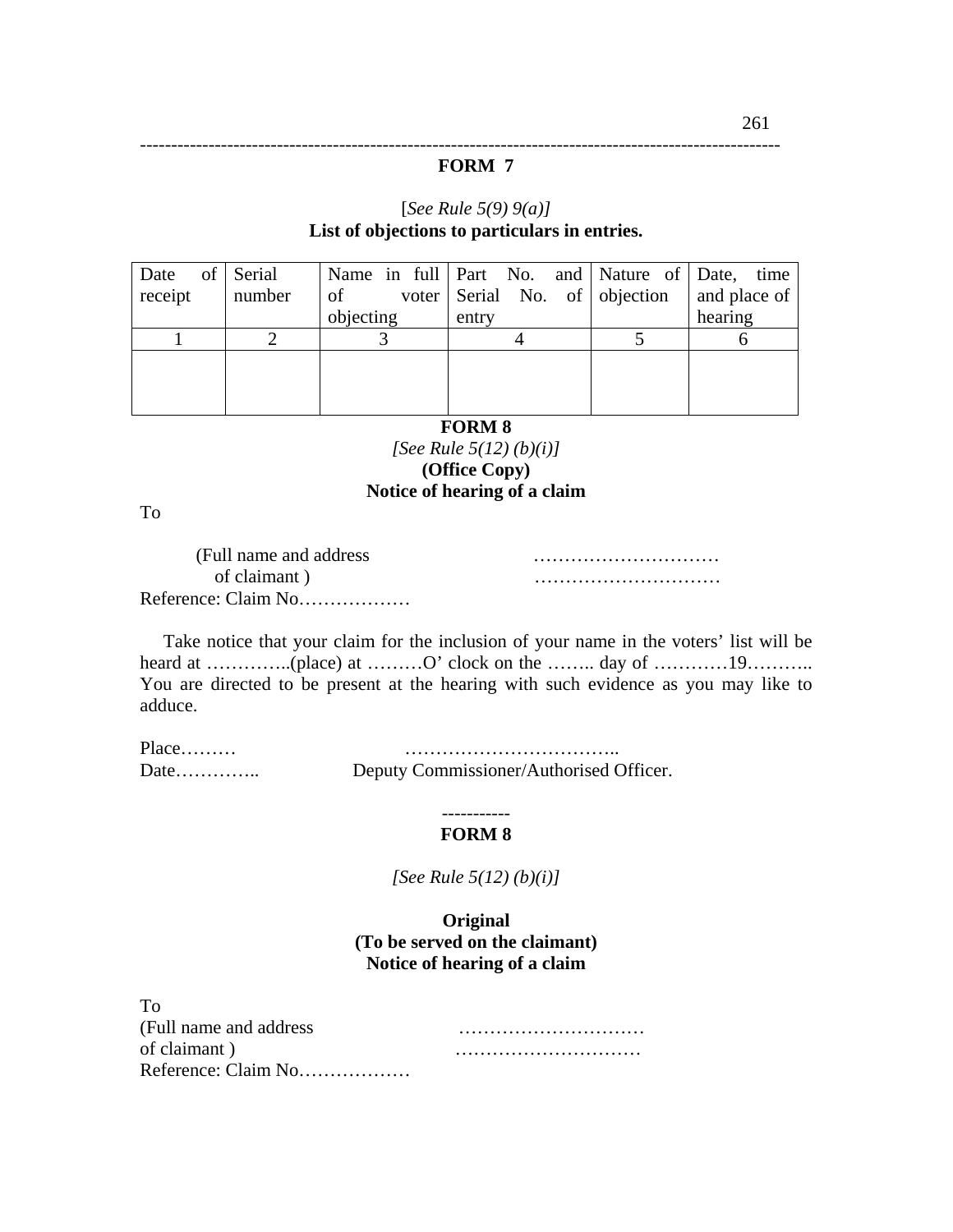## FORM 7

[*See Rule 5(9) 9(a)]*

**List of objections to particulars in entries.**

| Date of receipt | Serial number | Name in full of voter objecting | Part No. and Serial No. of entry | Nature of objection | Date, time and place of hearing |
|---|---|---|---|---|---|
| 1 | 2 | 3 | 4 | 5 | 6 |
| | | | | | |

## FORM 8

*[See Rule 5(12) (b)(i)]*

**(Office Copy)**

**Notice of hearing of a claim**

To

(Full name and address ..............................
of claimant ) ..............................

Reference: Claim No..................

Take notice that your claim for the inclusion of your name in the voters' list will be heard at ..............(place) at .........O' clock on the ........ day of ............19........... You are directed to be present at the hearing with such evidence as you may like to adduce.

Place.........
Date.............. ..................................
Deputy Commissioner/Authorised Officer.

-----------

## FORM 8

*[See Rule 5(12) (b)(i)]*

**Original**

**(To be served on the claimant)**

**Notice of hearing of a claim**

To

(Full name and address ..............................
of claimant ) ..............................

Reference: Claim No..................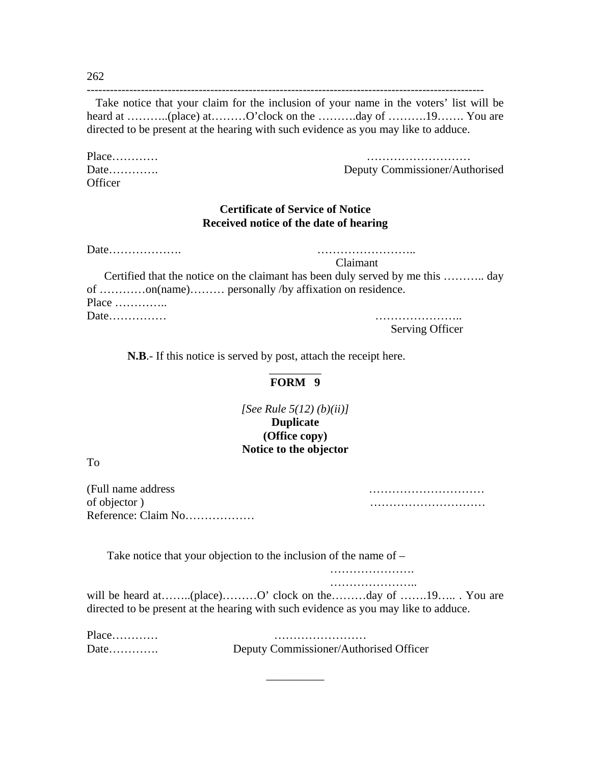Take notice that your claim for the inclusion of your name in the voters' list will be heard at ………..(place) at………O'clock on the ……….day of ……….19……. You are directed to be present at the hearing with such evidence as you may like to adduce.

Place…………  
Date………….

………………………  
Deputy Commissioner/Authorised Officer

**Certificate of Service of Notice**  
**Received notice of the date of hearing**

Date……………….

……………………..  
Claimant

Certified that the notice on the claimant has been duly served by me this ……….. day of …………on(name)……… personally /by affixation on residence.

Place …………..  
Date……………

…………………..  
Serving Officer

**N.B**.- If this notice is served by post, attach the receipt here.

---

**FORM 9**

*[See Rule 5(12) (b)(ii)]*

**Duplicate**  
**(Office copy)**  
**Notice to the objector**

To

(Full name address of objector ) …………………………  
…………………………

Reference: Claim No………………

Take notice that your objection to the inclusion of the name of –

………………….  
…………………..

will be heard at……..(place)………O' clock on the………day of …….19….. . You are directed to be present at the hearing with such evidence as you may like to adduce.

Place…………  
Date………….

……………………  
Deputy Commissioner/Authorised Officer

---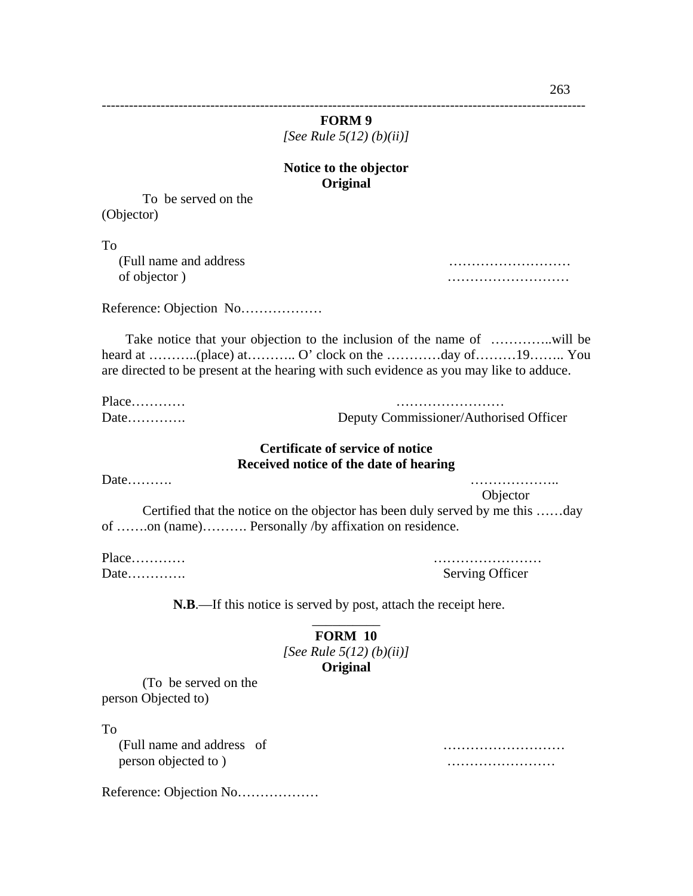## FORM 9

*[See Rule 5(12) (b)(ii)]*

**Notice to the objector**
**Original**

To be served on the (Objector)

To
(Full name and address ………………………
of objector ) ………………………

Reference: Objection No………………

Take notice that your objection to the inclusion of the name of …………..will be heard at ………..(place) at……….. O' clock on the …………day of………19…….. You are directed to be present at the hearing with such evidence as you may like to adduce.

Place…………
Date…………. ……………………
Deputy Commissioner/Authorised Officer

**Certificate of service of notice**
**Received notice of the date of hearing**

Date………. ………………..
Objector

Certified that the notice on the objector has been duly served by me this ……day of …….on (name)………. Personally /by affixation on residence.

Place…………
Date…………. ……………………
Serving Officer

**N.B**.—If this notice is served by post, attach the receipt here.

---

## FORM 10

*[See Rule 5(12) (b)(ii)]*

**Original**

(To be served on the person Objected to)

To
(Full name and address of ………………………
person objected to ) ……………………

Reference: Objection No………………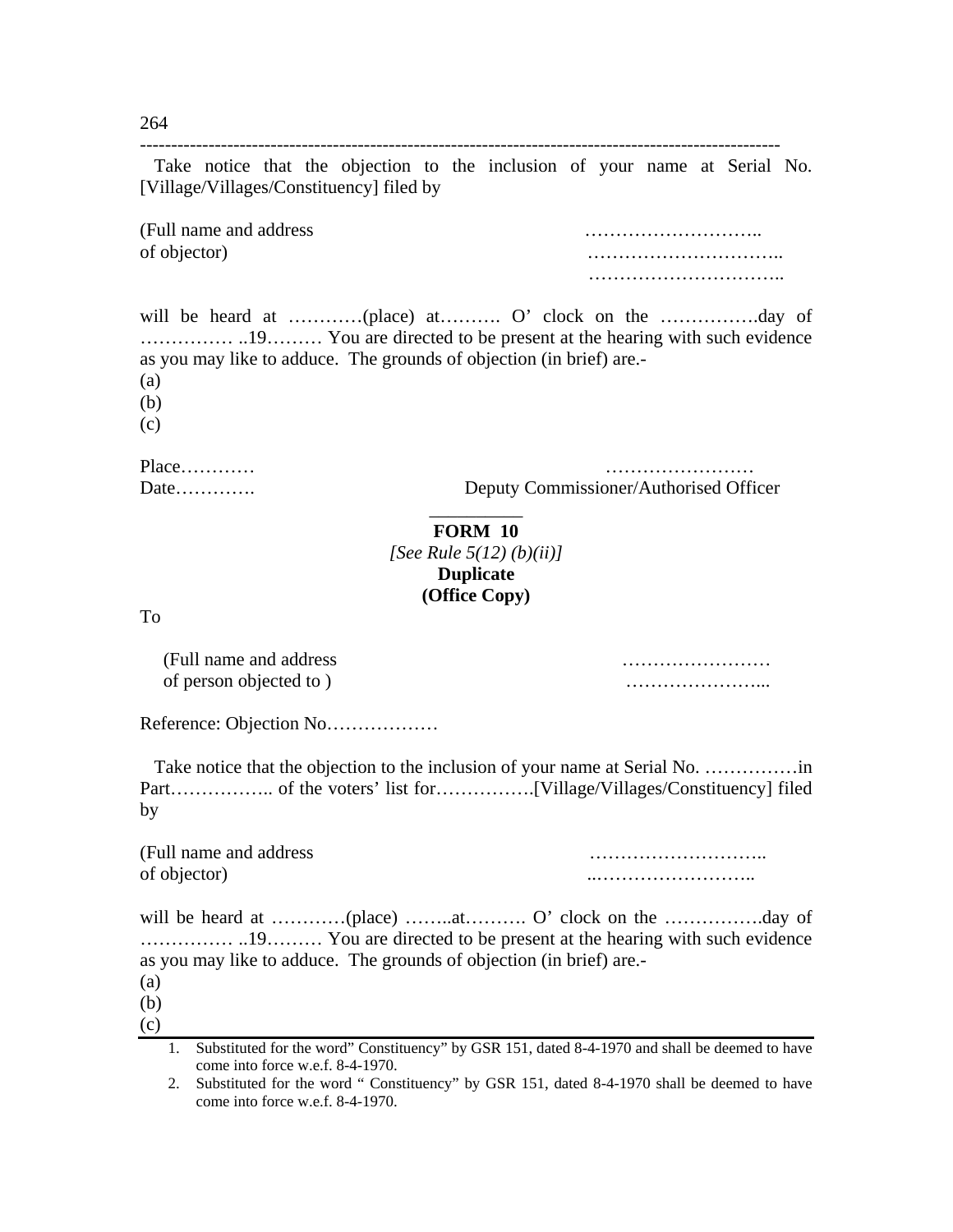Take notice that the objection to the inclusion of your name at Serial No. [Village/Villages/Constituency] filed by

(Full name and address ………………………..
of objector) …………………………..
…………………………..

will be heard at …………(place) at………. O' clock on the …………….day of …………… ..19……… You are directed to be present at the hearing with such evidence as you may like to adduce. The grounds of objection (in brief) are.-

(a)

(b)

(c)

Place………… ……………………
Date…………. Deputy Commissioner/Authorised Officer

---

## FORM 10

*[See Rule 5(12) (b)(ii)]*

**Duplicate**

**(Office Copy)**

To

(Full name and address ……………………
of person objected to ) …………………...

Reference: Objection No………………

Take notice that the objection to the inclusion of your name at Serial No. ……………in Part…………….. of the voters' list for…………….[Village/Villages/Constituency] filed by

(Full name and address ………………………..
of objector) ..……………………..

will be heard at …………(place) ……..at………. O' clock on the …………….day of …………… ..19……… You are directed to be present at the hearing with such evidence as you may like to adduce. The grounds of objection (in brief) are.-

(a)

(b)

(c)

---

1. Substituted for the word" Constituency" by GSR 151, dated 8-4-1970 and shall be deemed to have come into force w.e.f. 8-4-1970.
2. Substituted for the word " Constituency" by GSR 151, dated 8-4-1970 shall be deemed to have come into force w.e.f. 8-4-1970.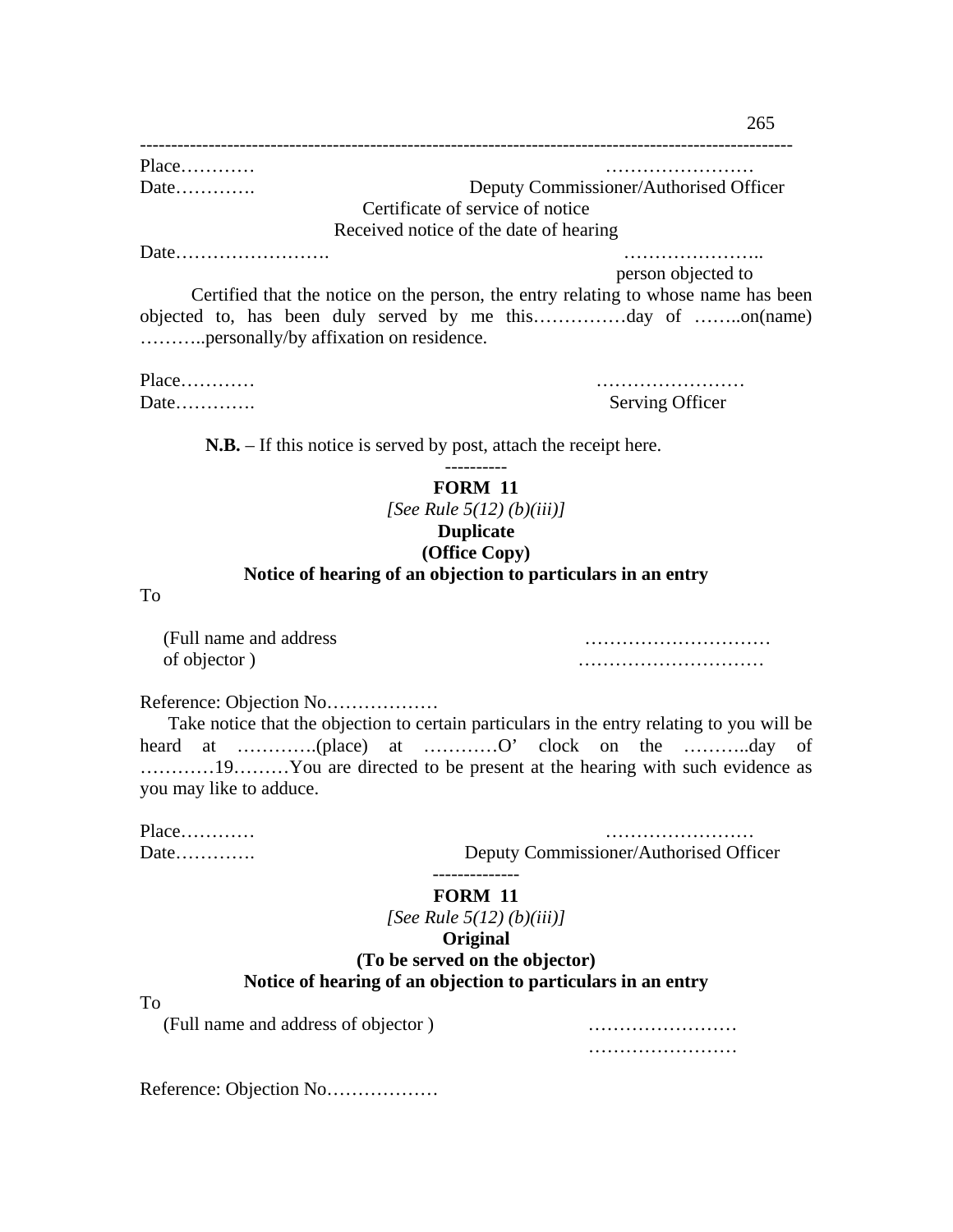---

Place…………  ……………………
Date…………. Deputy Commissioner/Authorised Officer

Certificate of service of notice

Received notice of the date of hearing

Date……………………. …………………..
person objected to

Certified that the notice on the person, the entry relating to whose name has been objected to, has been duly served by me this……………day of ……..on(name) ………..personally/by affixation on residence.

Place…………  ……………………
Date…………. Serving Officer

**N.B.** – If this notice is served by post, attach the receipt here.

----------

**FORM 11**

*[See Rule 5(12) (b)(iii)]*

**Duplicate**

**(Office Copy)**

**Notice of hearing of an objection to particulars in an entry**

To

(Full name and address …………………………
of objector ) …………………………

Reference: Objection No………………

Take notice that the objection to certain particulars in the entry relating to you will be heard at ………….(place) at …………O' clock on the ………..day of …………19………You are directed to be present at the hearing with such evidence as you may like to adduce.

Place…………  ……………………
Date…………. Deputy Commissioner/Authorised Officer

--------------

**FORM 11**

*[See Rule 5(12) (b)(iii)]*

**Original**

**(To be served on the objector)**

**Notice of hearing of an objection to particulars in an entry**

To

(Full name and address of objector ) ……………………
……………………

Reference: Objection No………………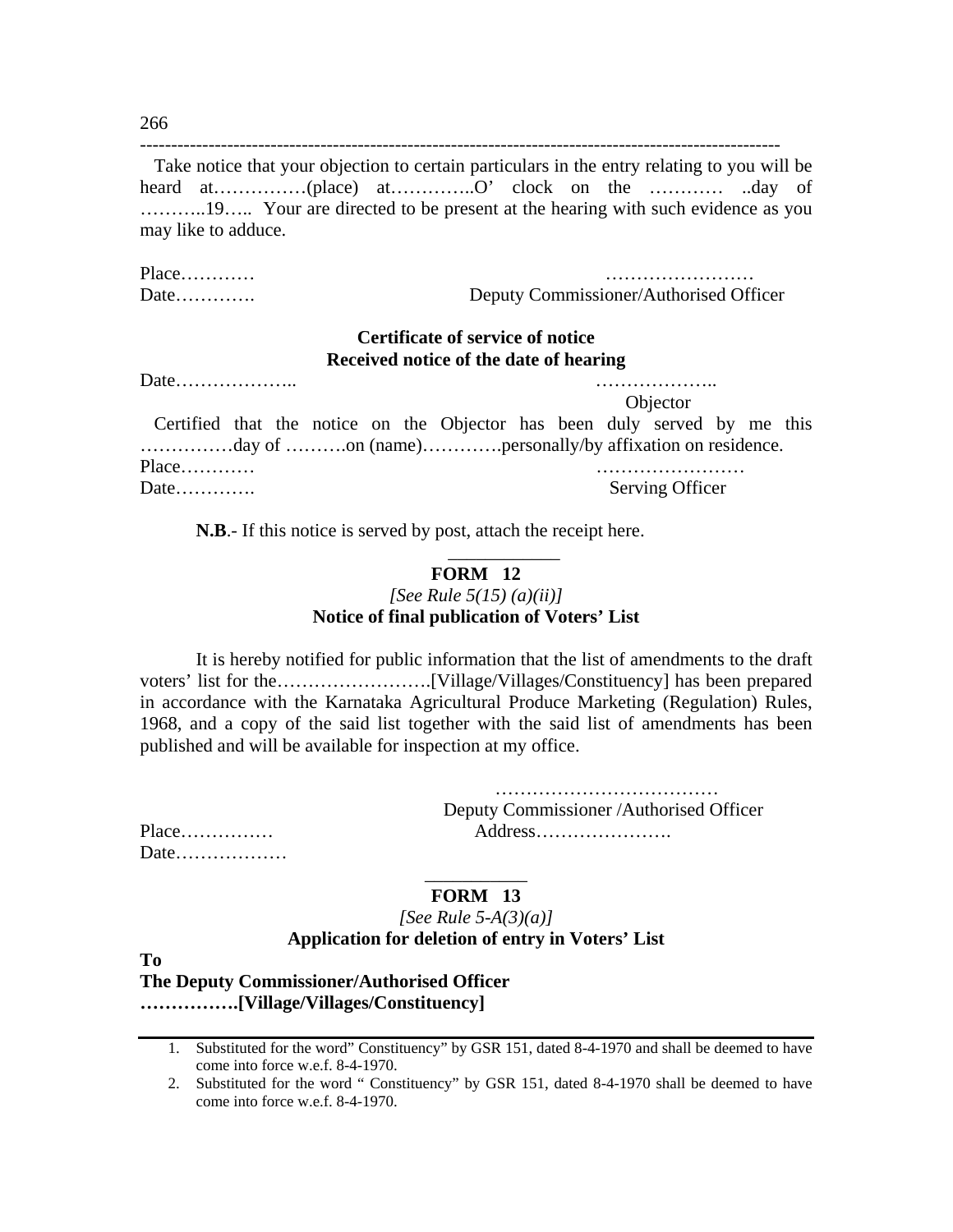Take notice that your objection to certain particulars in the entry relating to you will be heard at……………(place) at…………..O' clock on the ………… ..day of ………..19….. Your are directed to be present at the hearing with such evidence as you may like to adduce.

Place…………  
Date…………. 

……………………  
Deputy Commissioner/Authorised Officer

**Certificate of service of notice**  
**Received notice of the date of hearing**

Date………………..

………………..  
Objector

Certified that the notice on the Objector has been duly served by me this ……………day of ……….on (name)………….personally/by affixation on residence.

Place…………  
Date…………. 

……………………  
Serving Officer

**N.B**.- If this notice is served by post, attach the receipt here.

---

## FORM 12

*[See Rule 5(15) (a)(ii)]*

**Notice of final publication of Voters' List**

It is hereby notified for public information that the list of amendments to the draft voters' list for the…………………….[Village/Villages/Constituency] has been prepared in accordance with the Karnataka Agricultural Produce Marketing (Regulation) Rules, 1968, and a copy of the said list together with the said list of amendments has been published and will be available for inspection at my office.

………………………………  
Deputy Commissioner /Authorised Officer

Place……………  
Address………………….  
Date………………

---

## FORM 13

*[See Rule 5-A(3)(a)]*

**Application for deletion of entry in Voters' List**

**To**  
**The Deputy Commissioner/Authorised Officer**  
**…………….[Village/Villages/Constituency]**

---

1. Substituted for the word" Constituency" by GSR 151, dated 8-4-1970 and shall be deemed to have come into force w.e.f. 8-4-1970.
2. Substituted for the word " Constituency" by GSR 151, dated 8-4-1970 shall be deemed to have come into force w.e.f. 8-4-1970.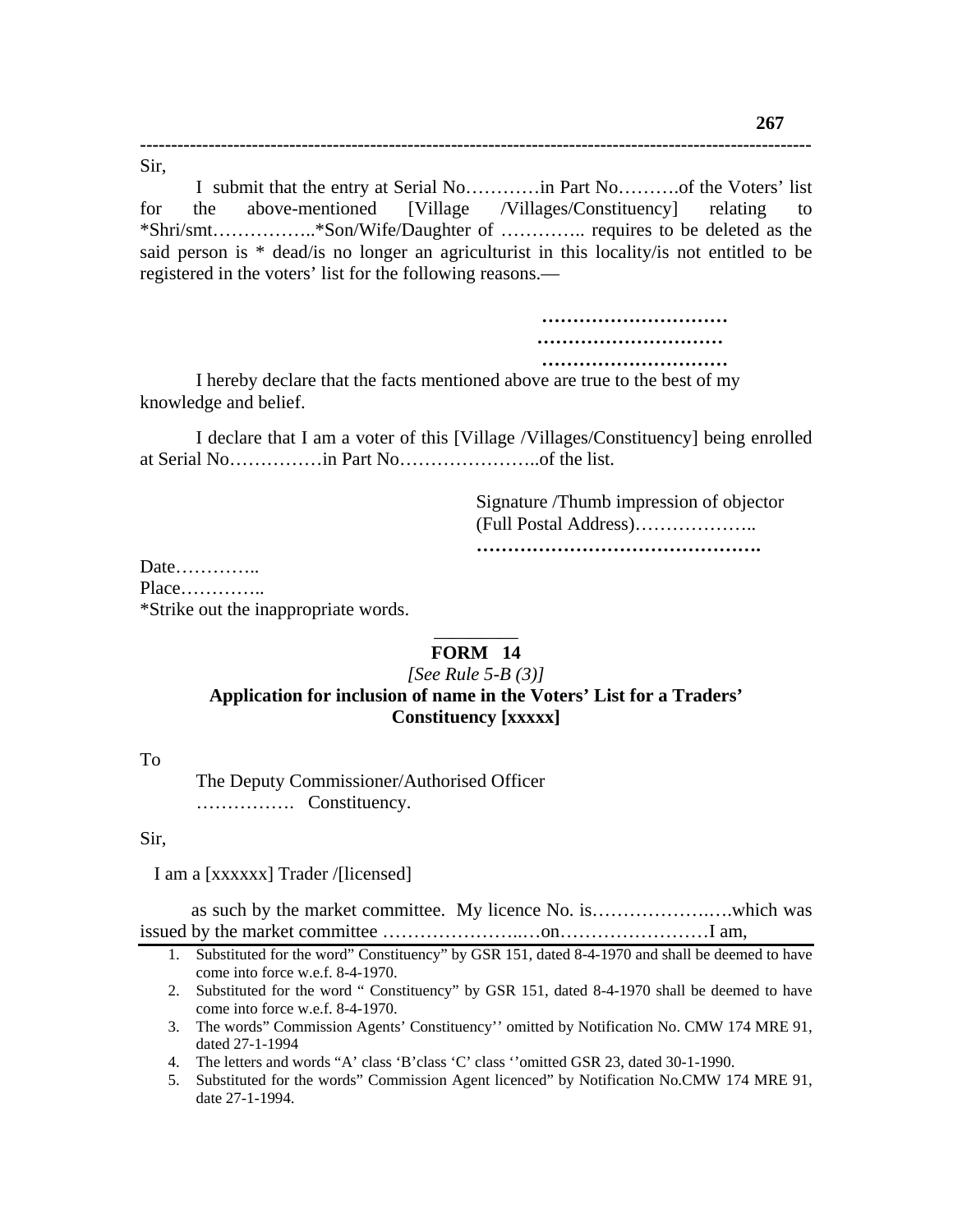---

Sir,

I submit that the entry at Serial No…………in Part No……….of the Voters' list for the above-mentioned [Village /Villages/Constituency] relating to *Shri/smt……………..*Son/Wife/Daughter of ………….. requires to be deleted as the said person is * dead/is no longer an agriculturist in this locality/is not entitled to be registered in the voters' list for the following reasons.—

…………………………
…………………………
…………………………

I hereby declare that the facts mentioned above are true to the best of my knowledge and belief.

I declare that I am a voter of this [Village /Villages/Constituency] being enrolled at Serial No……………in Part No…………………..of the list.

Signature /Thumb impression of objector
(Full Postal Address)………………..
……………………………………….

Date…………..
Place…………..
*Strike out the inappropriate words.

---

## FORM 14

*[See Rule 5-B (3)]*

**Application for inclusion of name in the Voters' List for a Traders' Constituency [xxxxx]**

To

The Deputy Commissioner/Authorised Officer
……………. Constituency.

Sir,

I am a [xxxxxx] Trader /[licensed]

as such by the market committee. My licence No. is……………….….which was issued by the market committee ………………..…on……………………I am,

---

1. Substituted for the word" Constituency" by GSR 151, dated 8-4-1970 and shall be deemed to have come into force w.e.f. 8-4-1970.
2. Substituted for the word " Constituency" by GSR 151, dated 8-4-1970 shall be deemed to have come into force w.e.f. 8-4-1970.
3. The words" Commission Agents' Constituency'' omitted by Notification No. CMW 174 MRE 91, dated 27-1-1994
4. The letters and words "A' class 'B'class 'C' class ''omitted GSR 23, dated 30-1-1990.
5. Substituted for the words" Commission Agent licenced" by Notification No.CMW 174 MRE 91, date 27-1-1994.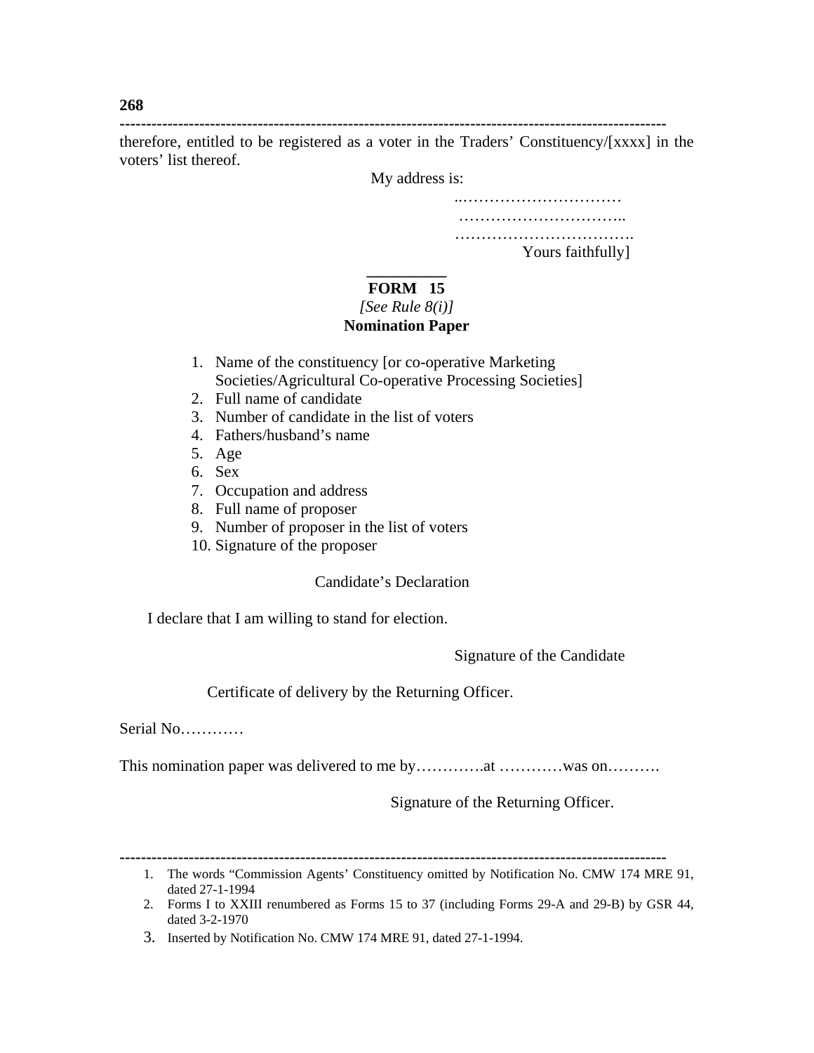therefore, entitled to be registered as a voter in the Traders' Constituency/[xxxx] in the voters' list thereof.

My address is:

..…………………………

…………………………..

…………………………….

Yours faithfully]

---

## FORM 15

*[See Rule 8(i)]*

**Nomination Paper**

1. Name of the constituency [or co-operative Marketing Societies/Agricultural Co-operative Processing Societies]
2. Full name of candidate
3. Number of candidate in the list of voters
4. Fathers/husband's name
5. Age
6. Sex
7. Occupation and address
8. Full name of proposer
9. Number of proposer in the list of voters
10. Signature of the proposer

Candidate's Declaration

I declare that I am willing to stand for election.

Signature of the Candidate

Certificate of delivery by the Returning Officer.

Serial No…………

This nomination paper was delivered to me by………….at …………was on……….

Signature of the Returning Officer.

---

1. The words "Commission Agents' Constituency omitted by Notification No. CMW 174 MRE 91, dated 27-1-1994
2. Forms I to XXIII renumbered as Forms 15 to 37 (including Forms 29-A and 29-B) by GSR 44, dated 3-2-1970
3. Inserted by Notification No. CMW 174 MRE 91, dated 27-1-1994.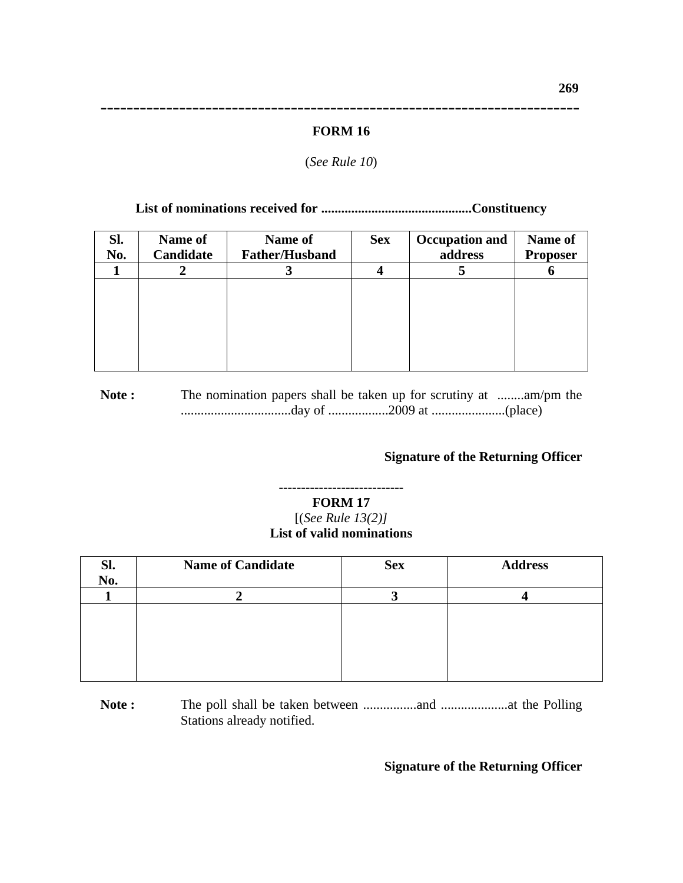## FORM 16

(*See Rule 10*)

**List of nominations received for .............................................Constituency**

| Sl. No. | Name of Candidate | Name of Father/Husband | Sex | Occupation and address | Name of Proposer |
|---|---|---|---|---|---|
| 1 | 2 | 3 | 4 | 5 | 6 |
| | | | | | |

**Note :** The nomination papers shall be taken up for scrutiny at ........am/pm the .................................day of ..................2009 at ......................(place)

**Signature of the Returning Officer**

---

## FORM 17

[(*See Rule 13(2)]*

**List of valid nominations**

| Sl. No. | Name of Candidate | Sex | Address |
|---|---|---|---|
| 1 | 2 | 3 | 4 |
| | | | |

**Note :** The poll shall be taken between ................and ....................at the Polling Stations already notified.

**Signature of the Returning Officer**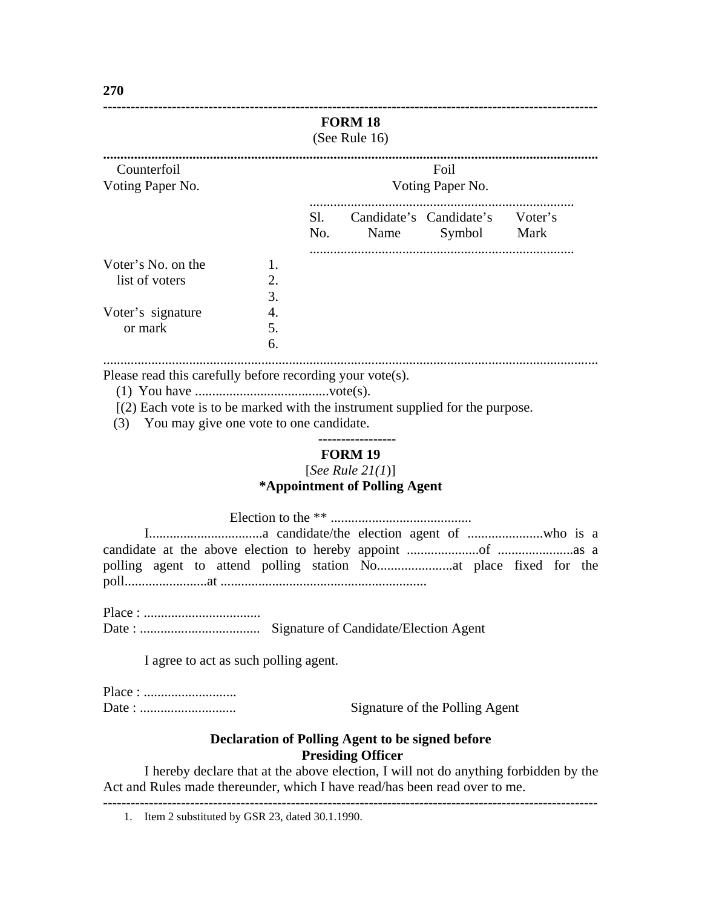## FORM 18

(See Rule 16)

| Counterfoil | | Foil | | | |
|---|---|---|---|---|---|
| Voting Paper No. | | Voting Paper No. | | | |
| | | Sl. No. | Candidate's Name | Candidate's Symbol | Voter's Mark |
| Voter's No. on the list of voters | 1. | | | | |
| | 2. | | | | |
| | 3. | | | | |
| Voter's signature or mark | 4. | | | | |
| | 5. | | | | |
| | 6. | | | | |

Please read this carefully before recording your vote(s).

(1) You have .......................................vote(s).

[1](2) Each vote is to be marked with the instrument supplied for the purpose.

(3) You may give one vote to one candidate.

---

## FORM 19

[*See Rule 21(1)*]

### *Appointment of Polling Agent

Election to the ** .........................................

I.................................a candidate/the election agent of ......................who is a candidate at the above election to hereby appoint .....................of ......................as a polling agent to attend polling station No......................at place fixed for the poll........................at ............................................................

Place : ..................................

Date : ................................... Signature of Candidate/Election Agent

I agree to act as such polling agent.

Place : ...........................

Date : ............................ Signature of the Polling Agent

### Declaration of Polling Agent to be signed before Presiding Officer

I hereby declare that at the above election, I will not do anything forbidden by the Act and Rules made thereunder, which I have read/has been read over to me.

---

1. Item 2 substituted by GSR 23, dated 30.1.1990.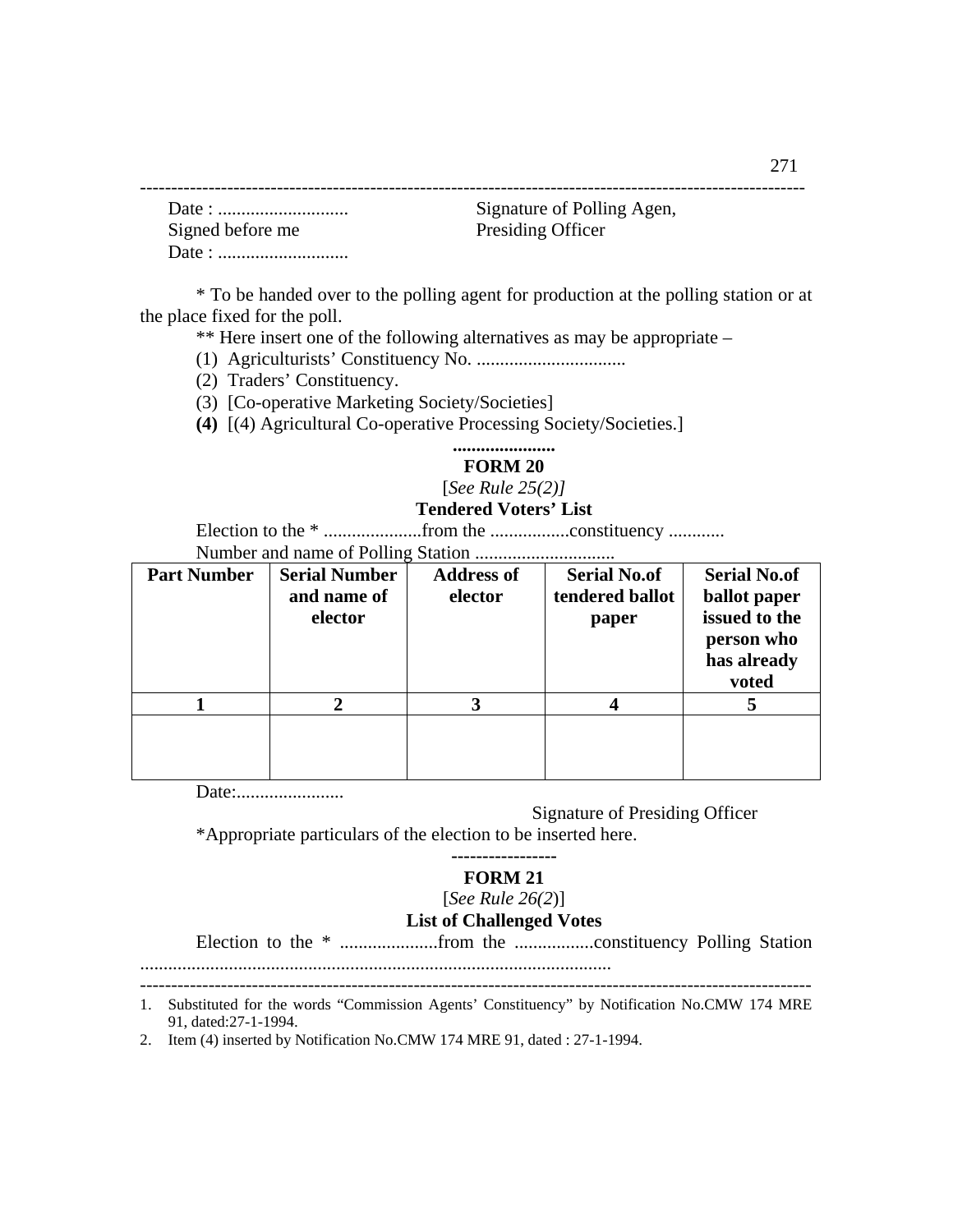Date : ............................ Signature of Polling Agen,

Signed before me Presiding Officer

Date : ............................

\* To be handed over to the polling agent for production at the polling station or at the place fixed for the poll.

\*\* Here insert one of the following alternatives as may be appropriate –

(1) Agriculturists' Constituency No. ................................

(2) Traders' Constituency.

(3) [Co-operative Marketing Society/Societies]

**(4)** [(4) Agricultural Co-operative Processing Society/Societies.]

......................

## FORM 20

[*See Rule 25(2)]*

### Tendered Voters' List

Election to the * .....................from the .................constituency ............

Number and name of Polling Station ..............................

| Part Number | Serial Number and name of elector | Address of elector | Serial No.of tendered ballot paper | Serial No.of ballot paper issued to the person who has already voted |
|---|---|---|---|---|
| 1 | 2 | 3 | 4 | 5 |
| | | | | |

Date:.......................

Signature of Presiding Officer

*Appropriate particulars of the election to be inserted here.

----------------

## FORM 21

[*See Rule 26(2)*]

### List of Challenged Votes

Election to the * .....................from the .................constituency Polling Station ....................................................................................................

---

1. Substituted for the words "Commission Agents' Constituency" by Notification No.CMW 174 MRE 91, dated:27-1-1994.
2. Item (4) inserted by Notification No.CMW 174 MRE 91, dated : 27-1-1994.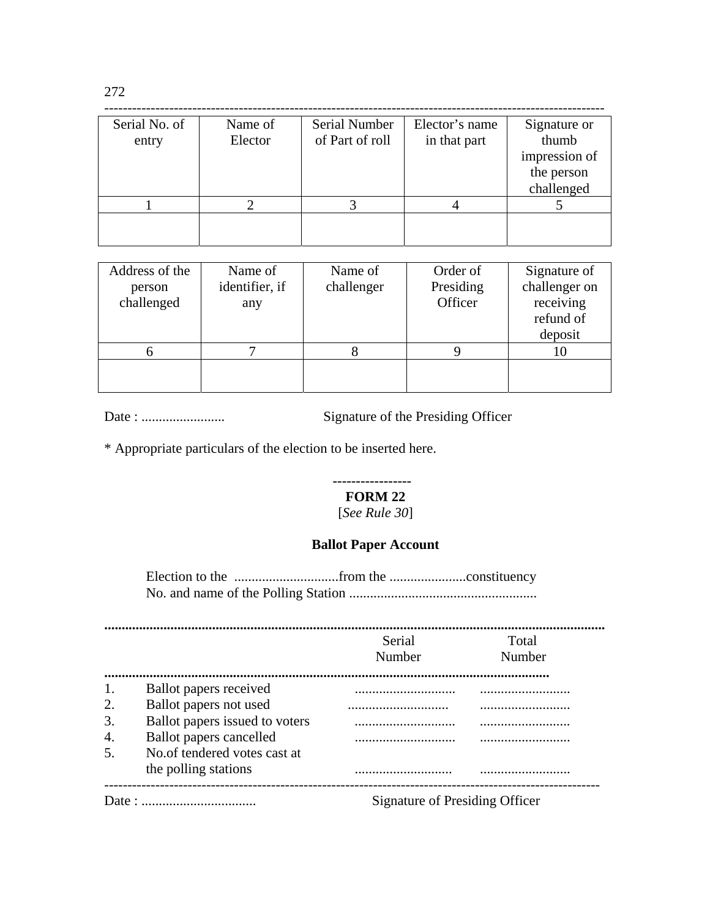| Serial No. of entry | Name of Elector | Serial Number of Part of roll | Elector's name in that part | Signature or thumb impression of the person challenged |
|---|---|---|---|---|
| 1 | 2 | 3 | 4 | 5 |
| | | | | |

| Address of the person challenged | Name of identifier, if any | Name of challenger | Order of Presiding Officer | Signature of challenger on receiving refund of deposit |
|---|---|---|---|---|
| 6 | 7 | 8 | 9 | 10 |
| | | | | |

Date : ........................ Signature of the Presiding Officer

* Appropriate particulars of the election to be inserted here.

-----------------

## FORM 22

[*See Rule 30*]

### Ballot Paper Account

Election to the ..............................from the ......................constituency
No. and name of the Polling Station ......................................................

| | | Serial Number | Total Number |
|---|---|---|---|
| 1. | Ballot papers received | ............................. | .......................... |
| 2. | Ballot papers not used | ............................. | .......................... |
| 3. | Ballot papers issued to voters | ............................. | .......................... |
| 4. | Ballot papers cancelled | ............................. | .......................... |
| 5. | No.of tendered votes cast at the polling stations | ............................ | .......................... |

Date : ................................. Signature of Presiding Officer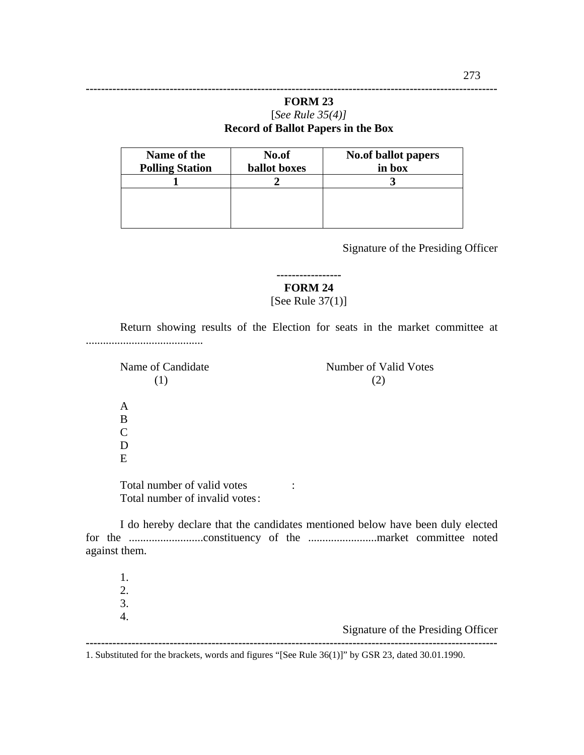## FORM 23

[*See Rule 35(4)]*

**Record of Ballot Papers in the Box**

| Name of the Polling Station | No.of ballot boxes | No.of ballot papers in box |
|---|---|---|
| 1 | 2 | 3 |
| | | |

Signature of the Presiding Officer

----------------

## FORM 24

[See Rule 37(1)]

Return showing results of the Election for seats in the market committee at .........................................

| Name of Candidate (1) | Number of Valid Votes (2) |
|---|---|
| A | |
| B | |
| C | |
| D | |
| E | |

Total number of valid votes :

Total number of invalid votes :

I do hereby declare that the candidates mentioned below have been duly elected for the ..........................constituency of the ........................market committee noted against them.

1.
2.
3.
4.

Signature of the Presiding Officer

---

1. Substituted for the brackets, words and figures "[See Rule 36(1)]" by GSR 23, dated 30.01.1990.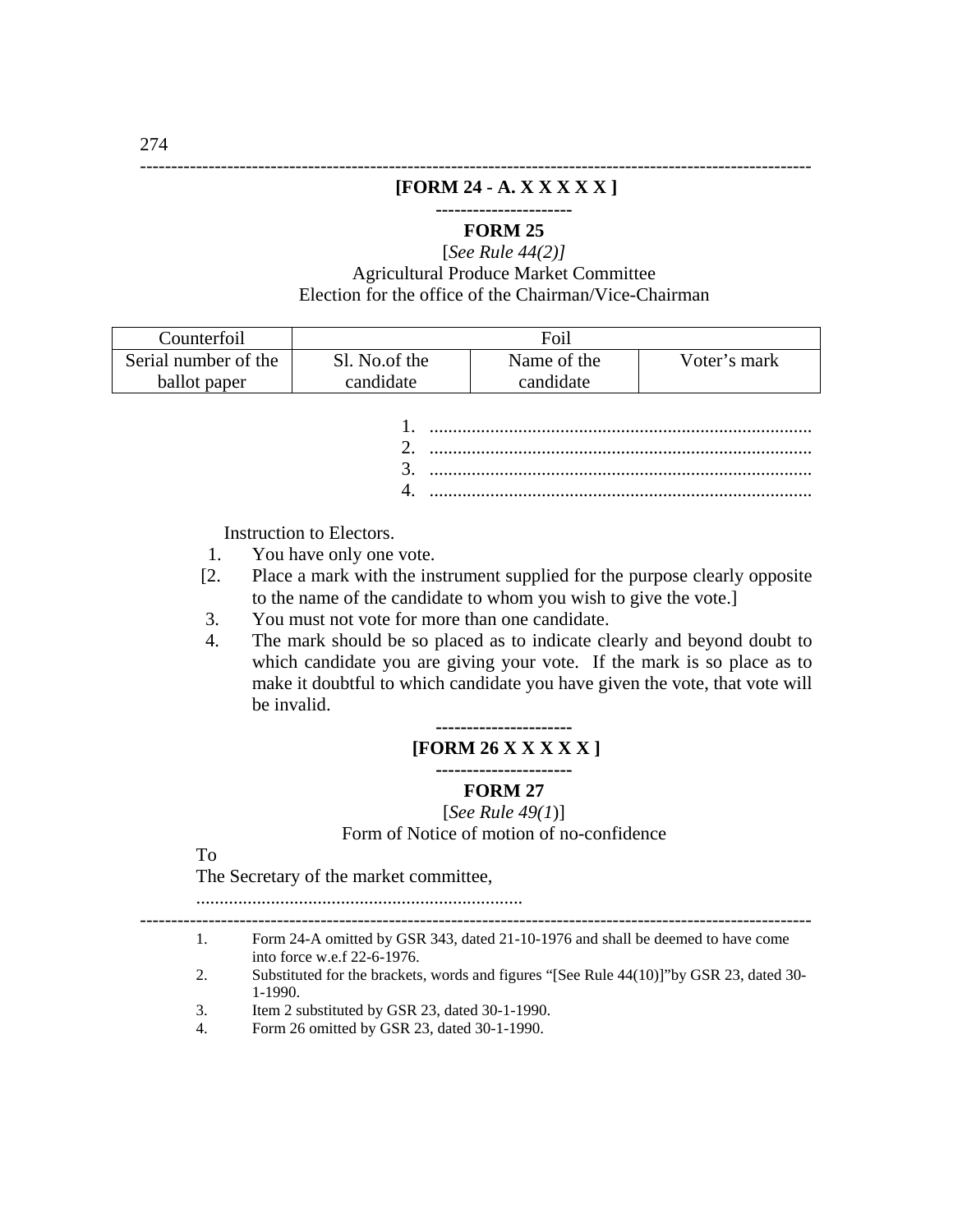**[FORM 24 - A. X X X X X ]**

---

**FORM 25**

[*See Rule 44(2)]*

Agricultural Produce Market Committee

Election for the office of the Chairman/Vice-Chairman

| Counterfoil | Foil | | |
|---|---|---|---|
| Serial number of the ballot paper | Sl. No.of the candidate | Name of the candidate | Voter's mark |

1. ..................................................................................
2. ..................................................................................
3. ..................................................................................
4. ..................................................................................

Instruction to Electors.

1. You have only one vote.
[2. Place a mark with the instrument supplied for the purpose clearly opposite to the name of the candidate to whom you wish to give the vote.]
3. You must not vote for more than one candidate.
4. The mark should be so placed as to indicate clearly and beyond doubt to which candidate you are giving your vote. If the mark is so place as to make it doubtful to which candidate you have given the vote, that vote will be invalid.

---

**[FORM 26 X X X X X ]**

---

**FORM 27**

[*See Rule 49(1*)]

Form of Notice of motion of no-confidence

To

The Secretary of the market committee,

......................................................................

---

1. Form 24-A omitted by GSR 343, dated 21-10-1976 and shall be deemed to have come into force w.e.f 22-6-1976.
2. Substituted for the brackets, words and figures "[See Rule 44(10)]"by GSR 23, dated 30-1-1990.
3. Item 2 substituted by GSR 23, dated 30-1-1990.
4. Form 26 omitted by GSR 23, dated 30-1-1990.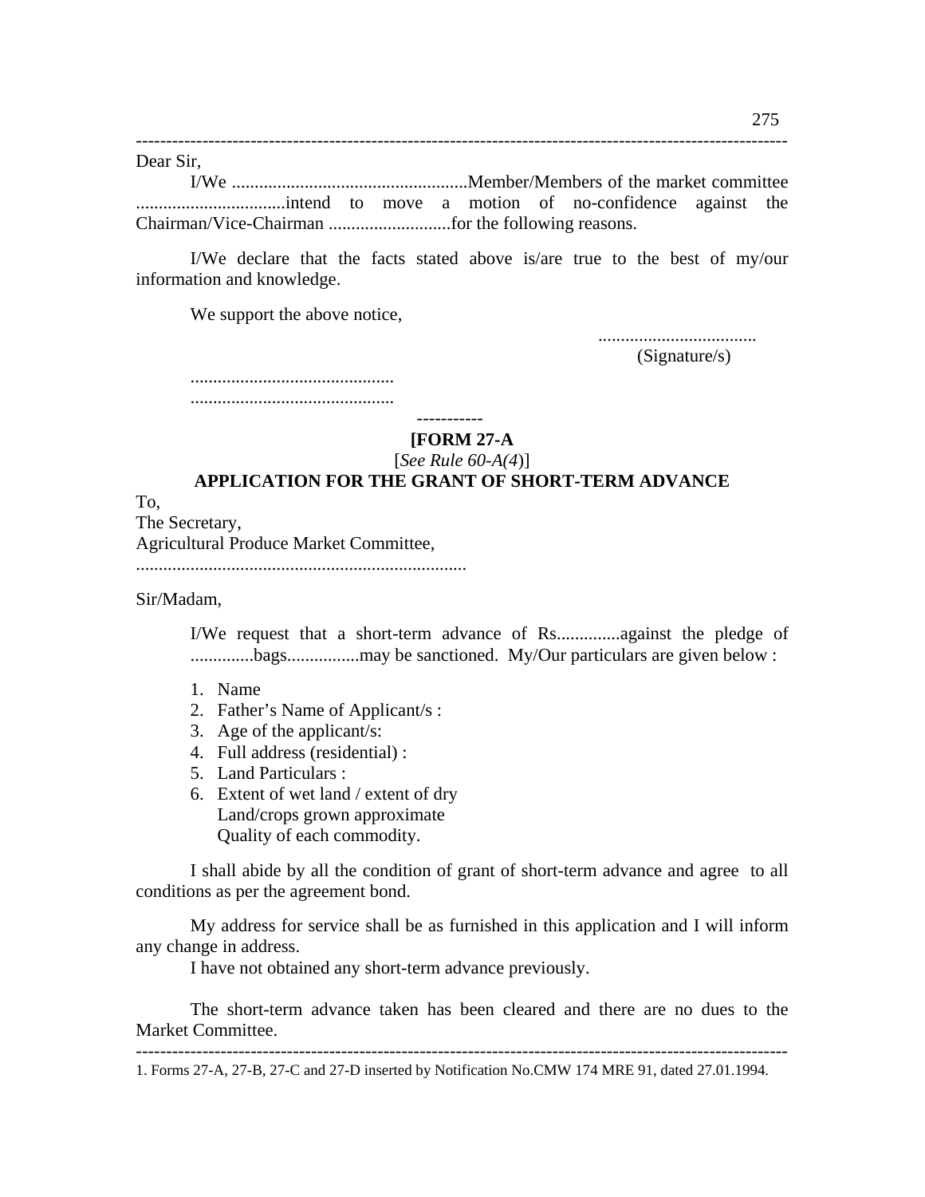Dear Sir,

I/We ....................................................Member/Members of the market committee .................................intend to move a motion of no-confidence against the Chairman/Vice-Chairman ...........................for the following reasons.

I/We declare that the facts stated above is/are true to the best of my/our information and knowledge.

We support the above notice,

...................................
(Signature/s)

.............................................
.............................................

-----------

**[FORM 27-A**

[*See Rule 60-A(4)*]

**APPLICATION FOR THE GRANT OF SHORT-TERM ADVANCE**

To,
The Secretary,
Agricultural Produce Market Committee,
.........................................................................

Sir/Madam,

I/We request that a short-term advance of Rs..............against the pledge of ..............bags................may be sanctioned. My/Our particulars are given below :

1. Name
2. Father's Name of Applicant/s :
3. Age of the applicant/s:
4. Full address (residential) :
5. Land Particulars :
6. Extent of wet land / extent of dry Land/crops grown approximate Quality of each commodity.

I shall abide by all the condition of grant of short-term advance and agree to all conditions as per the agreement bond.

My address for service shall be as furnished in this application and I will inform any change in address.

I have not obtained any short-term advance previously.

The short-term advance taken has been cleared and there are no dues to the Market Committee.

---

1. Forms 27-A, 27-B, 27-C and 27-D inserted by Notification No.CMW 174 MRE 91, dated 27.01.1994.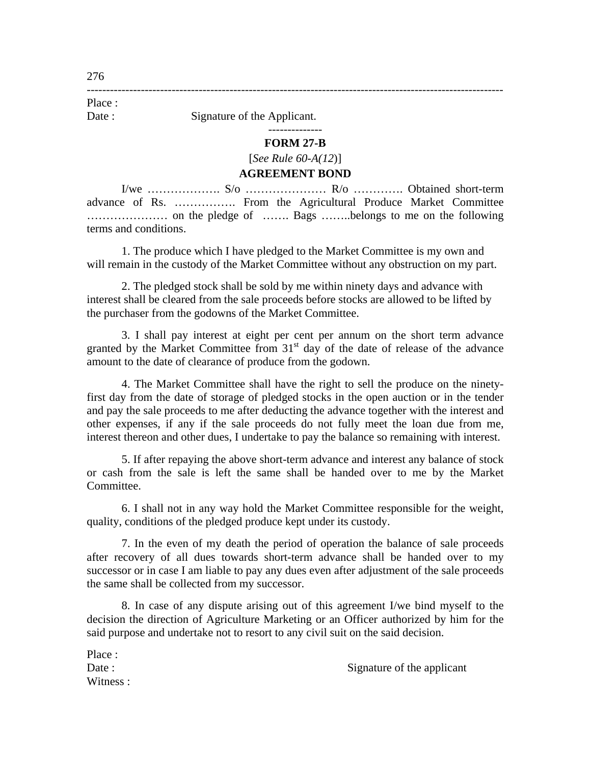Place :

Date : Signature of the Applicant.

--------------

**FORM 27-B**

[*See Rule 60-A(12)*]

**AGREEMENT BOND**

I/we ………………. S/o ………………… R/o …………. Obtained short-term advance of Rs. ……………. From the Agricultural Produce Market Committee ………………… on the pledge of ……. Bags ……..belongs to me on the following terms and conditions.

1. The produce which I have pledged to the Market Committee is my own and will remain in the custody of the Market Committee without any obstruction on my part.

2. The pledged stock shall be sold by me within ninety days and advance with interest shall be cleared from the sale proceeds before stocks are allowed to be lifted by the purchaser from the godowns of the Market Committee.

3. I shall pay interest at eight per cent per annum on the short term advance granted by the Market Committee from 31st day of the date of release of the advance amount to the date of clearance of produce from the godown.

4. The Market Committee shall have the right to sell the produce on the ninety-first day from the date of storage of pledged stocks in the open auction or in the tender and pay the sale proceeds to me after deducting the advance together with the interest and other expenses, if any if the sale proceeds do not fully meet the loan due from me, interest thereon and other dues, I undertake to pay the balance so remaining with interest.

5. If after repaying the above short-term advance and interest any balance of stock or cash from the sale is left the same shall be handed over to me by the Market Committee.

6. I shall not in any way hold the Market Committee responsible for the weight, quality, conditions of the pledged produce kept under its custody.

7. In the even of my death the period of operation the balance of sale proceeds after recovery of all dues towards short-term advance shall be handed over to my successor or in case I am liable to pay any dues even after adjustment of the sale proceeds the same shall be collected from my successor.

8. In case of any dispute arising out of this agreement I/we bind myself to the decision the direction of Agriculture Marketing or an Officer authorized by him for the said purpose and undertake not to resort to any civil suit on the said decision.

Place :

Date : Signature of the applicant

Witness :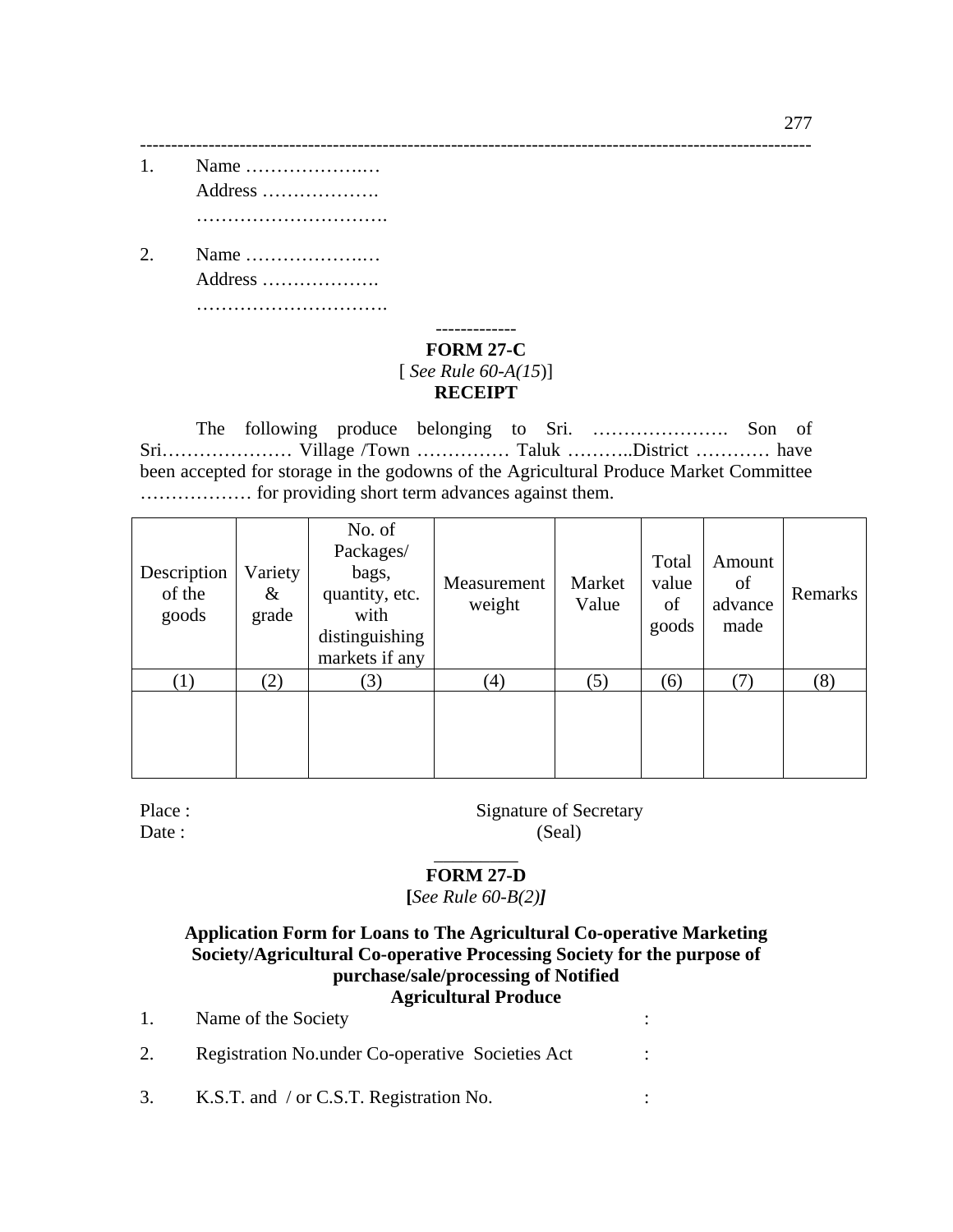---

1. Name …………………
   Address ……………….
   ………………………….

2. Name …………………
   Address ……………….
   ………………………….

-------------

## FORM 27-C

[ *See Rule 60-A(15)*]

**RECEIPT**

The following produce belonging to Sri. …………………. Son of Sri………………… Village /Town …………… Taluk ………..District ………… have been accepted for storage in the godowns of the Agricultural Produce Market Committee ……………… for providing short term advances against them.

| Description of the goods | Variety & grade | No. of Packages/ bags, quantity, etc. with distinguishing markets if any | Measurement weight | Market Value | Total value of goods | Amount of advance made | Remarks |
|---|---|---|---|---|---|---|---|
| (1) | (2) | (3) | (4) | (5) | (6) | (7) | (8) |
| | | | | | | | |

Place : Signature of Secretary

Date : (Seal)

________

## FORM 27-D

**[***See Rule 60-B(2)***]**

**Application Form for Loans to The Agricultural Co-operative Marketing Society/Agricultural Co-operative Processing Society for the purpose of purchase/sale/processing of Notified Agricultural Produce**

1. Name of the Society :
2. Registration No.under Co-operative Societies Act :
3. K.S.T. and / or C.S.T. Registration No. :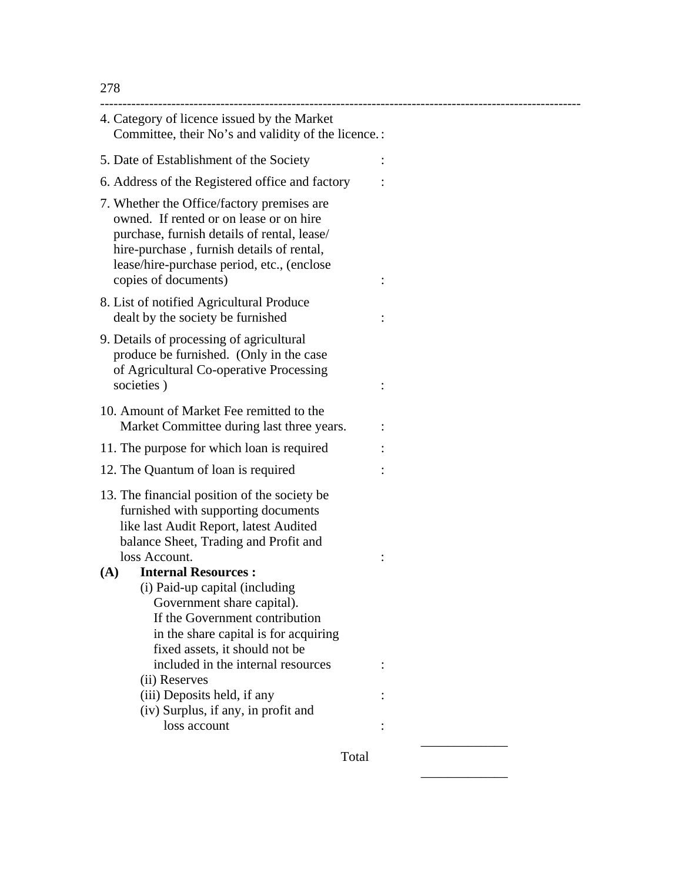4. Category of licence issued by the Market Committee, their No's and validity of the licence. :

5. Date of Establishment of the Society :

6. Address of the Registered office and factory :

7. Whether the Office/factory premises are owned. If rented or on lease or on hire purchase, furnish details of rental, lease/ hire-purchase , furnish details of rental, lease/hire-purchase period, etc., (enclose copies of documents) :

8. List of notified Agricultural Produce dealt by the society be furnished :

9. Details of processing of agricultural produce be furnished. (Only in the case of Agricultural Co-operative Processing societies ) :

10. Amount of Market Fee remitted to the Market Committee during last three years. :

11. The purpose for which loan is required :

12. The Quantum of loan is required :

13. The financial position of the society be furnished with supporting documents like last Audit Report, latest Audited balance Sheet, Trading and Profit and loss Account. :

**(A) Internal Resources :**

(i) Paid-up capital (including Government share capital). If the Government contribution in the share capital is for acquiring fixed assets, it should not be included in the internal resources :

(ii) Reserves

(iii) Deposits held, if any :

(iv) Surplus, if any, in profit and loss account :

Total ____________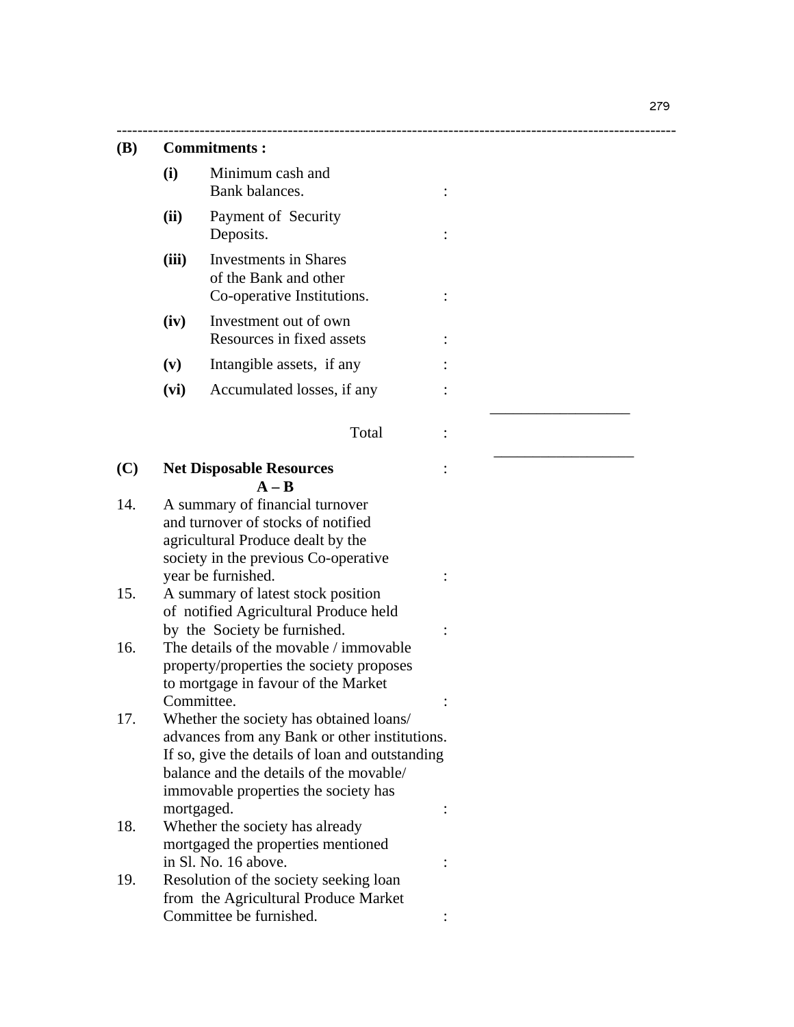**(B) Commitments :**

| | | | |
|---|---|---|---|
| **(i)** | Minimum cash and Bank balances. | : | |
| **(ii)** | Payment of Security Deposits. | : | |
| **(iii)** | Investments in Shares of the Bank and other Co-operative Institutions. | : | |
| **(iv)** | Investment out of own Resources in fixed assets | : | |
| **(v)** | Intangible assets, if any | : | |
| **(vi)** | Accumulated losses, if any | : | |
| | Total | : | |

**(C) Net Disposable Resources** :
**A – B**

14. A summary of financial turnover and turnover of stocks of notified agricultural Produce dealt by the society in the previous Co-operative year be furnished. :

15. A summary of latest stock position of notified Agricultural Produce held by the Society be furnished. :

16. The details of the movable / immovable property/properties the society proposes to mortgage in favour of the Market Committee. :

17. Whether the society has obtained loans/ advances from any Bank or other institutions. If so, give the details of loan and outstanding balance and the details of the movable/ immovable properties the society has mortgaged. :

18. Whether the society has already mortgaged the properties mentioned in Sl. No. 16 above. :

19. Resolution of the society seeking loan from the Agricultural Produce Market Committee be furnished. :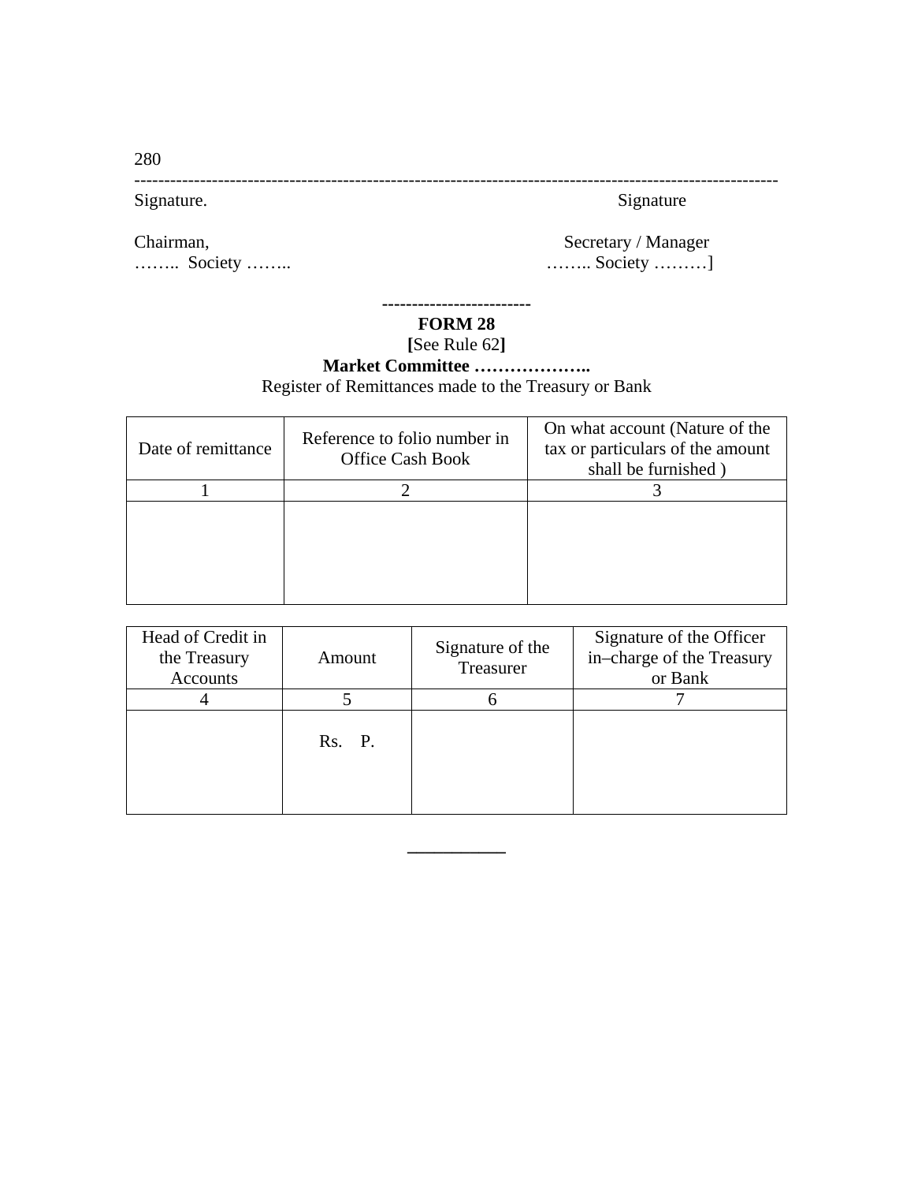Signature.　　　　　　　　　　　　　　　　　　　　Signature

Chairman,　　　　　　　　　　　　　　　　　　　　Secretary / Manager
…….. Society ……..　　　　　　　　　　　　　　…….. Society ………]

------------------------

**FORM 28**

**[**See Rule 62**]**

**Market Committee ………………..**

Register of Remittances made to the Treasury or Bank

| Date of remittance | Reference to folio number in Office Cash Book | On what account (Nature of the tax or particulars of the amount shall be furnished ) |
|---|---|---|
| 1 | 2 | 3 |
| | | |

| Head of Credit in the Treasury Accounts | Amount | Signature of the Treasurer | Signature of the Officer in–charge of the Treasury or Bank |
|---|---|---|---|
| 4 | 5 | 6 | 7 |
| | Rs. P. | | |

___________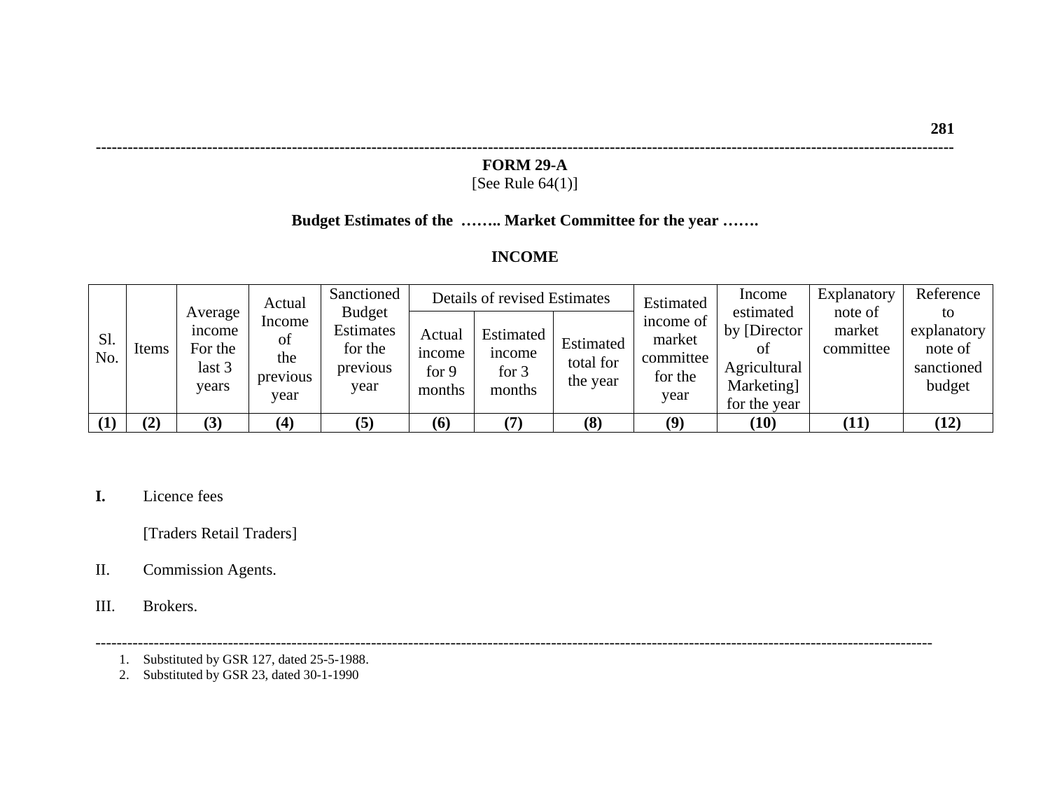**FORM 29-A**
[See Rule 64(1)]

**Budget Estimates of the …….. Market Committee for the year …….**

**INCOME**

| Sl. No. | Items | Average income For the last 3 years | Actual Income of the previous year | Sanctioned Budget Estimates for the previous year | Details of revised Estimates | | | Estimated income of market committee for the year | Income estimated by [Director of Agricultural Marketing] for the year | Explanatory note of market committee | Reference to explanatory note of sanctioned budget |
|---|---|---|---|---|---|---|---|---|---|---|---|
| | | | | | Actual income for 9 months | Estimated income for 3 months | Estimated total for the year | | | | |
| **(1)** | **(2)** | **(3)** | **(4)** | **(5)** | **(6)** | **(7)** | **(8)** | **(9)** | **(10)** | **(11)** | **(12)** |

**I.** Licence fees

[Traders Retail Traders]

II. Commission Agents.

III. Brokers.

---

1. Substituted by GSR 127, dated 25-5-1988.
2. Substituted by GSR 23, dated 30-1-1990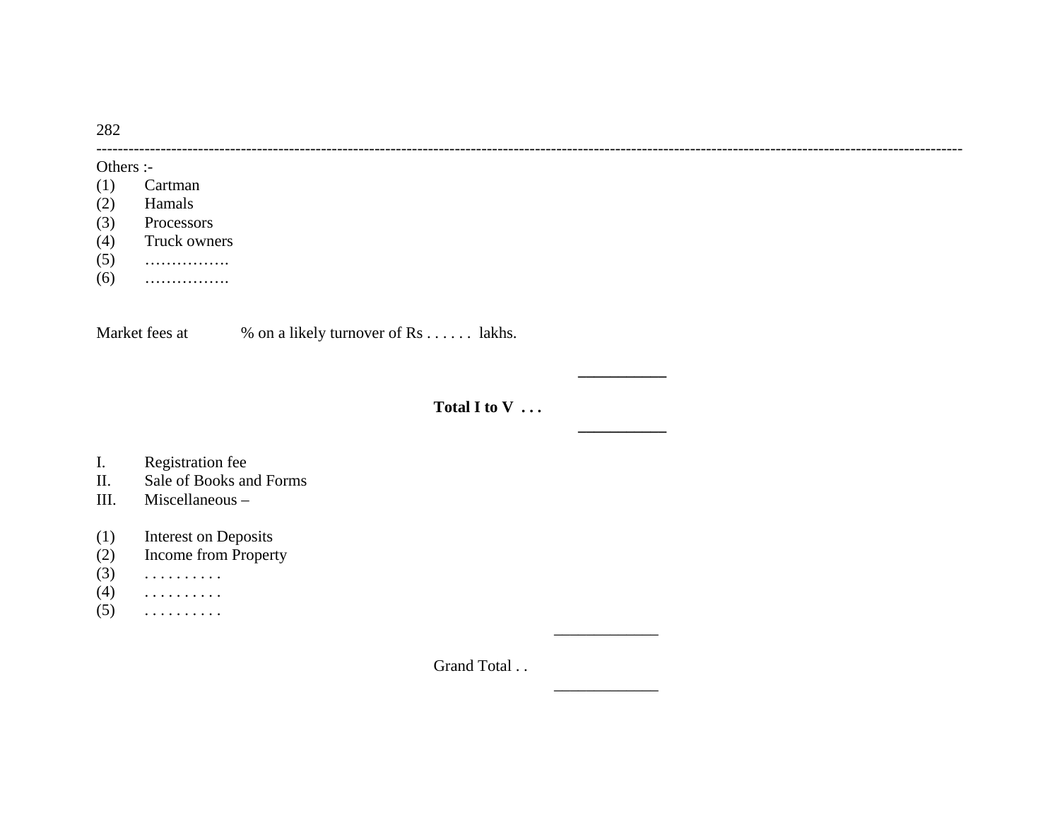Others :-

(1) Cartman
(2) Hamals
(3) Processors
(4) Truck owners
(5) …………….
(6) …………….

Market fees at % on a likely turnover of Rs . . . . . . lakhs.

______________

**Total I to V . . .**

______________

I. Registration fee
II. Sale of Books and Forms
III. Miscellaneous –

(1) Interest on Deposits
(2) Income from Property
(3) . . . . . . . . . .
(4) . . . . . . . . . .
(5) . . . . . . . . . .

______________

Grand Total . .

______________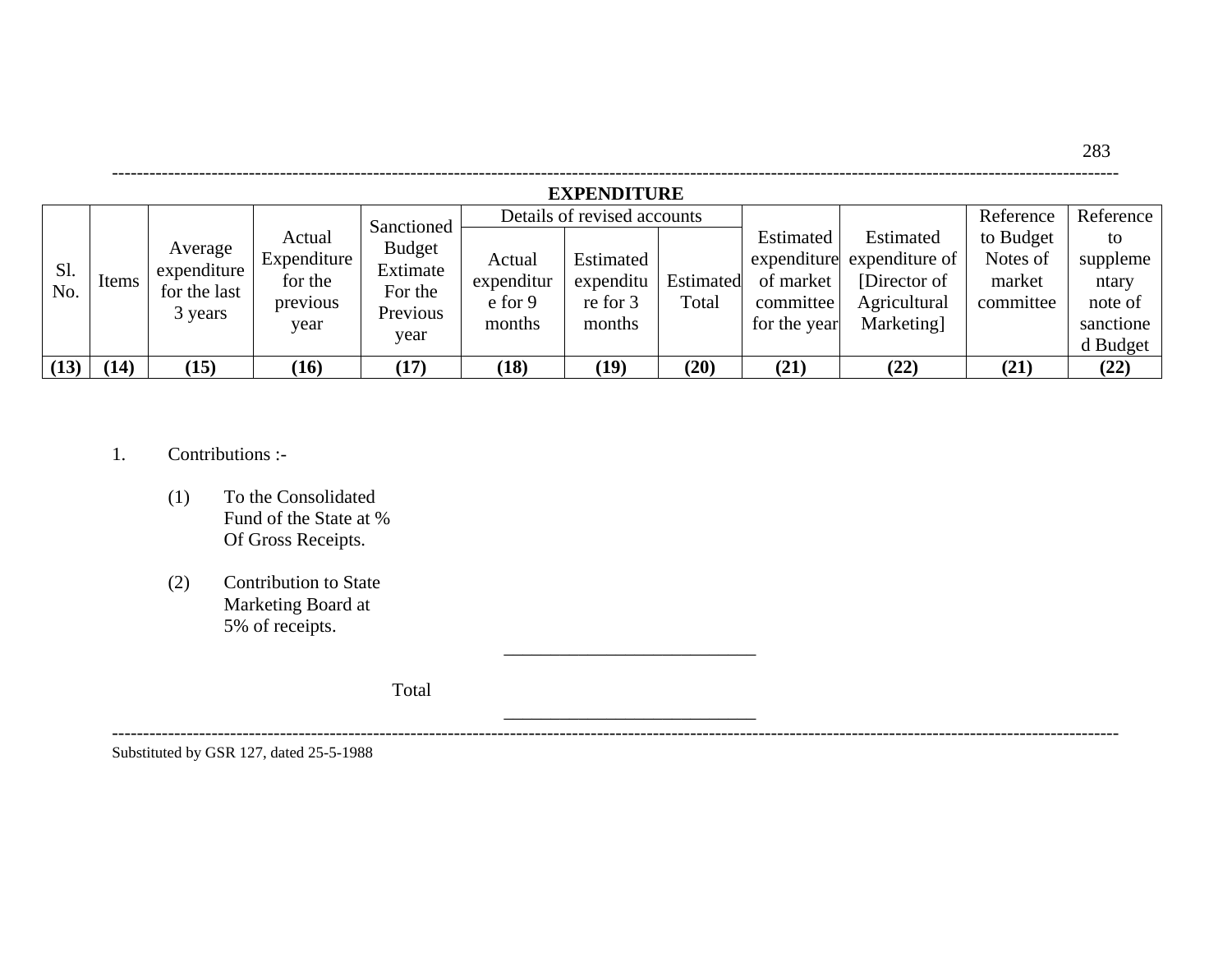**EXPENDITURE**

| Sl. No. | Items | Average expenditure for the last 3 years | Actual Expenditure for the previous year | Sanctioned Budget Extimate For the Previous year | Details of revised accounts | | | Estimated expenditure of market committee for the year | Estimated expenditure of [Director of Agricultural Marketing] | Reference to Budget Notes of market committee | Reference to supplementary note of sanctioned Budget |
|---|---|---|---|---|---|---|---|---|---|---|---|
| | | | | | Actual expenditure for 9 months | Estimated expenditure for 3 months | Estimated Total | | | | |
| **(13)** | **(14)** | **(15)** | **(16)** | **(17)** | **(18)** | **(19)** | **(20)** | **(21)** | **(22)** | **(21)** | **(22)** |

1. Contributions :-

   (1) To the Consolidated Fund of the State at % Of Gross Receipts.

   (2) Contribution to State Marketing Board at 5% of receipts.

Total

Substituted by GSR 127, dated 25-5-1988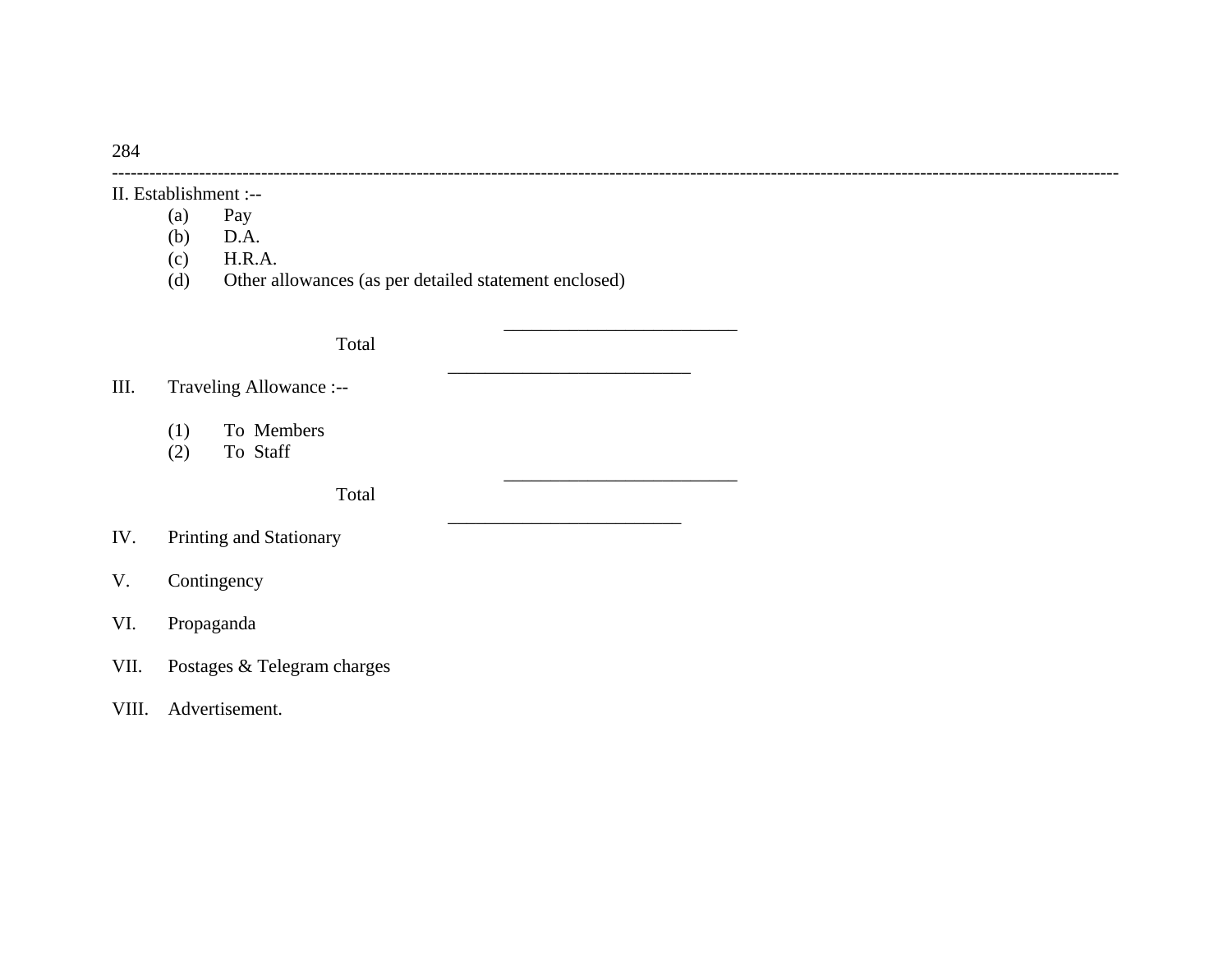II. Establishment :--

- (a) Pay
- (b) D.A.
- (c) H.R.A.
- (d) Other allowances (as per detailed statement enclosed)

Total

III. Traveling Allowance :--

- (1) To Members
- (2) To Staff

Total

IV. Printing and Stationary

V. Contingency

VI. Propaganda

VII. Postages & Telegram charges

VIII. Advertisement.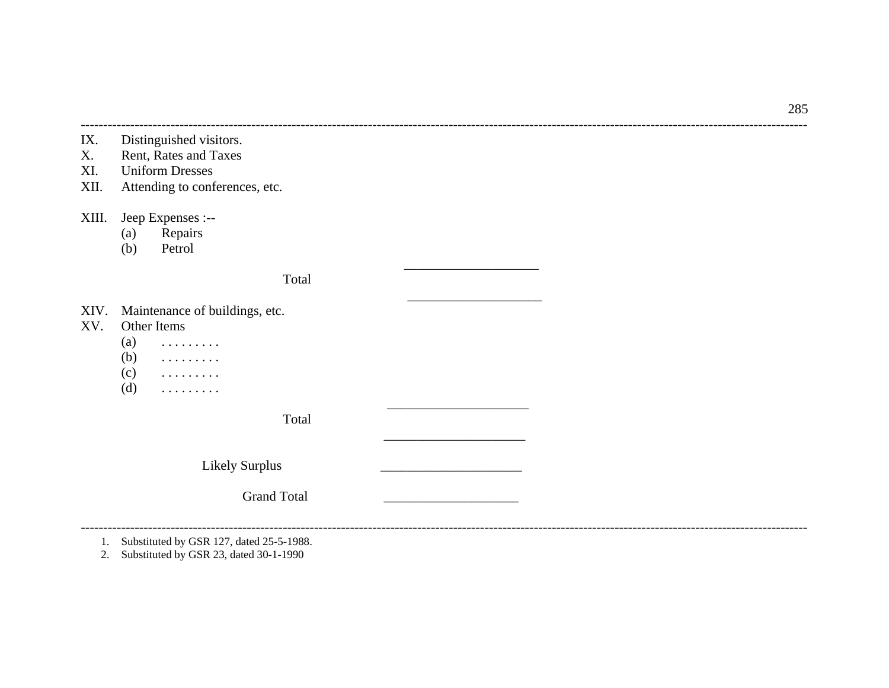IX. Distinguished visitors.
X. Rent, Rates and Taxes
XI. Uniform Dresses
XII. Attending to conferences, etc.

XIII. Jeep Expenses :--
  (a) Repairs
  (b) Petrol

  ____________________

Total

  ____________________

XIV. Maintenance of buildings, etc.
XV. Other Items
  (a) . . . . . . . . .
  (b) . . . . . . . . .
  (c) . . . . . . . . .
  (d) . . . . . . . . .

  _____________________

Total

  _____________________

Likely Surplus _____________________

Grand Total ____________________

---

1. Substituted by GSR 127, dated 25-5-1988.
2. Substituted by GSR 23, dated 30-1-1990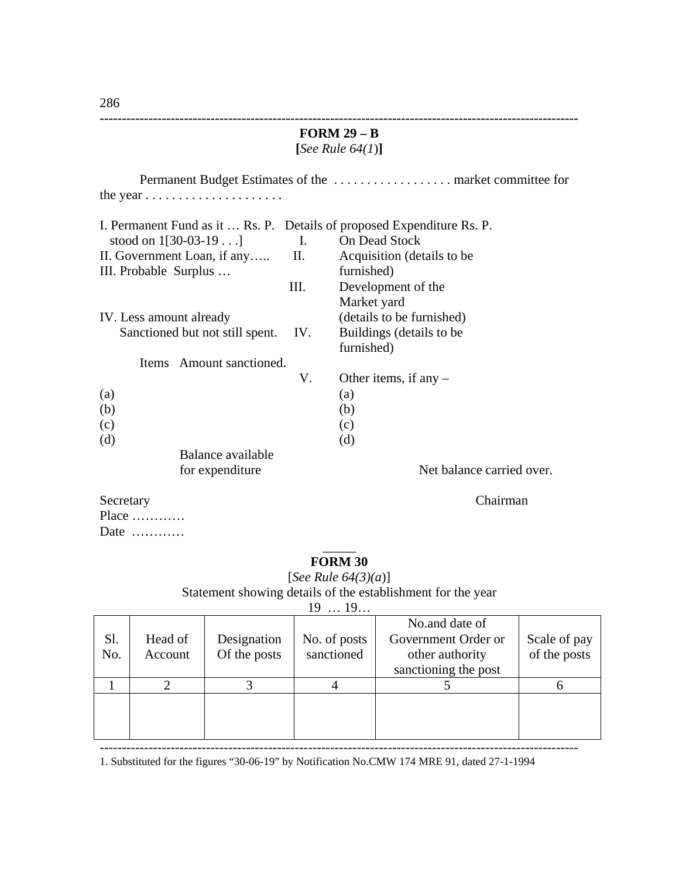## FORM 29 – B

**[***See Rule 64(1)***]**

Permanent Budget Estimates of the . . . . . . . . . . . . . . . . . . market committee for the year . . . . . . . . . . . . . . . . . . . . .

| | Rs. P. | Details of proposed Expenditure | Rs. P. |
|---|---|---|---|
| I. Permanent Fund as it stood on 1[30-03-19 . . .] … | | I. On Dead Stock | |
| II. Government Loan, if any….. | | II. Acquisition (details to be furnished) | |
| III. Probable Surplus … | | III. Development of the Market yard (details to be furnished) | |
| IV. Less amount already Sanctioned but not still spent. | | IV. Buildings (details to be furnished) | |
| Items — Amount sanctioned. | | V. Other items, if any – | |
| (a) | | (a) | |
| (b) | | (b) | |
| (c) | | (c) | |
| (d) | | (d) | |
| Balance available for expenditure | | Net balance carried over. | |

Secretary Chairman

Place …………

Date …………

## FORM 30

[*See Rule 64(3)(a)*]

Statement showing details of the establishment for the year 19 … 19…

| Sl. No. | Head of Account | Designation Of the posts | No. of posts sanctioned | No.and date of Government Order or other authority sanctioning the post | Scale of pay of the posts |
|---|---|---|---|---|---|
| 1 | 2 | 3 | 4 | 5 | 6 |
| | | | | | |

1. Substituted for the figures "30-06-19" by Notification No.CMW 174 MRE 91, dated 27-1-1994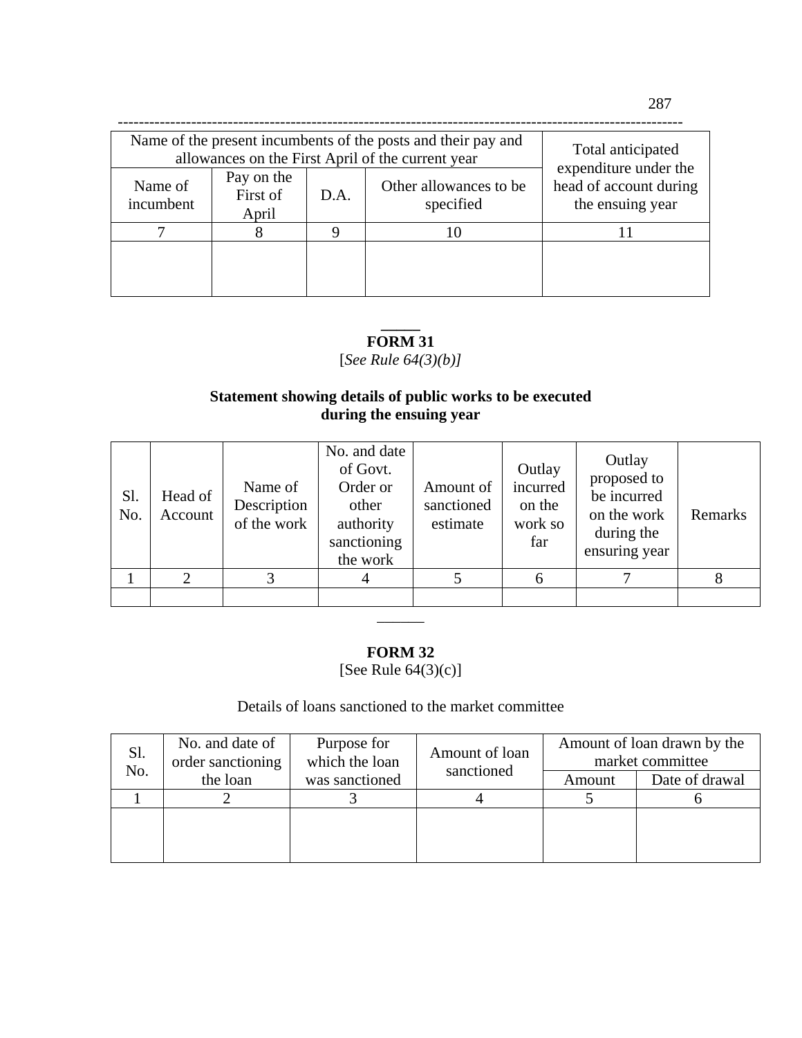| Name of the present incumbents of the posts and their pay and allowances on the First April of the current year | | | | Total anticipated expenditure under the head of account during the ensuing year |
|---|---|---|---|---|
| Name of incumbent | Pay on the First of April | D.A. | Other allowances to be specified | |
| 7 | 8 | 9 | 10 | 11 |
| | | | | |

## FORM 31

[*See Rule 64(3)(b)]*

**Statement showing details of public works to be executed during the ensuing year**

| Sl. No. | Head of Account | Name of Description of the work | No. and date of Govt. Order or other authority sanctioning the work | Amount of sanctioned estimate | Outlay incurred on the work so far | Outlay proposed to be incurred on the work during the ensuring year | Remarks |
|---|---|---|---|---|---|---|---|
| 1 | 2 | 3 | 4 | 5 | 6 | 7 | 8 |
| | | | | | | | |

## FORM 32

[See Rule 64(3)(c)]

Details of loans sanctioned to the market committee

| Sl. No. | No. and date of order sanctioning the loan | Purpose for which the loan was sanctioned | Amount of loan sanctioned | Amount of loan drawn by the market committee | |
|---|---|---|---|---|---|
| | | | | Amount | Date of drawal |
| 1 | 2 | 3 | 4 | 5 | 6 |
| | | | | | |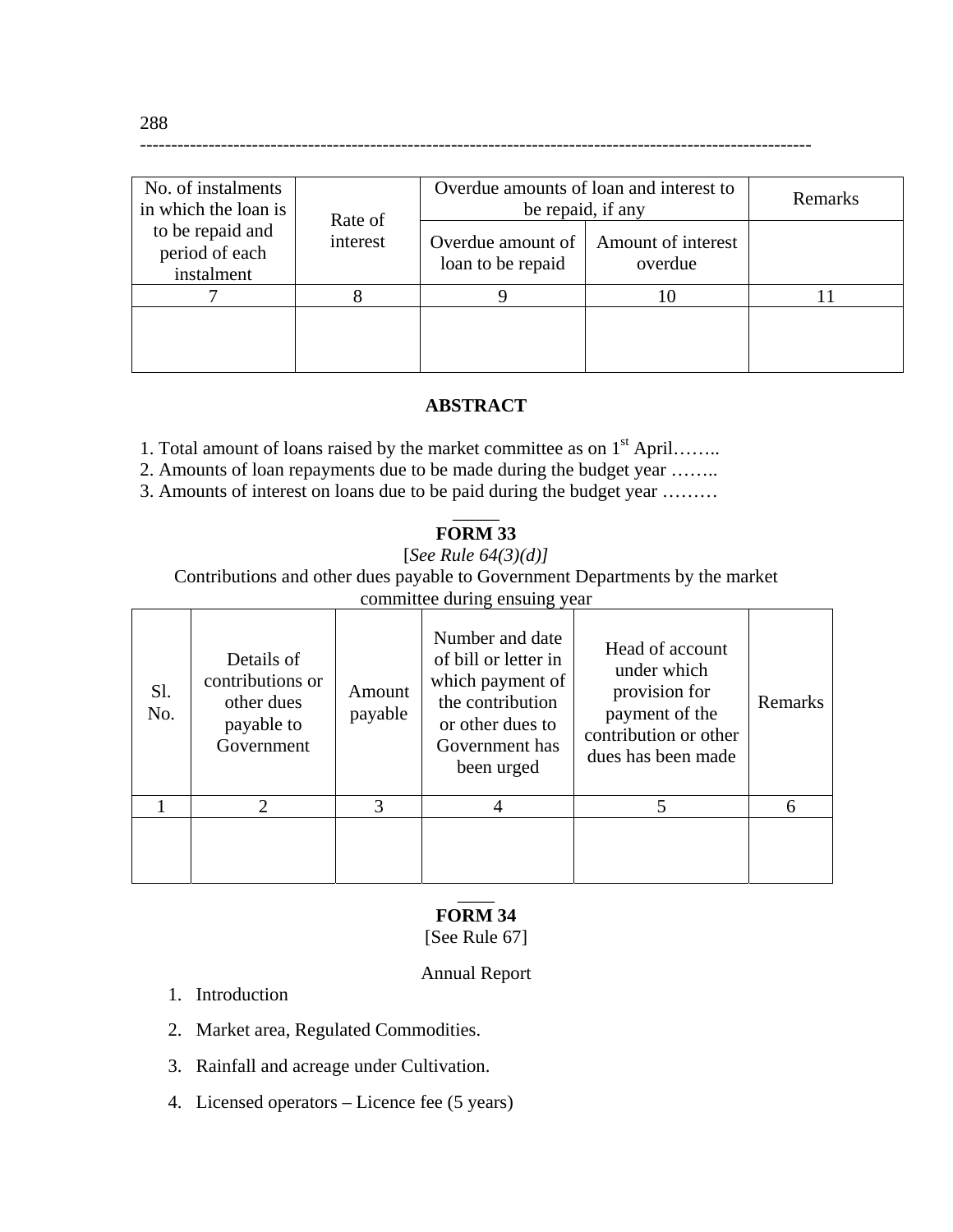| No. of instalments in which the loan is to be repaid and period of each instalment | Rate of interest | Overdue amounts of loan and interest to be repaid, if any | | Remarks |
|---|---|---|---|---|
| | | Overdue amount of loan to be repaid | Amount of interest overdue | |
| 7 | 8 | 9 | 10 | 11 |
| | | | | |

**ABSTRACT**

1. Total amount of loans raised by the market committee as on 1st April……..
2. Amounts of loan repayments due to be made during the budget year ……..
3. Amounts of interest on loans due to be paid during the budget year ………

## FORM 33

[*See Rule 64(3)(d)]*

Contributions and other dues payable to Government Departments by the market committee during ensuing year

| Sl. No. | Details of contributions or other dues payable to Government | Amount payable | Number and date of bill or letter in which payment of the contribution or other dues to Government has been urged | Head of account under which provision for payment of the contribution or other dues has been made | Remarks |
|---|---|---|---|---|---|
| 1 | 2 | 3 | 4 | 5 | 6 |
| | | | | | |

## FORM 34

[See Rule 67]

Annual Report

1. Introduction
2. Market area, Regulated Commodities.
3. Rainfall and acreage under Cultivation.
4. Licensed operators – Licence fee (5 years)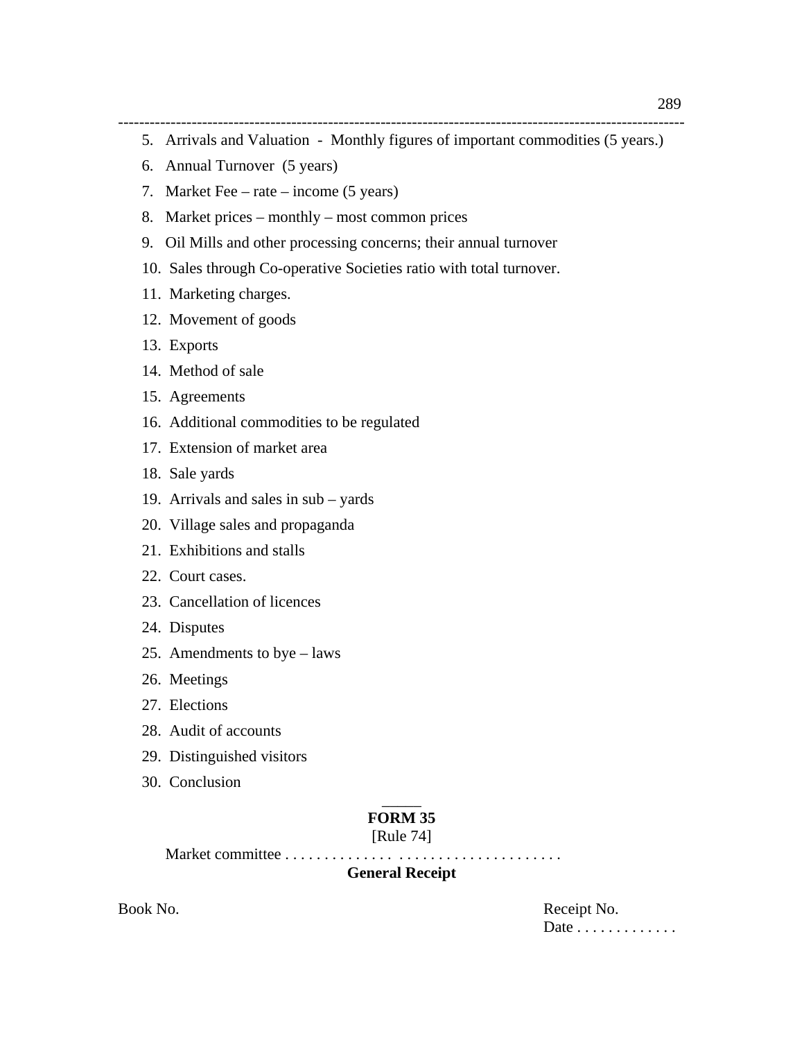5. Arrivals and Valuation - Monthly figures of important commodities (5 years.)
6. Annual Turnover (5 years)
7. Market Fee – rate – income (5 years)
8. Market prices – monthly – most common prices
9. Oil Mills and other processing concerns; their annual turnover
10. Sales through Co-operative Societies ratio with total turnover.
11. Marketing charges.
12. Movement of goods
13. Exports
14. Method of sale
15. Agreements
16. Additional commodities to be regulated
17. Extension of market area
18. Sale yards
19. Arrivals and sales in sub – yards
20. Village sales and propaganda
21. Exhibitions and stalls
22. Court cases.
23. Cancellation of licences
24. Disputes
25. Amendments to bye – laws
26. Meetings
27. Elections
28. Audit of accounts
29. Distinguished visitors
30. Conclusion

**FORM 35**

[Rule 74]

Market committee . . . . . . . . . . . . . . . . . . . . . . . . . . . . . . . . . . .

**General Receipt**

Book No. Receipt No.

Date . . . . . . . . . . . . .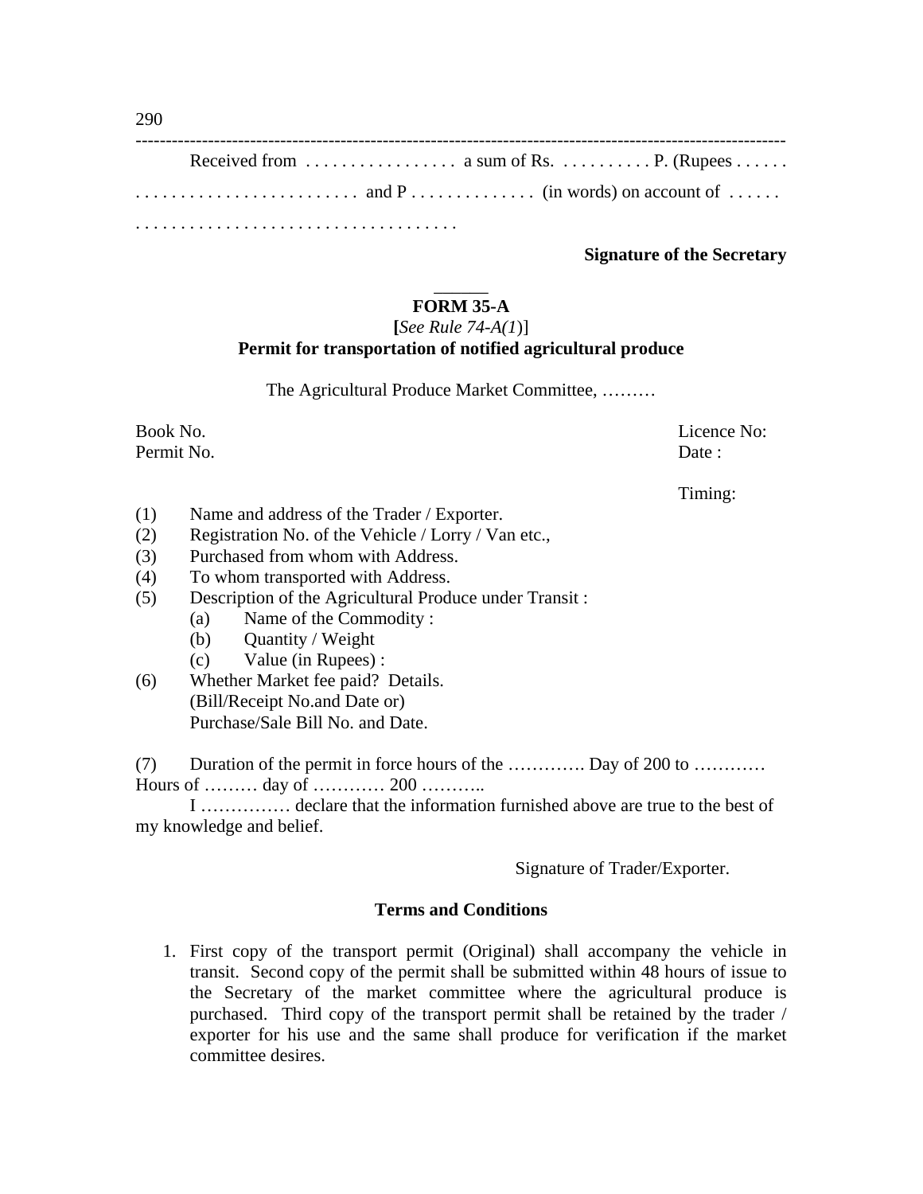Received from . . . . . . . . . . . . . . . . . a sum of Rs. . . . . . . . . . . P. (Rupees . . . . . . . . . . . . . . . . . . . . . . . . . . . . . . . and P . . . . . . . . . . . . . . (in words) on account of . . . . . . . . . . . . . . . . . . . . . . . . . . . . . . . . . . . . . . . . .

**Signature of the Secretary**

---

## FORM 35-A

**[***See Rule 74-A(1)*]

**Permit for transportation of notified agricultural produce**

The Agricultural Produce Market Committee, ………

Book No. Licence No:

Permit No. Date :

Timing:

(1) Name and address of the Trader / Exporter.
(2) Registration No. of the Vehicle / Lorry / Van etc.,
(3) Purchased from whom with Address.
(4) To whom transported with Address.
(5) Description of the Agricultural Produce under Transit :
  (a) Name of the Commodity :
  (b) Quantity / Weight
  (c) Value (in Rupees) :
(6) Whether Market fee paid? Details.
  (Bill/Receipt No.and Date or)
  Purchase/Sale Bill No. and Date.

(7) Duration of the permit in force hours of the …………. Day of 200 to ………… Hours of ……… day of ………… 200 ………..

I …………… declare that the information furnished above are true to the best of my knowledge and belief.

Signature of Trader/Exporter.

**Terms and Conditions**

1. First copy of the transport permit (Original) shall accompany the vehicle in transit. Second copy of the permit shall be submitted within 48 hours of issue to the Secretary of the market committee where the agricultural produce is purchased. Third copy of the transport permit shall be retained by the trader / exporter for his use and the same shall produce for verification if the market committee desires.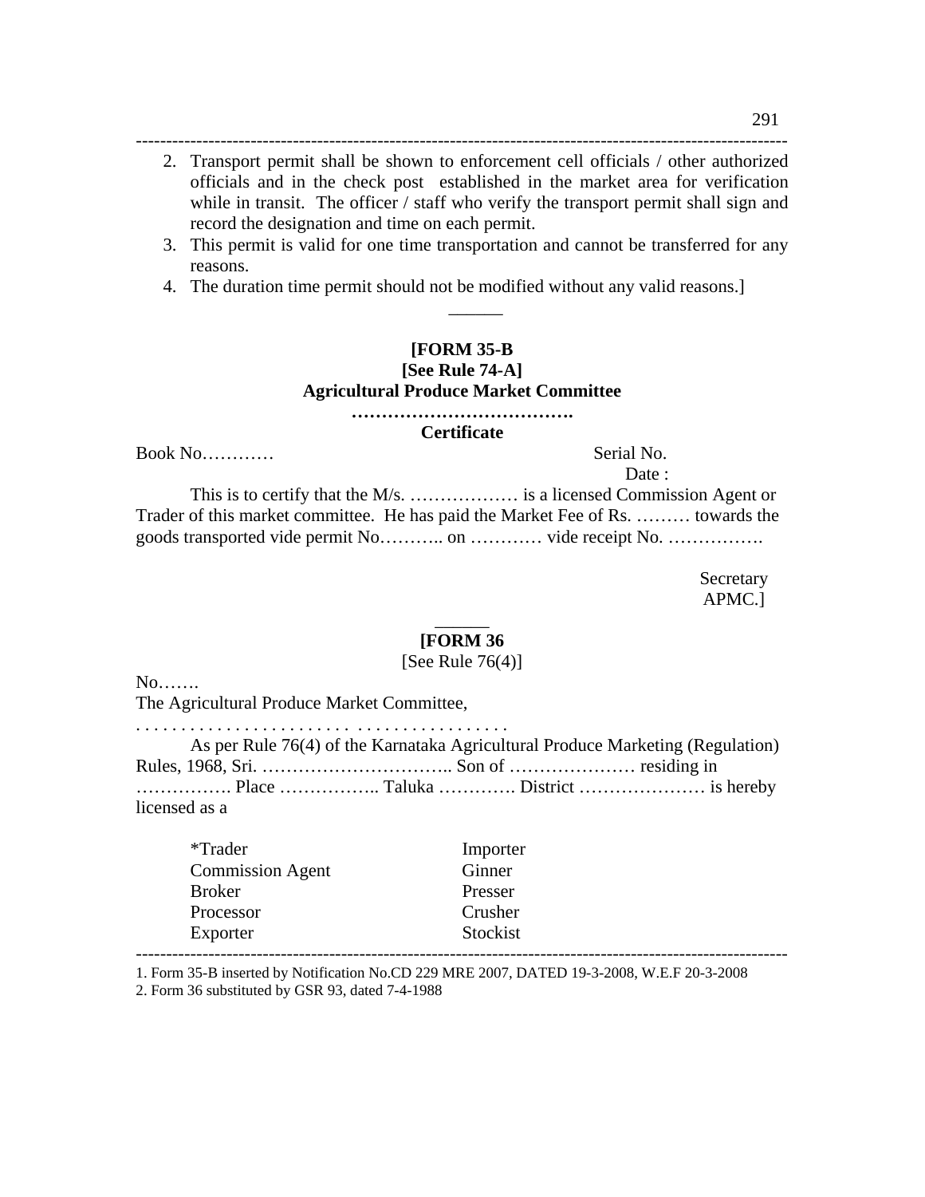2. Transport permit shall be shown to enforcement cell officials / other authorized officials and in the check post established in the market area for verification while in transit. The officer / staff who verify the transport permit shall sign and record the designation and time on each permit.
3. This permit is valid for one time transportation and cannot be transferred for any reasons.
4. The duration time permit should not be modified without any valid reasons.]

______

**[FORM 35-B**
**[See Rule 74-A]**
**Agricultural Produce Market Committee**
**……………………………….**
**Certificate**

Book No…………                                                                    Serial No.
                                                                                                  Date :

This is to certify that the M/s. ……………… is a licensed Commission Agent or Trader of this market committee. He has paid the Market Fee of Rs. ……… towards the goods transported vide permit No……….. on ………… vide receipt No. …………….

Secretary
APMC.]

______

**[FORM 36**
[See Rule 76(4)]

No…….
The Agricultural Produce Market Committee,
. . . . . . . . . . . . . . . . . . . . . . . . . . . . . . . . . . . . . . . . .

As per Rule 76(4) of the Karnataka Agricultural Produce Marketing (Regulation) Rules, 1968, Sri. ………………………….. Son of ………………… residing in ……………. Place …………….. Taluka …………. District ………………… is hereby licensed as a

| | |
|---|---|
| *Trader | Importer |
| Commission Agent | Ginner |
| Broker | Presser |
| Processor | Crusher |
| Exporter | Stockist |

---

1. Form 35-B inserted by Notification No.CD 229 MRE 2007, DATED 19-3-2008, W.E.F 20-3-2008
2. Form 36 substituted by GSR 93, dated 7-4-1988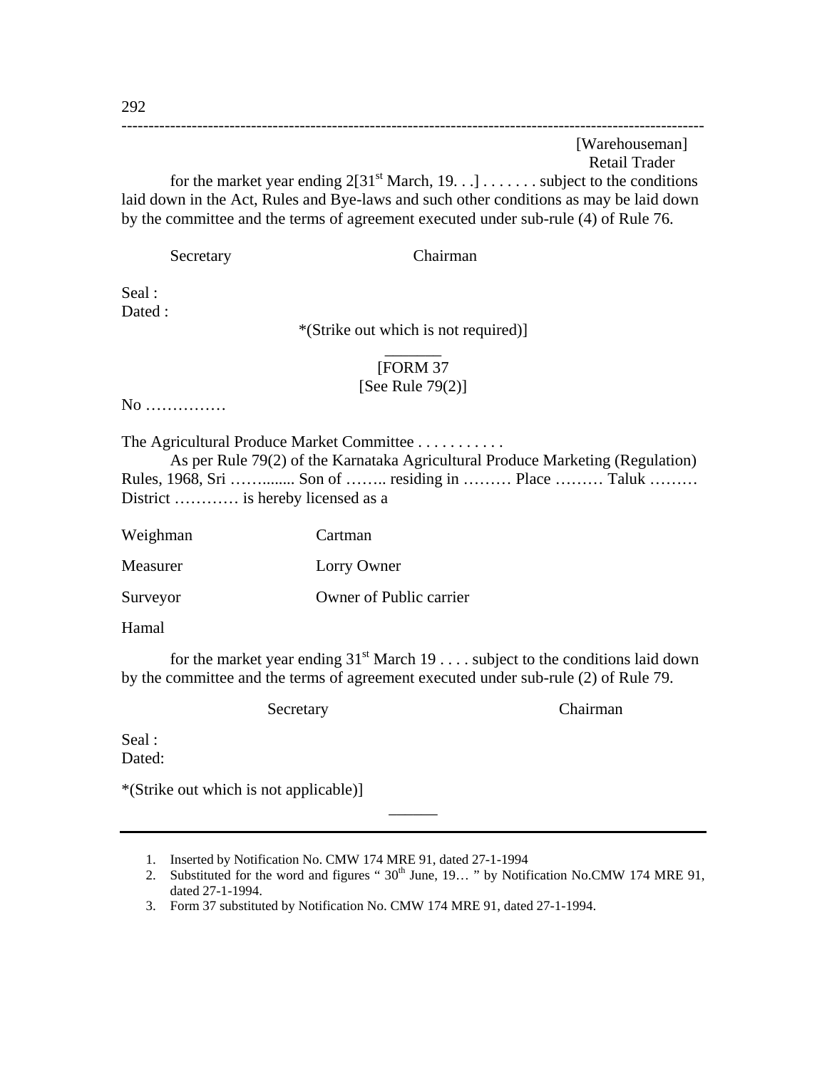[Warehouseman]
Retail Trader

for the market year ending 2[31[st] March, 19. . .] . . . . . . . subject to the conditions laid down in the Act, Rules and Bye-laws and such other conditions as may be laid down by the committee and the terms of agreement executed under sub-rule (4) of Rule 76.

Secretary Chairman

Seal :
Dated :

*(Strike out which is not required)]

_______

[FORM 37
[See Rule 79(2)]

No ……………

The Agricultural Produce Market Committee . . . . . . . . . . .

As per Rule 79(2) of the Karnataka Agricultural Produce Marketing (Regulation) Rules, 1968, Sri ……........ Son of …….. residing in ……… Place ……… Taluk ……… District ………… is hereby licensed as a

| | |
|---|---|
| Weighman | Cartman |
| Measurer | Lorry Owner |
| Surveyor | Owner of Public carrier |
| Hamal | |

for the market year ending 31[st] March 19 . . . . subject to the conditions laid down by the committee and the terms of agreement executed under sub-rule (2) of Rule 79.

Secretary Chairman

Seal :
Dated:

*(Strike out which is not applicable)]

______

1. Inserted by Notification No. CMW 174 MRE 91, dated 27-1-1994
2. Substituted for the word and figures " 30[th] June, 19… " by Notification No.CMW 174 MRE 91, dated 27-1-1994.
3. Form 37 substituted by Notification No. CMW 174 MRE 91, dated 27-1-1994.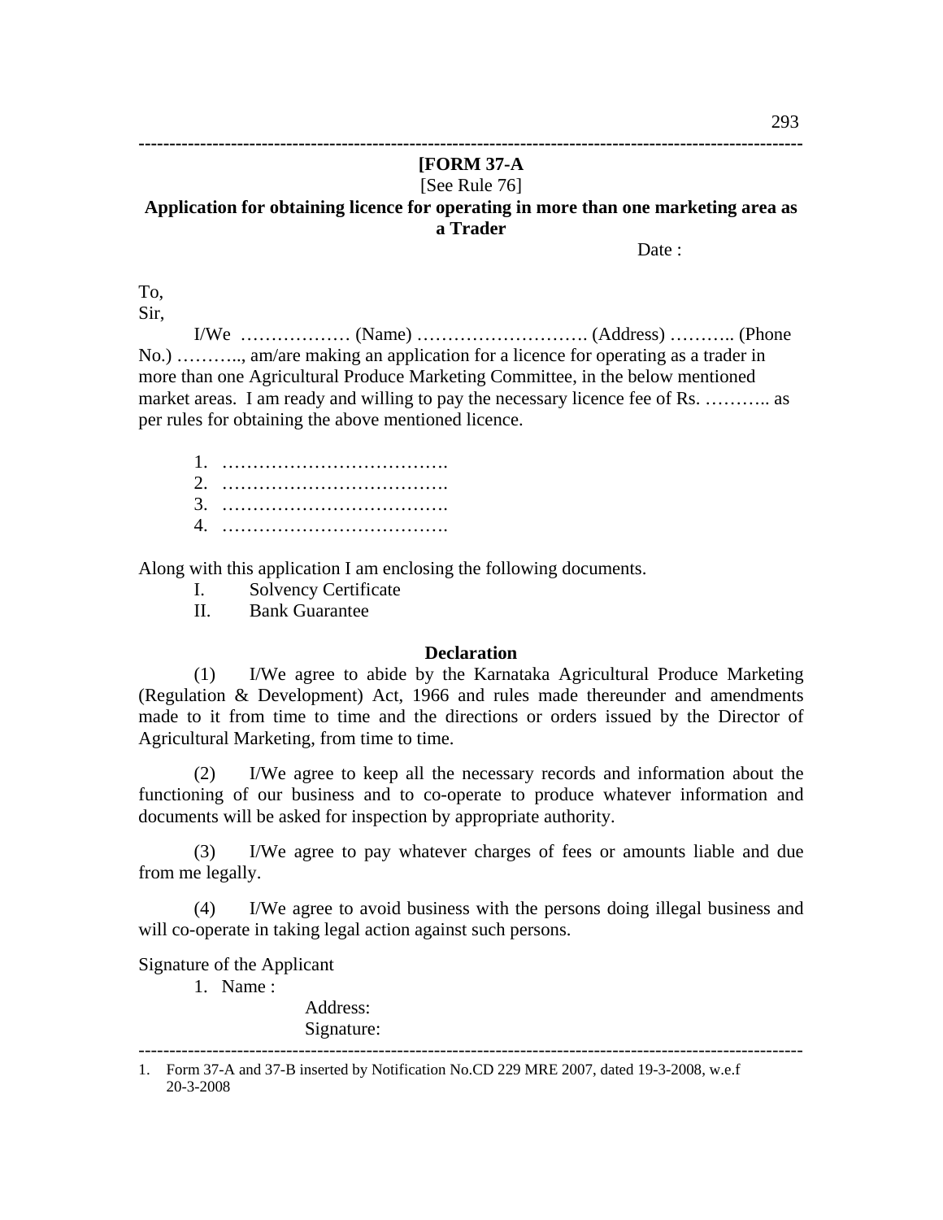**[FORM 37-A**

[See Rule 76]

**Application for obtaining licence for operating in more than one marketing area as a Trader**

Date :

To,

Sir,

I/We ……………… (Name) ………………………. (Address) ……….. (Phone No.) ……….., am/are making an application for a licence for operating as a trader in more than one Agricultural Produce Marketing Committee, in the below mentioned market areas. I am ready and willing to pay the necessary licence fee of Rs. ……….. as per rules for obtaining the above mentioned licence.

1. ……………………………….
2. ……………………………….
3. ……………………………….
4. ……………………………….

Along with this application I am enclosing the following documents.

- I. Solvency Certificate
- II. Bank Guarantee

**Declaration**

(1) I/We agree to abide by the Karnataka Agricultural Produce Marketing (Regulation & Development) Act, 1966 and rules made thereunder and amendments made to it from time to time and the directions or orders issued by the Director of Agricultural Marketing, from time to time.

(2) I/We agree to keep all the necessary records and information about the functioning of our business and to co-operate to produce whatever information and documents will be asked for inspection by appropriate authority.

(3) I/We agree to pay whatever charges of fees or amounts liable and due from me legally.

(4) I/We agree to avoid business with the persons doing illegal business and will co-operate in taking legal action against such persons.

Signature of the Applicant

1. Name :

   Address:

   Signature:

---

1. Form 37-A and 37-B inserted by Notification No.CD 229 MRE 2007, dated 19-3-2008, w.e.f 20-3-2008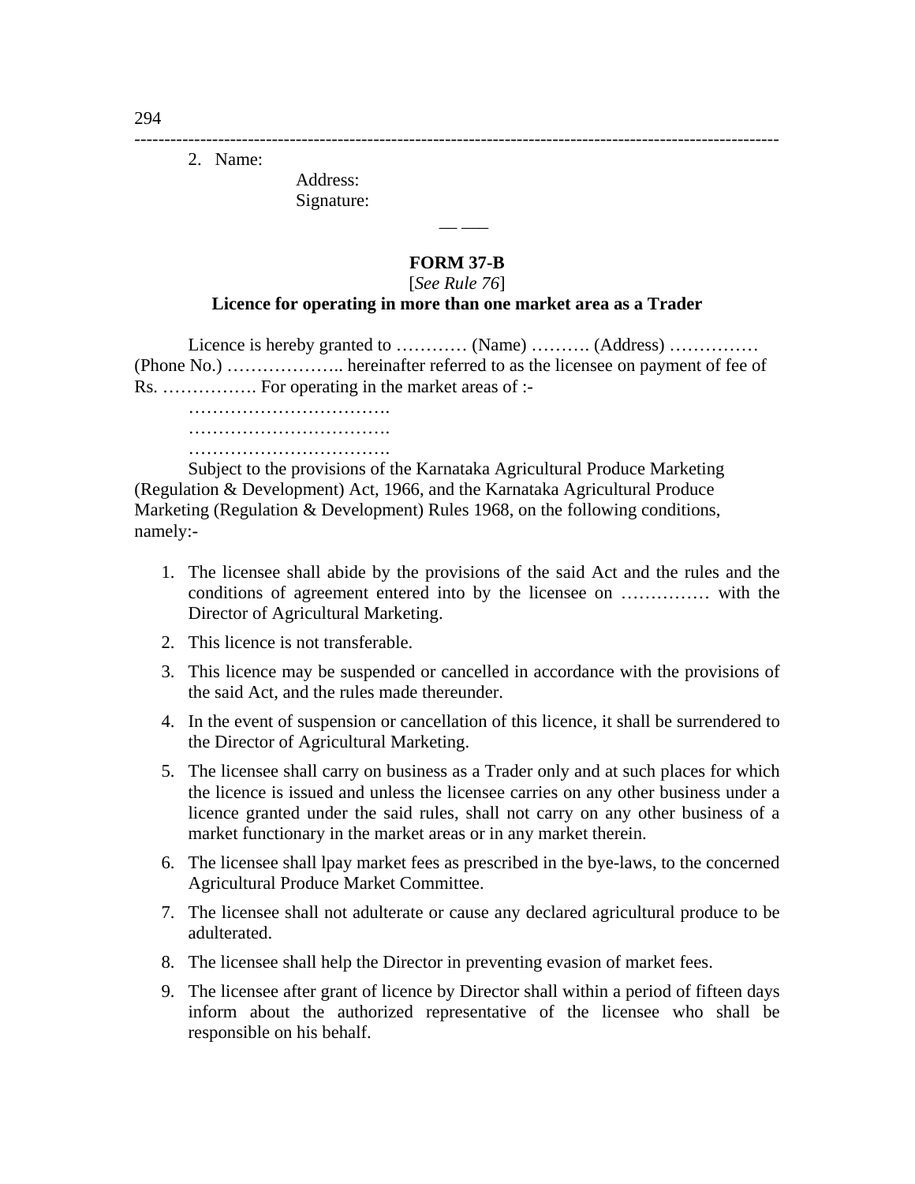2. Name:

   Address:

   Signature:

— —

### FORM 37-B

[*See Rule 76*]

**Licence for operating in more than one market area as a Trader**

Licence is hereby granted to ………… (Name) ………. (Address) …………… (Phone No.) ……………….. hereinafter referred to as the licensee on payment of fee of Rs. ……………. For operating in the market areas of :-

…………………………….

…………………………….

…………………………….

Subject to the provisions of the Karnataka Agricultural Produce Marketing (Regulation & Development) Act, 1966, and the Karnataka Agricultural Produce Marketing (Regulation & Development) Rules 1968, on the following conditions, namely:-

1. The licensee shall abide by the provisions of the said Act and the rules and the conditions of agreement entered into by the licensee on …………… with the Director of Agricultural Marketing.
2. This licence is not transferable.
3. This licence may be suspended or cancelled in accordance with the provisions of the said Act, and the rules made thereunder.
4. In the event of suspension or cancellation of this licence, it shall be surrendered to the Director of Agricultural Marketing.
5. The licensee shall carry on business as a Trader only and at such places for which the licence is issued and unless the licensee carries on any other business under a licence granted under the said rules, shall not carry on any other business of a market functionary in the market areas or in any market therein.
6. The licensee shall lpay market fees as prescribed in the bye-laws, to the concerned Agricultural Produce Market Committee.
7. The licensee shall not adulterate or cause any declared agricultural produce to be adulterated.
8. The licensee shall help the Director in preventing evasion of market fees.
9. The licensee after grant of licence by Director shall within a period of fifteen days inform about the authorized representative of the licensee who shall be responsible on his behalf.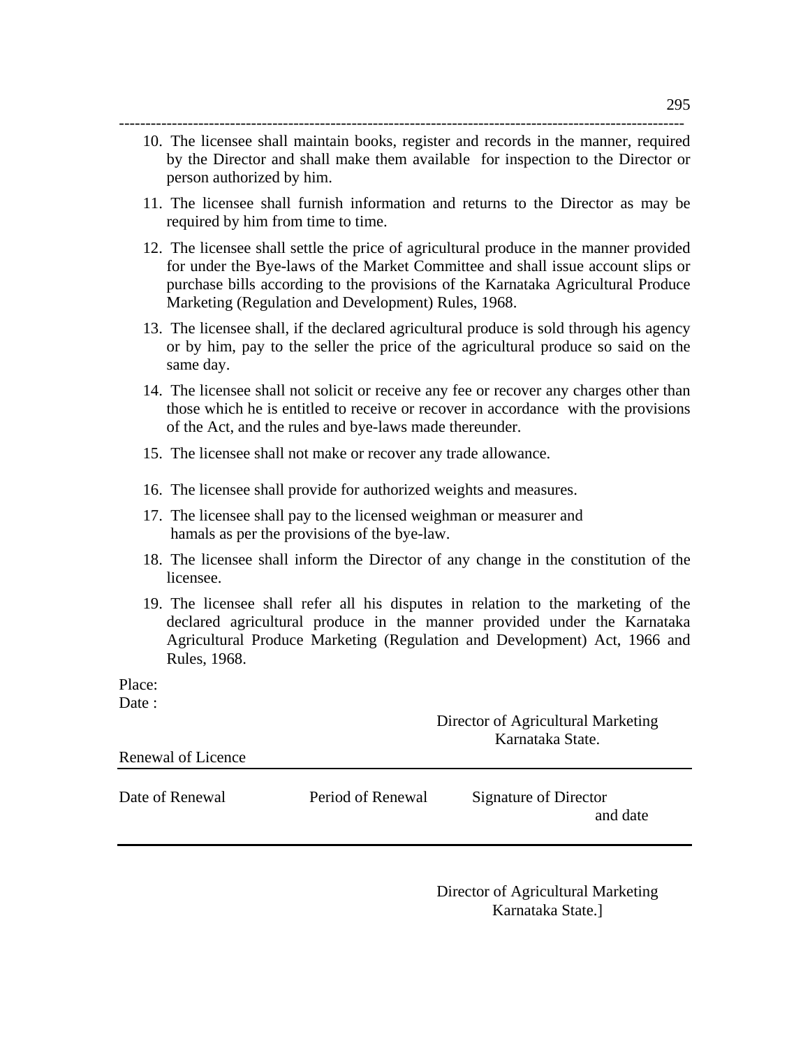10. The licensee shall maintain books, register and records in the manner, required by the Director and shall make them available for inspection to the Director or person authorized by him.

11. The licensee shall furnish information and returns to the Director as may be required by him from time to time.

12. The licensee shall settle the price of agricultural produce in the manner provided for under the Bye-laws of the Market Committee and shall issue account slips or purchase bills according to the provisions of the Karnataka Agricultural Produce Marketing (Regulation and Development) Rules, 1968.

13. The licensee shall, if the declared agricultural produce is sold through his agency or by him, pay to the seller the price of the agricultural produce so said on the same day.

14. The licensee shall not solicit or receive any fee or recover any charges other than those which he is entitled to receive or recover in accordance with the provisions of the Act, and the rules and bye-laws made thereunder.

15. The licensee shall not make or recover any trade allowance.

16. The licensee shall provide for authorized weights and measures.

17. The licensee shall pay to the licensed weighman or measurer and hamals as per the provisions of the bye-law.

18. The licensee shall inform the Director of any change in the constitution of the licensee.

19. The licensee shall refer all his disputes in relation to the marketing of the declared agricultural produce in the manner provided under the Karnataka Agricultural Produce Marketing (Regulation and Development) Act, 1966 and Rules, 1968.

Place:
Date :

Director of Agricultural Marketing
Karnataka State.

Renewal of Licence

| Date of Renewal | Period of Renewal | Signature of Director and date |
|---|---|---|
| | | |

Director of Agricultural Marketing
Karnataka State.]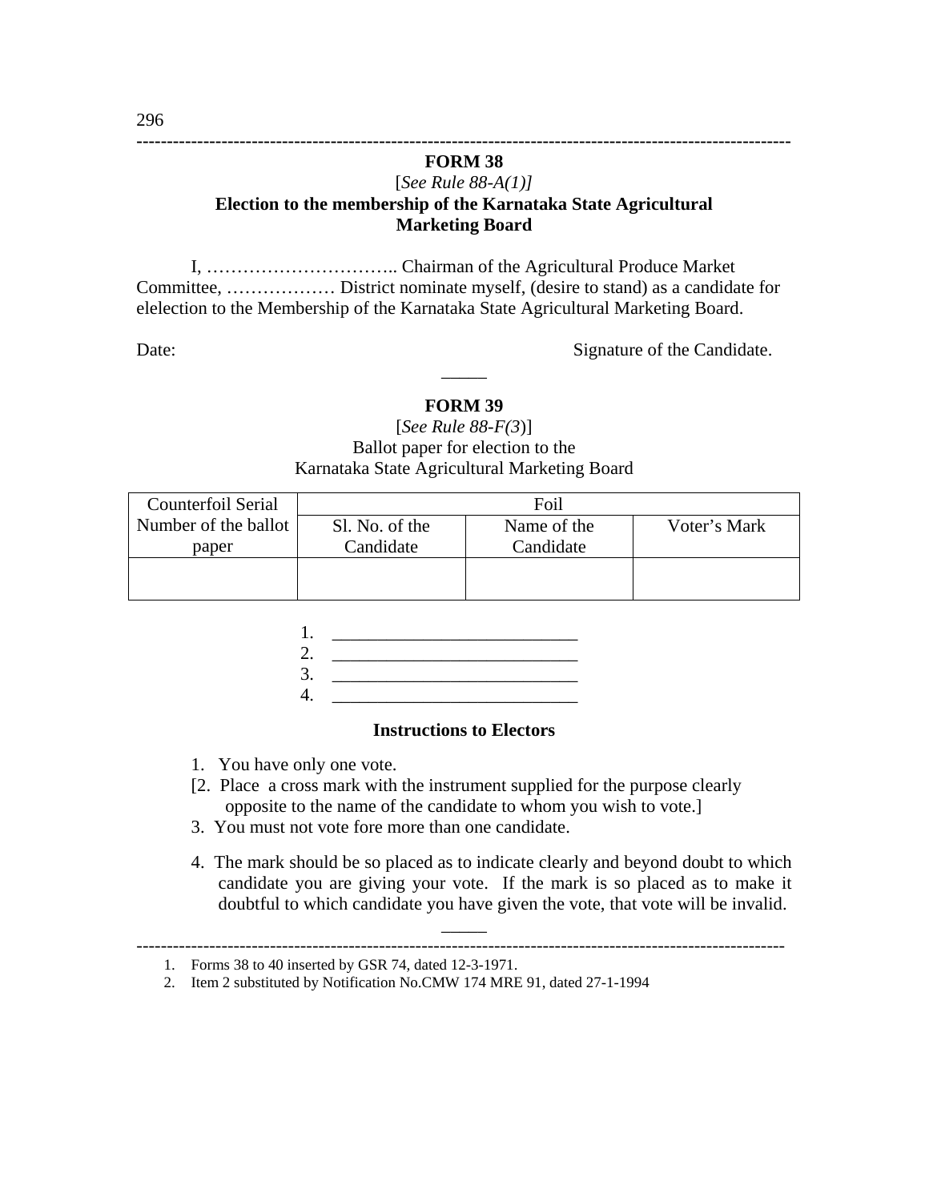## FORM 38

[*See Rule 88-A(1)]*

**Election to the membership of the Karnataka State Agricultural Marketing Board**

I, ………………………….. Chairman of the Agricultural Produce Market Committee, ……………… District nominate myself, (desire to stand) as a candidate for elelection to the Membership of the Karnataka State Agricultural Marketing Board.

Date: Signature of the Candidate.

_____

## FORM 39

[*See Rule 88-F(3*)]

Ballot paper for election to the
Karnataka State Agricultural Marketing Board

| Counterfoil Serial Number of the ballot paper | Foil | | |
|---|---|---|---|
| | Sl. No. of the Candidate | Name of the Candidate | Voter's Mark |
| | | | |

1. ___________________________
2. ___________________________
3. ___________________________
4. ___________________________

**Instructions to Electors**

1. You have only one vote.

[2. Place a cross mark with the instrument supplied for the purpose clearly opposite to the name of the candidate to whom you wish to vote.]

3. You must not vote fore more than one candidate.

4. The mark should be so placed as to indicate clearly and beyond doubt to which candidate you are giving your vote. If the mark is so placed as to make it doubtful to which candidate you have given the vote, that vote will be invalid.

_____

1. Forms 38 to 40 inserted by GSR 74, dated 12-3-1971.
2. Item 2 substituted by Notification No.CMW 174 MRE 91, dated 27-1-1994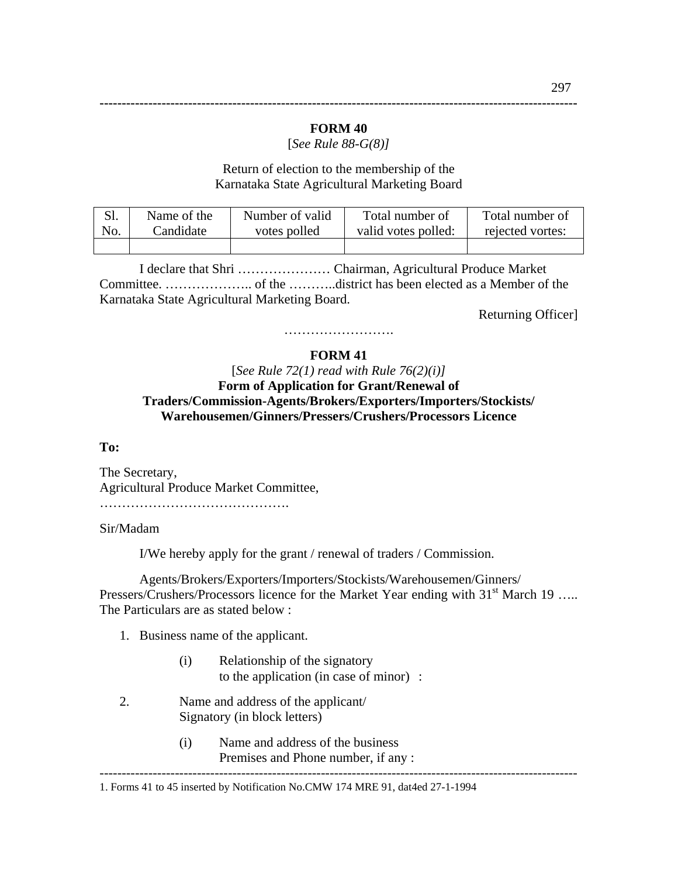**FORM 40**

[*See Rule 88-G(8)]*

Return of election to the membership of the
Karnataka State Agricultural Marketing Board

| Sl. No. | Name of the Candidate | Number of valid votes polled | Total number of valid votes polled: | Total number of rejected vortes: |
|---|---|---|---|---|
| | | | | |

I declare that Shri ………………… Chairman, Agricultural Produce Market Committee. ……………….. of the ………..district has been elected as a Member of the Karnataka State Agricultural Marketing Board.

Returning Officer]

…………………….

**FORM 41**

[*See Rule 72(1) read with Rule 76(2)(i)]*

**Form of Application for Grant/Renewal of Traders/Commission-Agents/Brokers/Exporters/Importers/Stockists/ Warehousemen/Ginners/Pressers/Crushers/Processors Licence**

**To:**

The Secretary,
Agricultural Produce Market Committee,
…………………………………….

Sir/Madam

I/We hereby apply for the grant / renewal of traders / Commission.

Agents/Brokers/Exporters/Importers/Stockists/Warehousemen/Ginners/ Pressers/Crushers/Processors licence for the Market Year ending with 31st March 19 ….. The Particulars are as stated below :

1. Business name of the applicant.
   (i) Relationship of the signatory to the application (in case of minor) :
2. Name and address of the applicant/ Signatory (in block letters)
   (i) Name and address of the business Premises and Phone number, if any :

---

1. Forms 41 to 45 inserted by Notification No.CMW 174 MRE 91, dat4ed 27-1-1994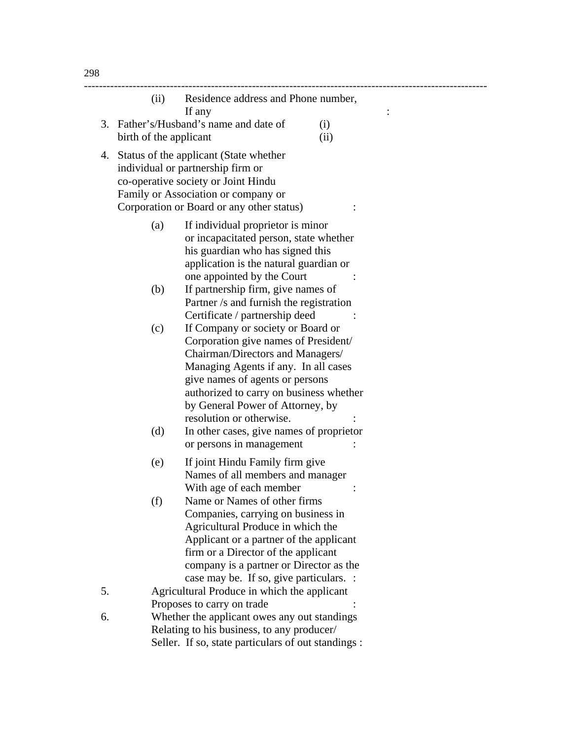(ii) Residence address and Phone number, If any :

3. Father's/Husband's name and date of birth of the applicant (i) (ii)

4. Status of the applicant (State whether individual or partnership firm or co-operative society or Joint Hindu Family or Association or company or Corporation or Board or any other status) :

   (a) If individual proprietor is minor or incapacitated person, state whether his guardian who has signed this application is the natural guardian or one appointed by the Court :

   (b) If partnership firm, give names of Partner /s and furnish the registration Certificate / partnership deed :

   (c) If Company or society or Board or Corporation give names of President/ Chairman/Directors and Managers/ Managing Agents if any. In all cases give names of agents or persons authorized to carry on business whether by General Power of Attorney, by resolution or otherwise. :

   (d) In other cases, give names of proprietor or persons in management :

   (e) If joint Hindu Family firm give Names of all members and manager With age of each member :

   (f) Name or Names of other firms Companies, carrying on business in Agricultural Produce in which the Applicant or a partner of the applicant firm or a Director of the applicant company is a partner or Director as the case may be. If so, give particulars. :

5. Agricultural Produce in which the applicant Proposes to carry on trade :

6. Whether the applicant owes any out standings Relating to his business, to any producer/ Seller. If so, state particulars of out standings :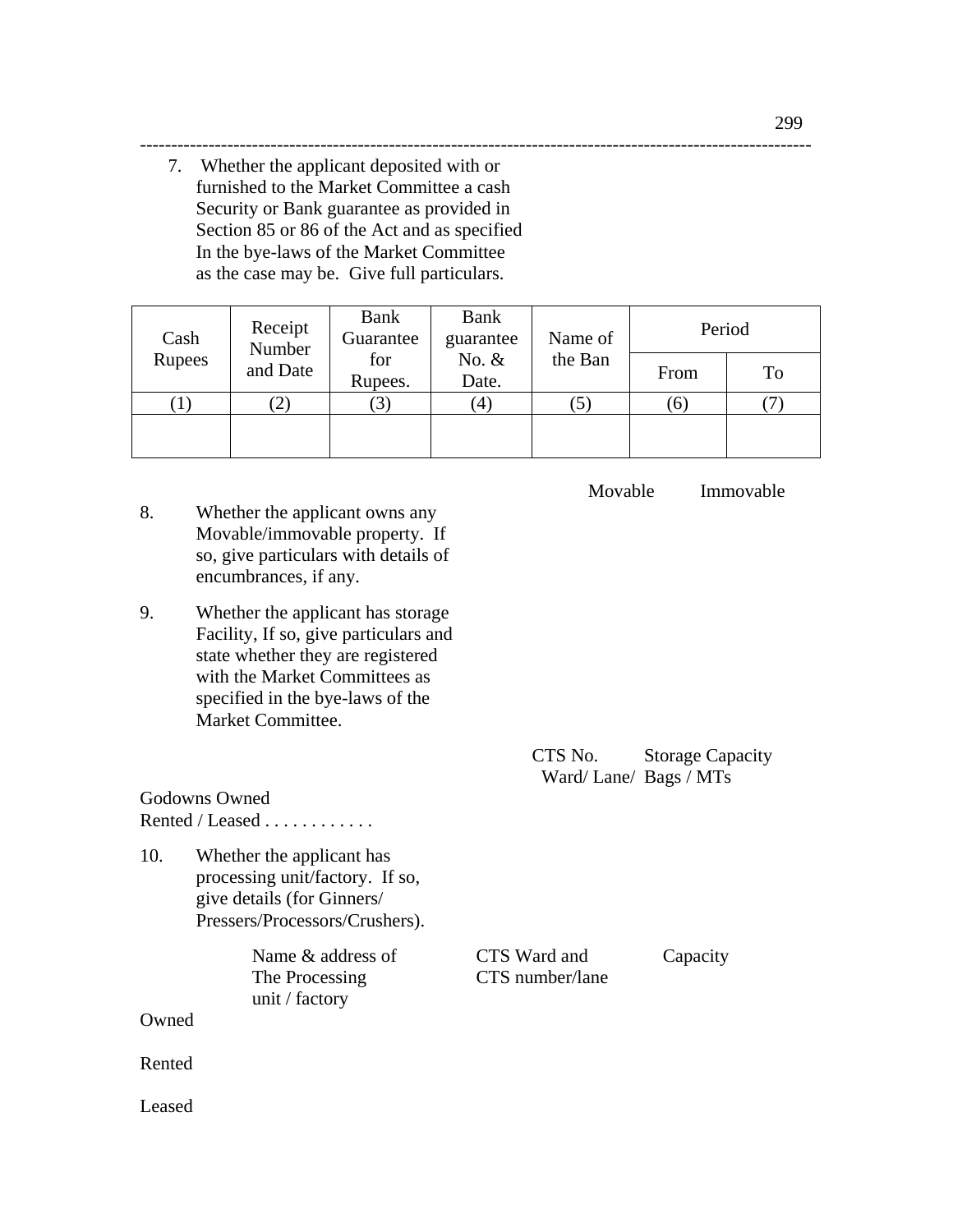7. Whether the applicant deposited with or furnished to the Market Committee a cash Security or Bank guarantee as provided in Section 85 or 86 of the Act and as specified In the bye-laws of the Market Committee as the case may be. Give full particulars.

| Cash Rupees | Receipt Number and Date | Bank Guarantee for Rupees. | Bank guarantee No. & Date. | Name of the Ban | Period | |
|---|---|---|---|---|---|---|
| | | | | | From | To |
| (1) | (2) | (3) | (4) | (5) | (6) | (7) |
| | | | | | | |

Movable Immovable

8. Whether the applicant owns any Movable/immovable property. If so, give particulars with details of encumbrances, if any.

9. Whether the applicant has storage Facility, If so, give particulars and state whether they are registered with the Market Committees as specified in the bye-laws of the Market Committee.

| | CTS No. Ward/ Lane/ | Storage Capacity Bags / MTs |
|---|---|---|
| Godowns Owned | | |
| Rented / Leased . . . . . . . . . . . . | | |

10. Whether the applicant has processing unit/factory. If so, give details (for Ginners/ Pressers/Processors/Crushers).

| | Name & address of The Processing unit / factory | CTS Ward and CTS number/lane | Capacity |
|---|---|---|---|
| Owned | | | |
| Rented | | | |
| Leased | | | |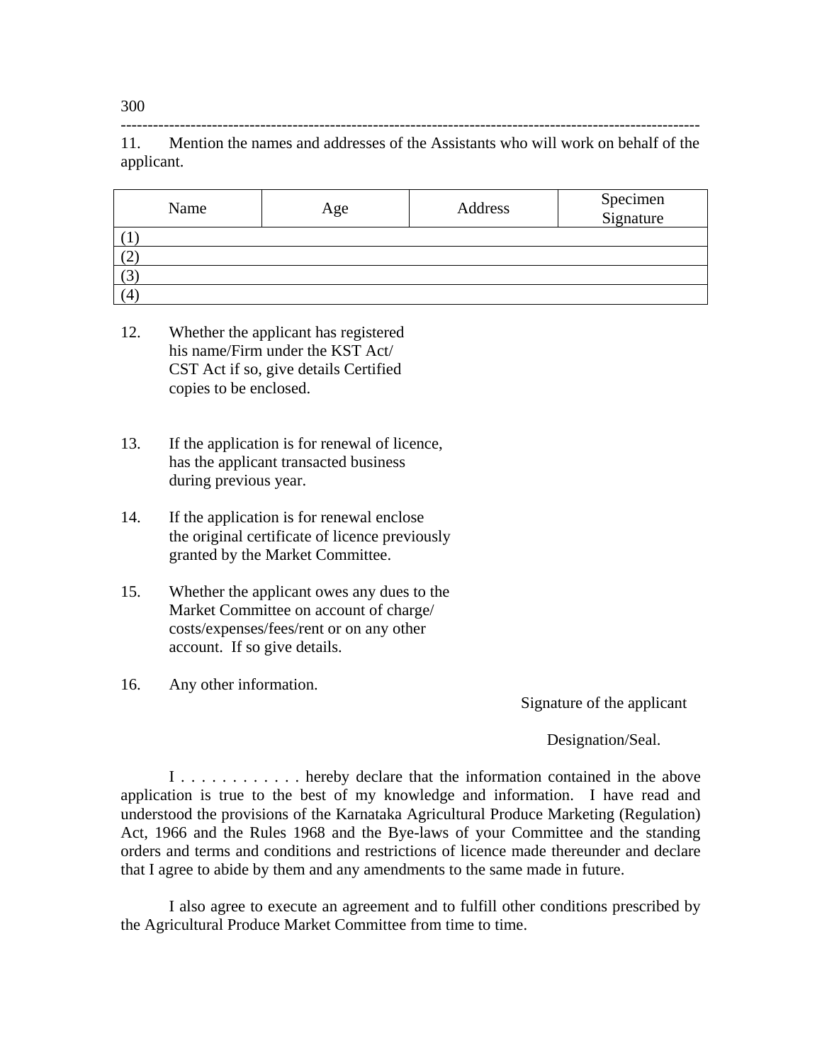11. Mention the names and addresses of the Assistants who will work on behalf of the applicant.

| Name | Age | Address | Specimen Signature |
|---|---|---|---|
| (1) | | | |
| (2) | | | |
| (3) | | | |
| (4) | | | |

12. Whether the applicant has registered his name/Firm under the KST Act/ CST Act if so, give details Certified copies to be enclosed.

13. If the application is for renewal of licence, has the applicant transacted business during previous year.

14. If the application is for renewal enclose the original certificate of licence previously granted by the Market Committee.

15. Whether the applicant owes any dues to the Market Committee on account of charge/ costs/expenses/fees/rent or on any other account. If so give details.

16. Any other information.

Signature of the applicant

Designation/Seal.

I . . . . . . . . . . . . hereby declare that the information contained in the above application is true to the best of my knowledge and information. I have read and understood the provisions of the Karnataka Agricultural Produce Marketing (Regulation) Act, 1966 and the Rules 1968 and the Bye-laws of your Committee and the standing orders and terms and conditions and restrictions of licence made thereunder and declare that I agree to abide by them and any amendments to the same made in future.

I also agree to execute an agreement and to fulfill other conditions prescribed by the Agricultural Produce Market Committee from time to time.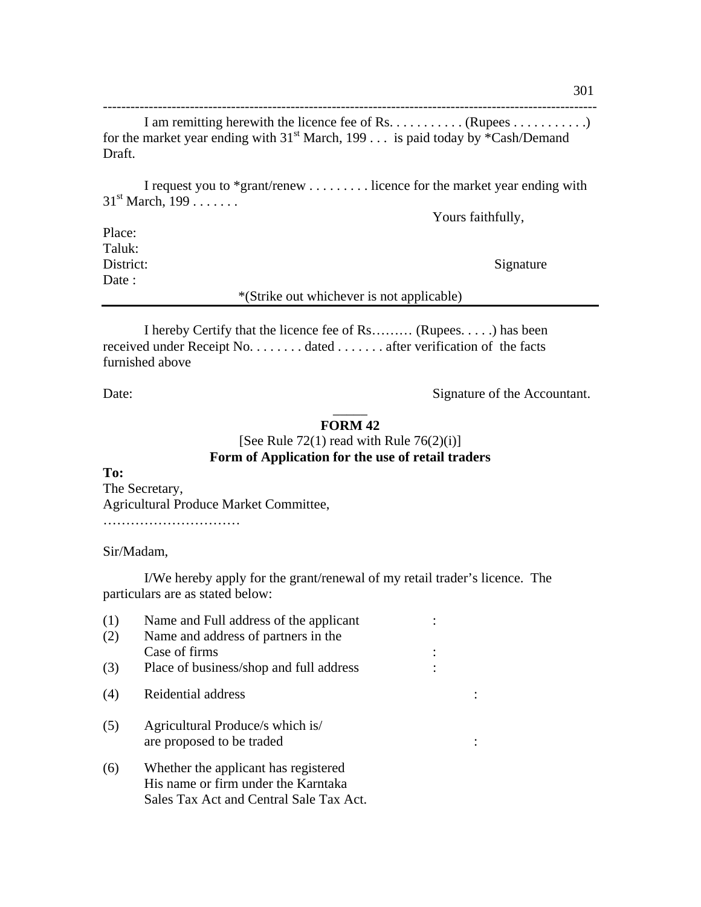I am remitting herewith the licence fee of Rs. . . . . . . . . . . (Rupees . . . . . . . . . . .) for the market year ending with 31st March, 199 . . . is paid today by *Cash/Demand Draft.

I request you to *grant/renew . . . . . . . . . licence for the market year ending with 31st March, 199 . . . . . . .

Yours faithfully,

Place:
Taluk:
District: Signature
Date :

*(Strike out whichever is not applicable)

---

I hereby Certify that the licence fee of Rs……… (Rupees. . . . .) has been received under Receipt No. . . . . . . . . dated . . . . . . . after verification of the facts furnished above

Date: Signature of the Accountant.

---

## FORM 42

[See Rule 72(1) read with Rule 76(2)(i)]

**Form of Application for the use of retail traders**

**To:**
The Secretary,
Agricultural Produce Market Committee,
…………………………

Sir/Madam,

I/We hereby apply for the grant/renewal of my retail trader's licence. The particulars are as stated below:

(1) Name and Full address of the applicant :

(2) Name and address of partners in the Case of firms :

(3) Place of business/shop and full address :

(4) Reidential address :

(5) Agricultural Produce/s which is/ are proposed to be traded :

(6) Whether the applicant has registered His name or firm under the Karntaka Sales Tax Act and Central Sale Tax Act.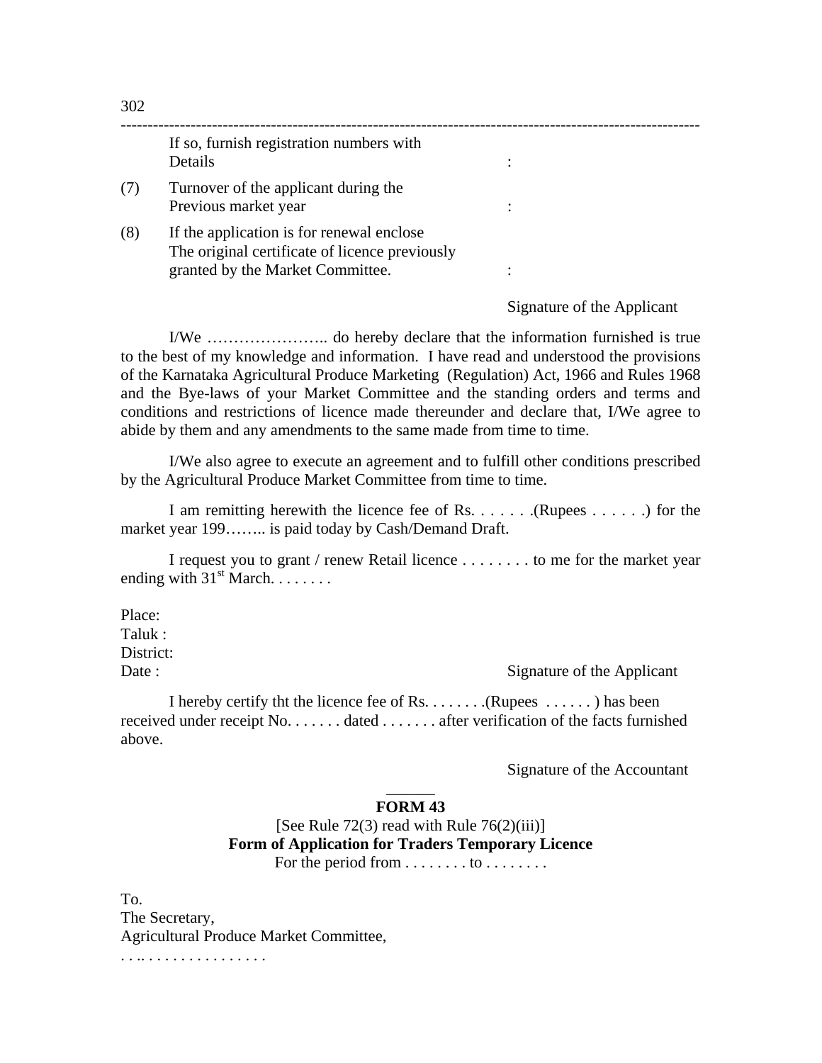If so, furnish registration numbers with Details :

(7) Turnover of the applicant during the Previous market year :

(8) If the application is for renewal enclose The original certificate of licence previously granted by the Market Committee. :

Signature of the Applicant

I/We ………………….. do hereby declare that the information furnished is true to the best of my knowledge and information. I have read and understood the provisions of the Karnataka Agricultural Produce Marketing (Regulation) Act, 1966 and Rules 1968 and the Bye-laws of your Market Committee and the standing orders and terms and conditions and restrictions of licence made thereunder and declare that, I/We agree to abide by them and any amendments to the same made from time to time.

I/We also agree to execute an agreement and to fulfill other conditions prescribed by the Agricultural Produce Market Committee from time to time.

I am remitting herewith the licence fee of Rs. . . . . . .(Rupees . . . . . .) for the market year 199…….. is paid today by Cash/Demand Draft.

I request you to grant / renew Retail licence . . . . . . . . to me for the market year ending with 31st March. . . . . . . .

Place:
Taluk :
District:
Date : Signature of the Applicant

I hereby certify tht the licence fee of Rs. . . . . . . .(Rupees . . . . . . ) has been received under receipt No. . . . . . . dated . . . . . . . after verification of the facts furnished above.

Signature of the Accountant

______

**FORM 43**

[See Rule 72(3) read with Rule 76(2)(iii)]

**Form of Application for Traders Temporary Licence**

For the period from . . . . . . . . to . . . . . . . .

To.
The Secretary,
Agricultural Produce Market Committee,
. . .. . . . . . . . . . . . . . . .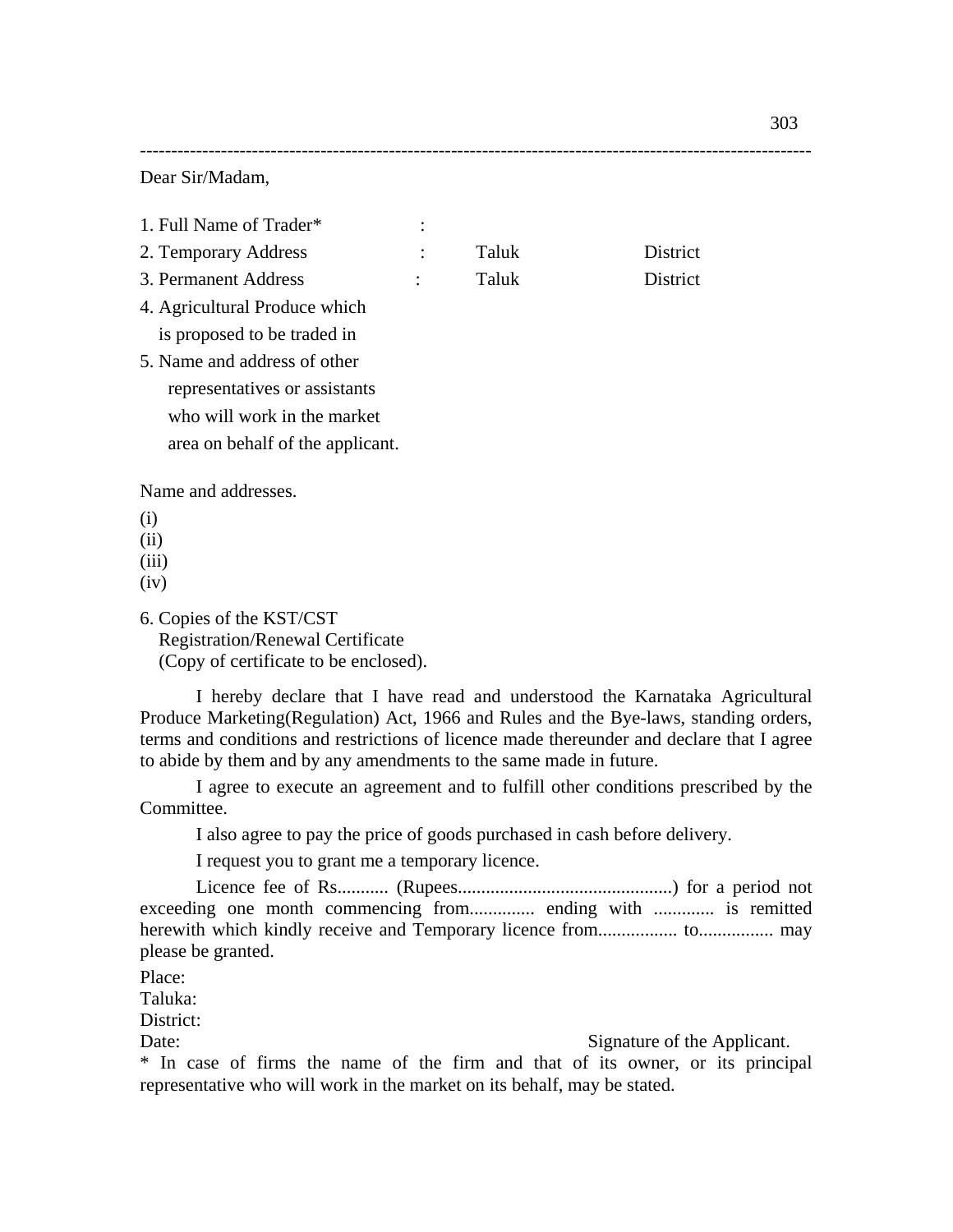Dear Sir/Madam,

1. Full Name of Trader* :
2. Temporary Address : Taluk District
3. Permanent Address : Taluk District
4. Agricultural Produce which is proposed to be traded in
5. Name and address of other representatives or assistants who will work in the market area on behalf of the applicant.

Name and addresses.

(i)
(ii)
(iii)
(iv)

6. Copies of the KST/CST Registration/Renewal Certificate (Copy of certificate to be enclosed).

I hereby declare that I have read and understood the Karnataka Agricultural Produce Marketing(Regulation) Act, 1966 and Rules and the Bye-laws, standing orders, terms and conditions and restrictions of licence made thereunder and declare that I agree to abide by them and by any amendments to the same made in future.

I agree to execute an agreement and to fulfill other conditions prescribed by the Committee.

I also agree to pay the price of goods purchased in cash before delivery.

I request you to grant me a temporary licence.

Licence fee of Rs........... (Rupees.............................................) for a period not exceeding one month commencing from.............. ending with ............. is remitted herewith which kindly receive and Temporary licence from................. to................ may please be granted.

Place:
Taluka:
District:
Date: Signature of the Applicant.

* In case of firms the name of the firm and that of its owner, or its principal representative who will work in the market on its behalf, may be stated.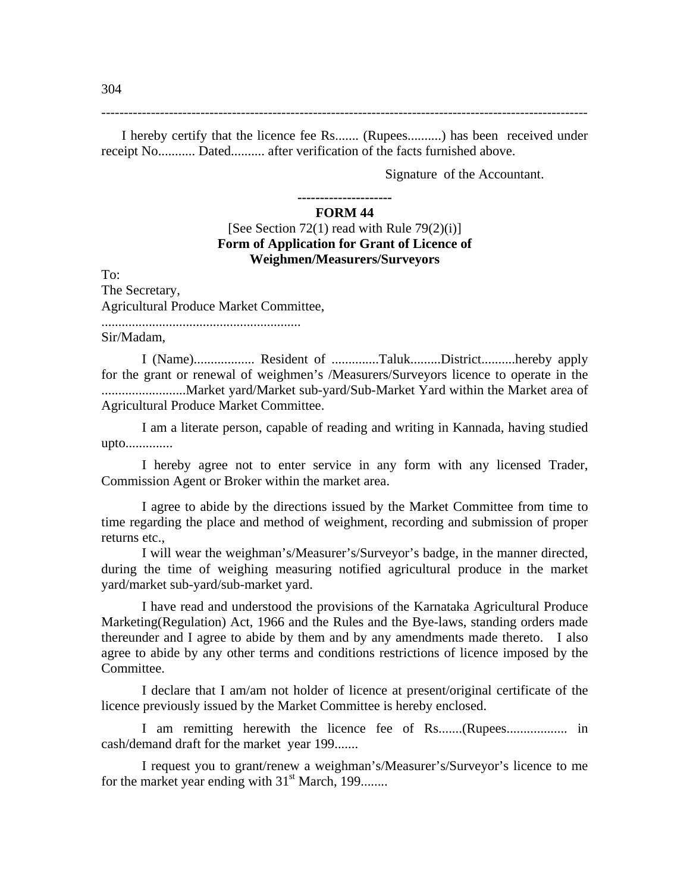I hereby certify that the licence fee Rs....... (Rupees..........) has been received under receipt No........... Dated.......... after verification of the facts furnished above.

Signature of the Accountant.

---------------------

**FORM 44**

[See Section 72(1) read with Rule 79(2)(i)]

**Form of Application for Grant of Licence of Weighmen/Measurers/Surveyors**

To:
The Secretary,
Agricultural Produce Market Committee,
..........................................................

Sir/Madam,

I (Name).................. Resident of ..............Taluk.........District..........hereby apply for the grant or renewal of weighmen's /Measurers/Surveyors licence to operate in the .........................Market yard/Market sub-yard/Sub-Market Yard within the Market area of Agricultural Produce Market Committee.

I am a literate person, capable of reading and writing in Kannada, having studied upto..............

I hereby agree not to enter service in any form with any licensed Trader, Commission Agent or Broker within the market area.

I agree to abide by the directions issued by the Market Committee from time to time regarding the place and method of weighment, recording and submission of proper returns etc.,

I will wear the weighman's/Measurer's/Surveyor's badge, in the manner directed, during the time of weighing measuring notified agricultural produce in the market yard/market sub-yard/sub-market yard.

I have read and understood the provisions of the Karnataka Agricultural Produce Marketing(Regulation) Act, 1966 and the Rules and the Bye-laws, standing orders made thereunder and I agree to abide by them and by any amendments made thereto. I also agree to abide by any other terms and conditions restrictions of licence imposed by the Committee.

I declare that I am/am not holder of licence at present/original certificate of the licence previously issued by the Market Committee is hereby enclosed.

I am remitting herewith the licence fee of Rs.......(Rupees.................. in cash/demand draft for the market year 199.......

I request you to grant/renew a weighman's/Measurer's/Surveyor's licence to me for the market year ending with 31st March, 199........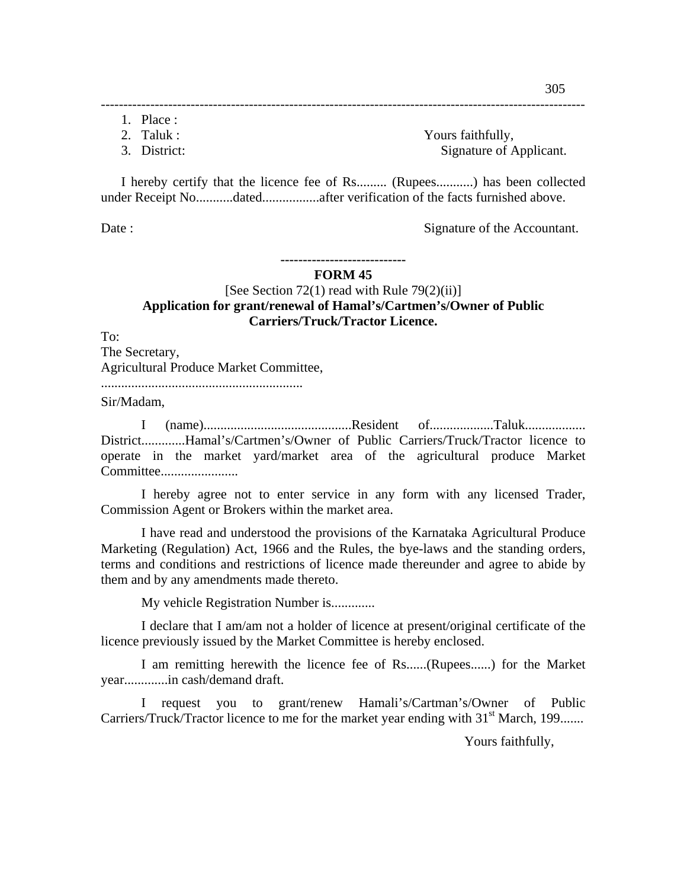1. Place :
2. Taluk :
3. District:

Yours faithfully,
Signature of Applicant.

I hereby certify that the licence fee of Rs......... (Rupees...........) has been collected under Receipt No...........dated................after verification of the facts furnished above.

Date :

Signature of the Accountant.

----------------------------

**FORM 45**

[See Section 72(1) read with Rule 79(2)(ii)]

**Application for grant/renewal of Hamal's/Cartmen's/Owner of Public Carriers/Truck/Tractor Licence.**

To:
The Secretary,
Agricultural Produce Market Committee,
...........................................................

Sir/Madam,

I (name)...........................................Resident of..................Taluk................. District.............Hamal's/Cartmen's/Owner of Public Carriers/Truck/Tractor licence to operate in the market yard/market area of the agricultural produce Market Committee......................

I hereby agree not to enter service in any form with any licensed Trader, Commission Agent or Brokers within the market area.

I have read and understood the provisions of the Karnataka Agricultural Produce Marketing (Regulation) Act, 1966 and the Rules, the bye-laws and the standing orders, terms and conditions and restrictions of licence made thereunder and agree to abide by them and by any amendments made thereto.

My vehicle Registration Number is.............

I declare that I am/am not a holder of licence at present/original certificate of the licence previously issued by the Market Committee is hereby enclosed.

I am remitting herewith the licence fee of Rs......(Rupees......) for the Market year.............in cash/demand draft.

I request you to grant/renew Hamali's/Cartman's/Owner of Public Carriers/Truck/Tractor licence to me for the market year ending with 31st March, 199.......

Yours faithfully,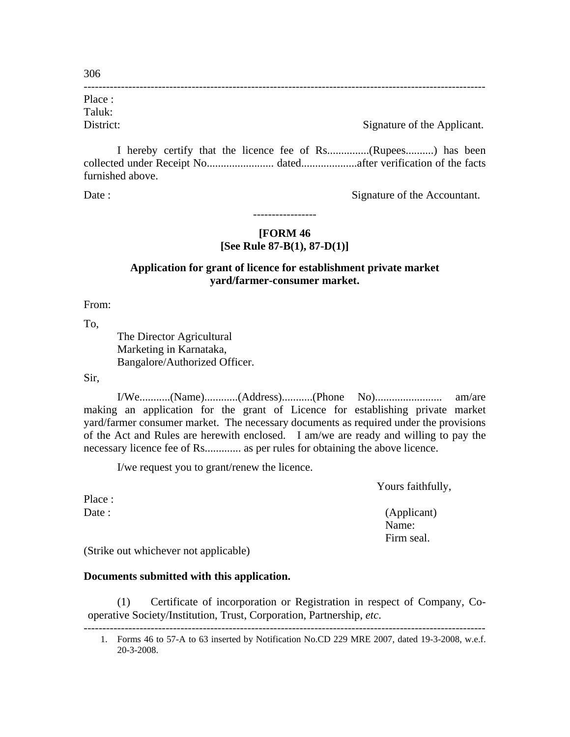Place :
Taluk:
District: Signature of the Applicant.

I hereby certify that the licence fee of Rs...............(Rupees..........) has been collected under Receipt No........................ dated....................after verification of the facts furnished above.

Date : Signature of the Accountant.

-----------------

**[FORM 46**
**[See Rule 87-B(1), 87-D(1)]**

**Application for grant of licence for establishment private market yard/farmer-consumer market.**

From:

To,

The Director Agricultural
Marketing in Karnataka,
Bangalore/Authorized Officer.

Sir,

I/We...........(Name)............(Address)...........(Phone No)........................ am/are making an application for the grant of Licence for establishing private market yard/farmer consumer market. The necessary documents as required under the provisions of the Act and Rules are herewith enclosed. I am/we are ready and willing to pay the necessary licence fee of Rs............. as per rules for obtaining the above licence.

I/we request you to grant/renew the licence.

Yours faithfully,

Place :
Date : (Applicant)
Name:
Firm seal.

(Strike out whichever not applicable)

**Documents submitted with this application.**

(1) Certificate of incorporation or Registration in respect of Company, Co-operative Society/Institution, Trust, Corporation, Partnership, *etc.*

---

1. Forms 46 to 57-A to 63 inserted by Notification No.CD 229 MRE 2007, dated 19-3-2008, w.e.f. 20-3-2008.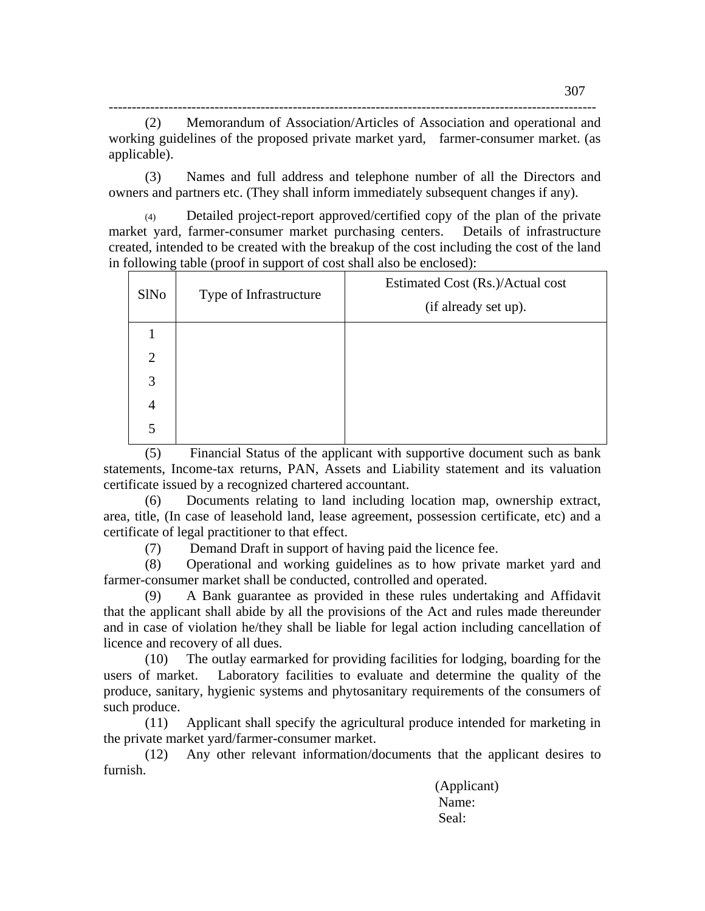(2) Memorandum of Association/Articles of Association and operational and working guidelines of the proposed private market yard, farmer-consumer market. (as applicable).

(3) Names and full address and telephone number of all the Directors and owners and partners etc. (They shall inform immediately subsequent changes if any).

(4) Detailed project-report approved/certified copy of the plan of the private market yard, farmer-consumer market purchasing centers. Details of infrastructure created, intended to be created with the breakup of the cost including the cost of the land in following table (proof in support of cost shall also be enclosed):

| SlNo | Type of Infrastructure | Estimated Cost (Rs.)/Actual cost (if already set up). |
|---|---|---|
| 1 | | |
| 2 | | |
| 3 | | |
| 4 | | |
| 5 | | |

(5) Financial Status of the applicant with supportive document such as bank statements, Income-tax returns, PAN, Assets and Liability statement and its valuation certificate issued by a recognized chartered accountant.

(6) Documents relating to land including location map, ownership extract, area, title, (In case of leasehold land, lease agreement, possession certificate, etc) and a certificate of legal practitioner to that effect.

(7) Demand Draft in support of having paid the licence fee.

(8) Operational and working guidelines as to how private market yard and farmer-consumer market shall be conducted, controlled and operated.

(9) A Bank guarantee as provided in these rules undertaking and Affidavit that the applicant shall abide by all the provisions of the Act and rules made thereunder and in case of violation he/they shall be liable for legal action including cancellation of licence and recovery of all dues.

(10) The outlay earmarked for providing facilities for lodging, boarding for the users of market. Laboratory facilities to evaluate and determine the quality of the produce, sanitary, hygienic systems and phytosanitary requirements of the consumers of such produce.

(11) Applicant shall specify the agricultural produce intended for marketing in the private market yard/farmer-consumer market.

(12) Any other relevant information/documents that the applicant desires to furnish.

(Applicant)
Name:
Seal: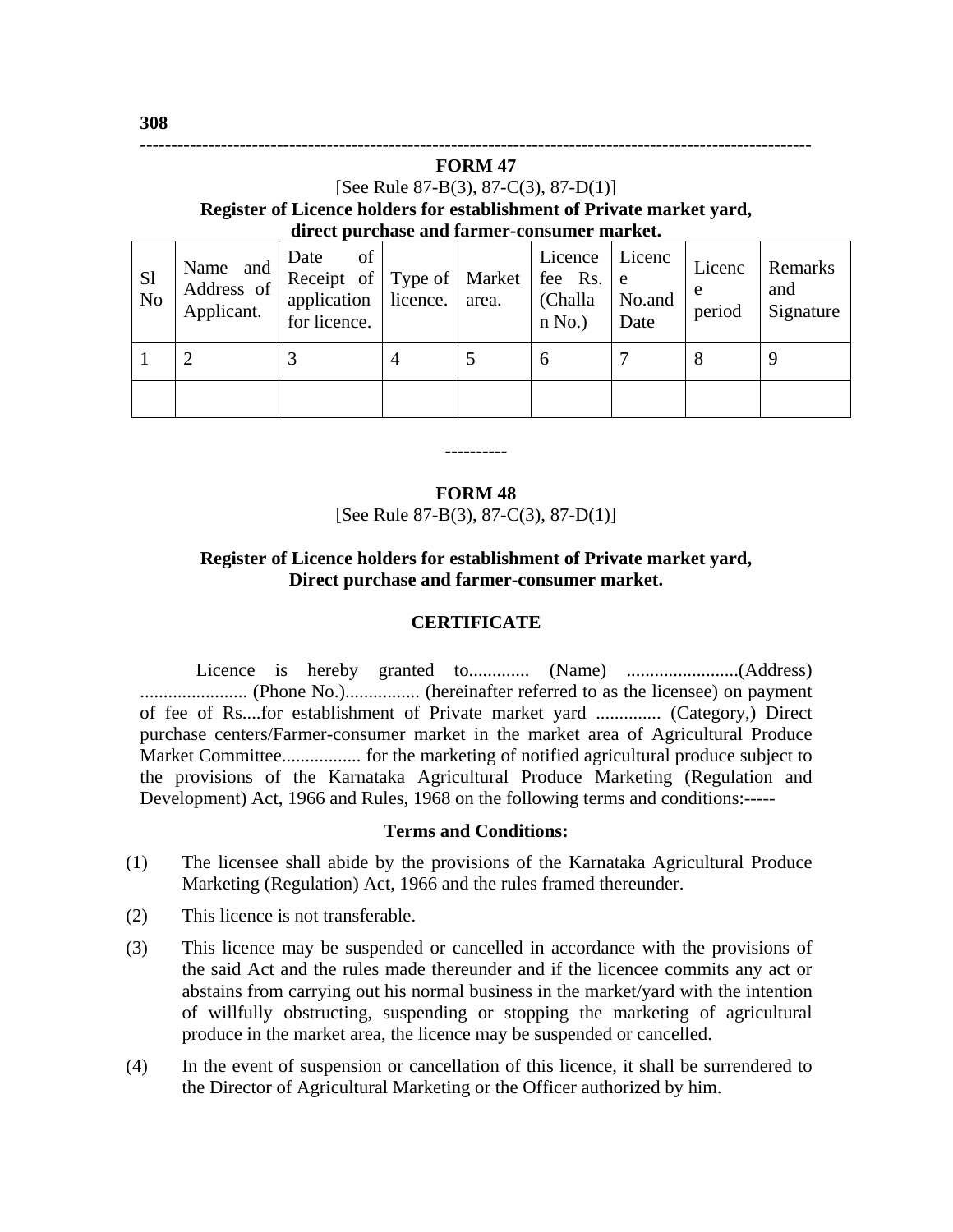## FORM 47

[See Rule 87-B(3), 87-C(3), 87-D(1)]

**Register of Licence holders for establishment of Private market yard, direct purchase and farmer-consumer market.**

| Sl No | Name and Address of Applicant. | Date of Receipt of application for licence. | Type of licence. | Market area. | Licence fee Rs. (Challan No.) | Licence No.and Date | Licence period | Remarks and Signature |
|---|---|---|---|---|---|---|---|---|
| 1 | 2 | 3 | 4 | 5 | 6 | 7 | 8 | 9 |
| | | | | | | | | |

----------

## FORM 48

[See Rule 87-B(3), 87-C(3), 87-D(1)]

**Register of Licence holders for establishment of Private market yard, Direct purchase and farmer-consumer market.**

**CERTIFICATE**

Licence is hereby granted to............. (Name) ........................(Address) ....................... (Phone No.)................ (hereinafter referred to as the licensee) on payment of fee of Rs....for establishment of Private market yard .............. (Category,) Direct purchase centers/Farmer-consumer market in the market area of Agricultural Produce Market Committee................. for the marketing of notified agricultural produce subject to the provisions of the Karnataka Agricultural Produce Marketing (Regulation and Development) Act, 1966 and Rules, 1968 on the following terms and conditions:-----

**Terms and Conditions:**

(1) The licensee shall abide by the provisions of the Karnataka Agricultural Produce Marketing (Regulation) Act, 1966 and the rules framed thereunder.

(2) This licence is not transferable.

(3) This licence may be suspended or cancelled in accordance with the provisions of the said Act and the rules made thereunder and if the licencee commits any act or abstains from carrying out his normal business in the market/yard with the intention of willfully obstructing, suspending or stopping the marketing of agricultural produce in the market area, the licence may be suspended or cancelled.

(4) In the event of suspension or cancellation of this licence, it shall be surrendered to the Director of Agricultural Marketing or the Officer authorized by him.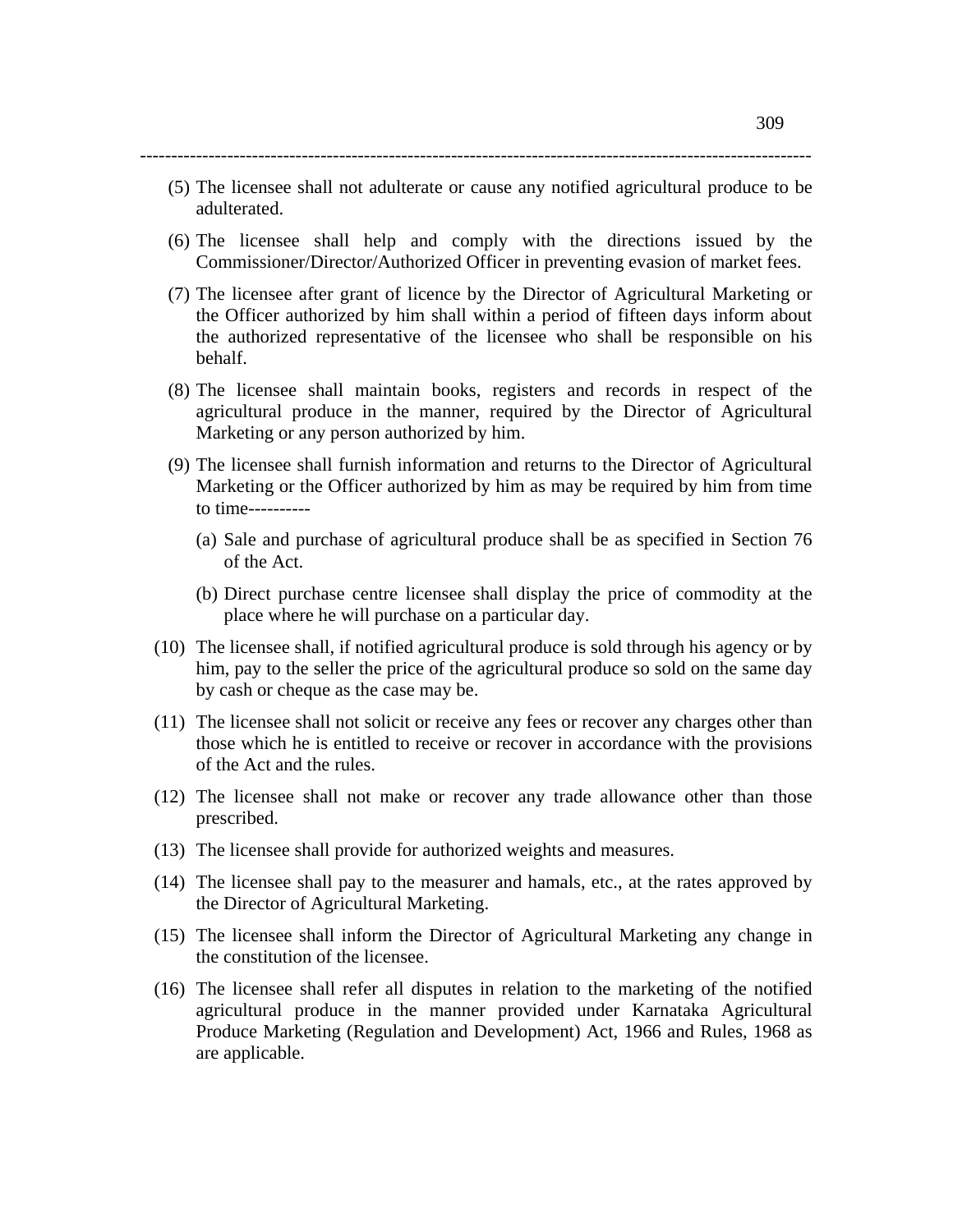(5) The licensee shall not adulterate or cause any notified agricultural produce to be adulterated.

(6) The licensee shall help and comply with the directions issued by the Commissioner/Director/Authorized Officer in preventing evasion of market fees.

(7) The licensee after grant of licence by the Director of Agricultural Marketing or the Officer authorized by him shall within a period of fifteen days inform about the authorized representative of the licensee who shall be responsible on his behalf.

(8) The licensee shall maintain books, registers and records in respect of the agricultural produce in the manner, required by the Director of Agricultural Marketing or any person authorized by him.

(9) The licensee shall furnish information and returns to the Director of Agricultural Marketing or the Officer authorized by him as may be required by him from time to time----------

   (a) Sale and purchase of agricultural produce shall be as specified in Section 76 of the Act.

   (b) Direct purchase centre licensee shall display the price of commodity at the place where he will purchase on a particular day.

(10) The licensee shall, if notified agricultural produce is sold through his agency or by him, pay to the seller the price of the agricultural produce so sold on the same day by cash or cheque as the case may be.

(11) The licensee shall not solicit or receive any fees or recover any charges other than those which he is entitled to receive or recover in accordance with the provisions of the Act and the rules.

(12) The licensee shall not make or recover any trade allowance other than those prescribed.

(13) The licensee shall provide for authorized weights and measures.

(14) The licensee shall pay to the measurer and hamals, etc., at the rates approved by the Director of Agricultural Marketing.

(15) The licensee shall inform the Director of Agricultural Marketing any change in the constitution of the licensee.

(16) The licensee shall refer all disputes in relation to the marketing of the notified agricultural produce in the manner provided under Karnataka Agricultural Produce Marketing (Regulation and Development) Act, 1966 and Rules, 1968 as are applicable.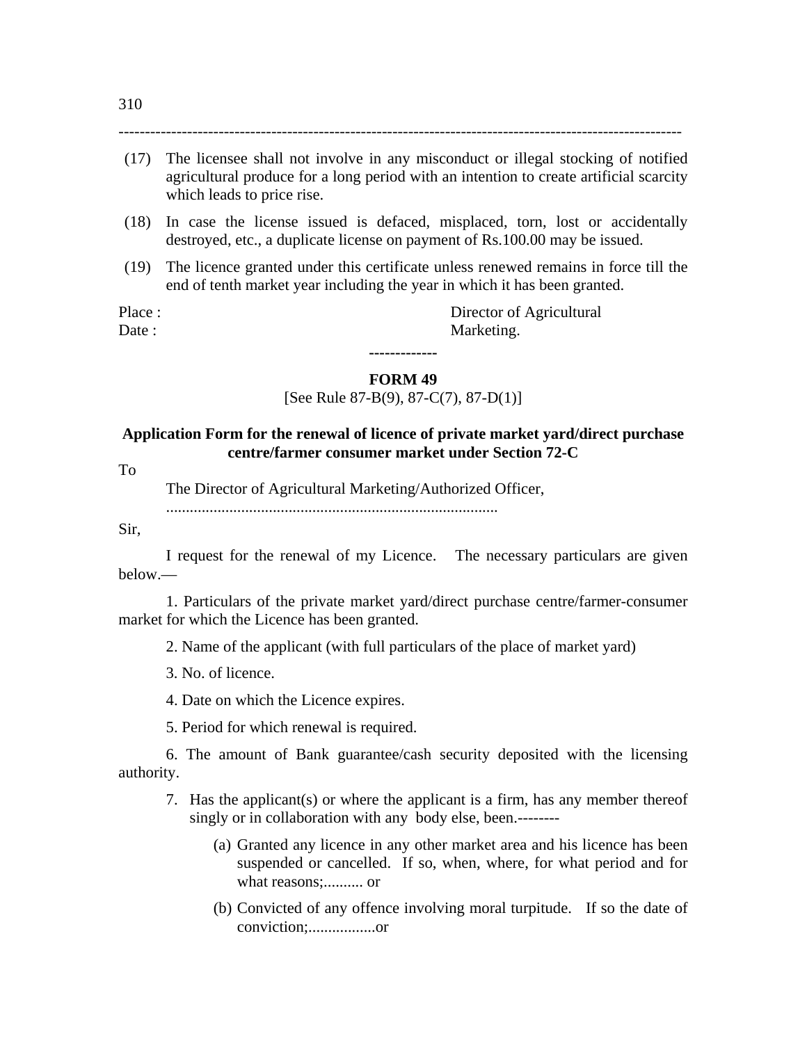(17) The licensee shall not involve in any misconduct or illegal stocking of notified agricultural produce for a long period with an intention to create artificial scarcity which leads to price rise.

(18) In case the license issued is defaced, misplaced, torn, lost or accidentally destroyed, etc., a duplicate license on payment of Rs.100.00 may be issued.

(19) The licence granted under this certificate unless renewed remains in force till the end of tenth market year including the year in which it has been granted.

Place : Director of Agricultural
Date : Marketing.

-------------

**FORM 49**

[See Rule 87-B(9), 87-C(7), 87-D(1)]

**Application Form for the renewal of licence of private market yard/direct purchase centre/farmer consumer market under Section 72-C**

To

The Director of Agricultural Marketing/Authorized Officer,

...................................................................................

Sir,

I request for the renewal of my Licence. The necessary particulars are given below.—

1. Particulars of the private market yard/direct purchase centre/farmer-consumer market for which the Licence has been granted.

2. Name of the applicant (with full particulars of the place of market yard)

3. No. of licence.

4. Date on which the Licence expires.

5. Period for which renewal is required.

6. The amount of Bank guarantee/cash security deposited with the licensing authority.

7. Has the applicant(s) or where the applicant is a firm, has any member thereof singly or in collaboration with any body else, been.--------

(a) Granted any licence in any other market area and his licence has been suspended or cancelled. If so, when, where, for what period and for what reasons;.......... or

(b) Convicted of any offence involving moral turpitude. If so the date of conviction;.................or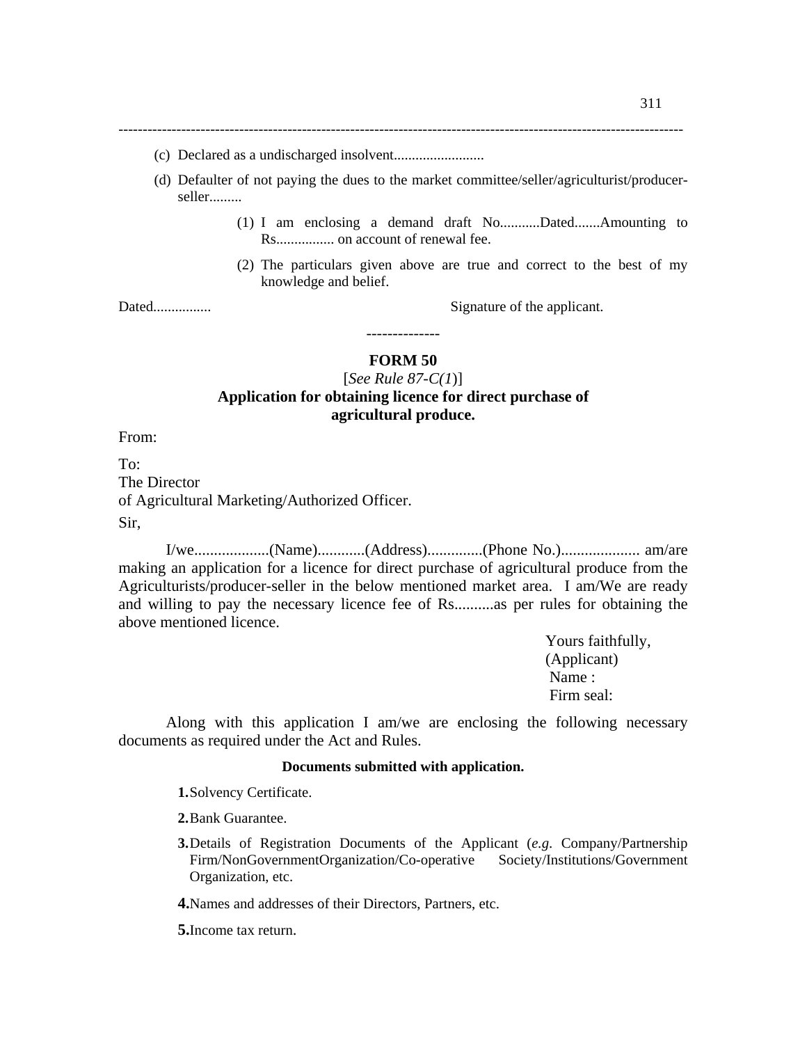(c) Declared as a undischarged insolvent.........................

(d) Defaulter of not paying the dues to the market committee/seller/agriculturist/producer-seller.........

(1) I am enclosing a demand draft No...........Dated.......Amounting to Rs................ on account of renewal fee.

(2) The particulars given above are true and correct to the best of my knowledge and belief.

Dated................ Signature of the applicant.

--------------

## FORM 50

[*See Rule 87-C(1)*]

**Application for obtaining licence for direct purchase of agricultural produce.**

From:

To:
The Director
of Agricultural Marketing/Authorized Officer.

Sir,

I/we...................(Name)............(Address).............(Phone No.).................... am/are making an application for a licence for direct purchase of agricultural produce from the Agriculturists/producer-seller in the below mentioned market area. I am/We are ready and willing to pay the necessary licence fee of Rs..........as per rules for obtaining the above mentioned licence.

Yours faithfully,
(Applicant)
Name :
Firm seal:

Along with this application I am/we are enclosing the following necessary documents as required under the Act and Rules.

**Documents submitted with application.**

**1.** Solvency Certificate.

**2.** Bank Guarantee.

**3.** Details of Registration Documents of the Applicant (*e.g.* Company/Partnership Firm/NonGovernmentOrganization/Co-operative Society/Institutions/Government Organization, etc.

**4.** Names and addresses of their Directors, Partners, etc.

**5.** Income tax return.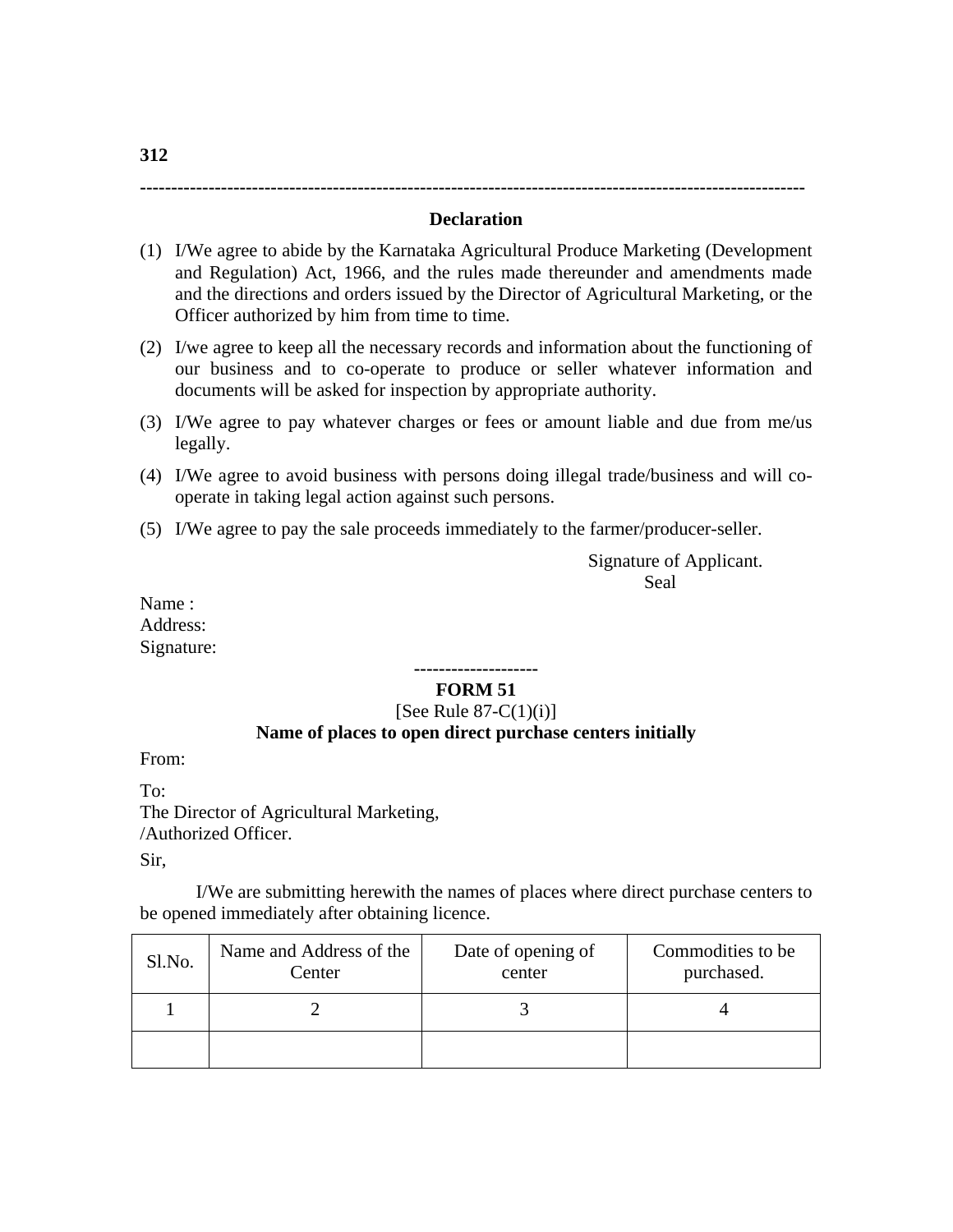## Declaration

(1) I/We agree to abide by the Karnataka Agricultural Produce Marketing (Development and Regulation) Act, 1966, and the rules made thereunder and amendments made and the directions and orders issued by the Director of Agricultural Marketing, or the Officer authorized by him from time to time.

(2) I/we agree to keep all the necessary records and information about the functioning of our business and to co-operate to produce or seller whatever information and documents will be asked for inspection by appropriate authority.

(3) I/We agree to pay whatever charges or fees or amount liable and due from me/us legally.

(4) I/We agree to avoid business with persons doing illegal trade/business and will co-operate in taking legal action against such persons.

(5) I/We agree to pay the sale proceeds immediately to the farmer/producer-seller.

Signature of Applicant.
Seal

Name :
Address:
Signature:

--------------------

## FORM 51

[See Rule 87-C(1)(i)]

**Name of places to open direct purchase centers initially**

From:

To:
The Director of Agricultural Marketing,
/Authorized Officer.

Sir,

I/We are submitting herewith the names of places where direct purchase centers to be opened immediately after obtaining licence.

| Sl.No. | Name and Address of the Center | Date of opening of center | Commodities to be purchased. |
|---|---|---|---|
| 1 | 2 | 3 | 4 |
| | | | |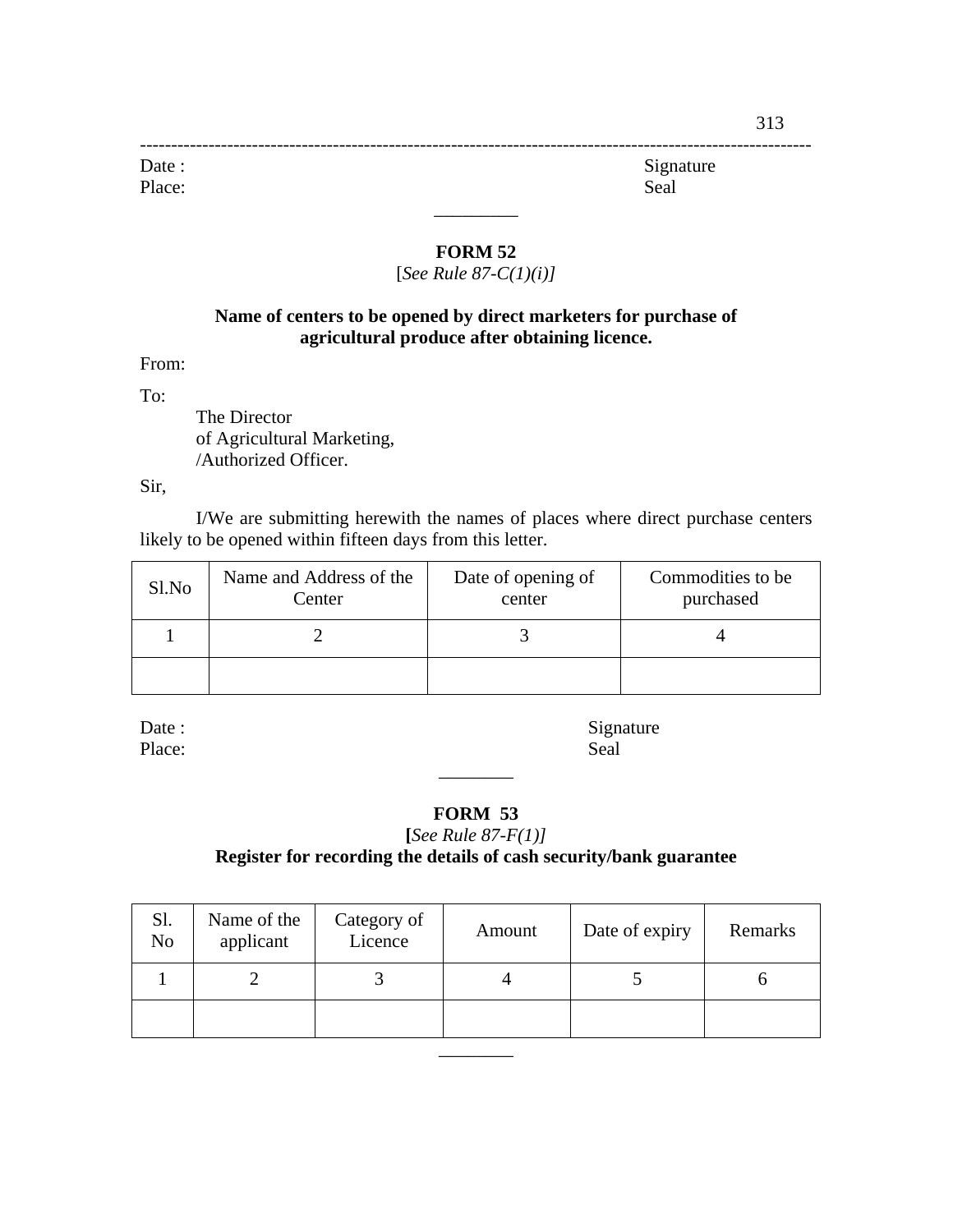Date : Signature

Place: Seal

---

## FORM 52

[*See Rule 87-C(1)(i)]*

**Name of centers to be opened by direct marketers for purchase of agricultural produce after obtaining licence.**

From:

To:

The Director
of Agricultural Marketing,
/Authorized Officer.

Sir,

I/We are submitting herewith the names of places where direct purchase centers likely to be opened within fifteen days from this letter.

| Sl.No | Name and Address of the Center | Date of opening of center | Commodities to be purchased |
|---|---|---|---|
| 1 | 2 | 3 | 4 |
| | | | |

Date : Signature

Place: Seal

---

## FORM 53

**[***See Rule 87-F(1)]*

**Register for recording the details of cash security/bank guarantee**

| Sl. No | Name of the applicant | Category of Licence | Amount | Date of expiry | Remarks |
|---|---|---|---|---|---|
| 1 | 2 | 3 | 4 | 5 | 6 |
| | | | | | |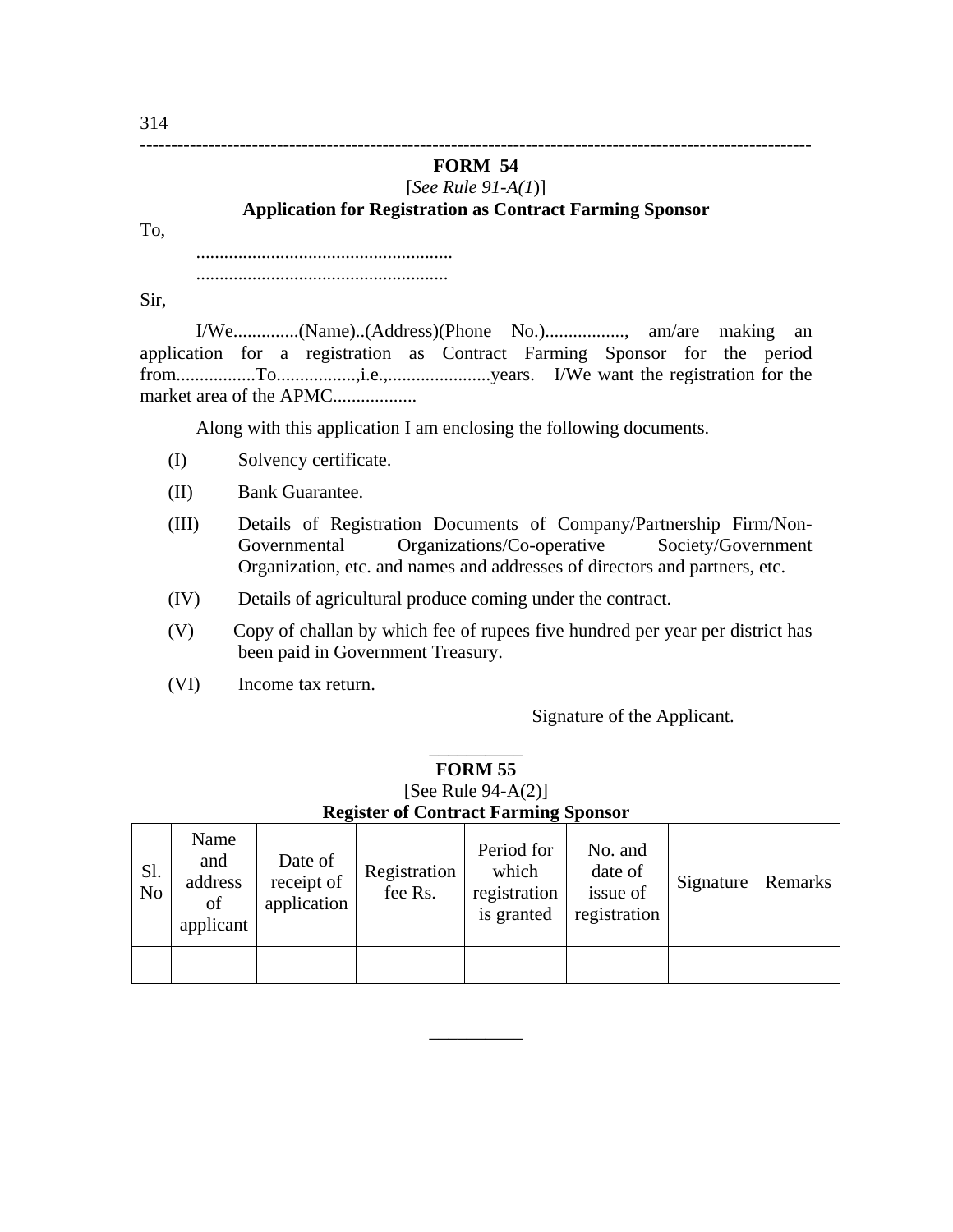## FORM 54

[*See Rule 91-A(1)*]

**Application for Registration as Contract Farming Sponsor**

To,

.......................................................

......................................................

Sir,

I/We..............(Name)..(Address)(Phone No.)................., am/are making an application for a registration as Contract Farming Sponsor for the period from.................To.................,i.e.,......................years. I/We want the registration for the market area of the APMC..................

Along with this application I am enclosing the following documents.

(I) Solvency certificate.

(II) Bank Guarantee.

(III) Details of Registration Documents of Company/Partnership Firm/Non-Governmental Organizations/Co-operative Society/Government Organization, etc. and names and addresses of directors and partners, etc.

(IV) Details of agricultural produce coming under the contract.

(V) Copy of challan by which fee of rupees five hundred per year per district has been paid in Government Treasury.

(VI) Income tax return.

Signature of the Applicant.

---

## FORM 55

[See Rule 94-A(2)]

**Register of Contract Farming Sponsor**

| Sl. No | Name and address of applicant | Date of receipt of application | Registration fee Rs. | Period for which registration is granted | No. and date of issue of registration | Signature | Remarks |
|---|---|---|---|---|---|---|---|
| | | | | | | | |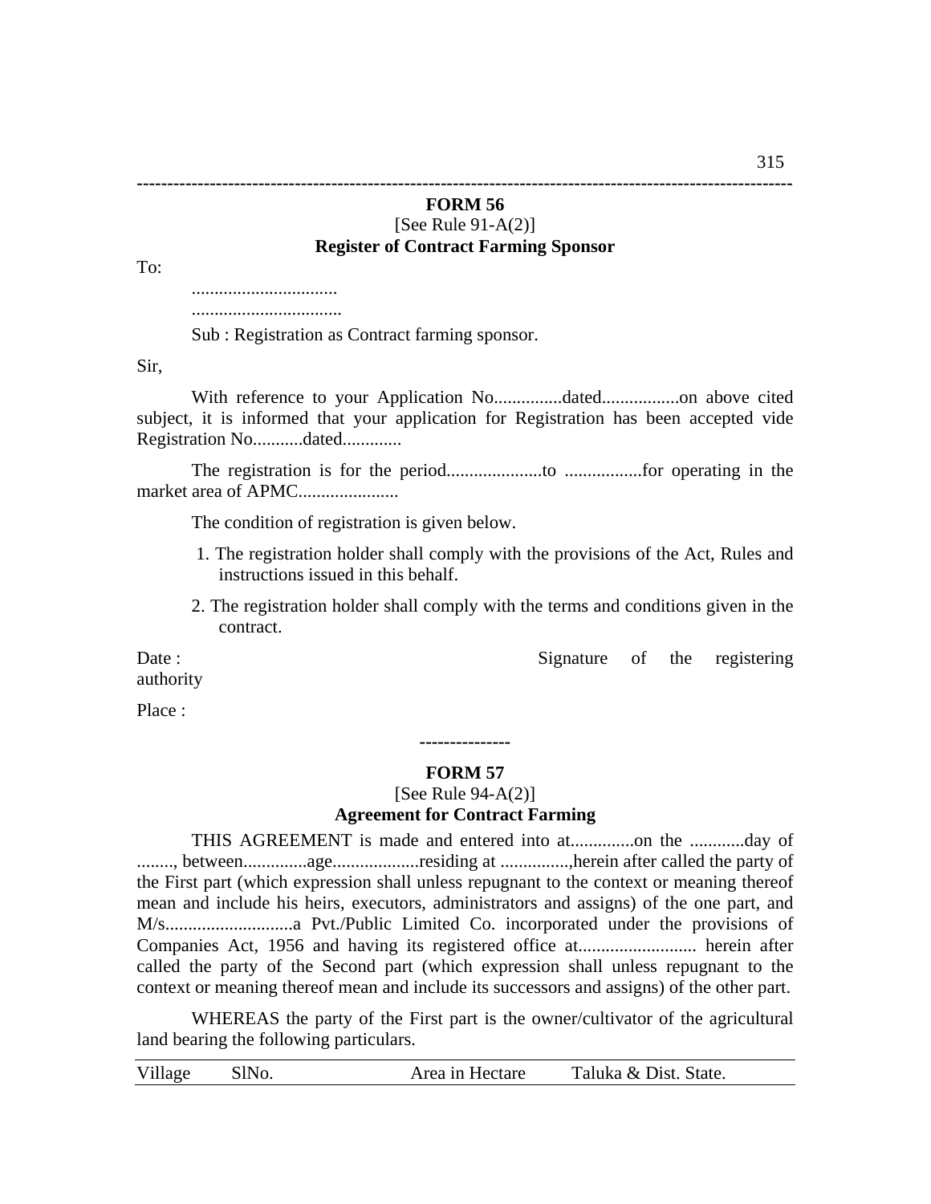## FORM 56

[See Rule 91-A(2)]

**Register of Contract Farming Sponsor**

To:

................................
.................................

Sub : Registration as Contract farming sponsor.

Sir,

With reference to your Application No...............dated.................on above cited subject, it is informed that your application for Registration has been accepted vide Registration No...........dated.............

The registration is for the period.....................to .................for operating in the market area of APMC......................

The condition of registration is given below.

1. The registration holder shall comply with the provisions of the Act, Rules and instructions issued in this behalf.
2. The registration holder shall comply with the terms and conditions given in the contract.

Date : Signature of the registering authority

Place :

---------------

## FORM 57

[See Rule 94-A(2)]

**Agreement for Contract Farming**

THIS AGREEMENT is made and entered into at..............on the ............day of ........, between..............age...................residing at ...............,herein after called the party of the First part (which expression shall unless repugnant to the context or meaning thereof mean and include his heirs, executors, administrators and assigns) of the one part, and M/s............................a Pvt./Public Limited Co. incorporated under the provisions of Companies Act, 1956 and having its registered office at.......................... herein after called the party of the Second part (which expression shall unless repugnant to the context or meaning thereof mean and include its successors and assigns) of the other part.

WHEREAS the party of the First part is the owner/cultivator of the agricultural land bearing the following particulars.

| Village | SlNo. | Area in Hectare | Taluka & Dist. State. |
|---|---|---|---|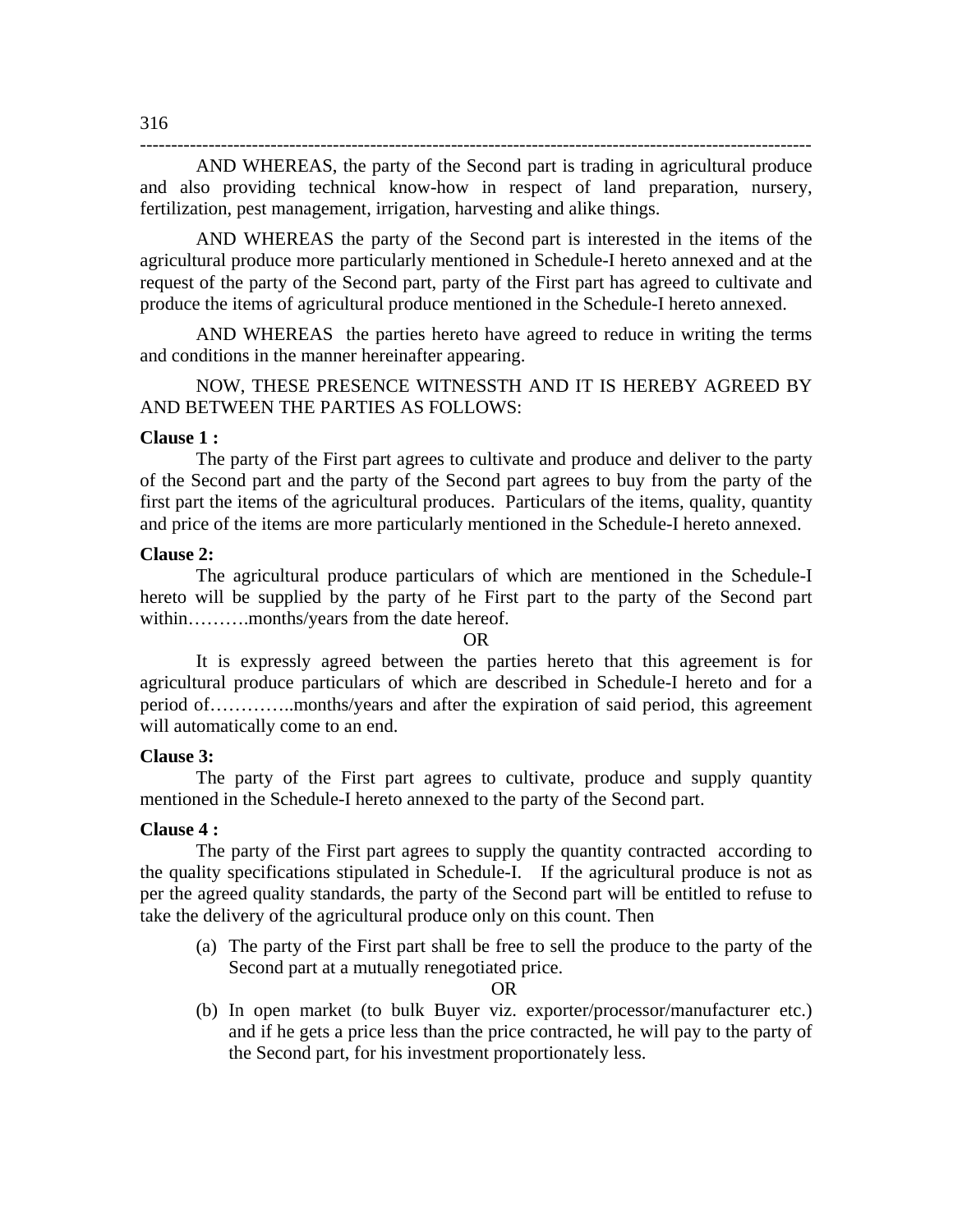AND WHEREAS, the party of the Second part is trading in agricultural produce and also providing technical know-how in respect of land preparation, nursery, fertilization, pest management, irrigation, harvesting and alike things.

AND WHEREAS the party of the Second part is interested in the items of the agricultural produce more particularly mentioned in Schedule-I hereto annexed and at the request of the party of the Second part, party of the First part has agreed to cultivate and produce the items of agricultural produce mentioned in the Schedule-I hereto annexed.

AND WHEREAS the parties hereto have agreed to reduce in writing the terms and conditions in the manner hereinafter appearing.

NOW, THESE PRESENCE WITNESSTH AND IT IS HEREBY AGREED BY AND BETWEEN THE PARTIES AS FOLLOWS:

**Clause 1 :**

The party of the First part agrees to cultivate and produce and deliver to the party of the Second part and the party of the Second part agrees to buy from the party of the first part the items of the agricultural produces. Particulars of the items, quality, quantity and price of the items are more particularly mentioned in the Schedule-I hereto annexed.

**Clause 2:**

The agricultural produce particulars of which are mentioned in the Schedule-I hereto will be supplied by the party of he First part to the party of the Second part within……….months/years from the date hereof.

OR

It is expressly agreed between the parties hereto that this agreement is for agricultural produce particulars of which are described in Schedule-I hereto and for a period of…………..months/years and after the expiration of said period, this agreement will automatically come to an end.

**Clause 3:**

The party of the First part agrees to cultivate, produce and supply quantity mentioned in the Schedule-I hereto annexed to the party of the Second part.

**Clause 4 :**

The party of the First part agrees to supply the quantity contracted according to the quality specifications stipulated in Schedule-I. If the agricultural produce is not as per the agreed quality standards, the party of the Second part will be entitled to refuse to take the delivery of the agricultural produce only on this count. Then

(a) The party of the First part shall be free to sell the produce to the party of the Second part at a mutually renegotiated price.

OR

(b) In open market (to bulk Buyer viz. exporter/processor/manufacturer etc.) and if he gets a price less than the price contracted, he will pay to the party of the Second part, for his investment proportionately less.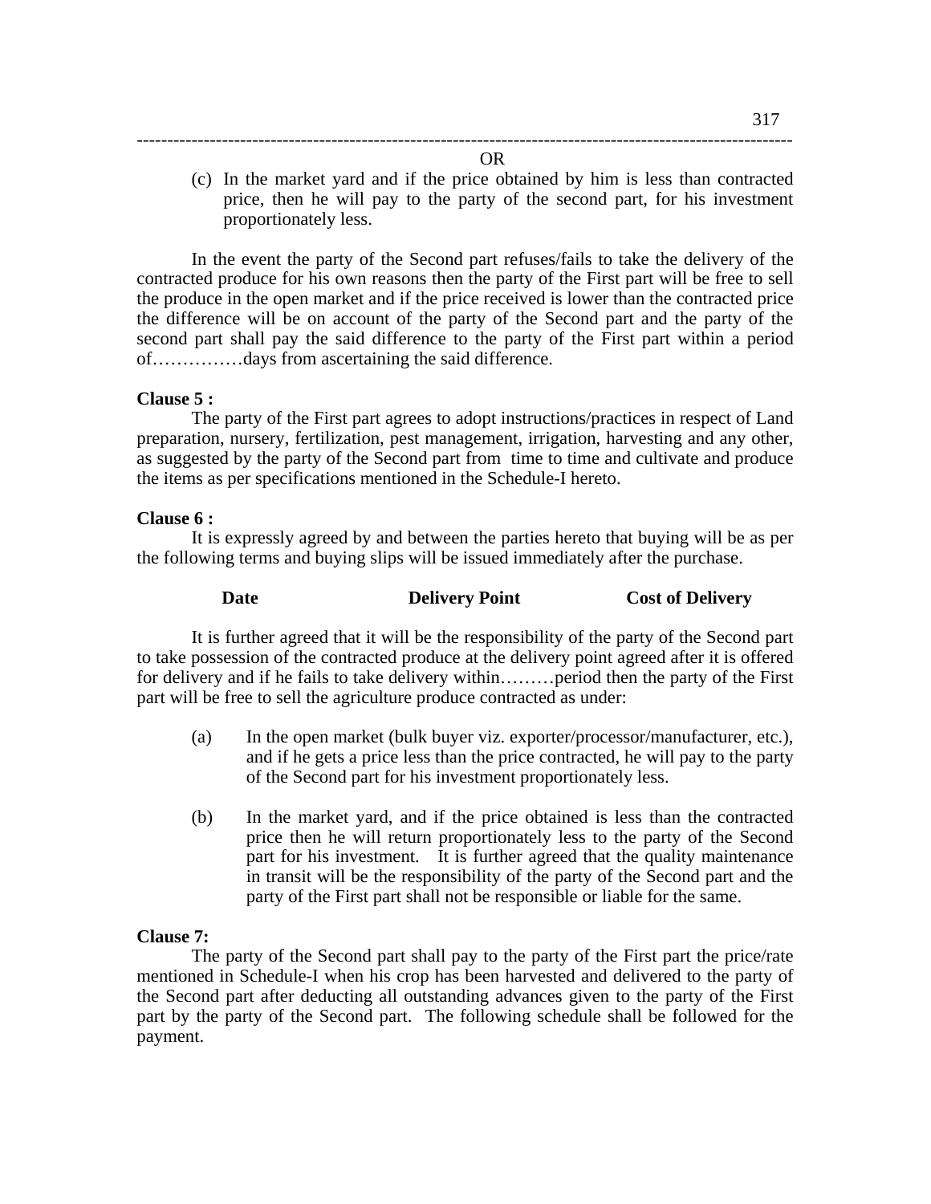OR

(c) In the market yard and if the price obtained by him is less than contracted price, then he will pay to the party of the second part, for his investment proportionately less.

In the event the party of the Second part refuses/fails to take the delivery of the contracted produce for his own reasons then the party of the First part will be free to sell the produce in the open market and if the price received is lower than the contracted price the difference will be on account of the party of the Second part and the party of the second part shall pay the said difference to the party of the First part within a period of……………days from ascertaining the said difference.

**Clause 5 :**

The party of the First part agrees to adopt instructions/practices in respect of Land preparation, nursery, fertilization, pest management, irrigation, harvesting and any other, as suggested by the party of the Second part from time to time and cultivate and produce the items as per specifications mentioned in the Schedule-I hereto.

**Clause 6 :**

It is expressly agreed by and between the parties hereto that buying will be as per the following terms and buying slips will be issued immediately after the purchase.

| Date | Delivery Point | Cost of Delivery |
|---|---|---|

It is further agreed that it will be the responsibility of the party of the Second part to take possession of the contracted produce at the delivery point agreed after it is offered for delivery and if he fails to take delivery within………period then the party of the First part will be free to sell the agriculture produce contracted as under:

(a) In the open market (bulk buyer viz. exporter/processor/manufacturer, etc.), and if he gets a price less than the price contracted, he will pay to the party of the Second part for his investment proportionately less.

(b) In the market yard, and if the price obtained is less than the contracted price then he will return proportionately less to the party of the Second part for his investment. It is further agreed that the quality maintenance in transit will be the responsibility of the party of the Second part and the party of the First part shall not be responsible or liable for the same.

**Clause 7:**

The party of the Second part shall pay to the party of the First part the price/rate mentioned in Schedule-I when his crop has been harvested and delivered to the party of the Second part after deducting all outstanding advances given to the party of the First part by the party of the Second part. The following schedule shall be followed for the payment.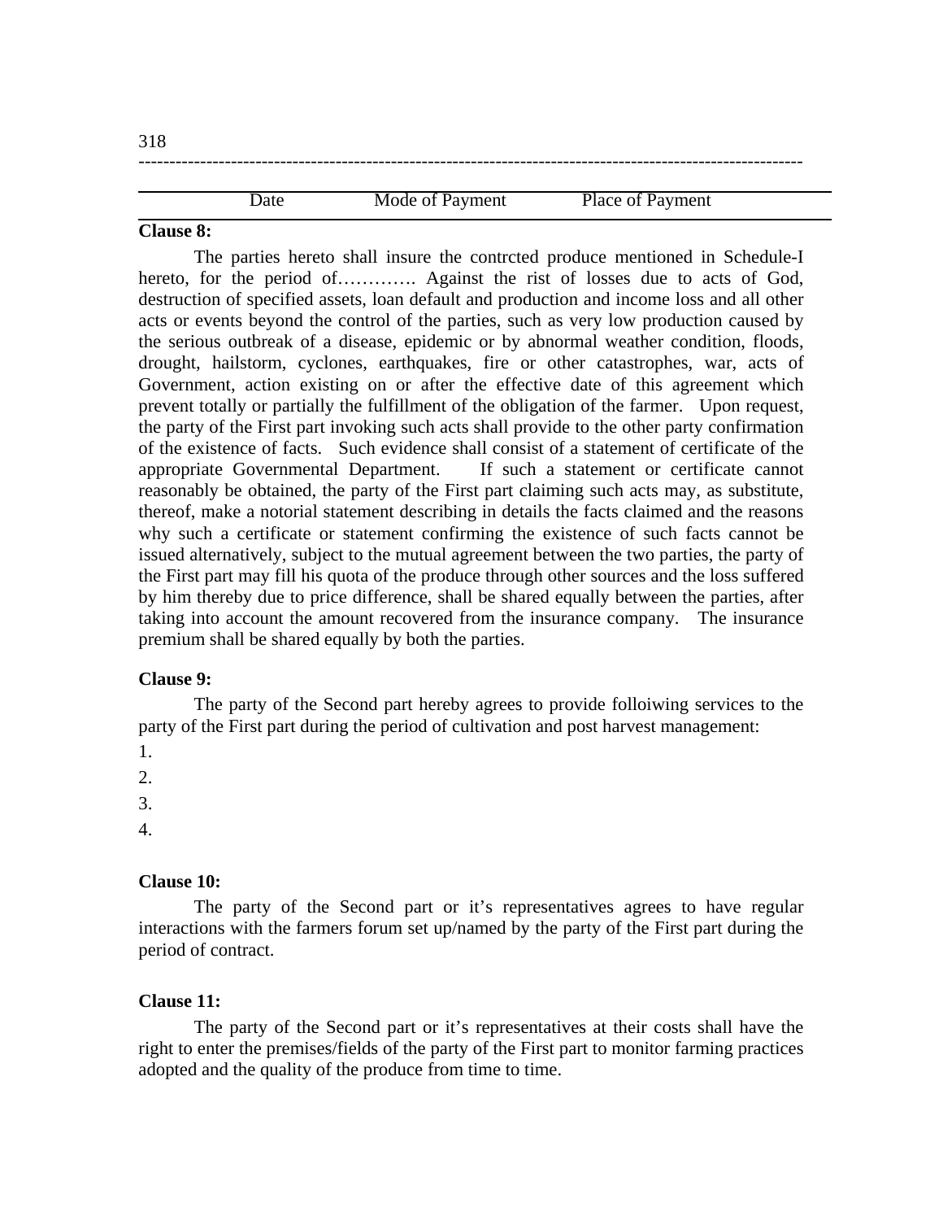| Date | Mode of Payment | Place of Payment |
|---|---|---|

**Clause 8:**

The parties hereto shall insure the contrcted produce mentioned in Schedule-I hereto, for the period of…………. Against the rist of losses due to acts of God, destruction of specified assets, loan default and production and income loss and all other acts or events beyond the control of the parties, such as very low production caused by the serious outbreak of a disease, epidemic or by abnormal weather condition, floods, drought, hailstorm, cyclones, earthquakes, fire or other catastrophes, war, acts of Government, action existing on or after the effective date of this agreement which prevent totally or partially the fulfillment of the obligation of the farmer. Upon request, the party of the First part invoking such acts shall provide to the other party confirmation of the existence of facts. Such evidence shall consist of a statement of certificate of the appropriate Governmental Department. If such a statement or certificate cannot reasonably be obtained, the party of the First part claiming such acts may, as substitute, thereof, make a notorial statement describing in details the facts claimed and the reasons why such a certificate or statement confirming the existence of such facts cannot be issued alternatively, subject to the mutual agreement between the two parties, the party of the First part may fill his quota of the produce through other sources and the loss suffered by him thereby due to price difference, shall be shared equally between the parties, after taking into account the amount recovered from the insurance company. The insurance premium shall be shared equally by both the parties.

**Clause 9:**

The party of the Second part hereby agrees to provide folloiwing services to the party of the First part during the period of cultivation and post harvest management:

1.
2.
3.
4.

**Clause 10:**

The party of the Second part or it's representatives agrees to have regular interactions with the farmers forum set up/named by the party of the First part during the period of contract.

**Clause 11:**

The party of the Second part or it's representatives at their costs shall have the right to enter the premises/fields of the party of the First part to monitor farming practices adopted and the quality of the produce from time to time.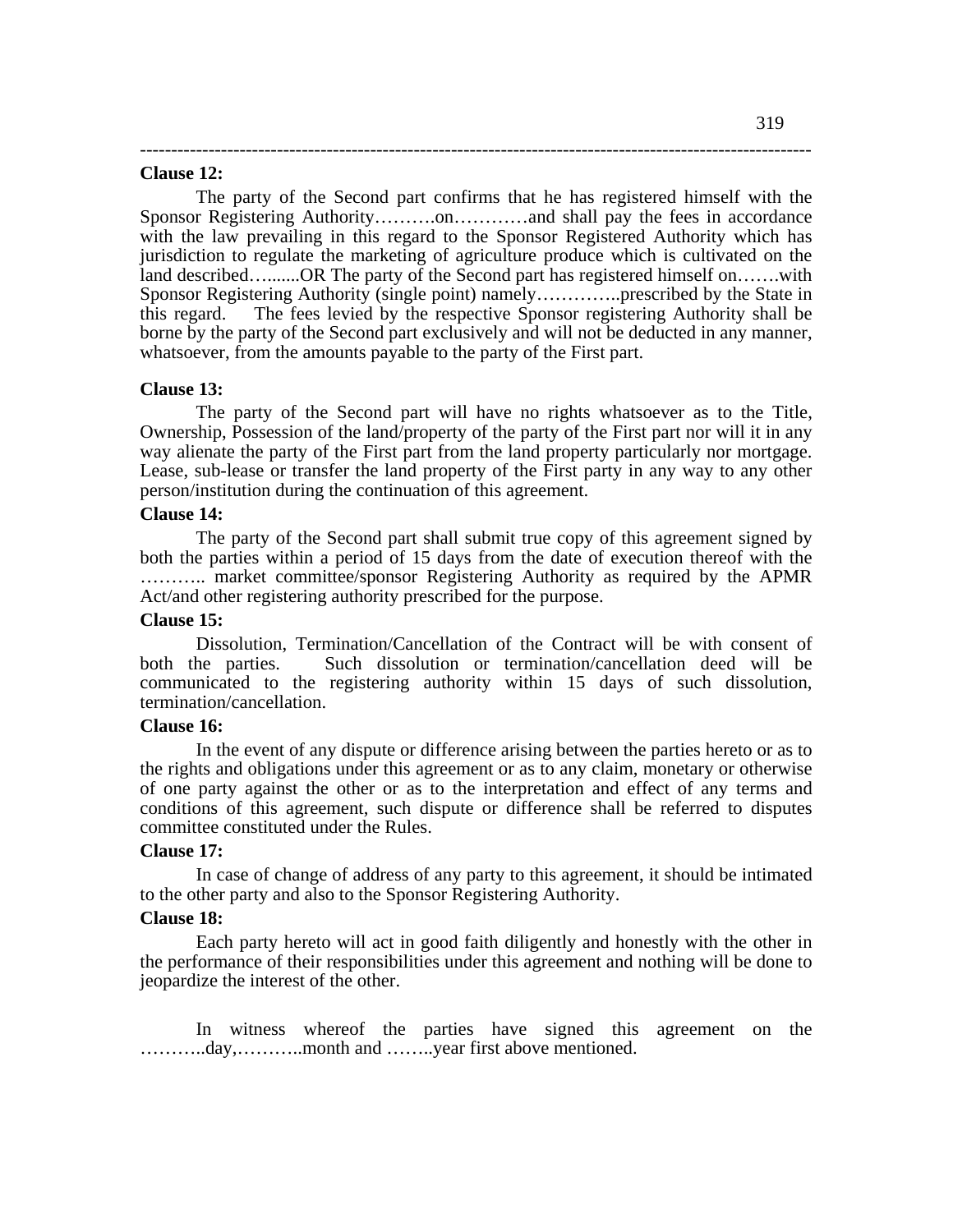**Clause 12:**

The party of the Second part confirms that he has registered himself with the Sponsor Registering Authority……….on…………and shall pay the fees in accordance with the law prevailing in this regard to the Sponsor Registered Authority which has jurisdiction to regulate the marketing of agriculture produce which is cultivated on the land described…........OR The party of the Second part has registered himself on…….with Sponsor Registering Authority (single point) namely…………..prescribed by the State in this regard. The fees levied by the respective Sponsor registering Authority shall be borne by the party of the Second part exclusively and will not be deducted in any manner, whatsoever, from the amounts payable to the party of the First part.

**Clause 13:**

The party of the Second part will have no rights whatsoever as to the Title, Ownership, Possession of the land/property of the party of the First part nor will it in any way alienate the party of the First part from the land property particularly nor mortgage. Lease, sub-lease or transfer the land property of the First party in any way to any other person/institution during the continuation of this agreement.

**Clause 14:**

The party of the Second part shall submit true copy of this agreement signed by both the parties within a period of 15 days from the date of execution thereof with the ……….. market committee/sponsor Registering Authority as required by the APMR Act/and other registering authority prescribed for the purpose.

**Clause 15:**

Dissolution, Termination/Cancellation of the Contract will be with consent of both the parties. Such dissolution or termination/cancellation deed will be communicated to the registering authority within 15 days of such dissolution, termination/cancellation.

**Clause 16:**

In the event of any dispute or difference arising between the parties hereto or as to the rights and obligations under this agreement or as to any claim, monetary or otherwise of one party against the other or as to the interpretation and effect of any terms and conditions of this agreement, such dispute or difference shall be referred to disputes committee constituted under the Rules.

**Clause 17:**

In case of change of address of any party to this agreement, it should be intimated to the other party and also to the Sponsor Registering Authority.

**Clause 18:**

Each party hereto will act in good faith diligently and honestly with the other in the performance of their responsibilities under this agreement and nothing will be done to jeopardize the interest of the other.

In witness whereof the parties have signed this agreement on the ………..day,………..month and ……..year first above mentioned.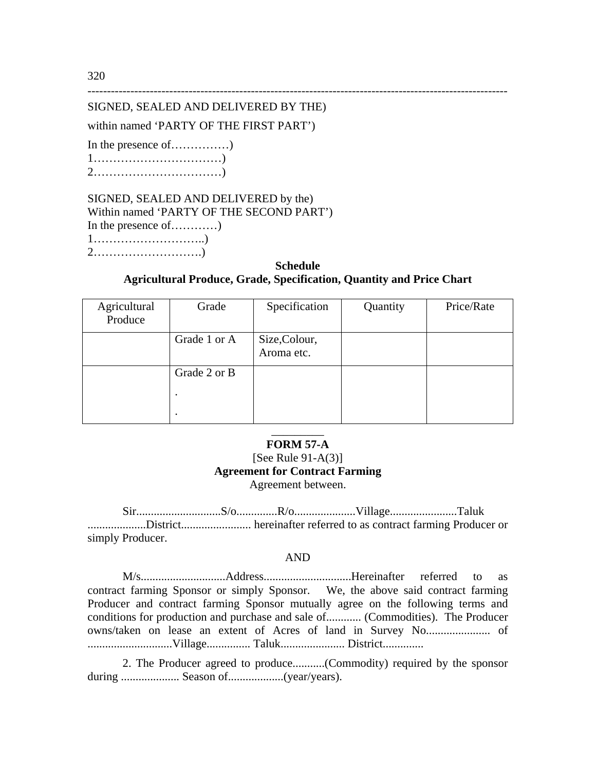SIGNED, SEALED AND DELIVERED BY THE)

within named ‘PARTY OF THE FIRST PART’)

In the presence of……………)
1……………………………)
2……………………………)

SIGNED, SEALED AND DELIVERED by the)
Within named ‘PARTY OF THE SECOND PART’)
In the presence of…………)
1………………………..)
2……………………….)

**Schedule**
**Agricultural Produce, Grade, Specification, Quantity and Price Chart**

| Agricultural Produce | Grade | Specification | Quantity | Price/Rate |
|---|---|---|---|---|
| | Grade 1 or A | Size,Colour, Aroma etc. | | |
| | Grade 2 or B<br>.<br>. | | | |

**FORM 57-A**
[See Rule 91-A(3)]
**Agreement for Contract Farming**
Agreement between.

Sir.............................S/o.............R/o.....................Village.......................Taluk ....................District........................ hereinafter referred to as contract farming Producer or simply Producer.

AND

M/s.............................Address..............................Hereinafter referred to as contract farming Sponsor or simply Sponsor. We, the above said contract farming Producer and contract farming Sponsor mutually agree on the following terms and conditions for production and purchase and sale of............ (Commodities). The Producer owns/taken on lease an extent of Acres of land in Survey No...................... of ............................Village............... Taluk...................... District.............

2. The Producer agreed to produce...........(Commodity) required by the sponsor during .................... Season of...................(year/years).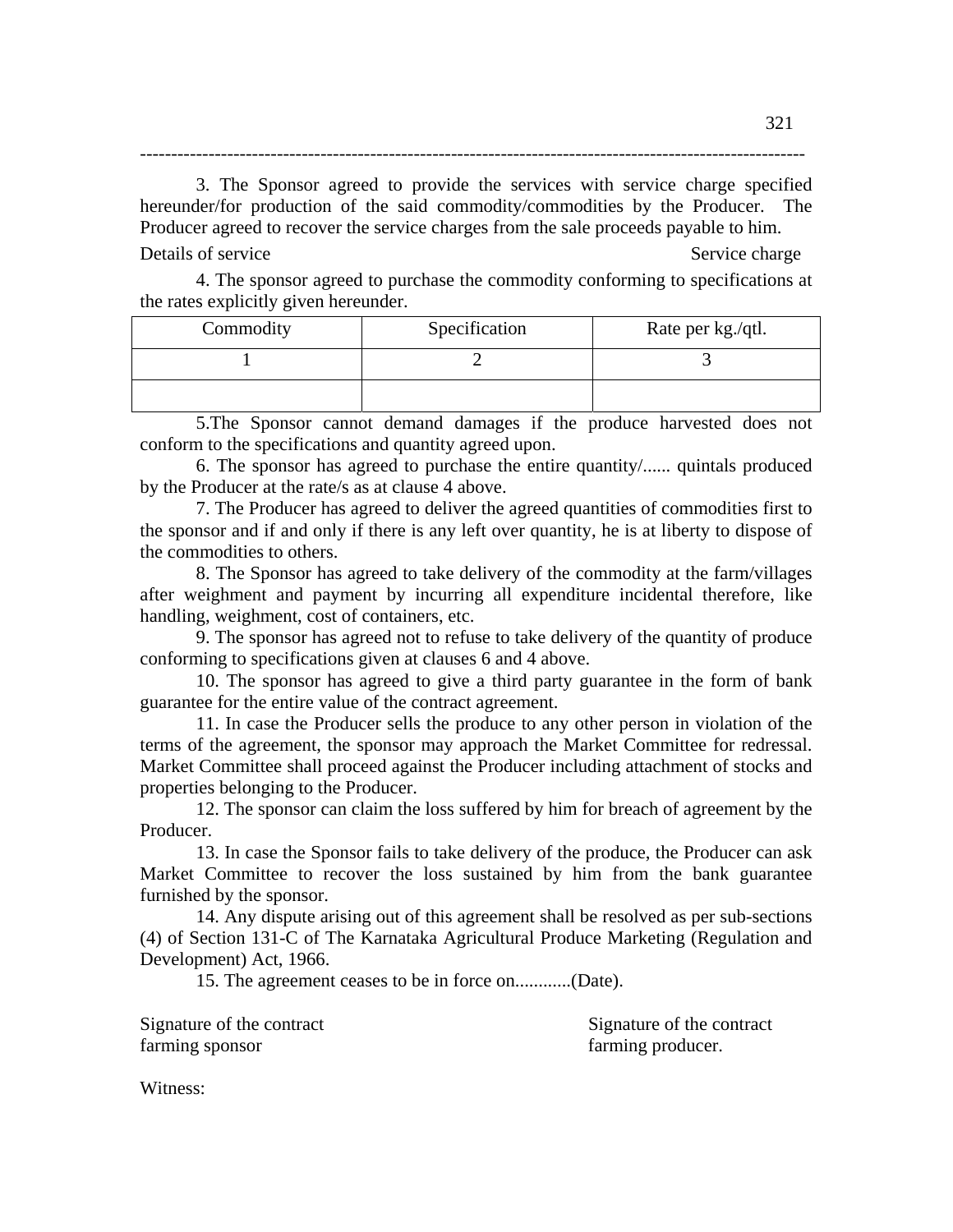3. The Sponsor agreed to provide the services with service charge specified hereunder/for production of the said commodity/commodities by the Producer. The Producer agreed to recover the service charges from the sale proceeds payable to him.

Details of service Service charge

4. The sponsor agreed to purchase the commodity conforming to specifications at the rates explicitly given hereunder.

| Commodity | Specification | Rate per kg./qtl. |
|---|---|---|
| 1 | 2 | 3 |
| | | |

5.The Sponsor cannot demand damages if the produce harvested does not conform to the specifications and quantity agreed upon.

6. The sponsor has agreed to purchase the entire quantity/...... quintals produced by the Producer at the rate/s as at clause 4 above.

7. The Producer has agreed to deliver the agreed quantities of commodities first to the sponsor and if and only if there is any left over quantity, he is at liberty to dispose of the commodities to others.

8. The Sponsor has agreed to take delivery of the commodity at the farm/villages after weighment and payment by incurring all expenditure incidental therefore, like handling, weighment, cost of containers, etc.

9. The sponsor has agreed not to refuse to take delivery of the quantity of produce conforming to specifications given at clauses 6 and 4 above.

10. The sponsor has agreed to give a third party guarantee in the form of bank guarantee for the entire value of the contract agreement.

11. In case the Producer sells the produce to any other person in violation of the terms of the agreement, the sponsor may approach the Market Committee for redressal. Market Committee shall proceed against the Producer including attachment of stocks and properties belonging to the Producer.

12. The sponsor can claim the loss suffered by him for breach of agreement by the Producer.

13. In case the Sponsor fails to take delivery of the produce, the Producer can ask Market Committee to recover the loss sustained by him from the bank guarantee furnished by the sponsor.

14. Any dispute arising out of this agreement shall be resolved as per sub-sections (4) of Section 131-C of The Karnataka Agricultural Produce Marketing (Regulation and Development) Act, 1966.

15. The agreement ceases to be in force on............(Date).

Signature of the contract farming sponsor

Signature of the contract farming producer.

Witness: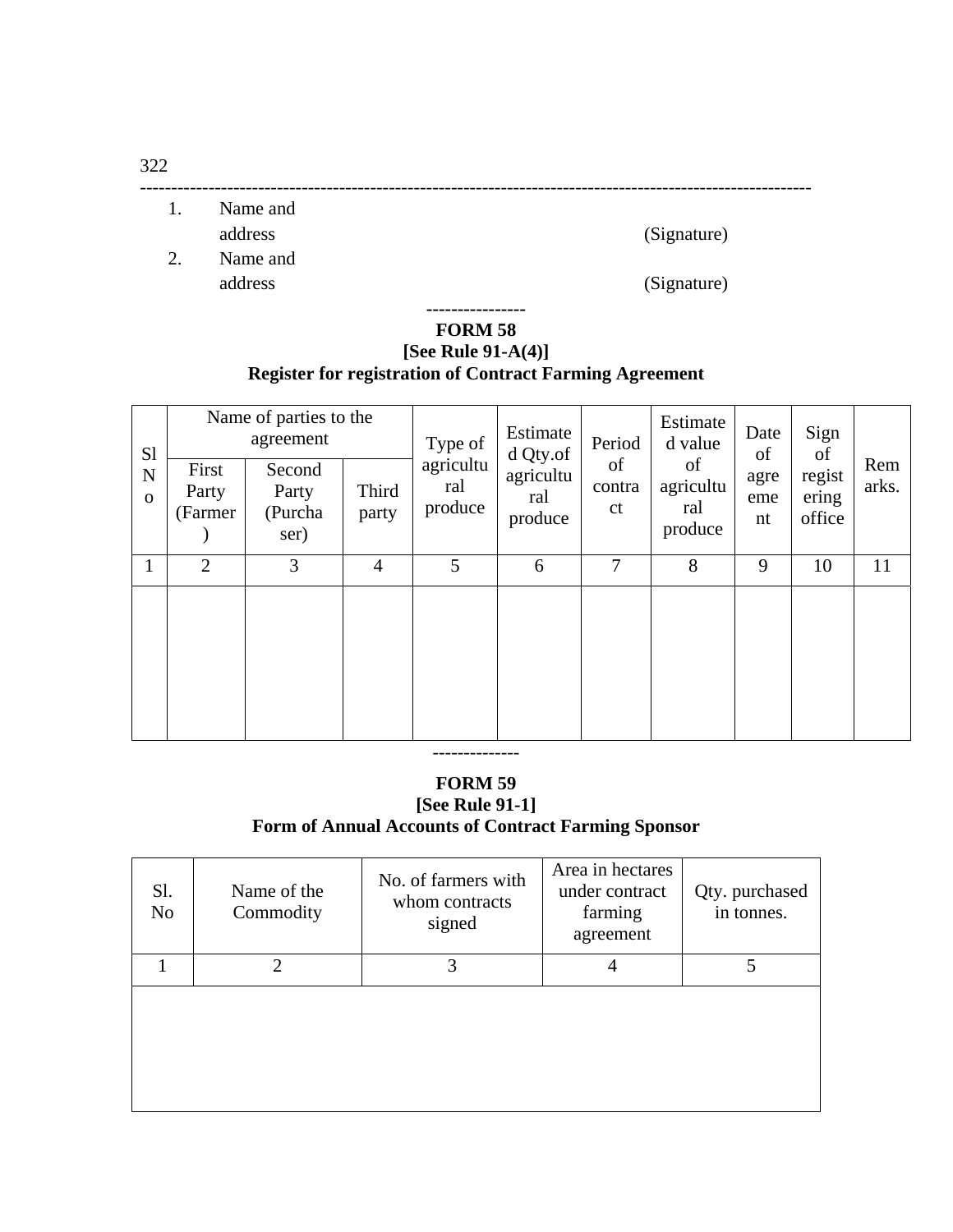1. Name and address (Signature)
2. Name and address (Signature)

----------------

## FORM 58

**[See Rule 91-A(4)]**

**Register for registration of Contract Farming Agreement**

| Sl No | Name of parties to the agreement | | | Type of agricultural produce | Estimated Qty.of agricultural produce | Period of contract | Estimated value of agricultural produce | Date of agreement | Sign of registering office | Remarks. |
|---|---|---|---|---|---|---|---|---|---|---|
| | First Party (Farmer) | Second Party (Purchaser) | Third party | | | | | | | |
| 1 | 2 | 3 | 4 | 5 | 6 | 7 | 8 | 9 | 10 | 11 |
| | | | | | | | | | | |

--------------

## FORM 59

**[See Rule 91-1]**

**Form of Annual Accounts of Contract Farming Sponsor**

| Sl. No | Name of the Commodity | No. of farmers with whom contracts signed | Area in hectares under contract farming agreement | Qty. purchased in tonnes. |
|---|---|---|---|---|
| 1 | 2 | 3 | 4 | 5 |
| | | | | |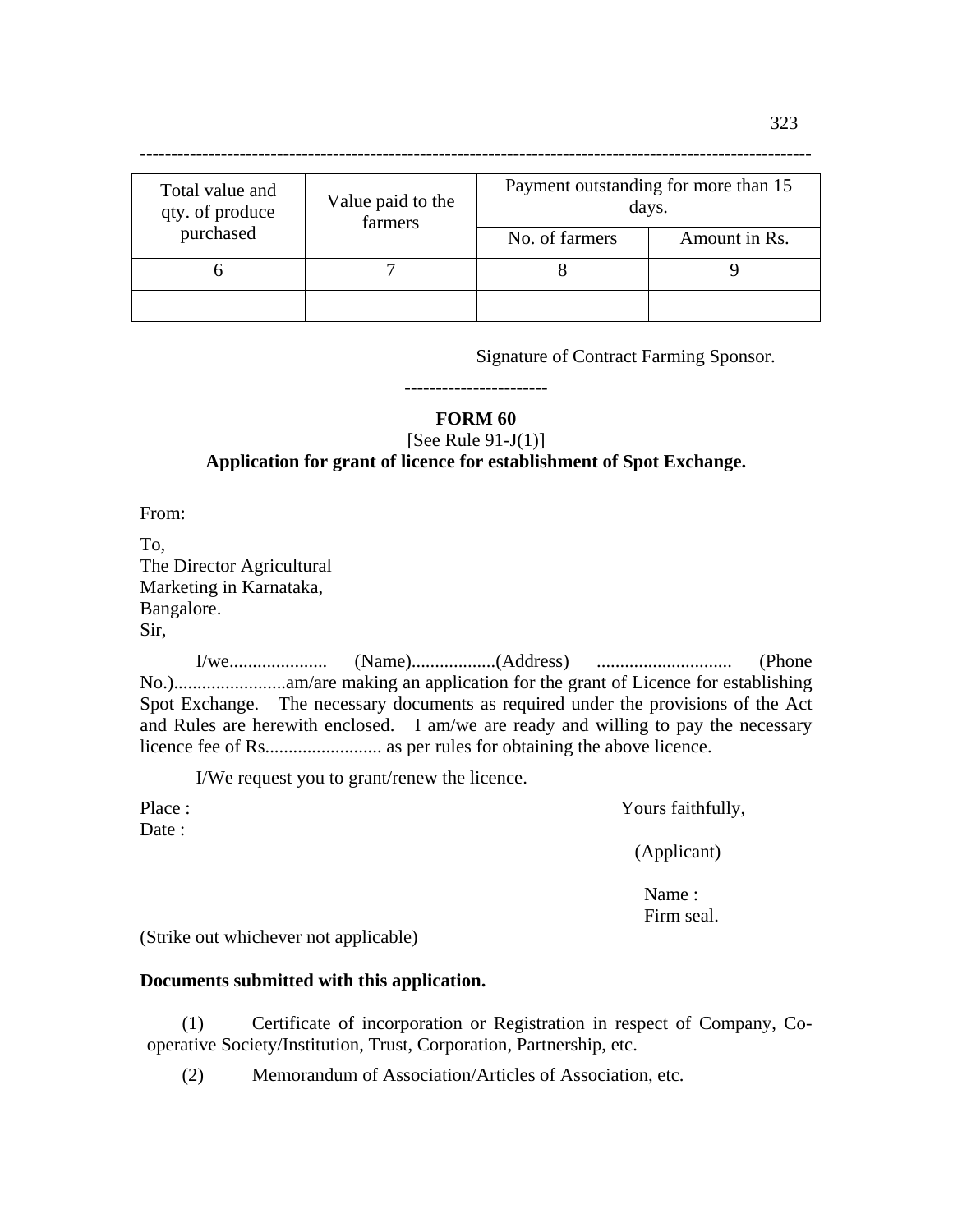| Total value and qty. of produce purchased | Value paid to the farmers | Payment outstanding for more than 15 days. | |
|---|---|---|---|
| | | No. of farmers | Amount in Rs. |
| 6 | 7 | 8 | 9 |
| | | | |

Signature of Contract Farming Sponsor.

----------------------

**FORM 60**

[See Rule 91-J(1)]

**Application for grant of licence for establishment of Spot Exchange.**

From:

To,
The Director Agricultural
Marketing in Karnataka,
Bangalore.
Sir,

I/we..................... (Name)..................(Address) ............................ (Phone No.)........................am/are making an application for the grant of Licence for establishing Spot Exchange. The necessary documents as required under the provisions of the Act and Rules are herewith enclosed. I am/we are ready and willing to pay the necessary licence fee of Rs......................... as per rules for obtaining the above licence.

I/We request you to grant/renew the licence.

Place :
Date :

Yours faithfully,

(Applicant)

Name :
Firm seal.

(Strike out whichever not applicable)

**Documents submitted with this application.**

(1) Certificate of incorporation or Registration in respect of Company, Co-operative Society/Institution, Trust, Corporation, Partnership, etc.

(2) Memorandum of Association/Articles of Association, etc.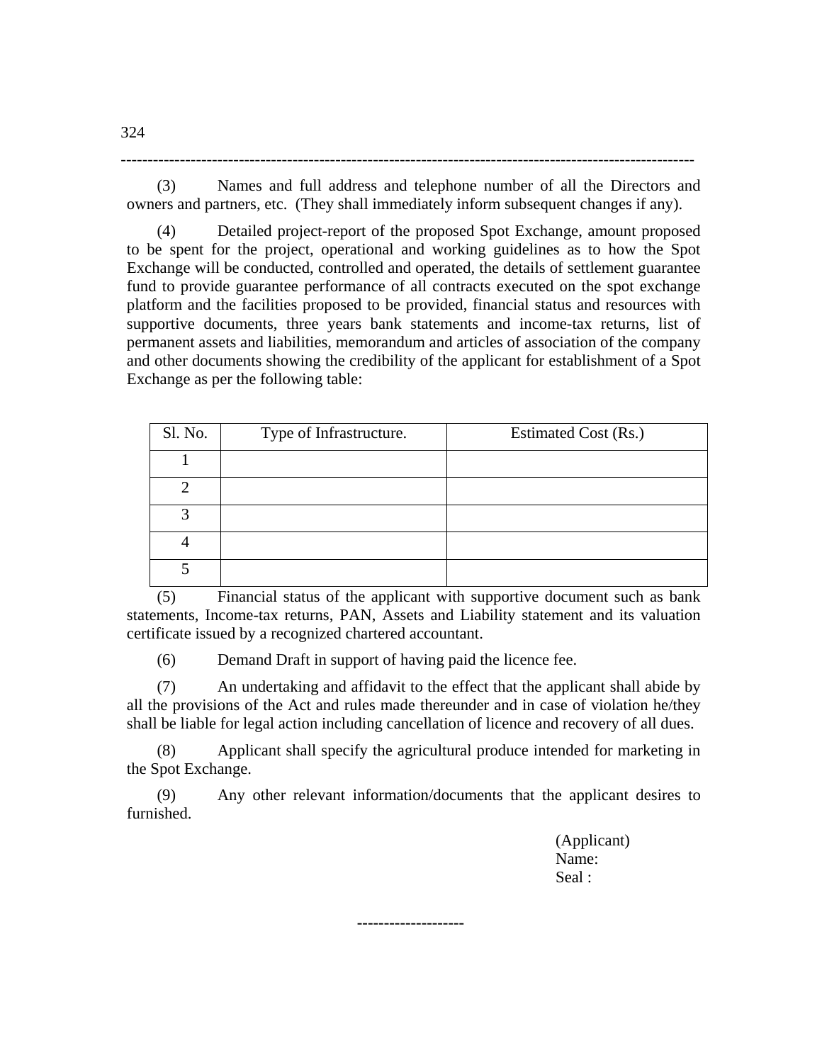(3) Names and full address and telephone number of all the Directors and owners and partners, etc. (They shall immediately inform subsequent changes if any).

(4) Detailed project-report of the proposed Spot Exchange, amount proposed to be spent for the project, operational and working guidelines as to how the Spot Exchange will be conducted, controlled and operated, the details of settlement guarantee fund to provide guarantee performance of all contracts executed on the spot exchange platform and the facilities proposed to be provided, financial status and resources with supportive documents, three years bank statements and income-tax returns, list of permanent assets and liabilities, memorandum and articles of association of the company and other documents showing the credibility of the applicant for establishment of a Spot Exchange as per the following table:

| Sl. No. | Type of Infrastructure. | Estimated Cost (Rs.) |
|---|---|---|
| 1 | | |
| 2 | | |
| 3 | | |
| 4 | | |
| 5 | | |

(5) Financial status of the applicant with supportive document such as bank statements, Income-tax returns, PAN, Assets and Liability statement and its valuation certificate issued by a recognized chartered accountant.

(6) Demand Draft in support of having paid the licence fee.

(7) An undertaking and affidavit to the effect that the applicant shall abide by all the provisions of the Act and rules made thereunder and in case of violation he/they shall be liable for legal action including cancellation of licence and recovery of all dues.

(8) Applicant shall specify the agricultural produce intended for marketing in the Spot Exchange.

(9) Any other relevant information/documents that the applicant desires to furnished.

(Applicant)
Name:
Seal :

--------------------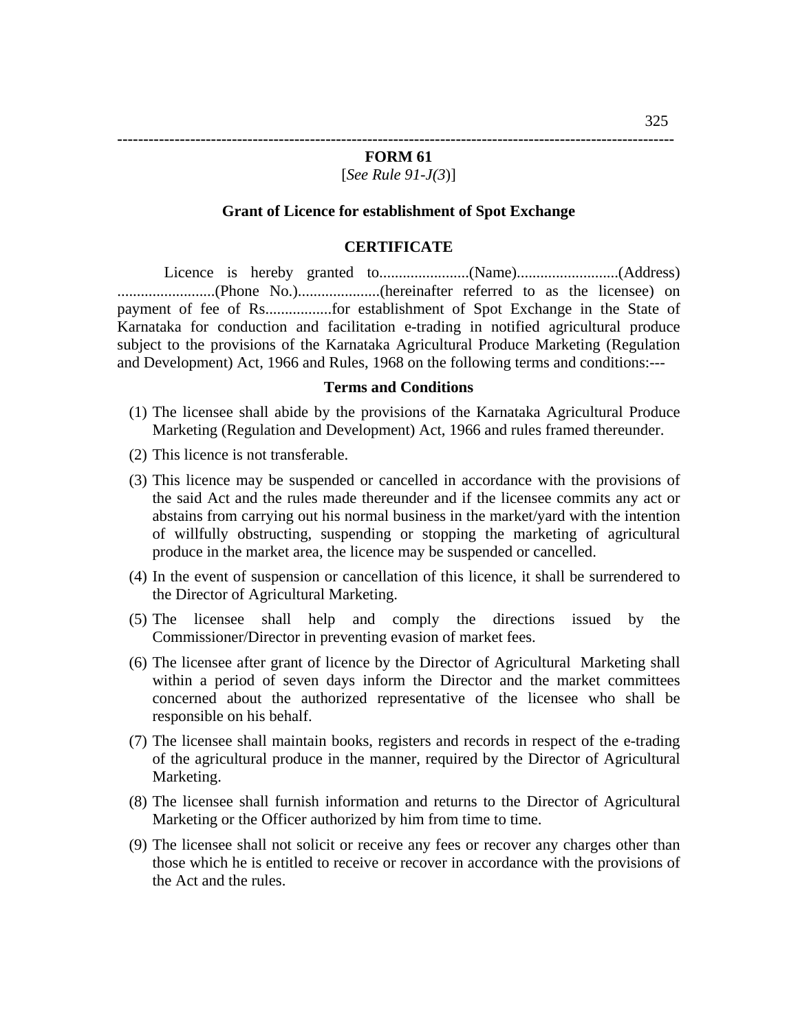## FORM 61

[*See Rule 91-J(3)*]

### Grant of Licence for establishment of Spot Exchange

### CERTIFICATE

Licence is hereby granted to.......................(Name)..........................(Address) .........................(Phone No.).....................(hereinafter referred to as the licensee) on payment of fee of Rs.................for establishment of Spot Exchange in the State of Karnataka for conduction and facilitation e-trading in notified agricultural produce subject to the provisions of the Karnataka Agricultural Produce Marketing (Regulation and Development) Act, 1966 and Rules, 1968 on the following terms and conditions:---

### Terms and Conditions

(1) The licensee shall abide by the provisions of the Karnataka Agricultural Produce Marketing (Regulation and Development) Act, 1966 and rules framed thereunder.

(2) This licence is not transferable.

(3) This licence may be suspended or cancelled in accordance with the provisions of the said Act and the rules made thereunder and if the licensee commits any act or abstains from carrying out his normal business in the market/yard with the intention of willfully obstructing, suspending or stopping the marketing of agricultural produce in the market area, the licence may be suspended or cancelled.

(4) In the event of suspension or cancellation of this licence, it shall be surrendered to the Director of Agricultural Marketing.

(5) The licensee shall help and comply the directions issued by the Commissioner/Director in preventing evasion of market fees.

(6) The licensee after grant of licence by the Director of Agricultural Marketing shall within a period of seven days inform the Director and the market committees concerned about the authorized representative of the licensee who shall be responsible on his behalf.

(7) The licensee shall maintain books, registers and records in respect of the e-trading of the agricultural produce in the manner, required by the Director of Agricultural Marketing.

(8) The licensee shall furnish information and returns to the Director of Agricultural Marketing or the Officer authorized by him from time to time.

(9) The licensee shall not solicit or receive any fees or recover any charges other than those which he is entitled to receive or recover in accordance with the provisions of the Act and the rules.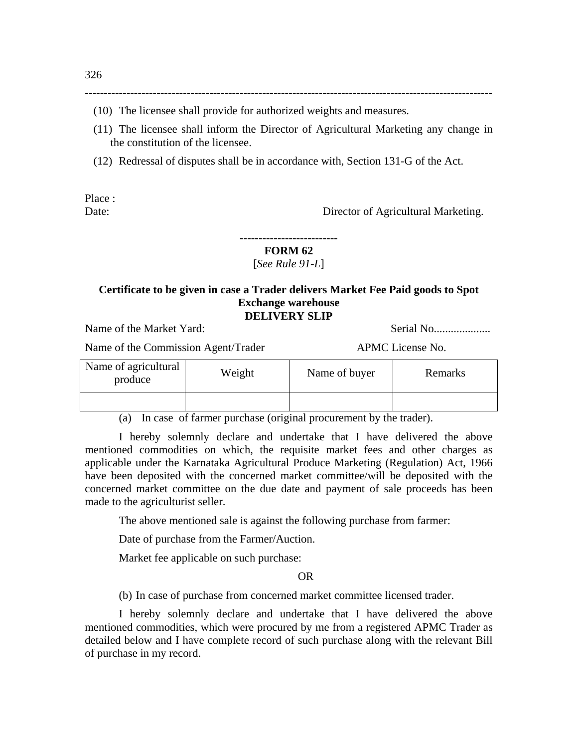(10) The licensee shall provide for authorized weights and measures.

(11) The licensee shall inform the Director of Agricultural Marketing any change in the constitution of the licensee.

(12) Redressal of disputes shall be in accordance with, Section 131-G of the Act.

Place :
Date: Director of Agricultural Marketing.

---

**FORM 62**

[*See Rule 91-L*]

**Certificate to be given in case a Trader delivers Market Fee Paid goods to Spot Exchange warehouse**

**DELIVERY SLIP**

Name of the Market Yard: Serial No....................

Name of the Commission Agent/Trader APMC License No.

| Name of agricultural produce | Weight | Name of buyer | Remarks |
|---|---|---|---|
| | | | |

(a) In case of farmer purchase (original procurement by the trader).

I hereby solemnly declare and undertake that I have delivered the above mentioned commodities on which, the requisite market fees and other charges as applicable under the Karnataka Agricultural Produce Marketing (Regulation) Act, 1966 have been deposited with the concerned market committee/will be deposited with the concerned market committee on the due date and payment of sale proceeds has been made to the agriculturist seller.

The above mentioned sale is against the following purchase from farmer:

Date of purchase from the Farmer/Auction.

Market fee applicable on such purchase:

OR

(b) In case of purchase from concerned market committee licensed trader.

I hereby solemnly declare and undertake that I have delivered the above mentioned commodities, which were procured by me from a registered APMC Trader as detailed below and I have complete record of such purchase along with the relevant Bill of purchase in my record.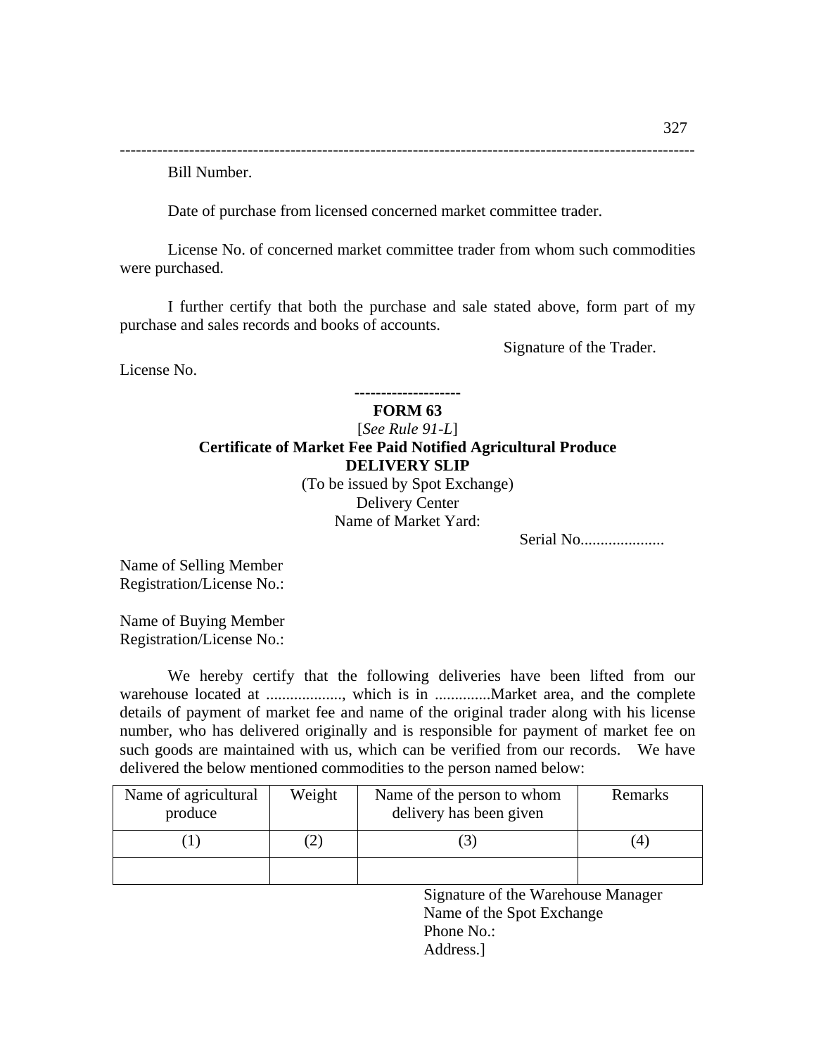Bill Number.

Date of purchase from licensed concerned market committee trader.

License No. of concerned market committee trader from whom such commodities were purchased.

I further certify that both the purchase and sale stated above, form part of my purchase and sales records and books of accounts.

Signature of the Trader.

License No.

--------------------

**FORM 63**

[*See Rule 91-L*]

**Certificate of Market Fee Paid Notified Agricultural Produce**

**DELIVERY SLIP**

(To be issued by Spot Exchange)

Delivery Center

Name of Market Yard:

Serial No.....................

Name of Selling Member
Registration/License No.:

Name of Buying Member
Registration/License No.:

We hereby certify that the following deliveries have been lifted from our warehouse located at ..................., which is in ..............Market area, and the complete details of payment of market fee and name of the original trader along with his license number, who has delivered originally and is responsible for payment of market fee on such goods are maintained with us, which can be verified from our records. We have delivered the below mentioned commodities to the person named below:

| Name of agricultural produce | Weight | Name of the person to whom delivery has been given | Remarks |
|---|---|---|---|
| (1) | (2) | (3) | (4) |
| | | | |

Signature of the Warehouse Manager
Name of the Spot Exchange
Phone No.:
Address.]